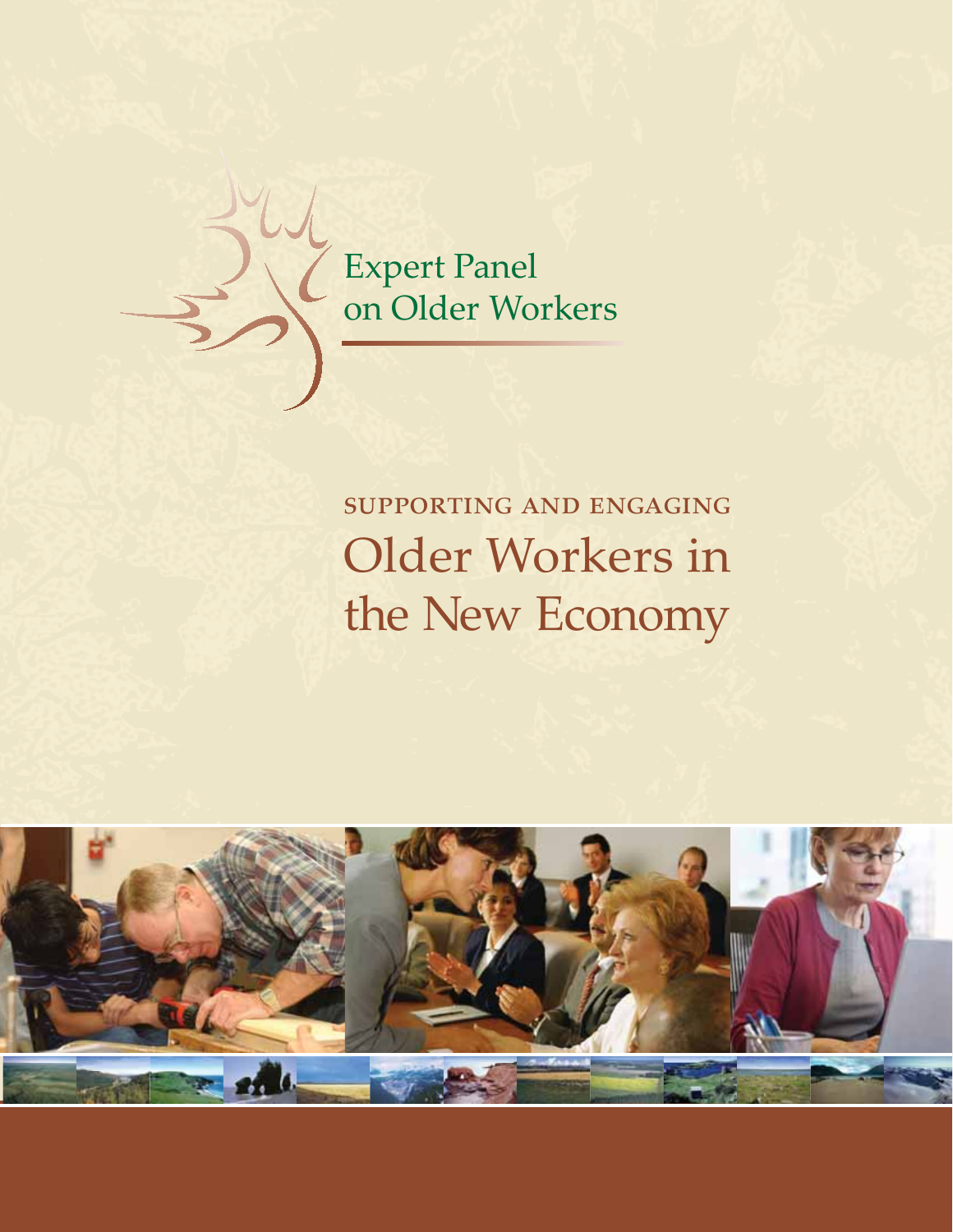Expert Panel on Older Workers

# SUPPORTING AND ENGAGING Older Workers in the New Economy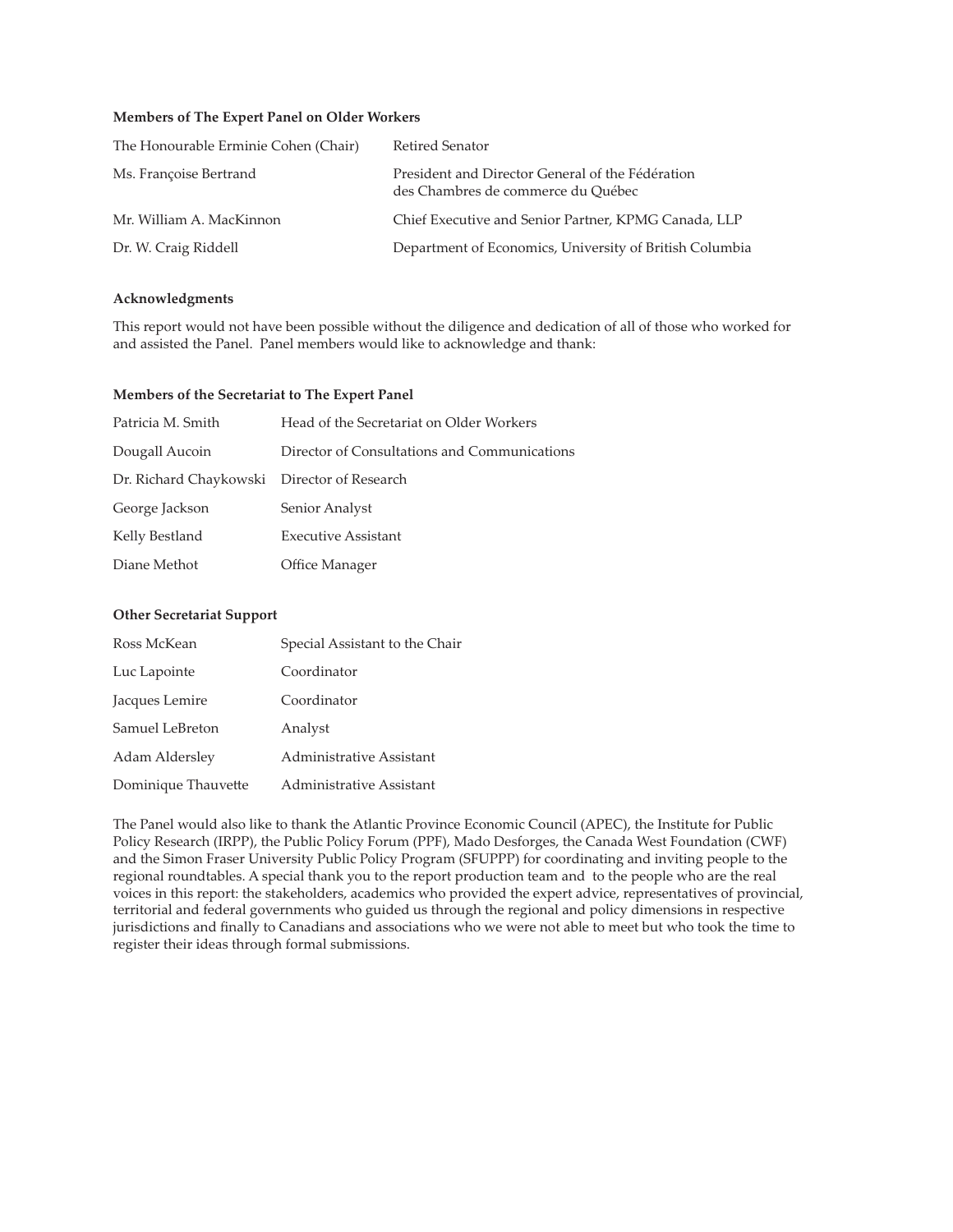### Members of The Expert Panel on Older Workers

| | |
|---|---|
| The Honourable Erminie Cohen (Chair) | Retired Senator |
| Ms. Françoise Bertrand | President and Director General of the Fédération des Chambres de commerce du Québec |
| Mr. William A. MacKinnon | Chief Executive and Senior Partner, KPMG Canada, LLP |
| Dr. W. Craig Riddell | Department of Economics, University of British Columbia |

### Acknowledgments

This report would not have been possible without the diligence and dedication of all of those who worked for and assisted the Panel. Panel members would like to acknowledge and thank:

### Members of the Secretariat to The Expert Panel

| | |
|---|---|
| Patricia M. Smith | Head of the Secretariat on Older Workers |
| Dougall Aucoin | Director of Consultations and Communications |
| Dr. Richard Chaykowski | Director of Research |
| George Jackson | Senior Analyst |
| Kelly Bestland | Executive Assistant |
| Diane Methot | Office Manager |

### Other Secretariat Support

| | |
|---|---|
| Ross McKean | Special Assistant to the Chair |
| Luc Lapointe | Coordinator |
| Jacques Lemire | Coordinator |
| Samuel LeBreton | Analyst |
| Adam Aldersley | Administrative Assistant |
| Dominique Thauvette | Administrative Assistant |

The Panel would also like to thank the Atlantic Province Economic Council (APEC), the Institute for Public Policy Research (IRPP), the Public Policy Forum (PPF), Mado Desforges, the Canada West Foundation (CWF) and the Simon Fraser University Public Policy Program (SFUPPP) for coordinating and inviting people to the regional roundtables. A special thank you to the report production team and to the people who are the real voices in this report: the stakeholders, academics who provided the expert advice, representatives of provincial, territorial and federal governments who guided us through the regional and policy dimensions in respective jurisdictions and finally to Canadians and associations who we were not able to meet but who took the time to register their ideas through formal submissions.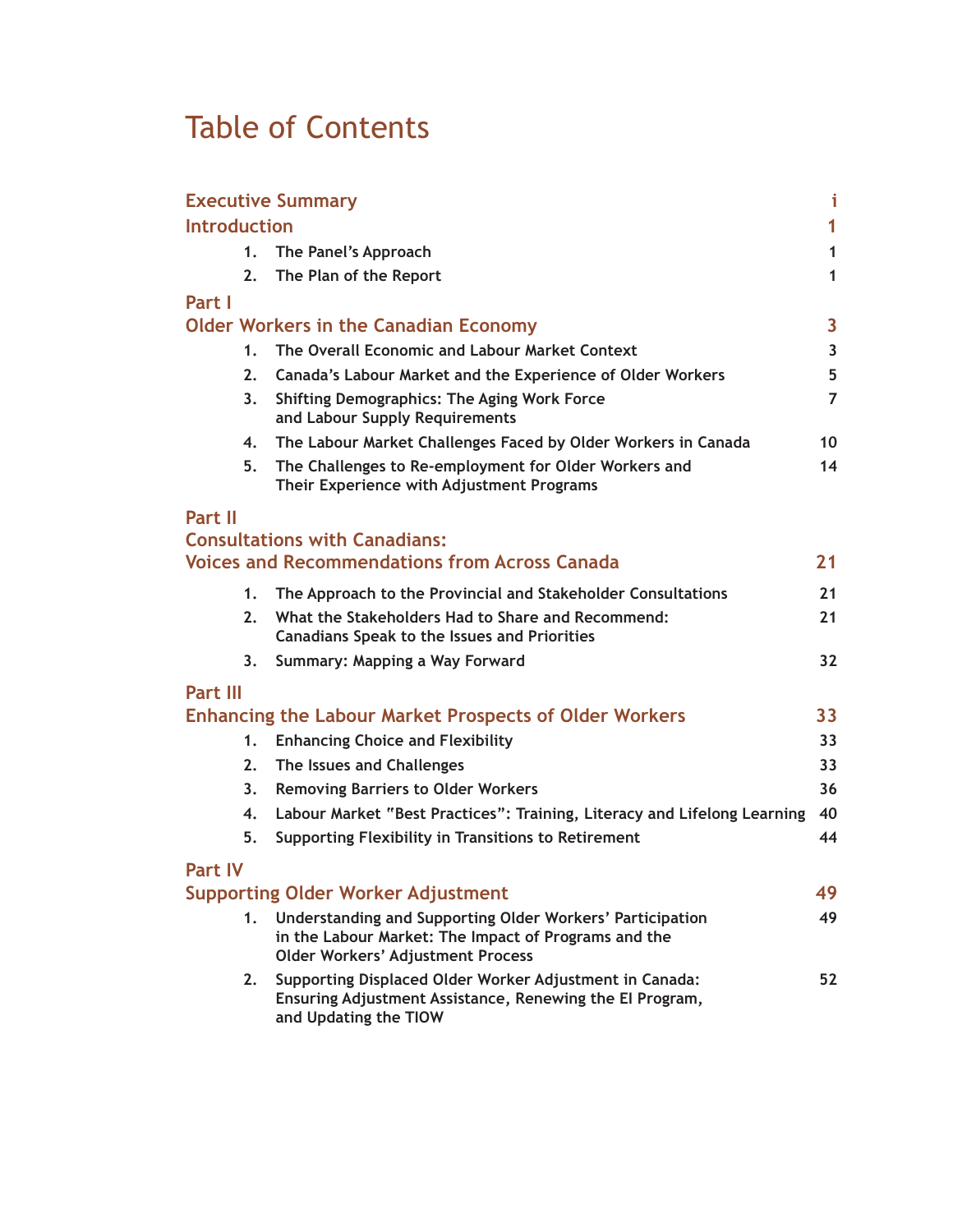# Table of Contents

| | |
|---|---|
| **Executive Summary** | i |
| **Introduction** | 1 |
| 1. The Panel's Approach | 1 |
| 2. The Plan of the Report | 1 |
| **Part I Older Workers in the Canadian Economy** | 3 |
| 1. The Overall Economic and Labour Market Context | 3 |
| 2. Canada's Labour Market and the Experience of Older Workers | 5 |
| 3. Shifting Demographics: The Aging Work Force and Labour Supply Requirements | 7 |
| 4. The Labour Market Challenges Faced by Older Workers in Canada | 10 |
| 5. The Challenges to Re-employment for Older Workers and Their Experience with Adjustment Programs | 14 |
| **Part II Consultations with Canadians: Voices and Recommendations from Across Canada** | 21 |
| 1. The Approach to the Provincial and Stakeholder Consultations | 21 |
| 2. What the Stakeholders Had to Share and Recommend: Canadians Speak to the Issues and Priorities | 21 |
| 3. Summary: Mapping a Way Forward | 32 |
| **Part III Enhancing the Labour Market Prospects of Older Workers** | 33 |
| 1. Enhancing Choice and Flexibility | 33 |
| 2. The Issues and Challenges | 33 |
| 3. Removing Barriers to Older Workers | 36 |
| 4. Labour Market "Best Practices": Training, Literacy and Lifelong Learning | 40 |
| 5. Supporting Flexibility in Transitions to Retirement | 44 |
| **Part IV Supporting Older Worker Adjustment** | 49 |
| 1. Understanding and Supporting Older Workers' Participation in the Labour Market: The Impact of Programs and the Older Workers' Adjustment Process | 49 |
| 2. Supporting Displaced Older Worker Adjustment in Canada: Ensuring Adjustment Assistance, Renewing the EI Program, and Updating the TIOW | 52 |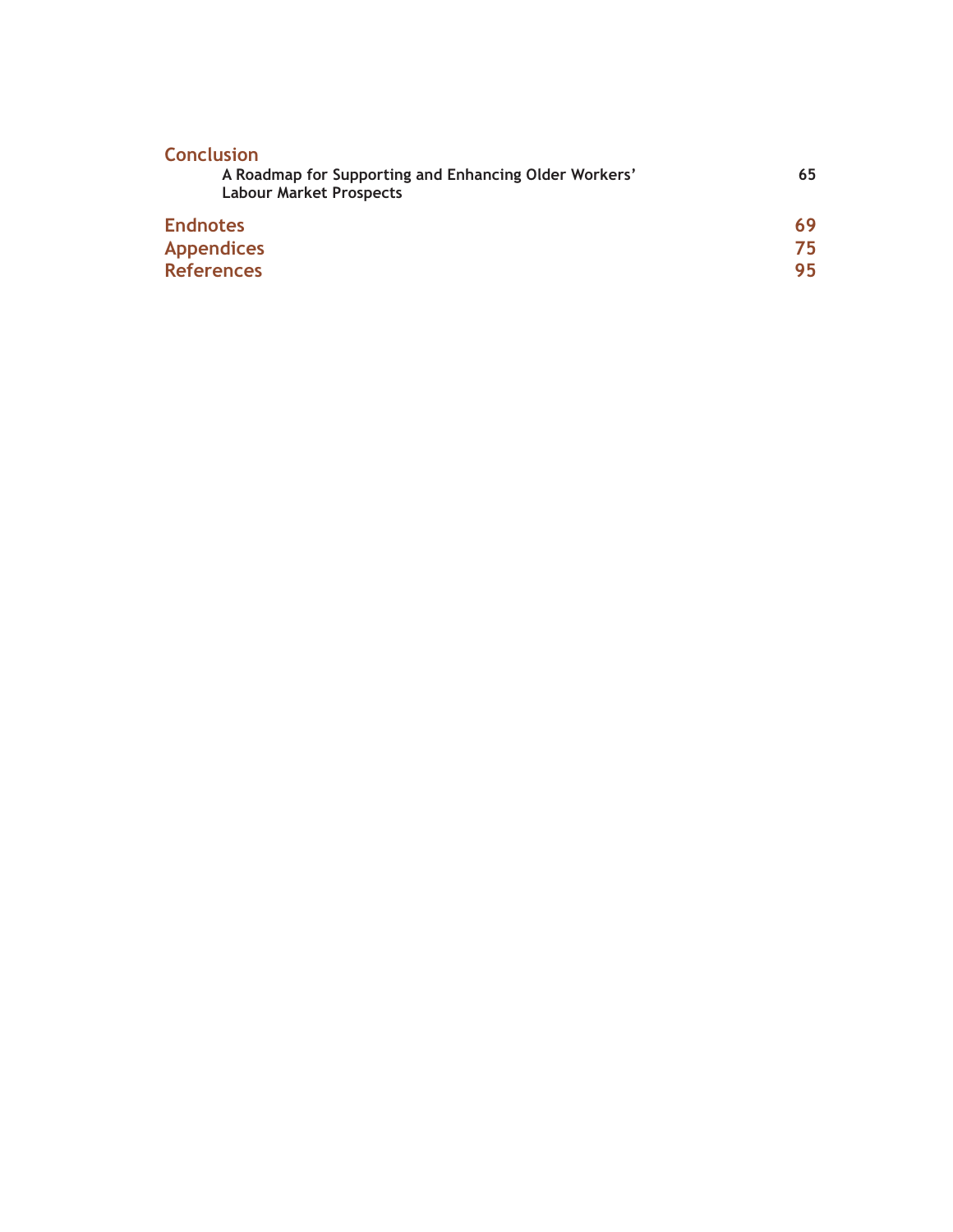**Conclusion**

| | |
|---|---|
| A Roadmap for Supporting and Enhancing Older Workers' Labour Market Prospects | 65 |
| **Endnotes** | **69** |
| **Appendices** | **75** |
| **References** | **95** |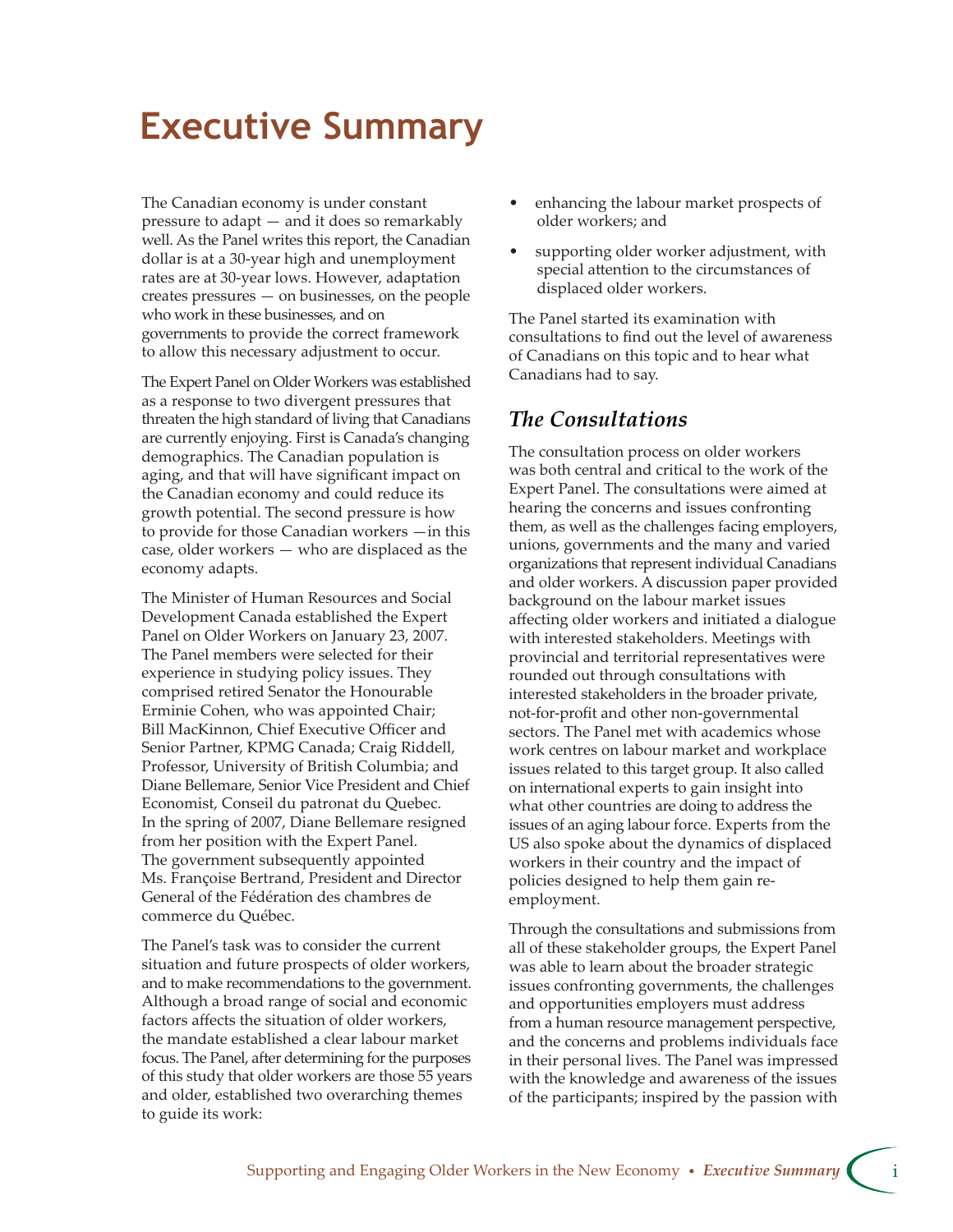# Executive Summary

The Canadian economy is under constant pressure to adapt — and it does so remarkably well. As the Panel writes this report, the Canadian dollar is at a 30-year high and unemployment rates are at 30-year lows. However, adaptation creates pressures — on businesses, on the people who work in these businesses, and on governments to provide the correct framework to allow this necessary adjustment to occur.

The Expert Panel on Older Workers was established as a response to two divergent pressures that threaten the high standard of living that Canadians are currently enjoying. First is Canada's changing demographics. The Canadian population is aging, and that will have significant impact on the Canadian economy and could reduce its growth potential. The second pressure is how to provide for those Canadian workers —in this case, older workers — who are displaced as the economy adapts.

The Minister of Human Resources and Social Development Canada established the Expert Panel on Older Workers on January 23, 2007. The Panel members were selected for their experience in studying policy issues. They comprised retired Senator the Honourable Erminie Cohen, who was appointed Chair; Bill MacKinnon, Chief Executive Officer and Senior Partner, KPMG Canada; Craig Riddell, Professor, University of British Columbia; and Diane Bellemare, Senior Vice President and Chief Economist, Conseil du patronat du Quebec. In the spring of 2007, Diane Bellemare resigned from her position with the Expert Panel. The government subsequently appointed Ms. Françoise Bertrand, President and Director General of the Fédération des chambres de commerce du Québec.

The Panel's task was to consider the current situation and future prospects of older workers, and to make recommendations to the government. Although a broad range of social and economic factors affects the situation of older workers, the mandate established a clear labour market focus. The Panel, after determining for the purposes of this study that older workers are those 55 years and older, established two overarching themes to guide its work:

- enhancing the labour market prospects of older workers; and
- supporting older worker adjustment, with special attention to the circumstances of displaced older workers.

The Panel started its examination with consultations to find out the level of awareness of Canadians on this topic and to hear what Canadians had to say.

## *The Consultations*

The consultation process on older workers was both central and critical to the work of the Expert Panel. The consultations were aimed at hearing the concerns and issues confronting them, as well as the challenges facing employers, unions, governments and the many and varied organizations that represent individual Canadians and older workers. A discussion paper provided background on the labour market issues affecting older workers and initiated a dialogue with interested stakeholders. Meetings with provincial and territorial representatives were rounded out through consultations with interested stakeholders in the broader private, not-for-profit and other non-governmental sectors. The Panel met with academics whose work centres on labour market and workplace issues related to this target group. It also called on international experts to gain insight into what other countries are doing to address the issues of an aging labour force. Experts from the US also spoke about the dynamics of displaced workers in their country and the impact of policies designed to help them gain re-employment.

Through the consultations and submissions from all of these stakeholder groups, the Expert Panel was able to learn about the broader strategic issues confronting governments, the challenges and opportunities employers must address from a human resource management perspective, and the concerns and problems individuals face in their personal lives. The Panel was impressed with the knowledge and awareness of the issues of the participants; inspired by the passion with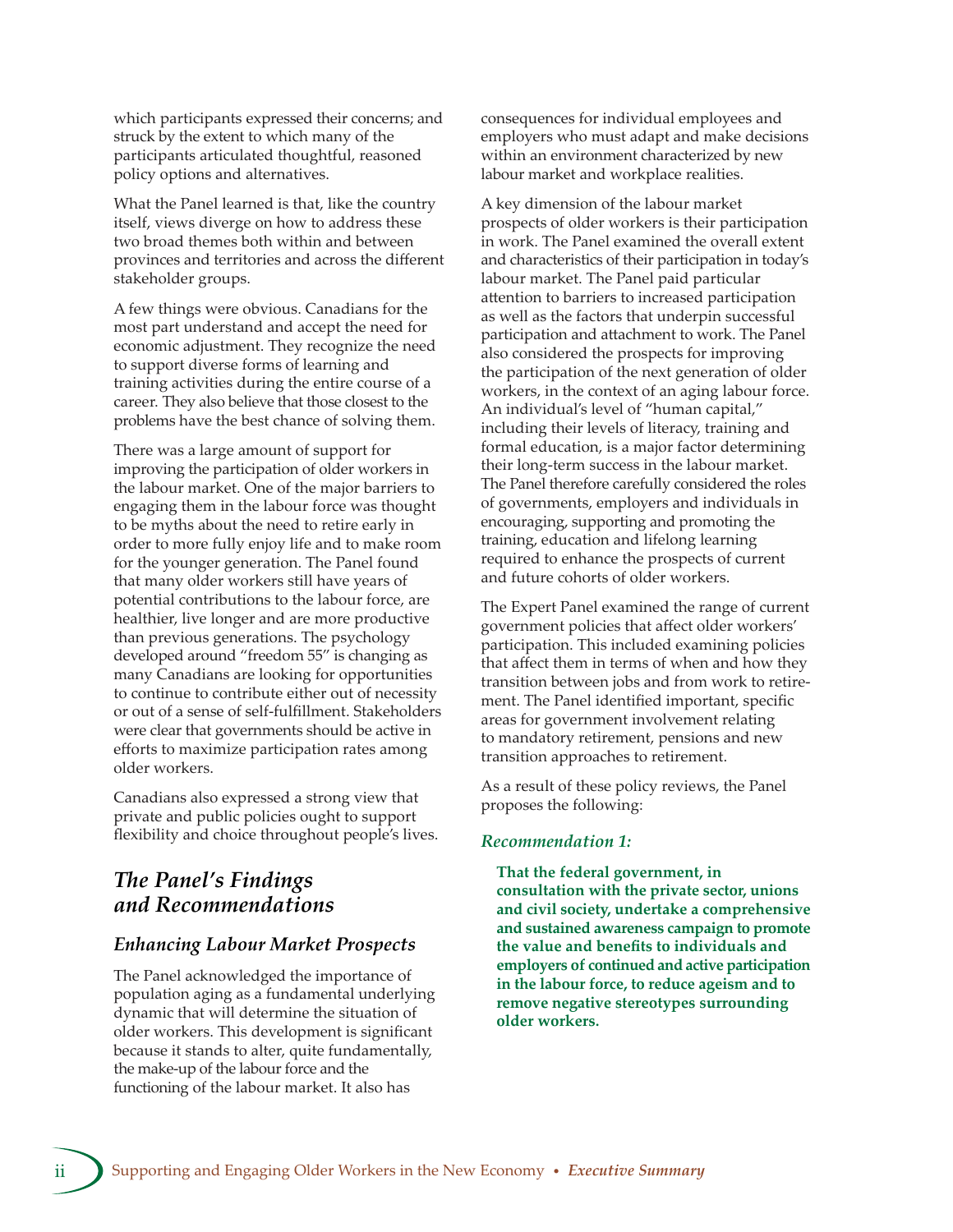which participants expressed their concerns; and struck by the extent to which many of the participants articulated thoughtful, reasoned policy options and alternatives.

What the Panel learned is that, like the country itself, views diverge on how to address these two broad themes both within and between provinces and territories and across the different stakeholder groups.

A few things were obvious. Canadians for the most part understand and accept the need for economic adjustment. They recognize the need to support diverse forms of learning and training activities during the entire course of a career. They also believe that those closest to the problems have the best chance of solving them.

There was a large amount of support for improving the participation of older workers in the labour market. One of the major barriers to engaging them in the labour force was thought to be myths about the need to retire early in order to more fully enjoy life and to make room for the younger generation. The Panel found that many older workers still have years of potential contributions to the labour force, are healthier, live longer and are more productive than previous generations. The psychology developed around "freedom 55" is changing as many Canadians are looking for opportunities to continue to contribute either out of necessity or out of a sense of self-fulfillment. Stakeholders were clear that governments should be active in efforts to maximize participation rates among older workers.

Canadians also expressed a strong view that private and public policies ought to support flexibility and choice throughout people's lives.

## *The Panel's Findings and Recommendations*

### *Enhancing Labour Market Prospects*

The Panel acknowledged the importance of population aging as a fundamental underlying dynamic that will determine the situation of older workers. This development is significant because it stands to alter, quite fundamentally, the make-up of the labour force and the functioning of the labour market. It also has consequences for individual employees and employers who must adapt and make decisions within an environment characterized by new labour market and workplace realities.

A key dimension of the labour market prospects of older workers is their participation in work. The Panel examined the overall extent and characteristics of their participation in today's labour market. The Panel paid particular attention to barriers to increased participation as well as the factors that underpin successful participation and attachment to work. The Panel also considered the prospects for improving the participation of the next generation of older workers, in the context of an aging labour force. An individual's level of "human capital," including their levels of literacy, training and formal education, is a major factor determining their long-term success in the labour market. The Panel therefore carefully considered the roles of governments, employers and individuals in encouraging, supporting and promoting the training, education and lifelong learning required to enhance the prospects of current and future cohorts of older workers.

The Expert Panel examined the range of current government policies that affect older workers' participation. This included examining policies that affect them in terms of when and how they transition between jobs and from work to retirement. The Panel identified important, specific areas for government involvement relating to mandatory retirement, pensions and new transition approaches to retirement.

As a result of these policy reviews, the Panel proposes the following:

*Recommendation 1:*

**That the federal government, in consultation with the private sector, unions and civil society, undertake a comprehensive and sustained awareness campaign to promote the value and benefits to individuals and employers of continued and active participation in the labour force, to reduce ageism and to remove negative stereotypes surrounding older workers.**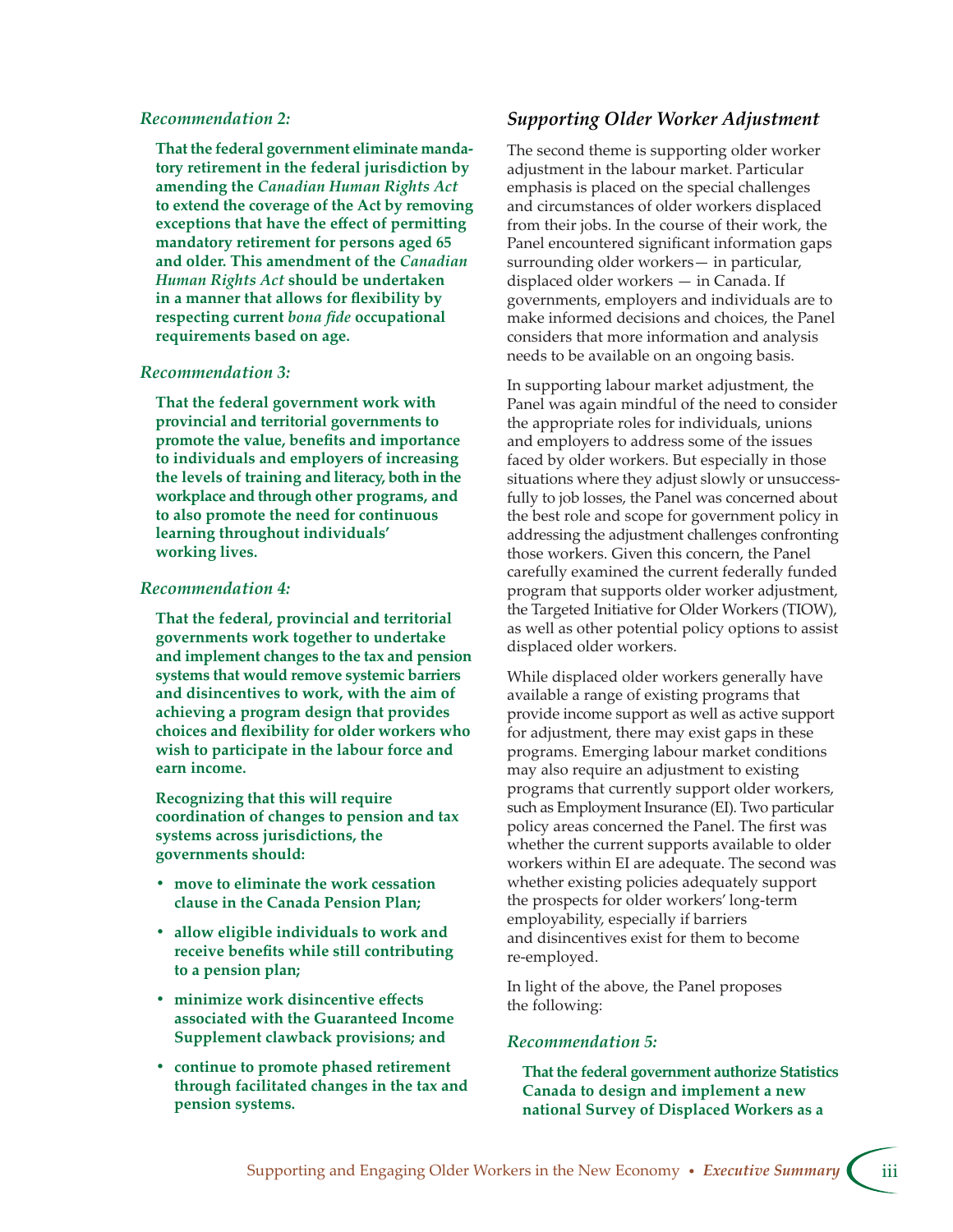*Recommendation 2:*

**That the federal government eliminate mandatory retirement in the federal jurisdiction by amending the *Canadian Human Rights Act* to extend the coverage of the Act by removing exceptions that have the effect of permitting mandatory retirement for persons aged 65 and older. This amendment of the *Canadian Human Rights Act* should be undertaken in a manner that allows for flexibility by respecting current *bona fide* occupational requirements based on age.**

*Recommendation 3:*

**That the federal government work with provincial and territorial governments to promote the value, benefits and importance to individuals and employers of increasing the levels of training and literacy, both in the workplace and through other programs, and to also promote the need for continuous learning throughout individuals' working lives.**

*Recommendation 4:*

**That the federal, provincial and territorial governments work together to undertake and implement changes to the tax and pension systems that would remove systemic barriers and disincentives to work, with the aim of achieving a program design that provides choices and flexibility for older workers who wish to participate in the labour force and earn income.**

**Recognizing that this will require coordination of changes to pension and tax systems across jurisdictions, the governments should:**

- **move to eliminate the work cessation clause in the Canada Pension Plan;**
- **allow eligible individuals to work and receive benefits while still contributing to a pension plan;**
- **minimize work disincentive effects associated with the Guaranteed Income Supplement clawback provisions; and**
- **continue to promote phased retirement through facilitated changes in the tax and pension systems.**

## *Supporting Older Worker Adjustment*

The second theme is supporting older worker adjustment in the labour market. Particular emphasis is placed on the special challenges and circumstances of older workers displaced from their jobs. In the course of their work, the Panel encountered significant information gaps surrounding older workers— in particular, displaced older workers — in Canada. If governments, employers and individuals are to make informed decisions and choices, the Panel considers that more information and analysis needs to be available on an ongoing basis.

In supporting labour market adjustment, the Panel was again mindful of the need to consider the appropriate roles for individuals, unions and employers to address some of the issues faced by older workers. But especially in those situations where they adjust slowly or unsuccessfully to job losses, the Panel was concerned about the best role and scope for government policy in addressing the adjustment challenges confronting those workers. Given this concern, the Panel carefully examined the current federally funded program that supports older worker adjustment, the Targeted Initiative for Older Workers (TIOW), as well as other potential policy options to assist displaced older workers.

While displaced older workers generally have available a range of existing programs that provide income support as well as active support for adjustment, there may exist gaps in these programs. Emerging labour market conditions may also require an adjustment to existing programs that currently support older workers, such as Employment Insurance (EI). Two particular policy areas concerned the Panel. The first was whether the current supports available to older workers within EI are adequate. The second was whether existing policies adequately support the prospects for older workers' long-term employability, especially if barriers and disincentives exist for them to become re-employed.

In light of the above, the Panel proposes the following:

*Recommendation 5:*

**That the federal government authorize Statistics Canada to design and implement a new national Survey of Displaced Workers as a**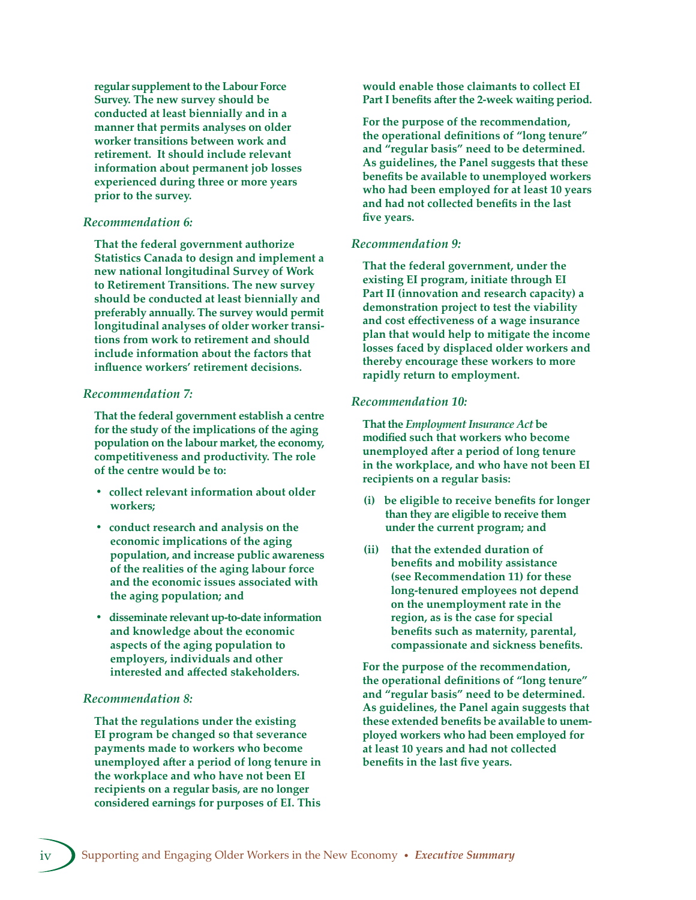**regular supplement to the Labour Force Survey. The new survey should be conducted at least biennially and in a manner that permits analyses on older worker transitions between work and retirement. It should include relevant information about permanent job losses experienced during three or more years prior to the survey.**

*Recommendation 6:*

**That the federal government authorize Statistics Canada to design and implement a new national longitudinal Survey of Work to Retirement Transitions. The new survey should be conducted at least biennially and preferably annually. The survey would permit longitudinal analyses of older worker transitions from work to retirement and should include information about the factors that influence workers' retirement decisions.**

*Recommendation 7:*

**That the federal government establish a centre for the study of the implications of the aging population on the labour market, the economy, competitiveness and productivity. The role of the centre would be to:**

- **collect relevant information about older workers;**
- **conduct research and analysis on the economic implications of the aging population, and increase public awareness of the realities of the aging labour force and the economic issues associated with the aging population; and**
- **disseminate relevant up-to-date information and knowledge about the economic aspects of the aging population to employers, individuals and other interested and affected stakeholders.**

*Recommendation 8:*

**That the regulations under the existing EI program be changed so that severance payments made to workers who become unemployed after a period of long tenure in the workplace and who have not been EI recipients on a regular basis, are no longer considered earnings for purposes of EI. This would enable those claimants to collect EI Part I benefits after the 2-week waiting period.**

**For the purpose of the recommendation, the operational definitions of "long tenure" and "regular basis" need to be determined. As guidelines, the Panel suggests that these benefits be available to unemployed workers who had been employed for at least 10 years and had not collected benefits in the last five years.**

*Recommendation 9:*

**That the federal government, under the existing EI program, initiate through EI Part II (innovation and research capacity) a demonstration project to test the viability and cost effectiveness of a wage insurance plan that would help to mitigate the income losses faced by displaced older workers and thereby encourage these workers to more rapidly return to employment.**

*Recommendation 10:*

**That the *Employment Insurance Act* be modified such that workers who become unemployed after a period of long tenure in the workplace, and who have not been EI recipients on a regular basis:**

**(i) be eligible to receive benefits for longer than they are eligible to receive them under the current program; and**

**(ii) that the extended duration of benefits and mobility assistance (see Recommendation 11) for these long-tenured employees not depend on the unemployment rate in the region, as is the case for special benefits such as maternity, parental, compassionate and sickness benefits.**

**For the purpose of the recommendation, the operational definitions of "long tenure" and "regular basis" need to be determined. As guidelines, the Panel again suggests that these extended benefits be available to unemployed workers who had been employed for at least 10 years and had not collected benefits in the last five years.**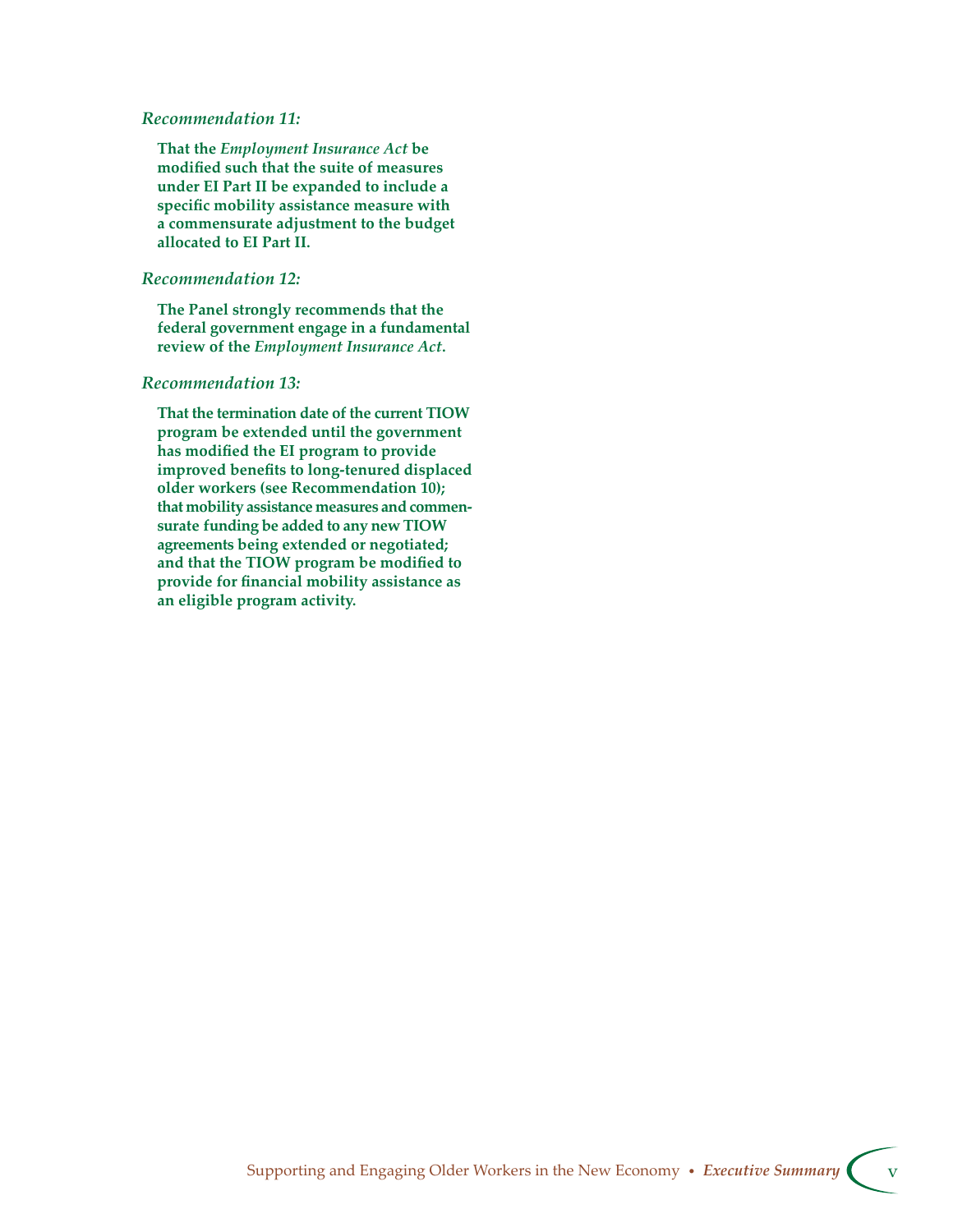*Recommendation 11:*

**That the *Employment Insurance Act* be modified such that the suite of measures under EI Part II be expanded to include a specific mobility assistance measure with a commensurate adjustment to the budget allocated to EI Part II.**

*Recommendation 12:*

**The Panel strongly recommends that the federal government engage in a fundamental review of the *Employment Insurance Act*.**

*Recommendation 13:*

**That the termination date of the current TIOW program be extended until the government has modified the EI program to provide improved benefits to long-tenured displaced older workers (see Recommendation 10); that mobility assistance measures and commensurate funding be added to any new TIOW agreements being extended or negotiated; and that the TIOW program be modified to provide for financial mobility assistance as an eligible program activity.**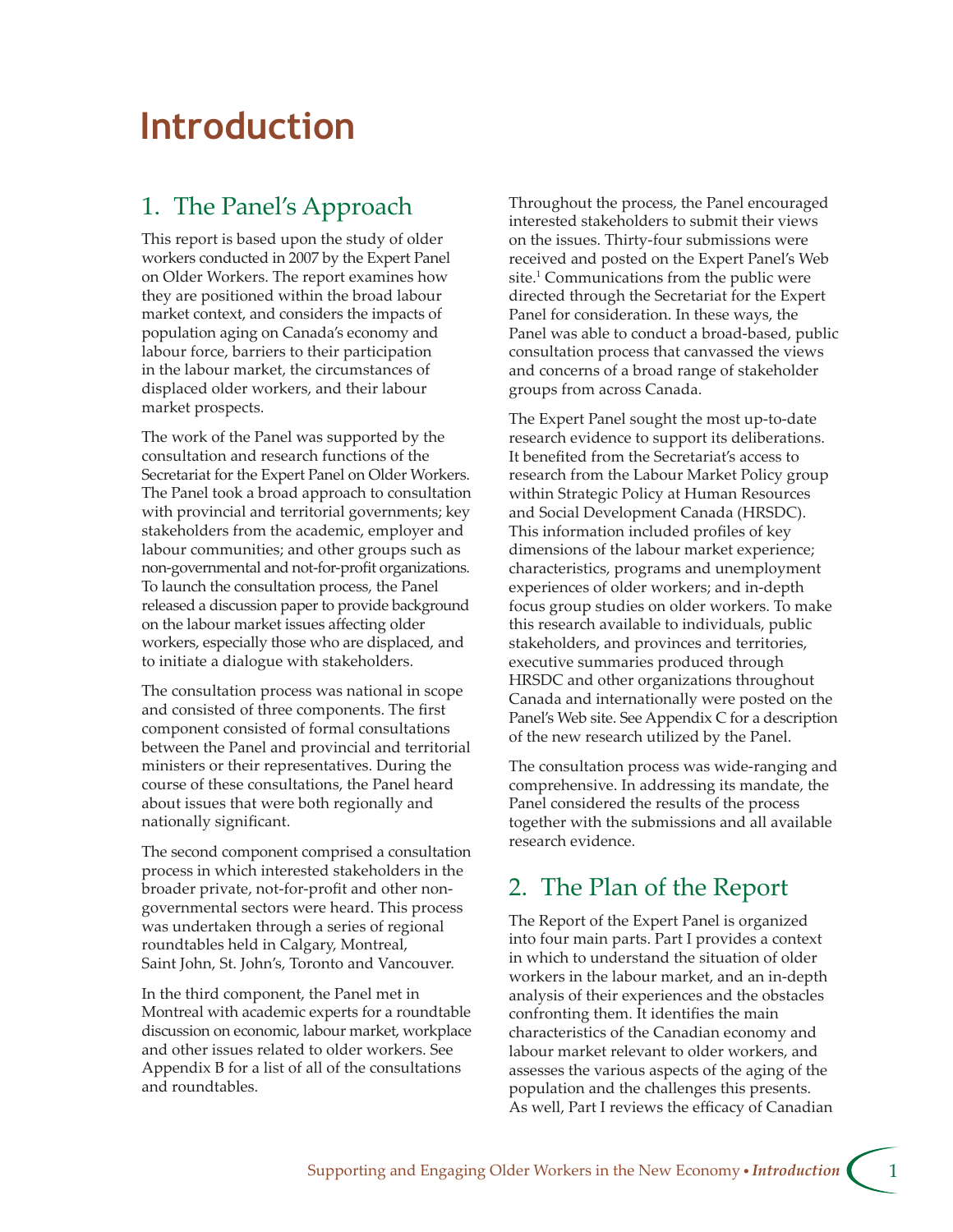# Introduction

## 1. The Panel's Approach

This report is based upon the study of older workers conducted in 2007 by the Expert Panel on Older Workers. The report examines how they are positioned within the broad labour market context, and considers the impacts of population aging on Canada's economy and labour force, barriers to their participation in the labour market, the circumstances of displaced older workers, and their labour market prospects.

The work of the Panel was supported by the consultation and research functions of the Secretariat for the Expert Panel on Older Workers. The Panel took a broad approach to consultation with provincial and territorial governments; key stakeholders from the academic, employer and labour communities; and other groups such as non-governmental and not-for-profit organizations. To launch the consultation process, the Panel released a discussion paper to provide background on the labour market issues affecting older workers, especially those who are displaced, and to initiate a dialogue with stakeholders.

The consultation process was national in scope and consisted of three components. The first component consisted of formal consultations between the Panel and provincial and territorial ministers or their representatives. During the course of these consultations, the Panel heard about issues that were both regionally and nationally significant.

The second component comprised a consultation process in which interested stakeholders in the broader private, not-for-profit and other non-governmental sectors were heard. This process was undertaken through a series of regional roundtables held in Calgary, Montreal, Saint John, St. John's, Toronto and Vancouver.

In the third component, the Panel met in Montreal with academic experts for a roundtable discussion on economic, labour market, workplace and other issues related to older workers. See Appendix B for a list of all of the consultations and roundtables.

Throughout the process, the Panel encouraged interested stakeholders to submit their views on the issues. Thirty-four submissions were received and posted on the Expert Panel's Web site.[1] Communications from the public were directed through the Secretariat for the Expert Panel for consideration. In these ways, the Panel was able to conduct a broad-based, public consultation process that canvassed the views and concerns of a broad range of stakeholder groups from across Canada.

The Expert Panel sought the most up-to-date research evidence to support its deliberations. It benefited from the Secretariat's access to research from the Labour Market Policy group within Strategic Policy at Human Resources and Social Development Canada (HRSDC). This information included profiles of key dimensions of the labour market experience; characteristics, programs and unemployment experiences of older workers; and in-depth focus group studies on older workers. To make this research available to individuals, public stakeholders, and provinces and territories, executive summaries produced through HRSDC and other organizations throughout Canada and internationally were posted on the Panel's Web site. See Appendix C for a description of the new research utilized by the Panel.

The consultation process was wide-ranging and comprehensive. In addressing its mandate, the Panel considered the results of the process together with the submissions and all available research evidence.

## 2. The Plan of the Report

The Report of the Expert Panel is organized into four main parts. Part I provides a context in which to understand the situation of older workers in the labour market, and an in-depth analysis of their experiences and the obstacles confronting them. It identifies the main characteristics of the Canadian economy and labour market relevant to older workers, and assesses the various aspects of the aging of the population and the challenges this presents. As well, Part I reviews the efficacy of Canadian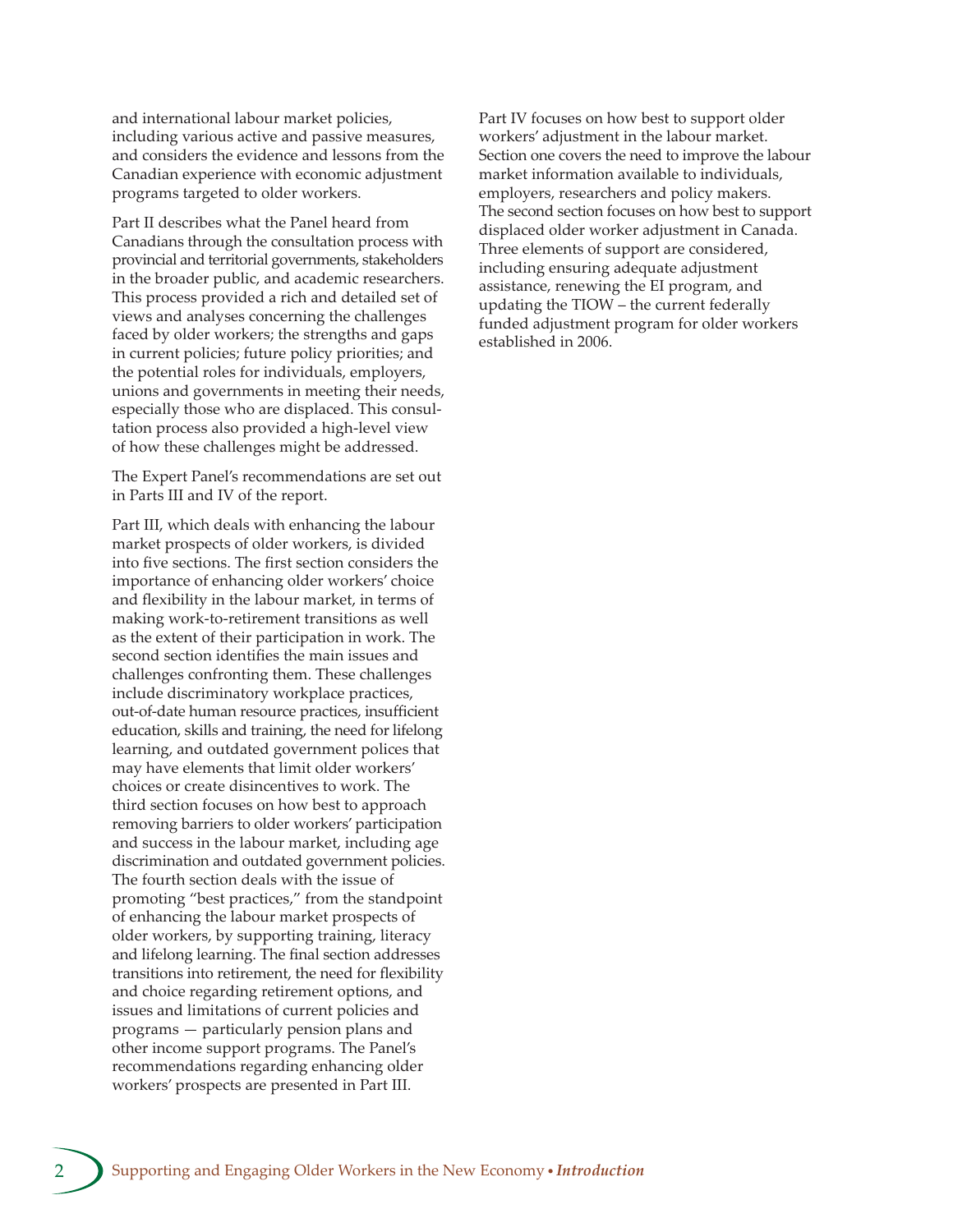and international labour market policies, including various active and passive measures, and considers the evidence and lessons from the Canadian experience with economic adjustment programs targeted to older workers.

Part II describes what the Panel heard from Canadians through the consultation process with provincial and territorial governments, stakeholders in the broader public, and academic researchers. This process provided a rich and detailed set of views and analyses concerning the challenges faced by older workers; the strengths and gaps in current policies; future policy priorities; and the potential roles for individuals, employers, unions and governments in meeting their needs, especially those who are displaced. This consultation process also provided a high-level view of how these challenges might be addressed.

The Expert Panel's recommendations are set out in Parts III and IV of the report.

Part III, which deals with enhancing the labour market prospects of older workers, is divided into five sections. The first section considers the importance of enhancing older workers' choice and flexibility in the labour market, in terms of making work-to-retirement transitions as well as the extent of their participation in work. The second section identifies the main issues and challenges confronting them. These challenges include discriminatory workplace practices, out-of-date human resource practices, insufficient education, skills and training, the need for lifelong learning, and outdated government polices that may have elements that limit older workers' choices or create disincentives to work. The third section focuses on how best to approach removing barriers to older workers' participation and success in the labour market, including age discrimination and outdated government policies. The fourth section deals with the issue of promoting "best practices," from the standpoint of enhancing the labour market prospects of older workers, by supporting training, literacy and lifelong learning. The final section addresses transitions into retirement, the need for flexibility and choice regarding retirement options, and issues and limitations of current policies and programs — particularly pension plans and other income support programs. The Panel's recommendations regarding enhancing older workers' prospects are presented in Part III.

Part IV focuses on how best to support older workers' adjustment in the labour market. Section one covers the need to improve the labour market information available to individuals, employers, researchers and policy makers. The second section focuses on how best to support displaced older worker adjustment in Canada. Three elements of support are considered, including ensuring adequate adjustment assistance, renewing the EI program, and updating the TIOW – the current federally funded adjustment program for older workers established in 2006.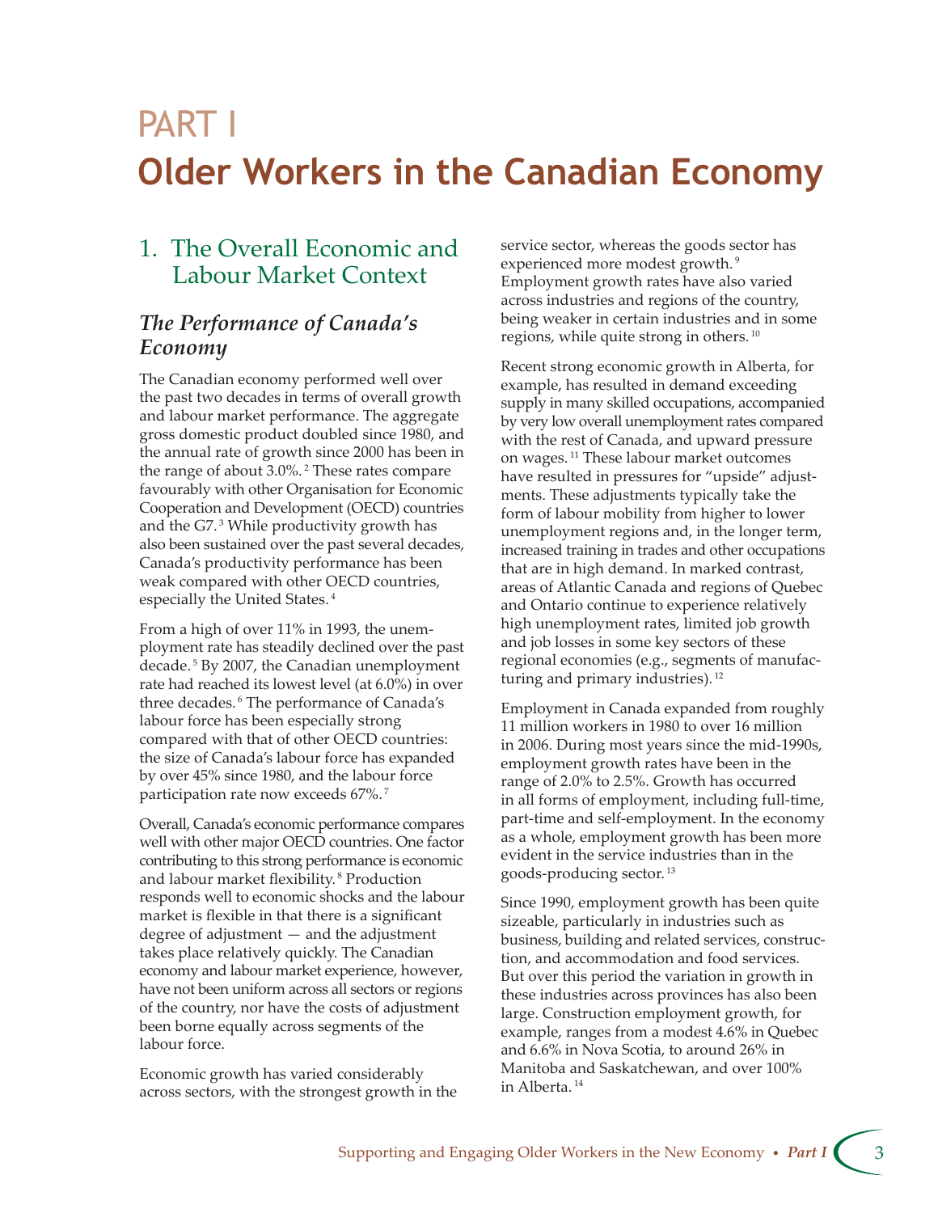# PART I

# Older Workers in the Canadian Economy

## 1. The Overall Economic and Labour Market Context

### *The Performance of Canada's Economy*

The Canadian economy performed well over the past two decades in terms of overall growth and labour market performance. The aggregate gross domestic product doubled since 1980, and the annual rate of growth since 2000 has been in the range of about 3.0%.[2] These rates compare favourably with other Organisation for Economic Cooperation and Development (OECD) countries and the G7.[3] While productivity growth has also been sustained over the past several decades, Canada's productivity performance has been weak compared with other OECD countries, especially the United States.[4]

From a high of over 11% in 1993, the unemployment rate has steadily declined over the past decade.[5] By 2007, the Canadian unemployment rate had reached its lowest level (at 6.0%) in over three decades.[6] The performance of Canada's labour force has been especially strong compared with that of other OECD countries: the size of Canada's labour force has expanded by over 45% since 1980, and the labour force participation rate now exceeds 67%.[7]

Overall, Canada's economic performance compares well with other major OECD countries. One factor contributing to this strong performance is economic and labour market flexibility.[8] Production responds well to economic shocks and the labour market is flexible in that there is a significant degree of adjustment — and the adjustment takes place relatively quickly. The Canadian economy and labour market experience, however, have not been uniform across all sectors or regions of the country, nor have the costs of adjustment been borne equally across segments of the labour force.

Economic growth has varied considerably across sectors, with the strongest growth in the service sector, whereas the goods sector has experienced more modest growth.[9] Employment growth rates have also varied across industries and regions of the country, being weaker in certain industries and in some regions, while quite strong in others.[10]

Recent strong economic growth in Alberta, for example, has resulted in demand exceeding supply in many skilled occupations, accompanied by very low overall unemployment rates compared with the rest of Canada, and upward pressure on wages.[11] These labour market outcomes have resulted in pressures for "upside" adjustments. These adjustments typically take the form of labour mobility from higher to lower unemployment regions and, in the longer term, increased training in trades and other occupations that are in high demand. In marked contrast, areas of Atlantic Canada and regions of Quebec and Ontario continue to experience relatively high unemployment rates, limited job growth and job losses in some key sectors of these regional economies (e.g., segments of manufacturing and primary industries).[12]

Employment in Canada expanded from roughly 11 million workers in 1980 to over 16 million in 2006. During most years since the mid-1990s, employment growth rates have been in the range of 2.0% to 2.5%. Growth has occurred in all forms of employment, including full-time, part-time and self-employment. In the economy as a whole, employment growth has been more evident in the service industries than in the goods-producing sector.[13]

Since 1990, employment growth has been quite sizeable, particularly in industries such as business, building and related services, construction, and accommodation and food services. But over this period the variation in growth in these industries across provinces has also been large. Construction employment growth, for example, ranges from a modest 4.6% in Quebec and 6.6% in Nova Scotia, to around 26% in Manitoba and Saskatchewan, and over 100% in Alberta.[14]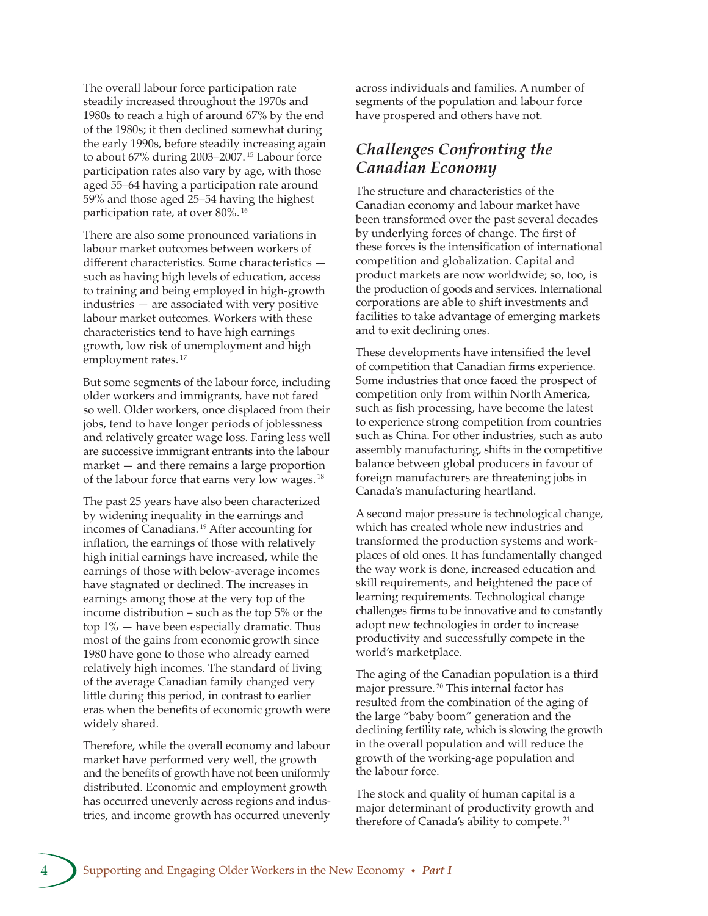The overall labour force participation rate steadily increased throughout the 1970s and 1980s to reach a high of around 67% by the end of the 1980s; it then declined somewhat during the early 1990s, before steadily increasing again to about 67% during 2003–2007.[15] Labour force participation rates also vary by age, with those aged 55–64 having a participation rate around 59% and those aged 25–54 having the highest participation rate, at over 80%.[16]

There are also some pronounced variations in labour market outcomes between workers of different characteristics. Some characteristics — such as having high levels of education, access to training and being employed in high-growth industries — are associated with very positive labour market outcomes. Workers with these characteristics tend to have high earnings growth, low risk of unemployment and high employment rates.[17]

But some segments of the labour force, including older workers and immigrants, have not fared so well. Older workers, once displaced from their jobs, tend to have longer periods of joblessness and relatively greater wage loss. Faring less well are successive immigrant entrants into the labour market — and there remains a large proportion of the labour force that earns very low wages.[18]

The past 25 years have also been characterized by widening inequality in the earnings and incomes of Canadians.[19] After accounting for inflation, the earnings of those with relatively high initial earnings have increased, while the earnings of those with below-average incomes have stagnated or declined. The increases in earnings among those at the very top of the income distribution – such as the top 5% or the top 1% — have been especially dramatic. Thus most of the gains from economic growth since 1980 have gone to those who already earned relatively high incomes. The standard of living of the average Canadian family changed very little during this period, in contrast to earlier eras when the benefits of economic growth were widely shared.

Therefore, while the overall economy and labour market have performed very well, the growth and the benefits of growth have not been uniformly distributed. Economic and employment growth has occurred unevenly across regions and industries, and income growth has occurred unevenly across individuals and families. A number of segments of the population and labour force have prospered and others have not.

## *Challenges Confronting the Canadian Economy*

The structure and characteristics of the Canadian economy and labour market have been transformed over the past several decades by underlying forces of change. The first of these forces is the intensification of international competition and globalization. Capital and product markets are now worldwide; so, too, is the production of goods and services. International corporations are able to shift investments and facilities to take advantage of emerging markets and to exit declining ones.

These developments have intensified the level of competition that Canadian firms experience. Some industries that once faced the prospect of competition only from within North America, such as fish processing, have become the latest to experience strong competition from countries such as China. For other industries, such as auto assembly manufacturing, shifts in the competitive balance between global producers in favour of foreign manufacturers are threatening jobs in Canada's manufacturing heartland.

A second major pressure is technological change, which has created whole new industries and transformed the production systems and workplaces of old ones. It has fundamentally changed the way work is done, increased education and skill requirements, and heightened the pace of learning requirements. Technological change challenges firms to be innovative and to constantly adopt new technologies in order to increase productivity and successfully compete in the world's marketplace.

The aging of the Canadian population is a third major pressure.[20] This internal factor has resulted from the combination of the aging of the large "baby boom" generation and the declining fertility rate, which is slowing the growth in the overall population and will reduce the growth of the working-age population and the labour force.

The stock and quality of human capital is a major determinant of productivity growth and therefore of Canada's ability to compete.[21]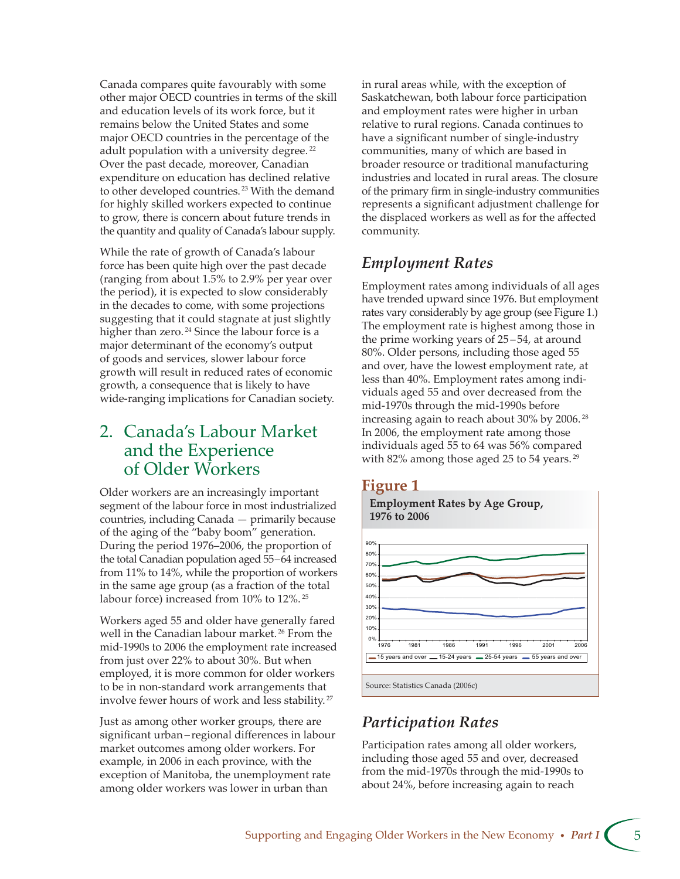Canada compares quite favourably with some other major OECD countries in terms of the skill and education levels of its work force, but it remains below the United States and some major OECD countries in the percentage of the adult population with a university degree.[22] Over the past decade, moreover, Canadian expenditure on education has declined relative to other developed countries.[23] With the demand for highly skilled workers expected to continue to grow, there is concern about future trends in the quantity and quality of Canada's labour supply.

While the rate of growth of Canada's labour force has been quite high over the past decade (ranging from about 1.5% to 2.9% per year over the period), it is expected to slow considerably in the decades to come, with some projections suggesting that it could stagnate at just slightly higher than zero.[24] Since the labour force is a major determinant of the economy's output of goods and services, slower labour force growth will result in reduced rates of economic growth, a consequence that is likely to have wide-ranging implications for Canadian society.

## 2. Canada's Labour Market and the Experience of Older Workers

Older workers are an increasingly important segment of the labour force in most industrialized countries, including Canada — primarily because of the aging of the "baby boom" generation. During the period 1976–2006, the proportion of the total Canadian population aged 55–64 increased from 11% to 14%, while the proportion of workers in the same age group (as a fraction of the total labour force) increased from 10% to 12%.[25]

Workers aged 55 and older have generally fared well in the Canadian labour market.[26] From the mid-1990s to 2006 the employment rate increased from just over 22% to about 30%. But when employed, it is more common for older workers to be in non-standard work arrangements that involve fewer hours of work and less stability.[27]

Just as among other worker groups, there are significant urban–regional differences in labour market outcomes among older workers. For example, in 2006 in each province, with the exception of Manitoba, the unemployment rate among older workers was lower in urban than in rural areas while, with the exception of Saskatchewan, both labour force participation and employment rates were higher in urban relative to rural regions. Canada continues to have a significant number of single-industry communities, many of which are based in broader resource or traditional manufacturing industries and located in rural areas. The closure of the primary firm in single-industry communities represents a significant adjustment challenge for the displaced workers as well as for the affected community.

### *Employment Rates*

Employment rates among individuals of all ages have trended upward since 1976. But employment rates vary considerably by age group (see Figure 1.) The employment rate is highest among those in the prime working years of 25–54, at around 80%. Older persons, including those aged 55 and over, have the lowest employment rate, at less than 40%. Employment rates among individuals aged 55 and over decreased from the mid-1970s through the mid-1990s before increasing again to reach about 30% by 2006.[28] In 2006, the employment rate among those individuals aged 55 to 64 was 56% compared with 82% among those aged 25 to 54 years.[29]

**Figure 1**

**Employment Rates by Age Group, 1976 to 2006**

Legend: 15 years and over; 15-24 years; 25-54 years; 55 years and over

Source: Statistics Canada (2006c)

### *Participation Rates*

Participation rates among all older workers, including those aged 55 and over, decreased from the mid-1970s through the mid-1990s to about 24%, before increasing again to reach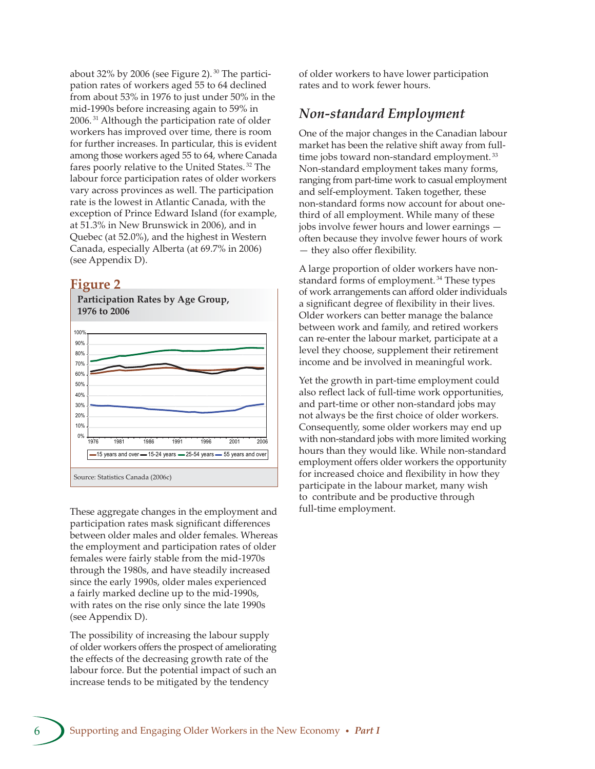about 32% by 2006 (see Figure 2).[30] The participation rates of workers aged 55 to 64 declined from about 53% in 1976 to just under 50% in the mid-1990s before increasing again to 59% in 2006.[31] Although the participation rate of older workers has improved over time, there is room for further increases. In particular, this is evident among those workers aged 55 to 64, where Canada fares poorly relative to the United States.[32] The labour force participation rates of older workers vary across provinces as well. The participation rate is the lowest in Atlantic Canada, with the exception of Prince Edward Island (for example, at 51.3% in New Brunswick in 2006), and in Quebec (at 52.0%), and the highest in Western Canada, especially Alberta (at 69.7% in 2006) (see Appendix D).

## Figure 2

**Participation Rates by Age Group, 1976 to 2006**

Source: Statistics Canada (2006c)

These aggregate changes in the employment and participation rates mask significant differences between older males and older females. Whereas the employment and participation rates of older females were fairly stable from the mid-1970s through the 1980s, and have steadily increased since the early 1990s, older males experienced a fairly marked decline up to the mid-1990s, with rates on the rise only since the late 1990s (see Appendix D).

The possibility of increasing the labour supply of older workers offers the prospect of ameliorating the effects of the decreasing growth rate of the labour force. But the potential impact of such an increase tends to be mitigated by the tendency of older workers to have lower participation rates and to work fewer hours.

## *Non-standard Employment*

One of the major changes in the Canadian labour market has been the relative shift away from full-time jobs toward non-standard employment.[33] Non-standard employment takes many forms, ranging from part-time work to casual employment and self-employment. Taken together, these non-standard forms now account for about one-third of all employment. While many of these jobs involve fewer hours and lower earnings — often because they involve fewer hours of work — they also offer flexibility.

A large proportion of older workers have non-standard forms of employment.[34] These types of work arrangements can afford older individuals a significant degree of flexibility in their lives. Older workers can better manage the balance between work and family, and retired workers can re-enter the labour market, participate at a level they choose, supplement their retirement income and be involved in meaningful work.

Yet the growth in part-time employment could also reflect lack of full-time work opportunities, and part-time or other non-standard jobs may not always be the first choice of older workers. Consequently, some older workers may end up with non-standard jobs with more limited working hours than they would like. While non-standard employment offers older workers the opportunity for increased choice and flexibility in how they participate in the labour market, many wish to contribute and be productive through full-time employment.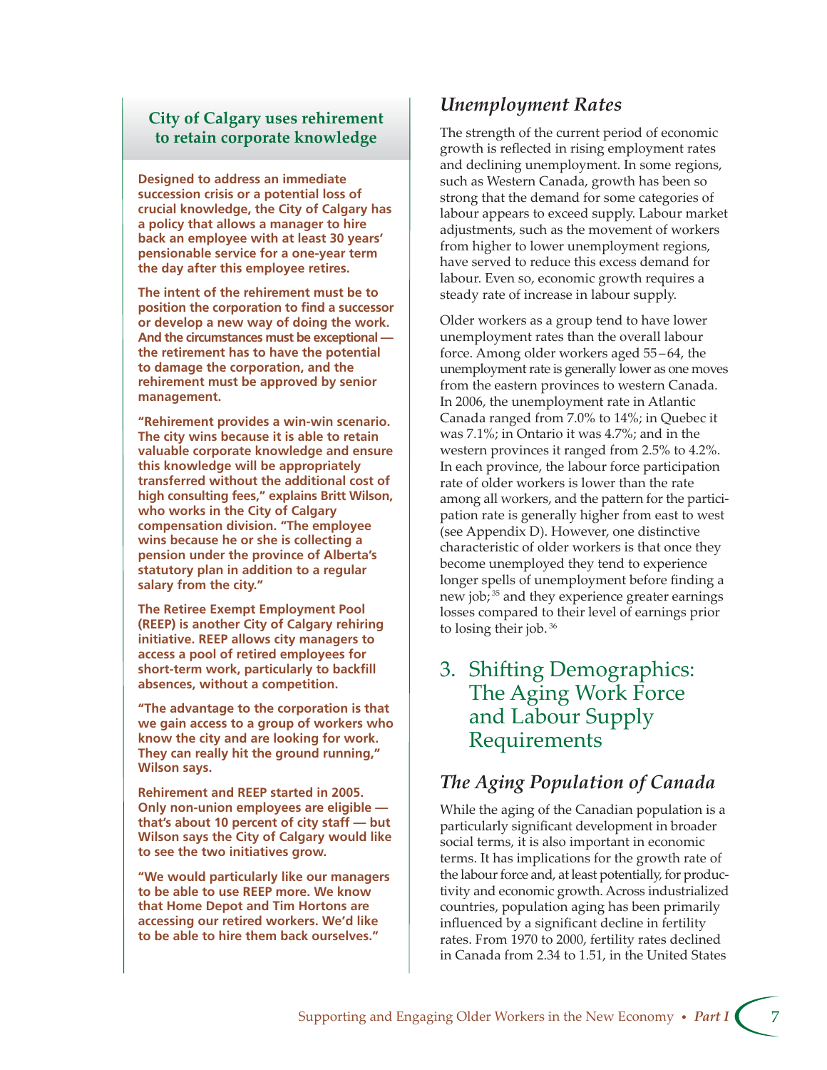### City of Calgary uses rehirement to retain corporate knowledge

**Designed to address an immediate succession crisis or a potential loss of crucial knowledge, the City of Calgary has a policy that allows a manager to hire back an employee with at least 30 years' pensionable service for a one-year term the day after this employee retires.**

**The intent of the rehirement must be to position the corporation to find a successor or develop a new way of doing the work. And the circumstances must be exceptional — the retirement has to have the potential to damage the corporation, and the rehirement must be approved by senior management.**

**"Rehirement provides a win-win scenario. The city wins because it is able to retain valuable corporate knowledge and ensure this knowledge will be appropriately transferred without the additional cost of high consulting fees," explains Britt Wilson, who works in the City of Calgary compensation division. "The employee wins because he or she is collecting a pension under the province of Alberta's statutory plan in addition to a regular salary from the city."**

**The Retiree Exempt Employment Pool (REEP) is another City of Calgary rehiring initiative. REEP allows city managers to access a pool of retired employees for short-term work, particularly to backfill absences, without a competition.**

**"The advantage to the corporation is that we gain access to a group of workers who know the city and are looking for work. They can really hit the ground running," Wilson says.**

**Rehirement and REEP started in 2005. Only non-union employees are eligible — that's about 10 percent of city staff — but Wilson says the City of Calgary would like to see the two initiatives grow.**

**"We would particularly like our managers to be able to use REEP more. We know that Home Depot and Tim Hortons are accessing our retired workers. We'd like to be able to hire them back ourselves."**

## *Unemployment Rates*

The strength of the current period of economic growth is reflected in rising employment rates and declining unemployment. In some regions, such as Western Canada, growth has been so strong that the demand for some categories of labour appears to exceed supply. Labour market adjustments, such as the movement of workers from higher to lower unemployment regions, have served to reduce this excess demand for labour. Even so, economic growth requires a steady rate of increase in labour supply.

Older workers as a group tend to have lower unemployment rates than the overall labour force. Among older workers aged 55–64, the unemployment rate is generally lower as one moves from the eastern provinces to western Canada. In 2006, the unemployment rate in Atlantic Canada ranged from 7.0% to 14%; in Quebec it was 7.1%; in Ontario it was 4.7%; and in the western provinces it ranged from 2.5% to 4.2%. In each province, the labour force participation rate of older workers is lower than the rate among all workers, and the pattern for the participation rate is generally higher from east to west (see Appendix D). However, one distinctive characteristic of older workers is that once they become unemployed they tend to experience longer spells of unemployment before finding a new job;[35] and they experience greater earnings losses compared to their level of earnings prior to losing their job.[36]

# 3. Shifting Demographics: The Aging Work Force and Labour Supply Requirements

## *The Aging Population of Canada*

While the aging of the Canadian population is a particularly significant development in broader social terms, it is also important in economic terms. It has implications for the growth rate of the labour force and, at least potentially, for productivity and economic growth. Across industrialized countries, population aging has been primarily influenced by a significant decline in fertility rates. From 1970 to 2000, fertility rates declined in Canada from 2.34 to 1.51, in the United States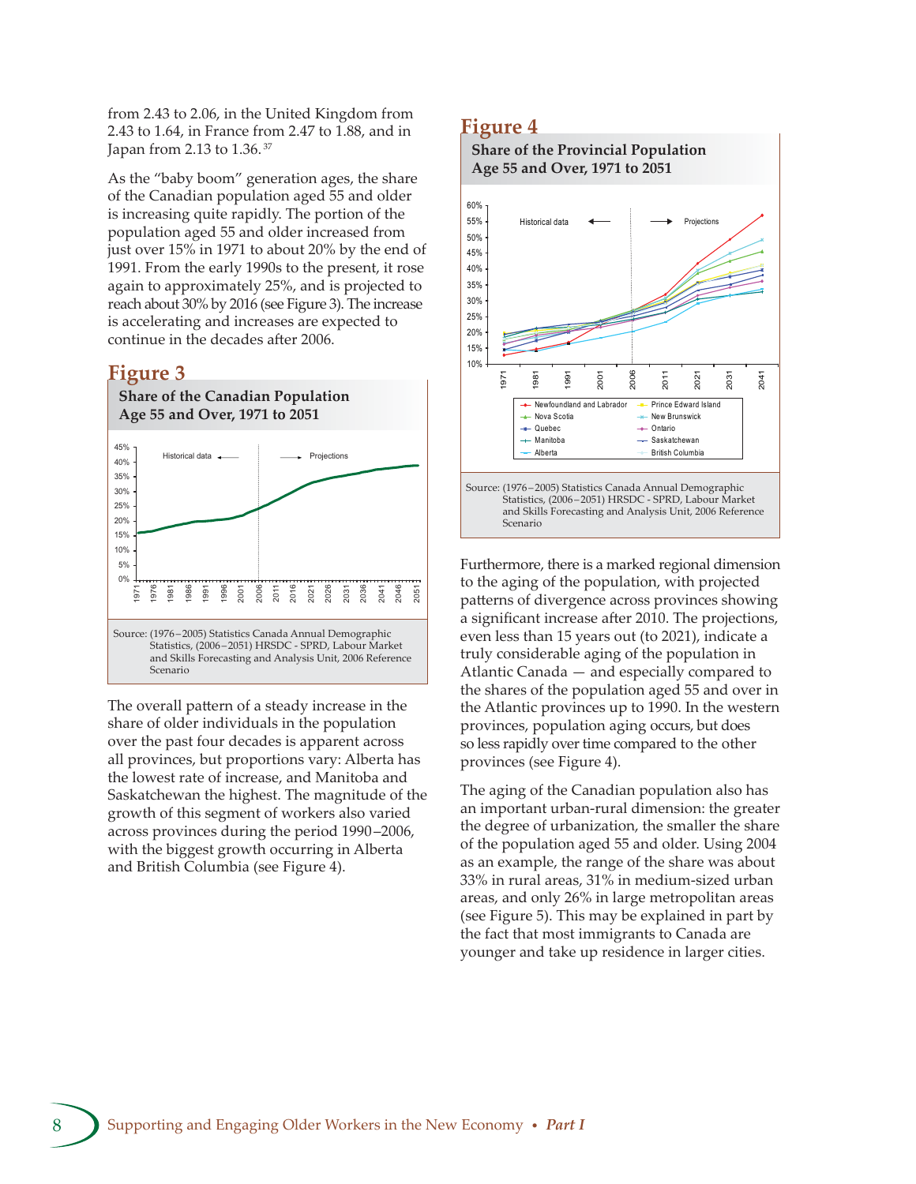from 2.43 to 2.06, in the United Kingdom from 2.43 to 1.64, in France from 2.47 to 1.88, and in Japan from 2.13 to 1.36.[37]

As the "baby boom" generation ages, the share of the Canadian population aged 55 and older is increasing quite rapidly. The portion of the population aged 55 and older increased from just over 15% in 1971 to about 20% by the end of 1991. From the early 1990s to the present, it rose again to approximately 25%, and is projected to reach about 30% by 2016 (see Figure 3). The increase is accelerating and increases are expected to continue in the decades after 2006.

## Figure 3

**Share of the Canadian Population Age 55 and Over, 1971 to 2051**

Source: (1976–2005) Statistics Canada Annual Demographic Statistics, (2006–2051) HRSDC - SPRD, Labour Market and Skills Forecasting and Analysis Unit, 2006 Reference Scenario

The overall pattern of a steady increase in the share of older individuals in the population over the past four decades is apparent across all provinces, but proportions vary: Alberta has the lowest rate of increase, and Manitoba and Saskatchewan the highest. The magnitude of the growth of this segment of workers also varied across provinces during the period 1990–2006, with the biggest growth occurring in Alberta and British Columbia (see Figure 4).

## Figure 4

**Share of the Provincial Population Age 55 and Over, 1971 to 2051**

Source: (1976–2005) Statistics Canada Annual Demographic Statistics, (2006–2051) HRSDC - SPRD, Labour Market and Skills Forecasting and Analysis Unit, 2006 Reference Scenario

Furthermore, there is a marked regional dimension to the aging of the population, with projected patterns of divergence across provinces showing a significant increase after 2010. The projections, even less than 15 years out (to 2021), indicate a truly considerable aging of the population in Atlantic Canada — and especially compared to the shares of the population aged 55 and over in the Atlantic provinces up to 1990. In the western provinces, population aging occurs, but does so less rapidly over time compared to the other provinces (see Figure 4).

The aging of the Canadian population also has an important urban-rural dimension: the greater the degree of urbanization, the smaller the share of the population aged 55 and older. Using 2004 as an example, the range of the share was about 33% in rural areas, 31% in medium-sized urban areas, and only 26% in large metropolitan areas (see Figure 5). This may be explained in part by the fact that most immigrants to Canada are younger and take up residence in larger cities.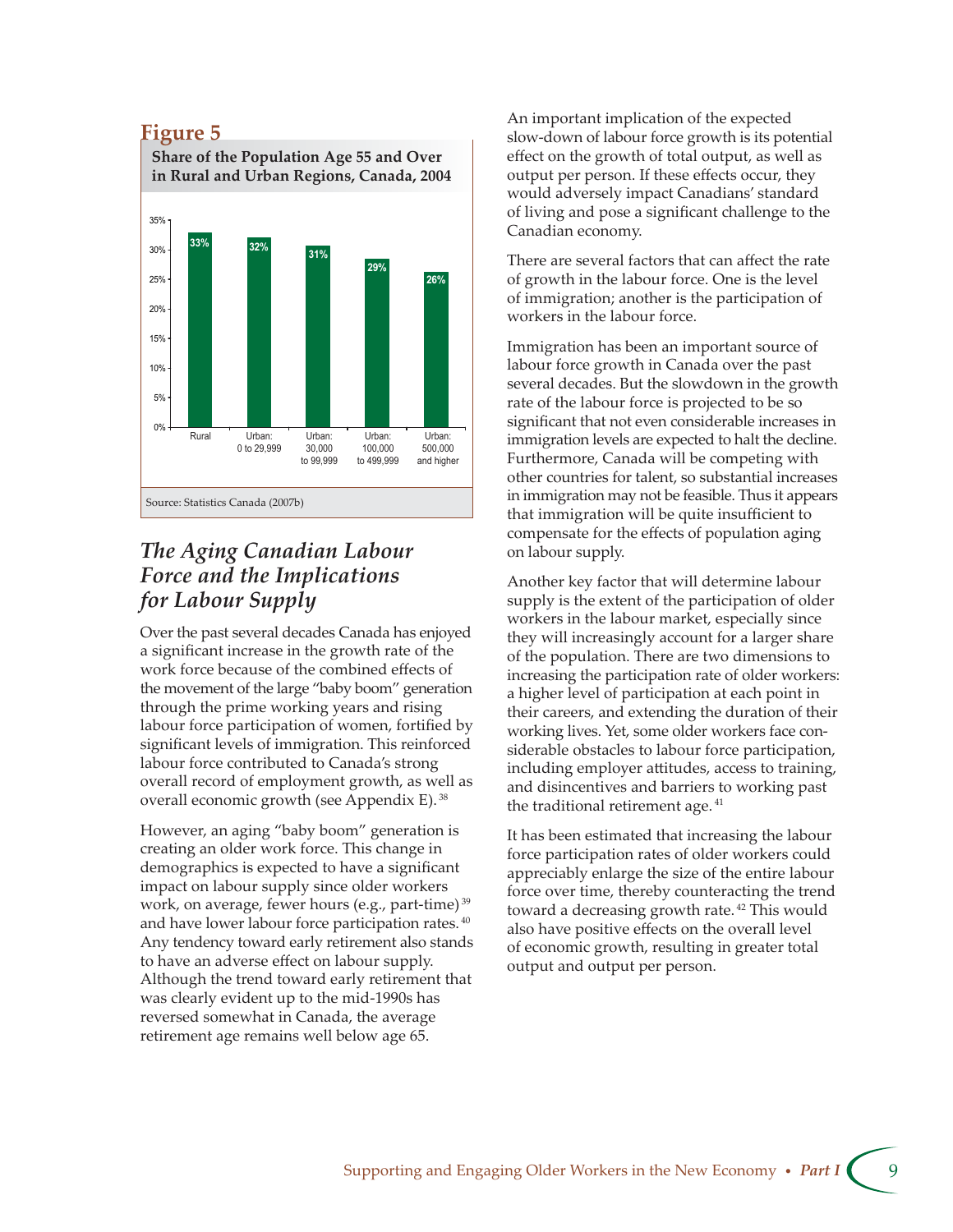## Figure 5

**Share of the Population Age 55 and Over in Rural and Urban Regions, Canada, 2004**

| Region | Share |
| --- | --- |
| Rural | 33% |
| Urban: 0 to 29,999 | 32% |
| Urban: 30,000 to 99,999 | 31% |
| Urban: 100,000 to 499,999 | 29% |
| Urban: 500,000 and higher | 26% |

Source: Statistics Canada (2007b)

## *The Aging Canadian Labour Force and the Implications for Labour Supply*

Over the past several decades Canada has enjoyed a significant increase in the growth rate of the work force because of the combined effects of the movement of the large "baby boom" generation through the prime working years and rising labour force participation of women, fortified by significant levels of immigration. This reinforced labour force contributed to Canada's strong overall record of employment growth, as well as overall economic growth (see Appendix E).[38]

However, an aging "baby boom" generation is creating an older work force. This change in demographics is expected to have a significant impact on labour supply since older workers work, on average, fewer hours (e.g., part-time)[39] and have lower labour force participation rates.[40] Any tendency toward early retirement also stands to have an adverse effect on labour supply. Although the trend toward early retirement that was clearly evident up to the mid-1990s has reversed somewhat in Canada, the average retirement age remains well below age 65.

An important implication of the expected slow-down of labour force growth is its potential effect on the growth of total output, as well as output per person. If these effects occur, they would adversely impact Canadians' standard of living and pose a significant challenge to the Canadian economy.

There are several factors that can affect the rate of growth in the labour force. One is the level of immigration; another is the participation of workers in the labour force.

Immigration has been an important source of labour force growth in Canada over the past several decades. But the slowdown in the growth rate of the labour force is projected to be so significant that not even considerable increases in immigration levels are expected to halt the decline. Furthermore, Canada will be competing with other countries for talent, so substantial increases in immigration may not be feasible. Thus it appears that immigration will be quite insufficient to compensate for the effects of population aging on labour supply.

Another key factor that will determine labour supply is the extent of the participation of older workers in the labour market, especially since they will increasingly account for a larger share of the population. There are two dimensions to increasing the participation rate of older workers: a higher level of participation at each point in their careers, and extending the duration of their working lives. Yet, some older workers face considerable obstacles to labour force participation, including employer attitudes, access to training, and disincentives and barriers to working past the traditional retirement age.[41]

It has been estimated that increasing the labour force participation rates of older workers could appreciably enlarge the size of the entire labour force over time, thereby counteracting the trend toward a decreasing growth rate.[42] This would also have positive effects on the overall level of economic growth, resulting in greater total output and output per person.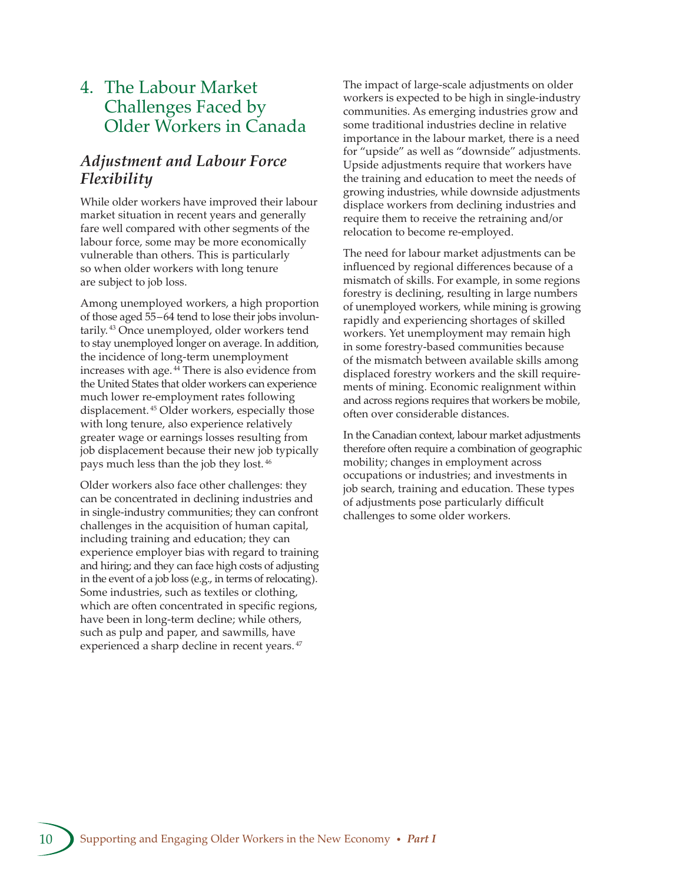# 4. The Labour Market Challenges Faced by Older Workers in Canada

## *Adjustment and Labour Force Flexibility*

While older workers have improved their labour market situation in recent years and generally fare well compared with other segments of the labour force, some may be more economically vulnerable than others. This is particularly so when older workers with long tenure are subject to job loss.

Among unemployed workers, a high proportion of those aged 55–64 tend to lose their jobs involuntarily.[43] Once unemployed, older workers tend to stay unemployed longer on average. In addition, the incidence of long-term unemployment increases with age.[44] There is also evidence from the United States that older workers can experience much lower re-employment rates following displacement.[45] Older workers, especially those with long tenure, also experience relatively greater wage or earnings losses resulting from job displacement because their new job typically pays much less than the job they lost.[46]

Older workers also face other challenges: they can be concentrated in declining industries and in single-industry communities; they can confront challenges in the acquisition of human capital, including training and education; they can experience employer bias with regard to training and hiring; and they can face high costs of adjusting in the event of a job loss (e.g., in terms of relocating). Some industries, such as textiles or clothing, which are often concentrated in specific regions, have been in long-term decline; while others, such as pulp and paper, and sawmills, have experienced a sharp decline in recent years.[47]

The impact of large-scale adjustments on older workers is expected to be high in single-industry communities. As emerging industries grow and some traditional industries decline in relative importance in the labour market, there is a need for "upside" as well as "downside" adjustments. Upside adjustments require that workers have the training and education to meet the needs of growing industries, while downside adjustments displace workers from declining industries and require them to receive the retraining and/or relocation to become re-employed.

The need for labour market adjustments can be influenced by regional differences because of a mismatch of skills. For example, in some regions forestry is declining, resulting in large numbers of unemployed workers, while mining is growing rapidly and experiencing shortages of skilled workers. Yet unemployment may remain high in some forestry-based communities because of the mismatch between available skills among displaced forestry workers and the skill requirements of mining. Economic realignment within and across regions requires that workers be mobile, often over considerable distances.

In the Canadian context, labour market adjustments therefore often require a combination of geographic mobility; changes in employment across occupations or industries; and investments in job search, training and education. These types of adjustments pose particularly difficult challenges to some older workers.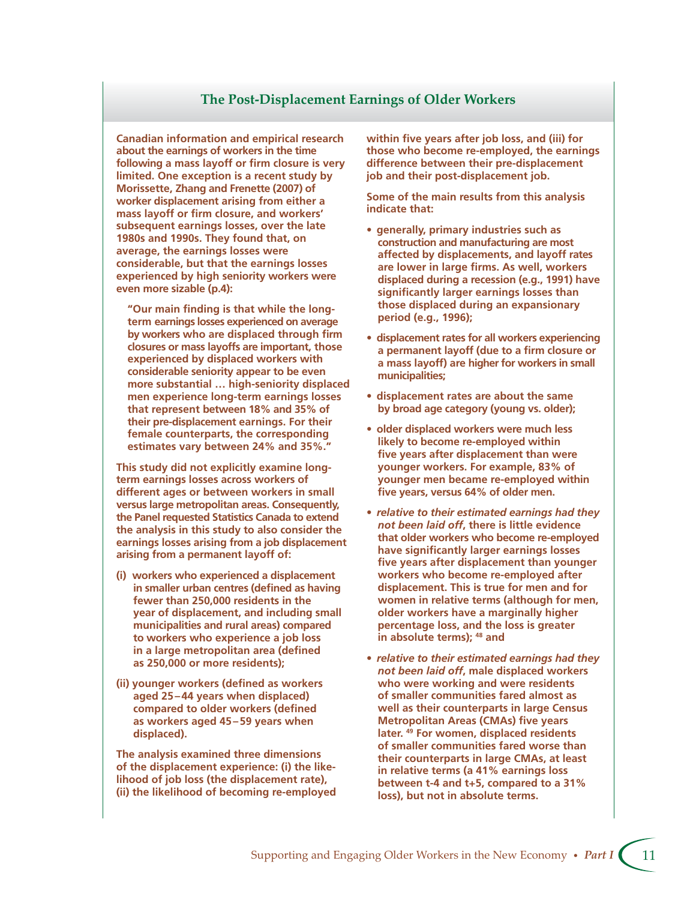## The Post-Displacement Earnings of Older Workers

**Canadian information and empirical research about the earnings of workers in the time following a mass layoff or firm closure is very limited. One exception is a recent study by Morissette, Zhang and Frenette (2007) of worker displacement arising from either a mass layoff or firm closure, and workers' subsequent earnings losses, over the late 1980s and 1990s. They found that, on average, the earnings losses were considerable, but that the earnings losses experienced by high seniority workers were even more sizable (p.4):**

> **"Our main finding is that while the long-term earnings losses experienced on average by workers who are displaced through firm closures or mass layoffs are important, those experienced by displaced workers with considerable seniority appear to be even more substantial … high-seniority displaced men experience long-term earnings losses that represent between 18% and 35% of their pre-displacement earnings. For their female counterparts, the corresponding estimates vary between 24% and 35%."**

**This study did not explicitly examine long-term earnings losses across workers of different ages or between workers in small versus large metropolitan areas. Consequently, the Panel requested Statistics Canada to extend the analysis in this study to also consider the earnings losses arising from a job displacement arising from a permanent layoff of:**

**(i) workers who experienced a displacement in smaller urban centres (defined as having fewer than 250,000 residents in the year of displacement, and including small municipalities and rural areas) compared to workers who experience a job loss in a large metropolitan area (defined as 250,000 or more residents);**

**(ii) younger workers (defined as workers aged 25–44 years when displaced) compared to older workers (defined as workers aged 45–59 years when displaced).**

**The analysis examined three dimensions of the displacement experience: (i) the likelihood of job loss (the displacement rate), (ii) the likelihood of becoming re-employed within five years after job loss, and (iii) for those who become re-employed, the earnings difference between their pre-displacement job and their post-displacement job.**

**Some of the main results from this analysis indicate that:**

- **generally, primary industries such as construction and manufacturing are most affected by displacements, and layoff rates are lower in large firms. As well, workers displaced during a recession (e.g., 1991) have significantly larger earnings losses than those displaced during an expansionary period (e.g., 1996);**
- **displacement rates for all workers experiencing a permanent layoff (due to a firm closure or a mass layoff) are higher for workers in small municipalities;**
- **displacement rates are about the same by broad age category (young vs. older);**
- **older displaced workers were much less likely to become re-employed within five years after displacement than were younger workers. For example, 83% of younger men became re-employed within five years, versus 64% of older men.**
- ***relative to their estimated earnings had they not been laid off*, there is little evidence that older workers who become re-employed have significantly larger earnings losses five years after displacement than younger workers who become re-employed after displacement. This is true for men and for women in relative terms (although for men, older workers have a marginally higher percentage loss, and the loss is greater in absolute terms);[48] and**
- ***relative to their estimated earnings had they not been laid off*, male displaced workers who were working and were residents of smaller communities fared almost as well as their counterparts in large Census Metropolitan Areas (CMAs) five years later.[49] For women, displaced residents of smaller communities fared worse than their counterparts in large CMAs, at least in relative terms (a 41% earnings loss between t-4 and t+5, compared to a 31% loss), but not in absolute terms.**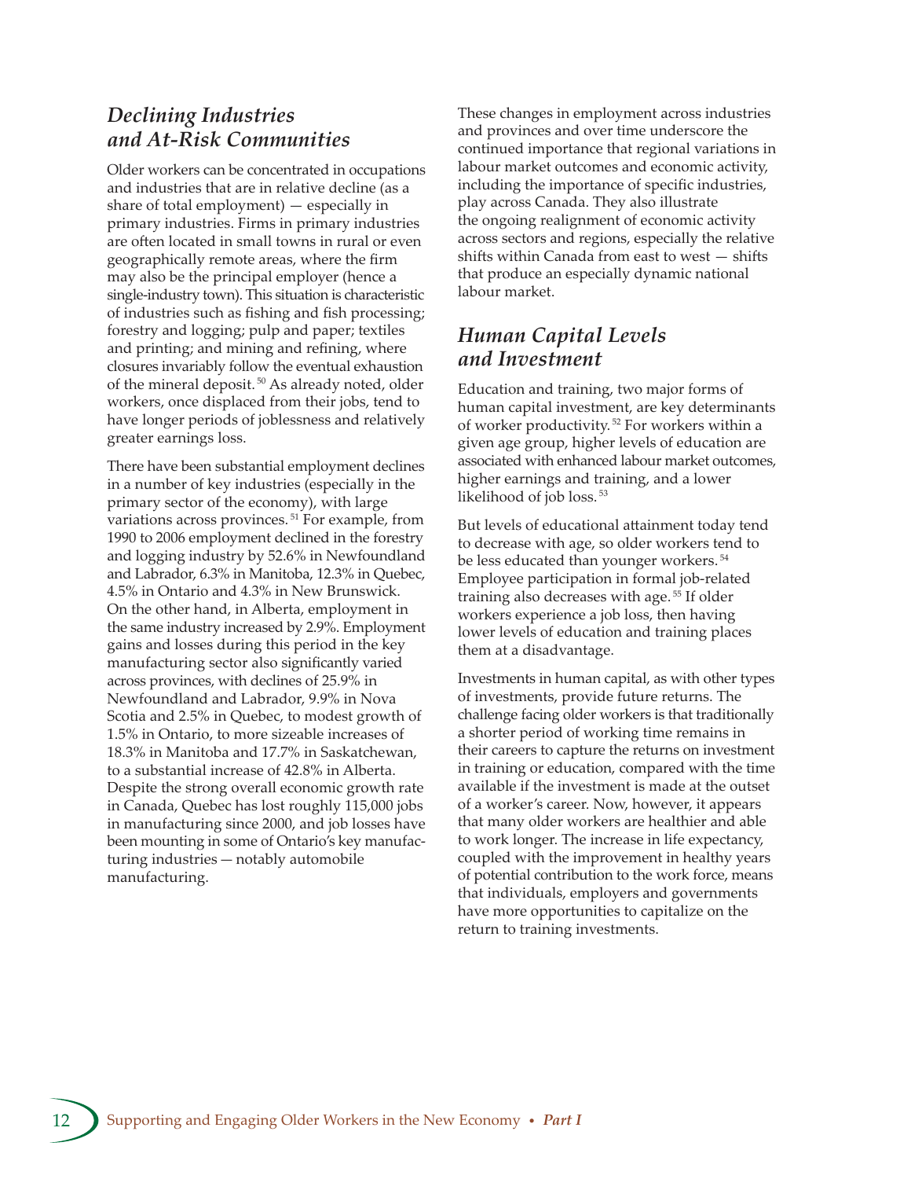## *Declining Industries and At-Risk Communities*

Older workers can be concentrated in occupations and industries that are in relative decline (as a share of total employment) — especially in primary industries. Firms in primary industries are often located in small towns in rural or even geographically remote areas, where the firm may also be the principal employer (hence a single-industry town). This situation is characteristic of industries such as fishing and fish processing; forestry and logging; pulp and paper; textiles and printing; and mining and refining, where closures invariably follow the eventual exhaustion of the mineral deposit.[50] As already noted, older workers, once displaced from their jobs, tend to have longer periods of joblessness and relatively greater earnings loss.

There have been substantial employment declines in a number of key industries (especially in the primary sector of the economy), with large variations across provinces.[51] For example, from 1990 to 2006 employment declined in the forestry and logging industry by 52.6% in Newfoundland and Labrador, 6.3% in Manitoba, 12.3% in Quebec, 4.5% in Ontario and 4.3% in New Brunswick. On the other hand, in Alberta, employment in the same industry increased by 2.9%. Employment gains and losses during this period in the key manufacturing sector also significantly varied across provinces, with declines of 25.9% in Newfoundland and Labrador, 9.9% in Nova Scotia and 2.5% in Quebec, to modest growth of 1.5% in Ontario, to more sizeable increases of 18.3% in Manitoba and 17.7% in Saskatchewan, to a substantial increase of 42.8% in Alberta. Despite the strong overall economic growth rate in Canada, Quebec has lost roughly 115,000 jobs in manufacturing since 2000, and job losses have been mounting in some of Ontario's key manufacturing industries — notably automobile manufacturing.

These changes in employment across industries and provinces and over time underscore the continued importance that regional variations in labour market outcomes and economic activity, including the importance of specific industries, play across Canada. They also illustrate the ongoing realignment of economic activity across sectors and regions, especially the relative shifts within Canada from east to west — shifts that produce an especially dynamic national labour market.

## *Human Capital Levels and Investment*

Education and training, two major forms of human capital investment, are key determinants of worker productivity.[52] For workers within a given age group, higher levels of education are associated with enhanced labour market outcomes, higher earnings and training, and a lower likelihood of job loss.[53]

But levels of educational attainment today tend to decrease with age, so older workers tend to be less educated than younger workers.[54] Employee participation in formal job-related training also decreases with age.[55] If older workers experience a job loss, then having lower levels of education and training places them at a disadvantage.

Investments in human capital, as with other types of investments, provide future returns. The challenge facing older workers is that traditionally a shorter period of working time remains in their careers to capture the returns on investment in training or education, compared with the time available if the investment is made at the outset of a worker's career. Now, however, it appears that many older workers are healthier and able to work longer. The increase in life expectancy, coupled with the improvement in healthy years of potential contribution to the work force, means that individuals, employers and governments have more opportunities to capitalize on the return to training investments.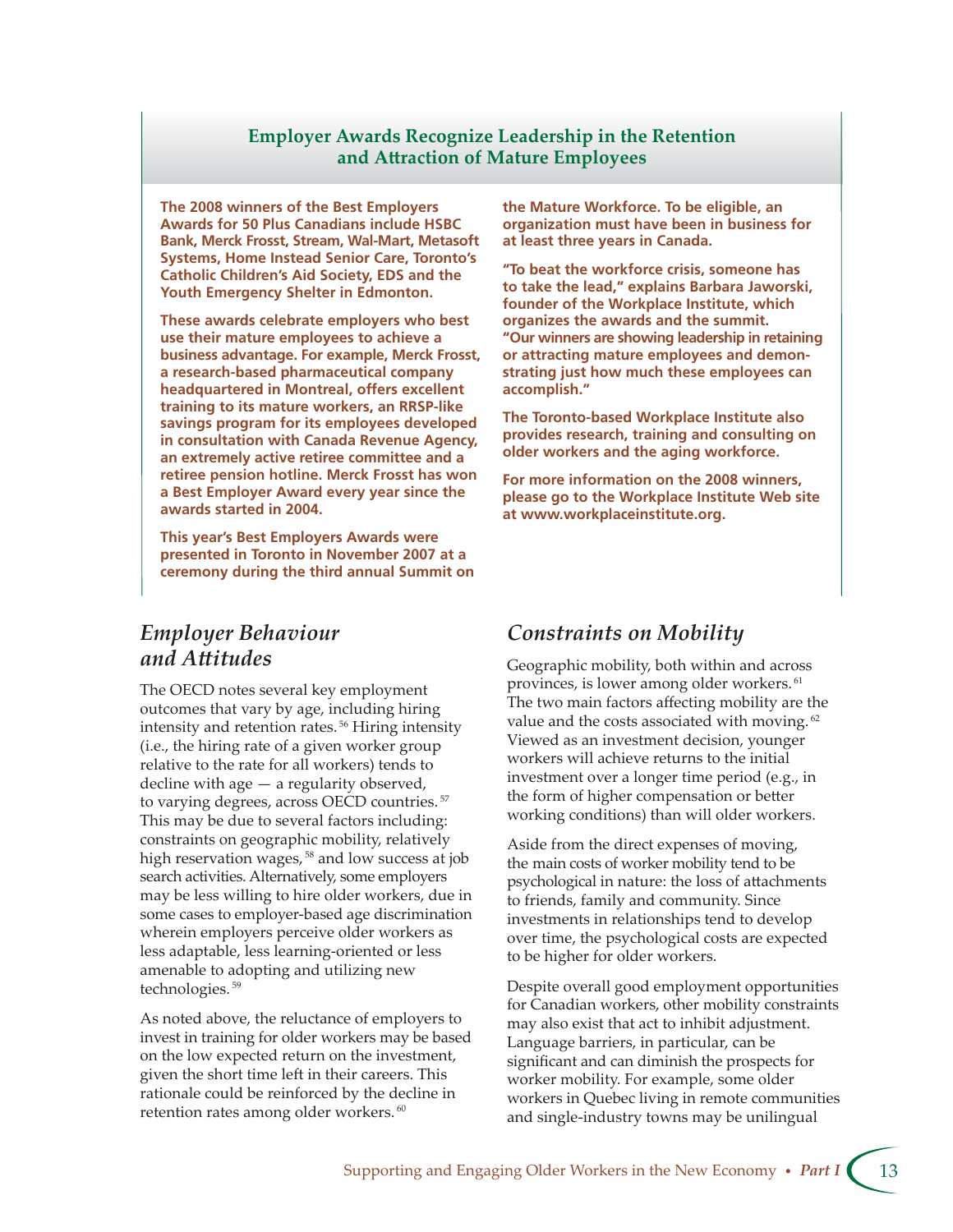## Employer Awards Recognize Leadership in the Retention and Attraction of Mature Employees

**The 2008 winners of the Best Employers Awards for 50 Plus Canadians include HSBC Bank, Merck Frosst, Stream, Wal-Mart, Metasoft Systems, Home Instead Senior Care, Toronto's Catholic Children's Aid Society, EDS and the Youth Emergency Shelter in Edmonton.**

**These awards celebrate employers who best use their mature employees to achieve a business advantage. For example, Merck Frosst, a research-based pharmaceutical company headquartered in Montreal, offers excellent training to its mature workers, an RRSP-like savings program for its employees developed in consultation with Canada Revenue Agency, an extremely active retiree committee and a retiree pension hotline. Merck Frosst has won a Best Employer Award every year since the awards started in 2004.**

**This year's Best Employers Awards were presented in Toronto in November 2007 at a ceremony during the third annual Summit on the Mature Workforce. To be eligible, an organization must have been in business for at least three years in Canada.**

**"To beat the workforce crisis, someone has to take the lead," explains Barbara Jaworski, founder of the Workplace Institute, which organizes the awards and the summit. "Our winners are showing leadership in retaining or attracting mature employees and demonstrating just how much these employees can accomplish."**

**The Toronto-based Workplace Institute also provides research, training and consulting on older workers and the aging workforce.**

**For more information on the 2008 winners, please go to the Workplace Institute Web site at www.workplaceinstitute.org.**

## *Employer Behaviour and Attitudes*

The OECD notes several key employment outcomes that vary by age, including hiring intensity and retention rates.[56] Hiring intensity (i.e., the hiring rate of a given worker group relative to the rate for all workers) tends to decline with age — a regularity observed, to varying degrees, across OECD countries.[57] This may be due to several factors including: constraints on geographic mobility, relatively high reservation wages,[58] and low success at job search activities. Alternatively, some employers may be less willing to hire older workers, due in some cases to employer-based age discrimination wherein employers perceive older workers as less adaptable, less learning-oriented or less amenable to adopting and utilizing new technologies.[59]

As noted above, the reluctance of employers to invest in training for older workers may be based on the low expected return on the investment, given the short time left in their careers. This rationale could be reinforced by the decline in retention rates among older workers.[60]

## *Constraints on Mobility*

Geographic mobility, both within and across provinces, is lower among older workers.[61] The two main factors affecting mobility are the value and the costs associated with moving.[62] Viewed as an investment decision, younger workers will achieve returns to the initial investment over a longer time period (e.g., in the form of higher compensation or better working conditions) than will older workers.

Aside from the direct expenses of moving, the main costs of worker mobility tend to be psychological in nature: the loss of attachments to friends, family and community. Since investments in relationships tend to develop over time, the psychological costs are expected to be higher for older workers.

Despite overall good employment opportunities for Canadian workers, other mobility constraints may also exist that act to inhibit adjustment. Language barriers, in particular, can be significant and can diminish the prospects for worker mobility. For example, some older workers in Quebec living in remote communities and single-industry towns may be unilingual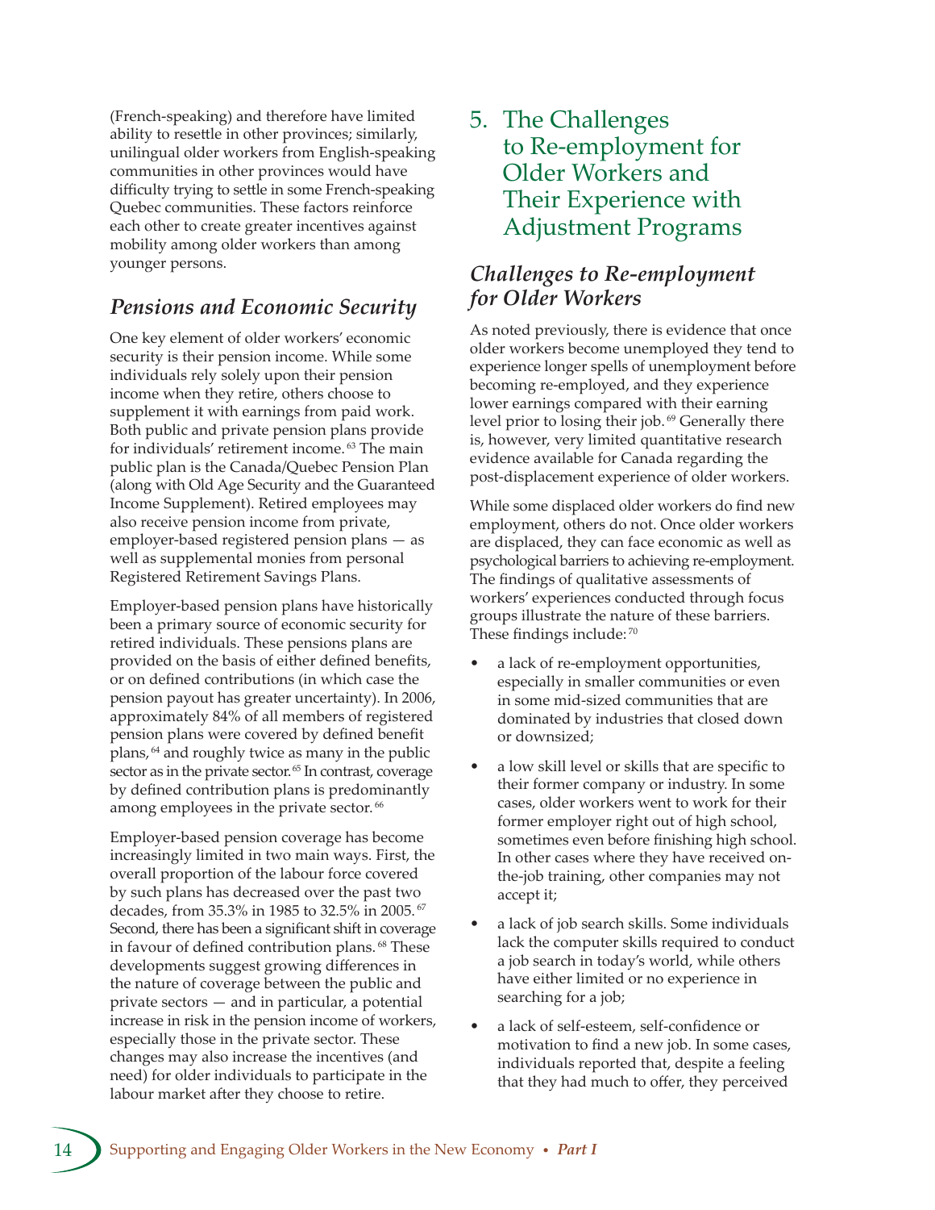(French-speaking) and therefore have limited ability to resettle in other provinces; similarly, unilingual older workers from English-speaking communities in other provinces would have difficulty trying to settle in some French-speaking Quebec communities. These factors reinforce each other to create greater incentives against mobility among older workers than among younger persons.

### *Pensions and Economic Security*

One key element of older workers' economic security is their pension income. While some individuals rely solely upon their pension income when they retire, others choose to supplement it with earnings from paid work. Both public and private pension plans provide for individuals' retirement income.[63] The main public plan is the Canada/Quebec Pension Plan (along with Old Age Security and the Guaranteed Income Supplement). Retired employees may also receive pension income from private, employer-based registered pension plans — as well as supplemental monies from personal Registered Retirement Savings Plans.

Employer-based pension plans have historically been a primary source of economic security for retired individuals. These pensions plans are provided on the basis of either defined benefits, or on defined contributions (in which case the pension payout has greater uncertainty). In 2006, approximately 84% of all members of registered pension plans were covered by defined benefit plans,[64] and roughly twice as many in the public sector as in the private sector.[65] In contrast, coverage by defined contribution plans is predominantly among employees in the private sector.[66]

Employer-based pension coverage has become increasingly limited in two main ways. First, the overall proportion of the labour force covered by such plans has decreased over the past two decades, from 35.3% in 1985 to 32.5% in 2005.[67] Second, there has been a significant shift in coverage in favour of defined contribution plans.[68] These developments suggest growing differences in the nature of coverage between the public and private sectors — and in particular, a potential increase in risk in the pension income of workers, especially those in the private sector. These changes may also increase the incentives (and need) for older individuals to participate in the labour market after they choose to retire.

## 5. The Challenges to Re-employment for Older Workers and Their Experience with Adjustment Programs

### *Challenges to Re-employment for Older Workers*

As noted previously, there is evidence that once older workers become unemployed they tend to experience longer spells of unemployment before becoming re-employed, and they experience lower earnings compared with their earning level prior to losing their job.[69] Generally there is, however, very limited quantitative research evidence available for Canada regarding the post-displacement experience of older workers.

While some displaced older workers do find new employment, others do not. Once older workers are displaced, they can face economic as well as psychological barriers to achieving re-employment. The findings of qualitative assessments of workers' experiences conducted through focus groups illustrate the nature of these barriers. These findings include:[70]

- a lack of re-employment opportunities, especially in smaller communities or even in some mid-sized communities that are dominated by industries that closed down or downsized;
- a low skill level or skills that are specific to their former company or industry. In some cases, older workers went to work for their former employer right out of high school, sometimes even before finishing high school. In other cases where they have received on-the-job training, other companies may not accept it;
- a lack of job search skills. Some individuals lack the computer skills required to conduct a job search in today's world, while others have either limited or no experience in searching for a job;
- a lack of self-esteem, self-confidence or motivation to find a new job. In some cases, individuals reported that, despite a feeling that they had much to offer, they perceived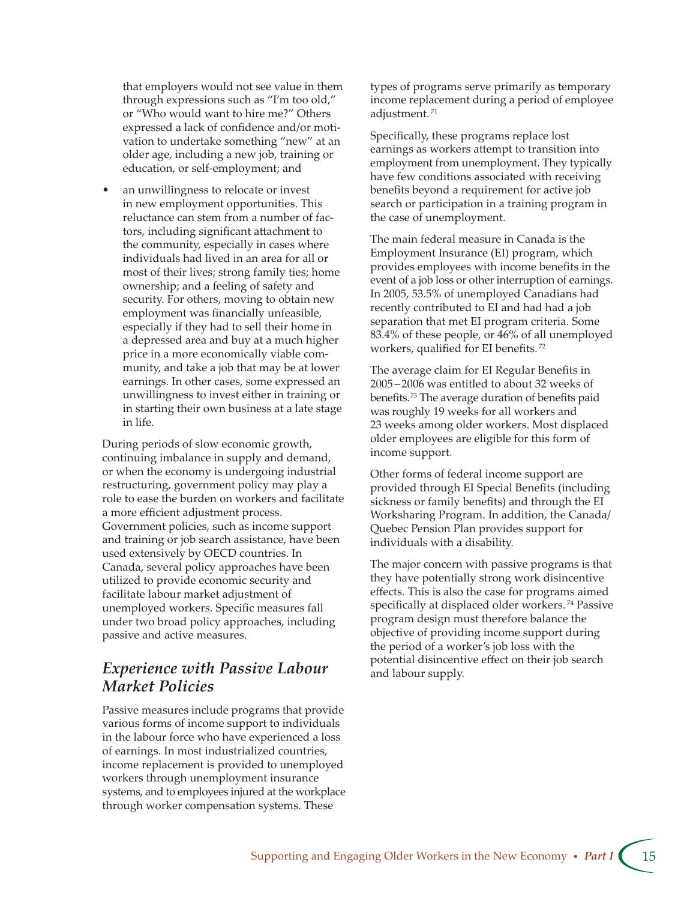that employers would not see value in them through expressions such as "I'm too old," or "Who would want to hire me?" Others expressed a lack of confidence and/or motivation to undertake something "new" at an older age, including a new job, training or education, or self-employment; and

- an unwillingness to relocate or invest in new employment opportunities. This reluctance can stem from a number of factors, including significant attachment to the community, especially in cases where individuals had lived in an area for all or most of their lives; strong family ties; home ownership; and a feeling of safety and security. For others, moving to obtain new employment was financially unfeasible, especially if they had to sell their home in a depressed area and buy at a much higher price in a more economically viable community, and take a job that may be at lower earnings. In other cases, some expressed an unwillingness to invest either in training or in starting their own business at a late stage in life.

During periods of slow economic growth, continuing imbalance in supply and demand, or when the economy is undergoing industrial restructuring, government policy may play a role to ease the burden on workers and facilitate a more efficient adjustment process. Government policies, such as income support and training or job search assistance, have been used extensively by OECD countries. In Canada, several policy approaches have been utilized to provide economic security and facilitate labour market adjustment of unemployed workers. Specific measures fall under two broad policy approaches, including passive and active measures.

## *Experience with Passive Labour Market Policies*

Passive measures include programs that provide various forms of income support to individuals in the labour force who have experienced a loss of earnings. In most industrialized countries, income replacement is provided to unemployed workers through unemployment insurance systems, and to employees injured at the workplace through worker compensation systems. These types of programs serve primarily as temporary income replacement during a period of employee adjustment.[71]

Specifically, these programs replace lost earnings as workers attempt to transition into employment from unemployment. They typically have few conditions associated with receiving benefits beyond a requirement for active job search or participation in a training program in the case of unemployment.

The main federal measure in Canada is the Employment Insurance (EI) program, which provides employees with income benefits in the event of a job loss or other interruption of earnings. In 2005, 53.5% of unemployed Canadians had recently contributed to EI and had had a job separation that met EI program criteria. Some 83.4% of these people, or 46% of all unemployed workers, qualified for EI benefits.[72]

The average claim for EI Regular Benefits in 2005 – 2006 was entitled to about 32 weeks of benefits.[73] The average duration of benefits paid was roughly 19 weeks for all workers and 23 weeks among older workers. Most displaced older employees are eligible for this form of income support.

Other forms of federal income support are provided through EI Special Benefits (including sickness or family benefits) and through the EI Worksharing Program. In addition, the Canada/Quebec Pension Plan provides support for individuals with a disability.

The major concern with passive programs is that they have potentially strong work disincentive effects. This is also the case for programs aimed specifically at displaced older workers.[74] Passive program design must therefore balance the objective of providing income support during the period of a worker's job loss with the potential disincentive effect on their job search and labour supply.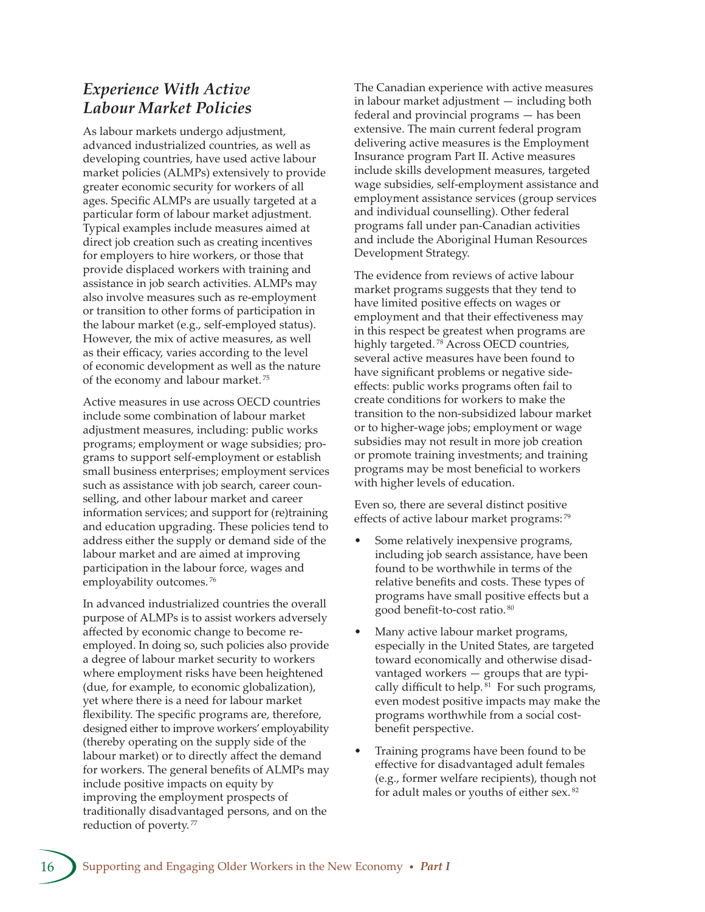## *Experience With Active Labour Market Policies*

As labour markets undergo adjustment, advanced industrialized countries, as well as developing countries, have used active labour market policies (ALMPs) extensively to provide greater economic security for workers of all ages. Specific ALMPs are usually targeted at a particular form of labour market adjustment. Typical examples include measures aimed at direct job creation such as creating incentives for employers to hire workers, or those that provide displaced workers with training and assistance in job search activities. ALMPs may also involve measures such as re-employment or transition to other forms of participation in the labour market (e.g., self-employed status). However, the mix of active measures, as well as their efficacy, varies according to the level of economic development as well as the nature of the economy and labour market.[75]

Active measures in use across OECD countries include some combination of labour market adjustment measures, including: public works programs; employment or wage subsidies; programs to support self-employment or establish small business enterprises; employment services such as assistance with job search, career counselling, and other labour market and career information services; and support for (re)training and education upgrading. These policies tend to address either the supply or demand side of the labour market and are aimed at improving participation in the labour force, wages and employability outcomes.[76]

In advanced industrialized countries the overall purpose of ALMPs is to assist workers adversely affected by economic change to become re-employed. In doing so, such policies also provide a degree of labour market security to workers where employment risks have been heightened (due, for example, to economic globalization), yet where there is a need for labour market flexibility. The specific programs are, therefore, designed either to improve workers' employability (thereby operating on the supply side of the labour market) or to directly affect the demand for workers. The general benefits of ALMPs may include positive impacts on equity by improving the employment prospects of traditionally disadvantaged persons, and on the reduction of poverty.[77]

The Canadian experience with active measures in labour market adjustment — including both federal and provincial programs — has been extensive. The main current federal program delivering active measures is the Employment Insurance program Part II. Active measures include skills development measures, targeted wage subsidies, self-employment assistance and employment assistance services (group services and individual counselling). Other federal programs fall under pan-Canadian activities and include the Aboriginal Human Resources Development Strategy.

The evidence from reviews of active labour market programs suggests that they tend to have limited positive effects on wages or employment and that their effectiveness may in this respect be greatest when programs are highly targeted.[78] Across OECD countries, several active measures have been found to have significant problems or negative side-effects: public works programs often fail to create conditions for workers to make the transition to the non-subsidized labour market or to higher-wage jobs; employment or wage subsidies may not result in more job creation or promote training investments; and training programs may be most beneficial to workers with higher levels of education.

Even so, there are several distinct positive effects of active labour market programs:[79]

- Some relatively inexpensive programs, including job search assistance, have been found to be worthwhile in terms of the relative benefits and costs. These types of programs have small positive effects but a good benefit-to-cost ratio.[80]
- Many active labour market programs, especially in the United States, are targeted toward economically and otherwise disadvantaged workers — groups that are typically difficult to help.[81] For such programs, even modest positive impacts may make the programs worthwhile from a social cost-benefit perspective.
- Training programs have been found to be effective for disadvantaged adult females (e.g., former welfare recipients), though not for adult males or youths of either sex.[82]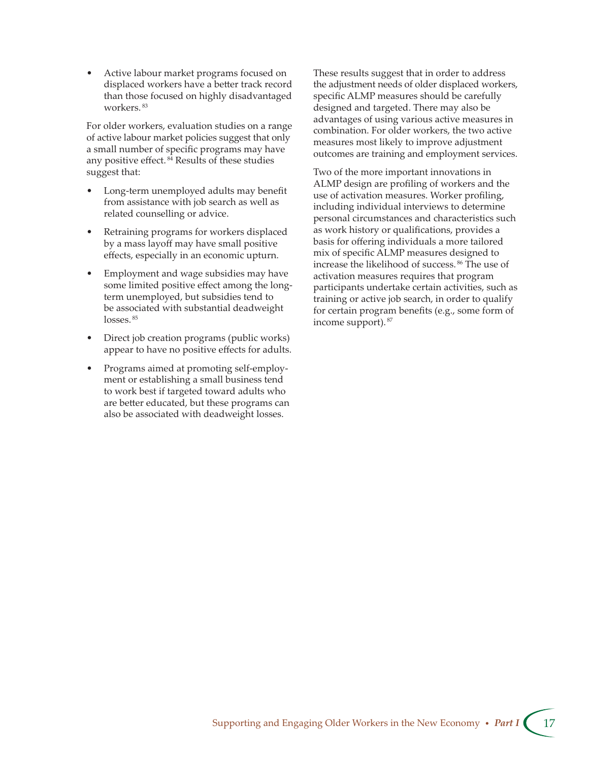- Active labour market programs focused on displaced workers have a better track record than those focused on highly disadvantaged workers.[83]

For older workers, evaluation studies on a range of active labour market policies suggest that only a small number of specific programs may have any positive effect.[84] Results of these studies suggest that:

- Long-term unemployed adults may benefit from assistance with job search as well as related counselling or advice.
- Retraining programs for workers displaced by a mass layoff may have small positive effects, especially in an economic upturn.
- Employment and wage subsidies may have some limited positive effect among the long-term unemployed, but subsidies tend to be associated with substantial deadweight losses.[85]
- Direct job creation programs (public works) appear to have no positive effects for adults.
- Programs aimed at promoting self-employment or establishing a small business tend to work best if targeted toward adults who are better educated, but these programs can also be associated with deadweight losses.

These results suggest that in order to address the adjustment needs of older displaced workers, specific ALMP measures should be carefully designed and targeted. There may also be advantages of using various active measures in combination. For older workers, the two active measures most likely to improve adjustment outcomes are training and employment services.

Two of the more important innovations in ALMP design are profiling of workers and the use of activation measures. Worker profiling, including individual interviews to determine personal circumstances and characteristics such as work history or qualifications, provides a basis for offering individuals a more tailored mix of specific ALMP measures designed to increase the likelihood of success.[86] The use of activation measures requires that program participants undertake certain activities, such as training or active job search, in order to qualify for certain program benefits (e.g., some form of income support).[87]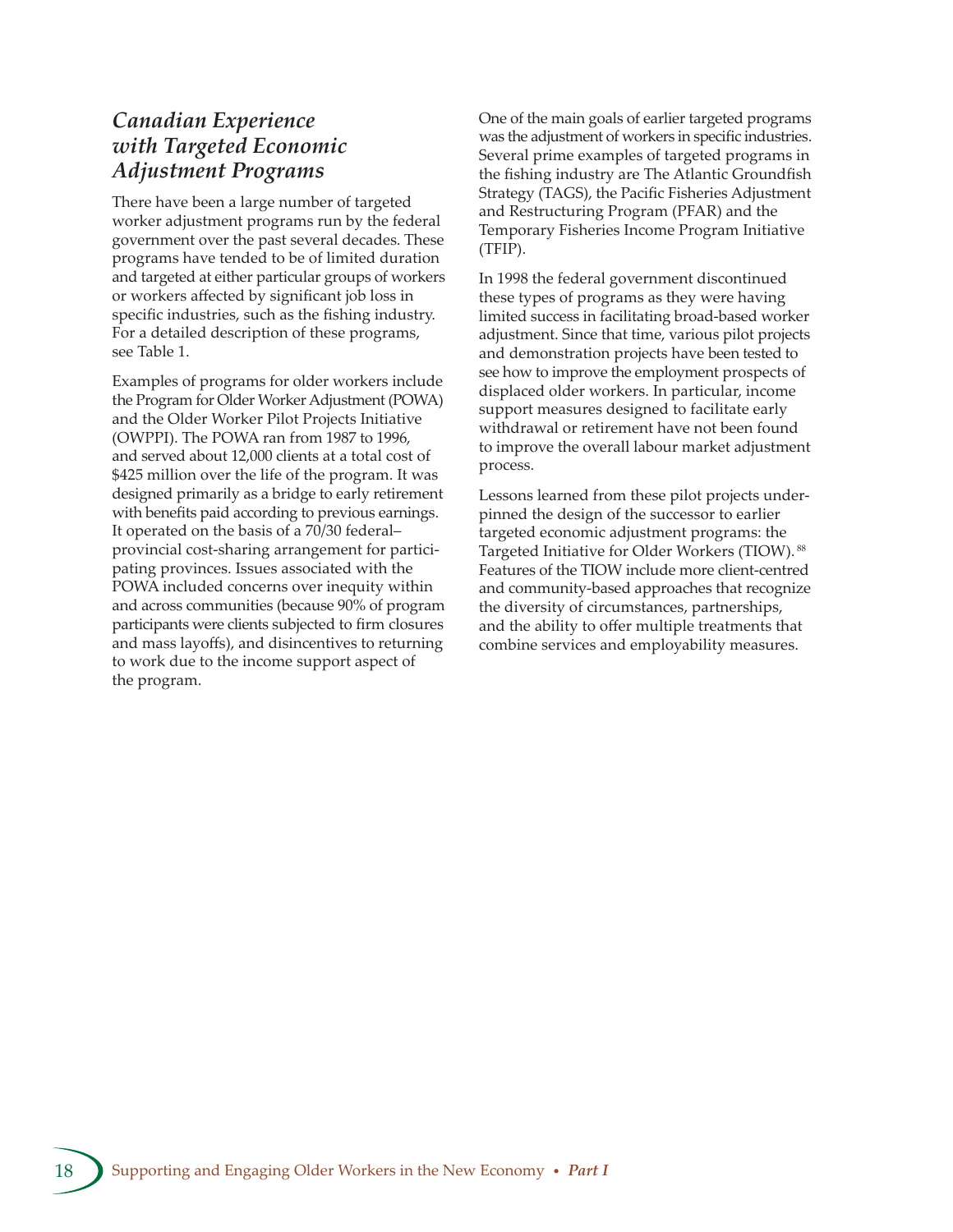## *Canadian Experience with Targeted Economic Adjustment Programs*

There have been a large number of targeted worker adjustment programs run by the federal government over the past several decades. These programs have tended to be of limited duration and targeted at either particular groups of workers or workers affected by significant job loss in specific industries, such as the fishing industry. For a detailed description of these programs, see Table 1.

Examples of programs for older workers include the Program for Older Worker Adjustment (POWA) and the Older Worker Pilot Projects Initiative (OWPPI). The POWA ran from 1987 to 1996, and served about 12,000 clients at a total cost of $425 million over the life of the program. It was designed primarily as a bridge to early retirement with benefits paid according to previous earnings. It operated on the basis of a 70/30 federal–provincial cost-sharing arrangement for participating provinces. Issues associated with the POWA included concerns over inequity within and across communities (because 90% of program participants were clients subjected to firm closures and mass layoffs), and disincentives to returning to work due to the income support aspect of the program.

One of the main goals of earlier targeted programs was the adjustment of workers in specific industries. Several prime examples of targeted programs in the fishing industry are The Atlantic Groundfish Strategy (TAGS), the Pacific Fisheries Adjustment and Restructuring Program (PFAR) and the Temporary Fisheries Income Program Initiative (TFIP).

In 1998 the federal government discontinued these types of programs as they were having limited success in facilitating broad-based worker adjustment. Since that time, various pilot projects and demonstration projects have been tested to see how to improve the employment prospects of displaced older workers. In particular, income support measures designed to facilitate early withdrawal or retirement have not been found to improve the overall labour market adjustment process.

Lessons learned from these pilot projects underpinned the design of the successor to earlier targeted economic adjustment programs: the Targeted Initiative for Older Workers (TIOW).[88] Features of the TIOW include more client-centred and community-based approaches that recognize the diversity of circumstances, partnerships, and the ability to offer multiple treatments that combine services and employability measures.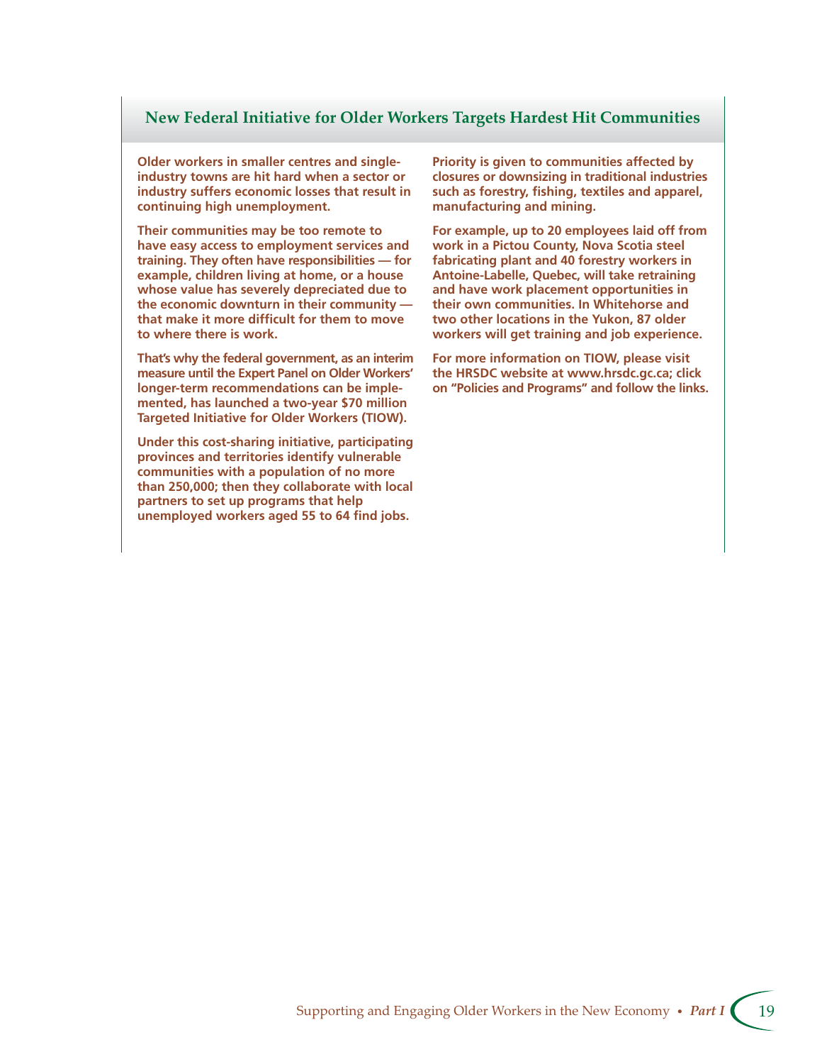## New Federal Initiative for Older Workers Targets Hardest Hit Communities

**Older workers in smaller centres and single-industry towns are hit hard when a sector or industry suffers economic losses that result in continuing high unemployment.**

**Their communities may be too remote to have easy access to employment services and training. They often have responsibilities — for example, children living at home, or a house whose value has severely depreciated due to the economic downturn in their community — that make it more difficult for them to move to where there is work.**

**That's why the federal government, as an interim measure until the Expert Panel on Older Workers' longer-term recommendations can be implemented, has launched a two-year $70 million Targeted Initiative for Older Workers (TIOW).**

**Under this cost-sharing initiative, participating provinces and territories identify vulnerable communities with a population of no more than 250,000; then they collaborate with local partners to set up programs that help unemployed workers aged 55 to 64 find jobs.**

**Priority is given to communities affected by closures or downsizing in traditional industries such as forestry, fishing, textiles and apparel, manufacturing and mining.**

**For example, up to 20 employees laid off from work in a Pictou County, Nova Scotia steel fabricating plant and 40 forestry workers in Antoine-Labelle, Quebec, will take retraining and have work placement opportunities in their own communities. In Whitehorse and two other locations in the Yukon, 87 older workers will get training and job experience.**

**For more information on TIOW, please visit the HRSDC website at www.hrsdc.gc.ca; click on "Policies and Programs" and follow the links.**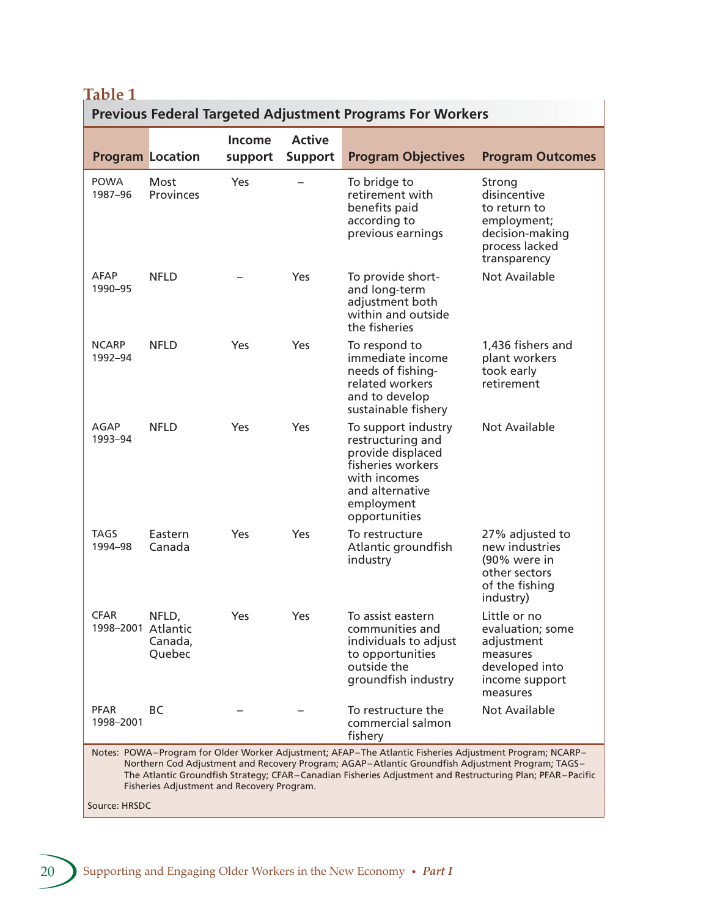**Table 1**

**Previous Federal Targeted Adjustment Programs For Workers**

| Program | Location | Income support | Active Support | Program Objectives | Program Outcomes |
|---|---|---|---|---|---|
| POWA 1987–96 | Most Provinces | Yes | – | To bridge to retirement with benefits paid according to previous earnings | Strong disincentive to return to employment; decision-making process lacked transparency |
| AFAP 1990–95 | NFLD | – | Yes | To provide short- and long-term adjustment both within and outside the fisheries | Not Available |
| NCARP 1992–94 | NFLD | Yes | Yes | To respond to immediate income needs of fishing-related workers and to develop sustainable fishery | 1,436 fishers and plant workers took early retirement |
| AGAP 1993–94 | NFLD | Yes | Yes | To support industry restructuring and provide displaced fisheries workers with incomes and alternative employment opportunities | Not Available |
| TAGS 1994–98 | Eastern Canada | Yes | Yes | To restructure Atlantic groundfish industry | 27% adjusted to new industries (90% were in other sectors of the fishing industry) |
| CFAR 1998–2001 | NFLD, Atlantic Canada, Quebec | Yes | Yes | To assist eastern communities and individuals to adjust to opportunities outside the groundfish industry | Little or no evaluation; some adjustment measures developed into income support measures |
| PFAR 1998–2001 | BC | – | – | To restructure the commercial salmon fishery | Not Available |

Notes: POWA–Program for Older Worker Adjustment; AFAP–The Atlantic Fisheries Adjustment Program; NCARP–Northern Cod Adjustment and Recovery Program; AGAP–Atlantic Groundfish Adjustment Program; TAGS–The Atlantic Groundfish Strategy; CFAR–Canadian Fisheries Adjustment and Restructuring Plan; PFAR–Pacific Fisheries Adjustment and Recovery Program.

Source: HRSDC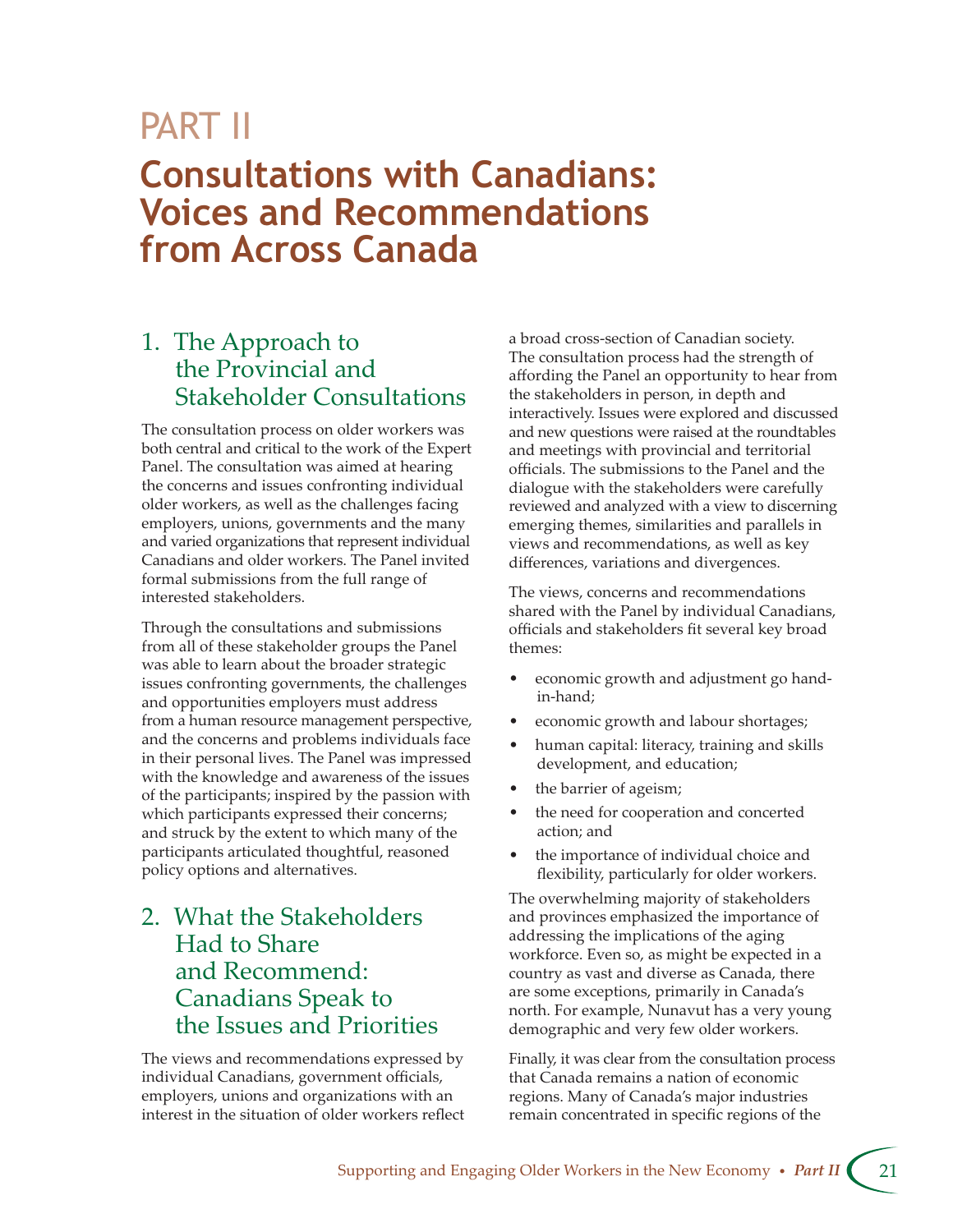# PART II

# Consultations with Canadians: Voices and Recommendations from Across Canada

## 1. The Approach to the Provincial and Stakeholder Consultations

The consultation process on older workers was both central and critical to the work of the Expert Panel. The consultation was aimed at hearing the concerns and issues confronting individual older workers, as well as the challenges facing employers, unions, governments and the many and varied organizations that represent individual Canadians and older workers. The Panel invited formal submissions from the full range of interested stakeholders.

Through the consultations and submissions from all of these stakeholder groups the Panel was able to learn about the broader strategic issues confronting governments, the challenges and opportunities employers must address from a human resource management perspective, and the concerns and problems individuals face in their personal lives. The Panel was impressed with the knowledge and awareness of the issues of the participants; inspired by the passion with which participants expressed their concerns; and struck by the extent to which many of the participants articulated thoughtful, reasoned policy options and alternatives.

## 2. What the Stakeholders Had to Share and Recommend: Canadians Speak to the Issues and Priorities

The views and recommendations expressed by individual Canadians, government officials, employers, unions and organizations with an interest in the situation of older workers reflect a broad cross-section of Canadian society. The consultation process had the strength of affording the Panel an opportunity to hear from the stakeholders in person, in depth and interactively. Issues were explored and discussed and new questions were raised at the roundtables and meetings with provincial and territorial officials. The submissions to the Panel and the dialogue with the stakeholders were carefully reviewed and analyzed with a view to discerning emerging themes, similarities and parallels in views and recommendations, as well as key differences, variations and divergences.

The views, concerns and recommendations shared with the Panel by individual Canadians, officials and stakeholders fit several key broad themes:

- economic growth and adjustment go hand-in-hand;
- economic growth and labour shortages;
- human capital: literacy, training and skills development, and education;
- the barrier of ageism;
- the need for cooperation and concerted action; and
- the importance of individual choice and flexibility, particularly for older workers.

The overwhelming majority of stakeholders and provinces emphasized the importance of addressing the implications of the aging workforce. Even so, as might be expected in a country as vast and diverse as Canada, there are some exceptions, primarily in Canada's north. For example, Nunavut has a very young demographic and very few older workers.

Finally, it was clear from the consultation process that Canada remains a nation of economic regions. Many of Canada's major industries remain concentrated in specific regions of the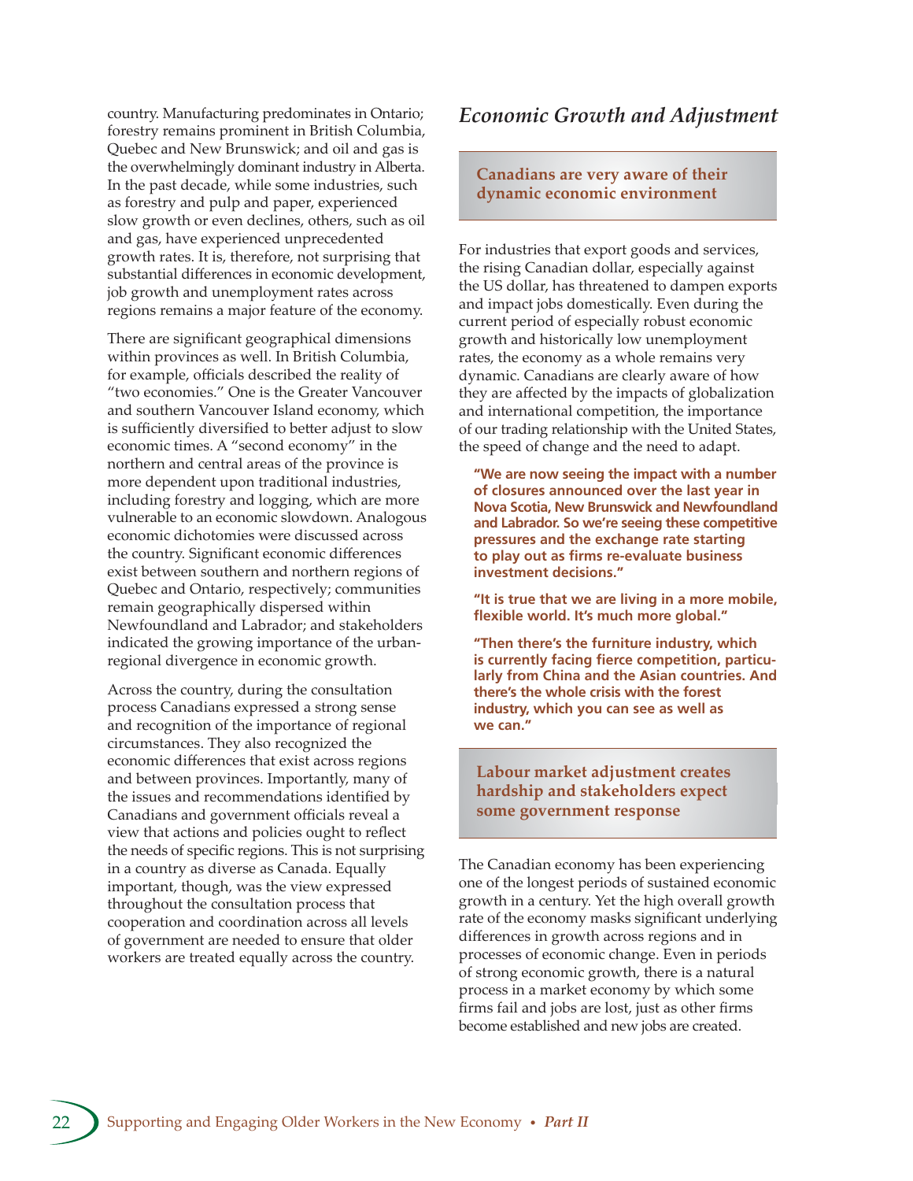country. Manufacturing predominates in Ontario; forestry remains prominent in British Columbia, Quebec and New Brunswick; and oil and gas is the overwhelmingly dominant industry in Alberta. In the past decade, while some industries, such as forestry and pulp and paper, experienced slow growth or even declines, others, such as oil and gas, have experienced unprecedented growth rates. It is, therefore, not surprising that substantial differences in economic development, job growth and unemployment rates across regions remains a major feature of the economy.

There are significant geographical dimensions within provinces as well. In British Columbia, for example, officials described the reality of "two economies." One is the Greater Vancouver and southern Vancouver Island economy, which is sufficiently diversified to better adjust to slow economic times. A "second economy" in the northern and central areas of the province is more dependent upon traditional industries, including forestry and logging, which are more vulnerable to an economic slowdown. Analogous economic dichotomies were discussed across the country. Significant economic differences exist between southern and northern regions of Quebec and Ontario, respectively; communities remain geographically dispersed within Newfoundland and Labrador; and stakeholders indicated the growing importance of the urban-regional divergence in economic growth.

Across the country, during the consultation process Canadians expressed a strong sense and recognition of the importance of regional circumstances. They also recognized the economic differences that exist across regions and between provinces. Importantly, many of the issues and recommendations identified by Canadians and government officials reveal a view that actions and policies ought to reflect the needs of specific regions. This is not surprising in a country as diverse as Canada. Equally important, though, was the view expressed throughout the consultation process that cooperation and coordination across all levels of government are needed to ensure that older workers are treated equally across the country.

## *Economic Growth and Adjustment*

### Canadians are very aware of their dynamic economic environment

For industries that export goods and services, the rising Canadian dollar, especially against the US dollar, has threatened to dampen exports and impact jobs domestically. Even during the current period of especially robust economic growth and historically low unemployment rates, the economy as a whole remains very dynamic. Canadians are clearly aware of how they are affected by the impacts of globalization and international competition, the importance of our trading relationship with the United States, the speed of change and the need to adapt.

> **"We are now seeing the impact with a number of closures announced over the last year in Nova Scotia, New Brunswick and Newfoundland and Labrador. So we're seeing these competitive pressures and the exchange rate starting to play out as firms re-evaluate business investment decisions."**

> **"It is true that we are living in a more mobile, flexible world. It's much more global."**

> **"Then there's the furniture industry, which is currently facing fierce competition, particularly from China and the Asian countries. And there's the whole crisis with the forest industry, which you can see as well as we can."**

### Labour market adjustment creates hardship and stakeholders expect some government response

The Canadian economy has been experiencing one of the longest periods of sustained economic growth in a century. Yet the high overall growth rate of the economy masks significant underlying differences in growth across regions and in processes of economic change. Even in periods of strong economic growth, there is a natural process in a market economy by which some firms fail and jobs are lost, just as other firms become established and new jobs are created.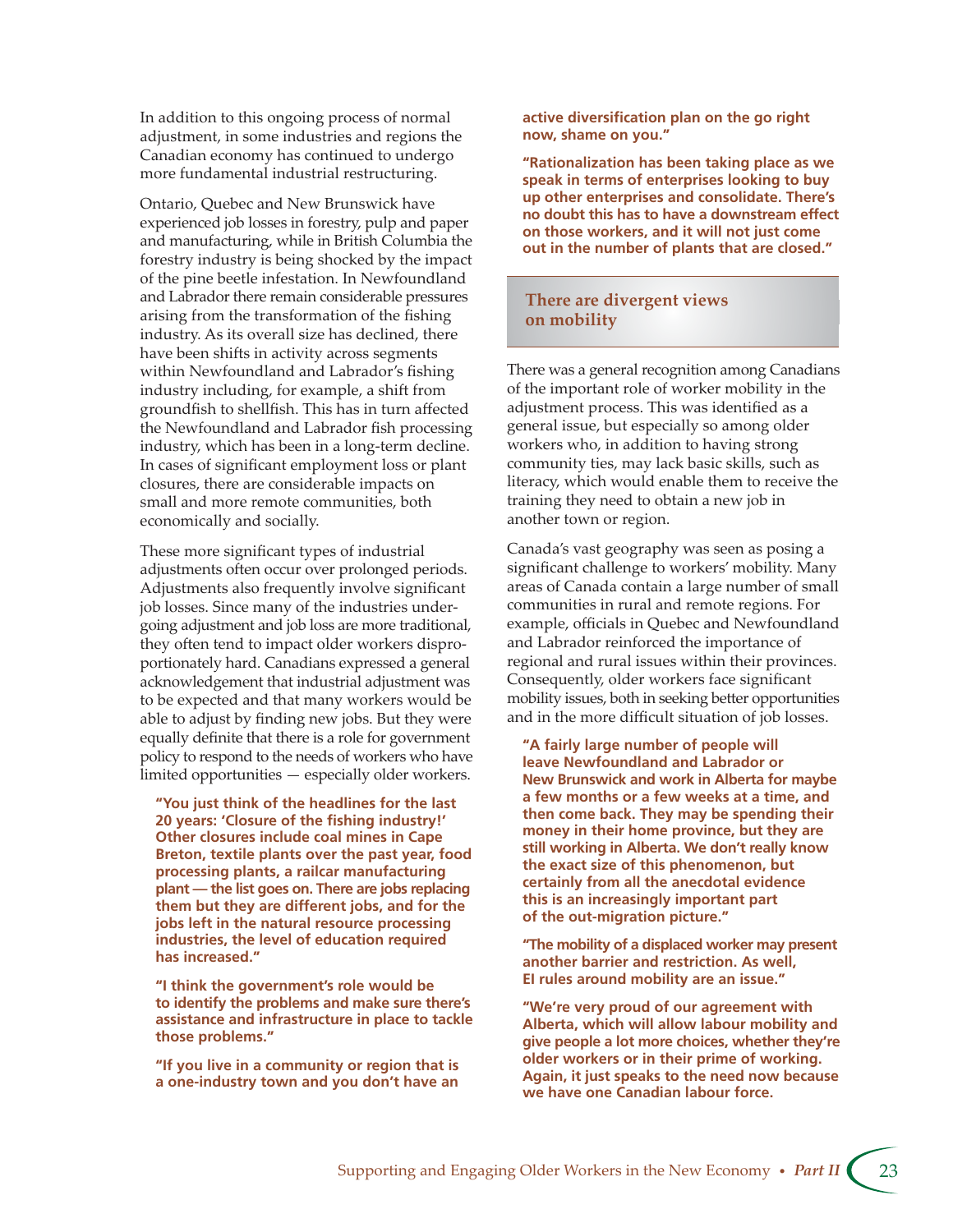In addition to this ongoing process of normal adjustment, in some industries and regions the Canadian economy has continued to undergo more fundamental industrial restructuring.

Ontario, Quebec and New Brunswick have experienced job losses in forestry, pulp and paper and manufacturing, while in British Columbia the forestry industry is being shocked by the impact of the pine beetle infestation. In Newfoundland and Labrador there remain considerable pressures arising from the transformation of the fishing industry. As its overall size has declined, there have been shifts in activity across segments within Newfoundland and Labrador's fishing industry including, for example, a shift from groundfish to shellfish. This has in turn affected the Newfoundland and Labrador fish processing industry, which has been in a long-term decline. In cases of significant employment loss or plant closures, there are considerable impacts on small and more remote communities, both economically and socially.

These more significant types of industrial adjustments often occur over prolonged periods. Adjustments also frequently involve significant job losses. Since many of the industries undergoing adjustment and job loss are more traditional, they often tend to impact older workers disproportionately hard. Canadians expressed a general acknowledgement that industrial adjustment was to be expected and that many workers would be able to adjust by finding new jobs. But they were equally definite that there is a role for government policy to respond to the needs of workers who have limited opportunities — especially older workers.

**"You just think of the headlines for the last 20 years: 'Closure of the fishing industry!' Other closures include coal mines in Cape Breton, textile plants over the past year, food processing plants, a railcar manufacturing plant — the list goes on. There are jobs replacing them but they are different jobs, and for the jobs left in the natural resource processing industries, the level of education required has increased."**

**"I think the government's role would be to identify the problems and make sure there's assistance and infrastructure in place to tackle those problems."**

**"If you live in a community or region that is a one-industry town and you don't have an active diversification plan on the go right now, shame on you."**

**"Rationalization has been taking place as we speak in terms of enterprises looking to buy up other enterprises and consolidate. There's no doubt this has to have a downstream effect on those workers, and it will not just come out in the number of plants that are closed."**

## There are divergent views on mobility

There was a general recognition among Canadians of the important role of worker mobility in the adjustment process. This was identified as a general issue, but especially so among older workers who, in addition to having strong community ties, may lack basic skills, such as literacy, which would enable them to receive the training they need to obtain a new job in another town or region.

Canada's vast geography was seen as posing a significant challenge to workers' mobility. Many areas of Canada contain a large number of small communities in rural and remote regions. For example, officials in Quebec and Newfoundland and Labrador reinforced the importance of regional and rural issues within their provinces. Consequently, older workers face significant mobility issues, both in seeking better opportunities and in the more difficult situation of job losses.

**"A fairly large number of people will leave Newfoundland and Labrador or New Brunswick and work in Alberta for maybe a few months or a few weeks at a time, and then come back. They may be spending their money in their home province, but they are still working in Alberta. We don't really know the exact size of this phenomenon, but certainly from all the anecdotal evidence this is an increasingly important part of the out-migration picture."**

**"The mobility of a displaced worker may present another barrier and restriction. As well, EI rules around mobility are an issue."**

**"We're very proud of our agreement with Alberta, which will allow labour mobility and give people a lot more choices, whether they're older workers or in their prime of working. Again, it just speaks to the need now because we have one Canadian labour force.**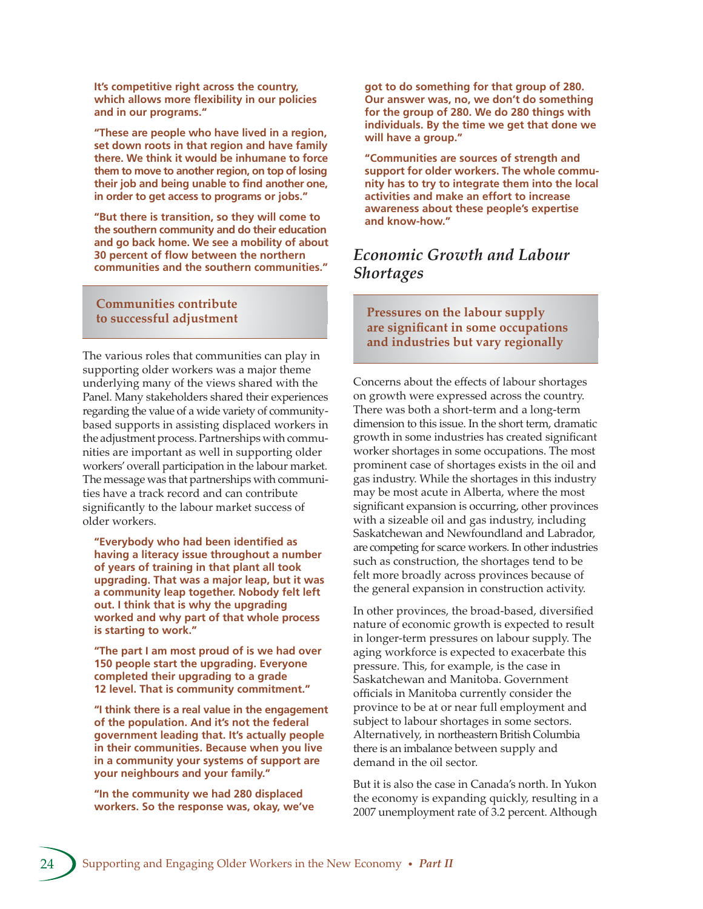**It's competitive right across the country, which allows more flexibility in our policies and in our programs."**

**"These are people who have lived in a region, set down roots in that region and have family there. We think it would be inhumane to force them to move to another region, on top of losing their job and being unable to find another one, in order to get access to programs or jobs."**

**"But there is transition, so they will come to the southern community and do their education and go back home. We see a mobility of about 30 percent of flow between the northern communities and the southern communities."**

### Communities contribute to successful adjustment

The various roles that communities can play in supporting older workers was a major theme underlying many of the views shared with the Panel. Many stakeholders shared their experiences regarding the value of a wide variety of community-based supports in assisting displaced workers in the adjustment process. Partnerships with communities are important as well in supporting older workers' overall participation in the labour market. The message was that partnerships with communities have a track record and can contribute significantly to the labour market success of older workers.

**"Everybody who had been identified as having a literacy issue throughout a number of years of training in that plant all took upgrading. That was a major leap, but it was a community leap together. Nobody felt left out. I think that is why the upgrading worked and why part of that whole process is starting to work."**

**"The part I am most proud of is we had over 150 people start the upgrading. Everyone completed their upgrading to a grade 12 level. That is community commitment."**

**"I think there is a real value in the engagement of the population. And it's not the federal government leading that. It's actually people in their communities. Because when you live in a community your systems of support are your neighbours and your family."**

**"In the community we had 280 displaced workers. So the response was, okay, we've got to do something for that group of 280. Our answer was, no, we don't do something for the group of 280. We do 280 things with individuals. By the time we get that done we will have a group."**

**"Communities are sources of strength and support for older workers. The whole community has to try to integrate them into the local activities and make an effort to increase awareness about these people's expertise and know-how."**

## *Economic Growth and Labour Shortages*

### Pressures on the labour supply are significant in some occupations and industries but vary regionally

Concerns about the effects of labour shortages on growth were expressed across the country. There was both a short-term and a long-term dimension to this issue. In the short term, dramatic growth in some industries has created significant worker shortages in some occupations. The most prominent case of shortages exists in the oil and gas industry. While the shortages in this industry may be most acute in Alberta, where the most significant expansion is occurring, other provinces with a sizeable oil and gas industry, including Saskatchewan and Newfoundland and Labrador, are competing for scarce workers. In other industries such as construction, the shortages tend to be felt more broadly across provinces because of the general expansion in construction activity.

In other provinces, the broad-based, diversified nature of economic growth is expected to result in longer-term pressures on labour supply. The aging workforce is expected to exacerbate this pressure. This, for example, is the case in Saskatchewan and Manitoba. Government officials in Manitoba currently consider the province to be at or near full employment and subject to labour shortages in some sectors. Alternatively, in northeastern British Columbia there is an imbalance between supply and demand in the oil sector.

But it is also the case in Canada's north. In Yukon the economy is expanding quickly, resulting in a 2007 unemployment rate of 3.2 percent. Although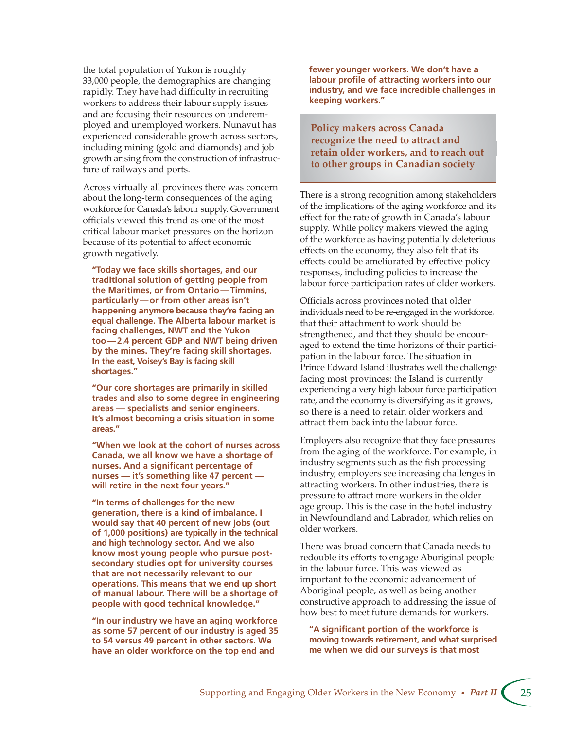the total population of Yukon is roughly 33,000 people, the demographics are changing rapidly. They have had difficulty in recruiting workers to address their labour supply issues and are focusing their resources on underemployed and unemployed workers. Nunavut has experienced considerable growth across sectors, including mining (gold and diamonds) and job growth arising from the construction of infrastructure of railways and ports.

Across virtually all provinces there was concern about the long-term consequences of the aging workforce for Canada's labour supply. Government officials viewed this trend as one of the most critical labour market pressures on the horizon because of its potential to affect economic growth negatively.

> **"Today we face skills shortages, and our traditional solution of getting people from the Maritimes, or from Ontario — Timmins, particularly — or from other areas isn't happening anymore because they're facing an equal challenge. The Alberta labour market is facing challenges, NWT and the Yukon too — 2.4 percent GDP and NWT being driven by the mines. They're facing skill shortages. In the east, Voisey's Bay is facing skill shortages."**

> **"Our core shortages are primarily in skilled trades and also to some degree in engineering areas — specialists and senior engineers. It's almost becoming a crisis situation in some areas."**

> **"When we look at the cohort of nurses across Canada, we all know we have a shortage of nurses. And a significant percentage of nurses — it's something like 47 percent — will retire in the next four years."**

> **"In terms of challenges for the new generation, there is a kind of imbalance. I would say that 40 percent of new jobs (out of 1,000 positions) are typically in the technical and high technology sector. And we also know most young people who pursue post-secondary studies opt for university courses that are not necessarily relevant to our operations. This means that we end up short of manual labour. There will be a shortage of people with good technical knowledge."**

> **"In our industry we have an aging workforce as some 57 percent of our industry is aged 35 to 54 versus 49 percent in other sectors. We have an older workforce on the top end and fewer younger workers. We don't have a labour profile of attracting workers into our industry, and we face incredible challenges in keeping workers."**

### Policy makers across Canada recognize the need to attract and retain older workers, and to reach out to other groups in Canadian society

There is a strong recognition among stakeholders of the implications of the aging workforce and its effect for the rate of growth in Canada's labour supply. While policy makers viewed the aging of the workforce as having potentially deleterious effects on the economy, they also felt that its effects could be ameliorated by effective policy responses, including policies to increase the labour force participation rates of older workers.

Officials across provinces noted that older individuals need to be re-engaged in the workforce, that their attachment to work should be strengthened, and that they should be encouraged to extend the time horizons of their participation in the labour force. The situation in Prince Edward Island illustrates well the challenge facing most provinces: the Island is currently experiencing a very high labour force participation rate, and the economy is diversifying as it grows, so there is a need to retain older workers and attract them back into the labour force.

Employers also recognize that they face pressures from the aging of the workforce. For example, in industry segments such as the fish processing industry, employers see increasing challenges in attracting workers. In other industries, there is pressure to attract more workers in the older age group. This is the case in the hotel industry in Newfoundland and Labrador, which relies on older workers.

There was broad concern that Canada needs to redouble its efforts to engage Aboriginal people in the labour force. This was viewed as important to the economic advancement of Aboriginal people, as well as being another constructive approach to addressing the issue of how best to meet future demands for workers.

> **"A significant portion of the workforce is moving towards retirement, and what surprised me when we did our surveys is that most**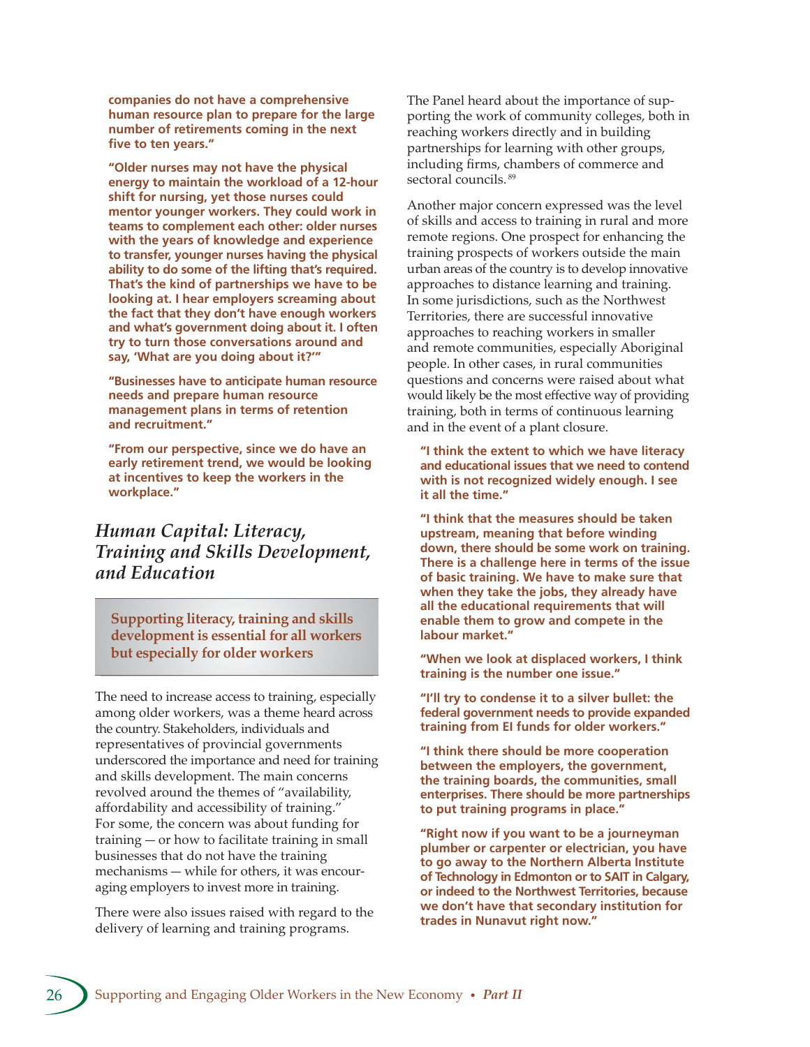**companies do not have a comprehensive human resource plan to prepare for the large number of retirements coming in the next five to ten years."**

**"Older nurses may not have the physical energy to maintain the workload of a 12-hour shift for nursing, yet those nurses could mentor younger workers. They could work in teams to complement each other: older nurses with the years of knowledge and experience to transfer, younger nurses having the physical ability to do some of the lifting that's required. That's the kind of partnerships we have to be looking at. I hear employers screaming about the fact that they don't have enough workers and what's government doing about it. I often try to turn those conversations around and say, 'What are you doing about it?'"**

**"Businesses have to anticipate human resource needs and prepare human resource management plans in terms of retention and recruitment."**

**"From our perspective, since we do have an early retirement trend, we would be looking at incentives to keep the workers in the workplace."**

## *Human Capital: Literacy, Training and Skills Development, and Education*

**Supporting literacy, training and skills development is essential for all workers but especially for older workers**

The need to increase access to training, especially among older workers, was a theme heard across the country. Stakeholders, individuals and representatives of provincial governments underscored the importance and need for training and skills development. The main concerns revolved around the themes of "availability, affordability and accessibility of training." For some, the concern was about funding for training — or how to facilitate training in small businesses that do not have the training mechanisms — while for others, it was encouraging employers to invest more in training.

There were also issues raised with regard to the delivery of learning and training programs.

The Panel heard about the importance of supporting the work of community colleges, both in reaching workers directly and in building partnerships for learning with other groups, including firms, chambers of commerce and sectoral councils.[89]

Another major concern expressed was the level of skills and access to training in rural and more remote regions. One prospect for enhancing the training prospects of workers outside the main urban areas of the country is to develop innovative approaches to distance learning and training. In some jurisdictions, such as the Northwest Territories, there are successful innovative approaches to reaching workers in smaller and remote communities, especially Aboriginal people. In other cases, in rural communities questions and concerns were raised about what would likely be the most effective way of providing training, both in terms of continuous learning and in the event of a plant closure.

**"I think the extent to which we have literacy and educational issues that we need to contend with is not recognized widely enough. I see it all the time."**

**"I think that the measures should be taken upstream, meaning that before winding down, there should be some work on training. There is a challenge here in terms of the issue of basic training. We have to make sure that when they take the jobs, they already have all the educational requirements that will enable them to grow and compete in the labour market."**

**"When we look at displaced workers, I think training is the number one issue."**

**"I'll try to condense it to a silver bullet: the federal government needs to provide expanded training from EI funds for older workers."**

**"I think there should be more cooperation between the employers, the government, the training boards, the communities, small enterprises. There should be more partnerships to put training programs in place."**

**"Right now if you want to be a journeyman plumber or carpenter or electrician, you have to go away to the Northern Alberta Institute of Technology in Edmonton or to SAIT in Calgary, or indeed to the Northwest Territories, because we don't have that secondary institution for trades in Nunavut right now."**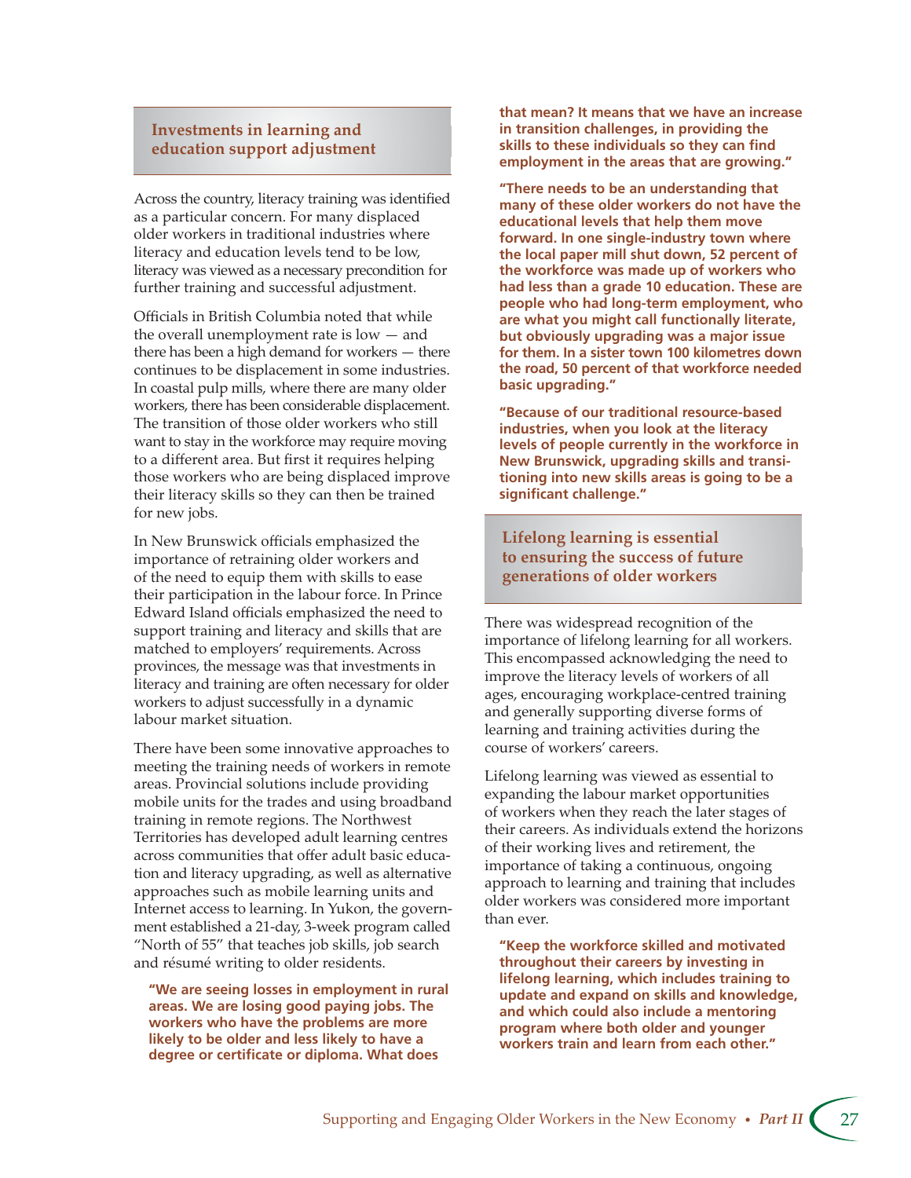## Investments in learning and education support adjustment

Across the country, literacy training was identified as a particular concern. For many displaced older workers in traditional industries where literacy and education levels tend to be low, literacy was viewed as a necessary precondition for further training and successful adjustment.

Officials in British Columbia noted that while the overall unemployment rate is low — and there has been a high demand for workers — there continues to be displacement in some industries. In coastal pulp mills, where there are many older workers, there has been considerable displacement. The transition of those older workers who still want to stay in the workforce may require moving to a different area. But first it requires helping those workers who are being displaced improve their literacy skills so they can then be trained for new jobs.

In New Brunswick officials emphasized the importance of retraining older workers and of the need to equip them with skills to ease their participation in the labour force. In Prince Edward Island officials emphasized the need to support training and literacy and skills that are matched to employers' requirements. Across provinces, the message was that investments in literacy and training are often necessary for older workers to adjust successfully in a dynamic labour market situation.

There have been some innovative approaches to meeting the training needs of workers in remote areas. Provincial solutions include providing mobile units for the trades and using broadband training in remote regions. The Northwest Territories has developed adult learning centres across communities that offer adult basic education and literacy upgrading, as well as alternative approaches such as mobile learning units and Internet access to learning. In Yukon, the government established a 21-day, 3-week program called "North of 55" that teaches job skills, job search and résumé writing to older residents.

**"We are seeing losses in employment in rural areas. We are losing good paying jobs. The workers who have the problems are more likely to be older and less likely to have a degree or certificate or diploma. What does that mean? It means that we have an increase in transition challenges, in providing the skills to these individuals so they can find employment in the areas that are growing."**

**"There needs to be an understanding that many of these older workers do not have the educational levels that help them move forward. In one single-industry town where the local paper mill shut down, 52 percent of the workforce was made up of workers who had less than a grade 10 education. These are people who had long-term employment, who are what you might call functionally literate, but obviously upgrading was a major issue for them. In a sister town 100 kilometres down the road, 50 percent of that workforce needed basic upgrading."**

**"Because of our traditional resource-based industries, when you look at the literacy levels of people currently in the workforce in New Brunswick, upgrading skills and transitioning into new skills areas is going to be a significant challenge."**

## Lifelong learning is essential to ensuring the success of future generations of older workers

There was widespread recognition of the importance of lifelong learning for all workers. This encompassed acknowledging the need to improve the literacy levels of workers of all ages, encouraging workplace-centred training and generally supporting diverse forms of learning and training activities during the course of workers' careers.

Lifelong learning was viewed as essential to expanding the labour market opportunities of workers when they reach the later stages of their careers. As individuals extend the horizons of their working lives and retirement, the importance of taking a continuous, ongoing approach to learning and training that includes older workers was considered more important than ever.

**"Keep the workforce skilled and motivated throughout their careers by investing in lifelong learning, which includes training to update and expand on skills and knowledge, and which could also include a mentoring program where both older and younger workers train and learn from each other."**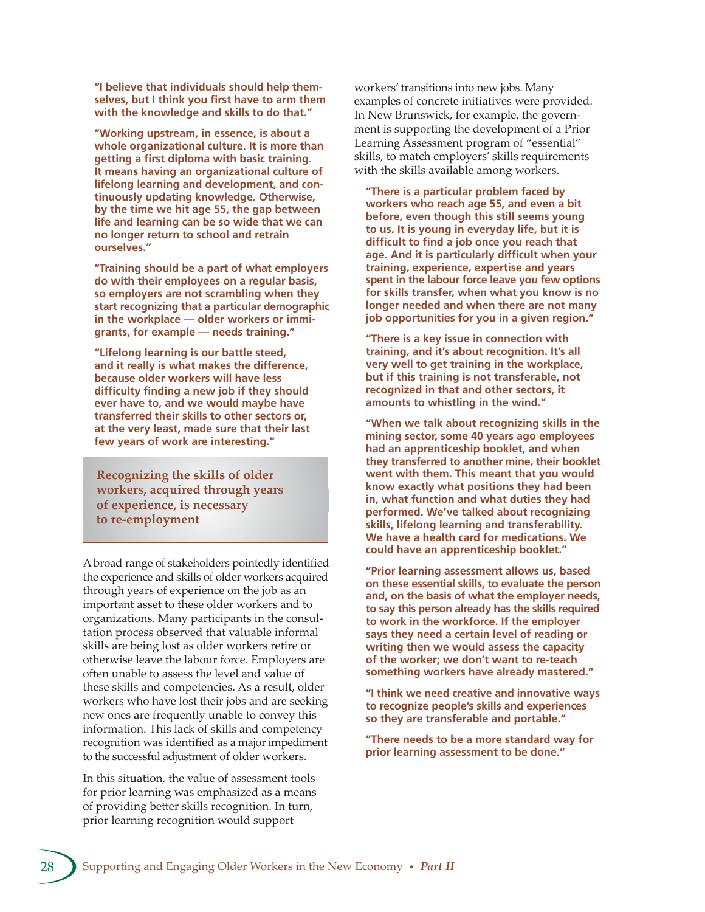**"I believe that individuals should help themselves, but I think you first have to arm them with the knowledge and skills to do that."**

**"Working upstream, in essence, is about a whole organizational culture. It is more than getting a first diploma with basic training. It means having an organizational culture of lifelong learning and development, and continuously updating knowledge. Otherwise, by the time we hit age 55, the gap between life and learning can be so wide that we can no longer return to school and retrain ourselves."**

**"Training should be a part of what employers do with their employees on a regular basis, so employers are not scrambling when they start recognizing that a particular demographic in the workplace — older workers or immigrants, for example — needs training."**

**"Lifelong learning is our battle steed, and it really is what makes the difference, because older workers will have less difficulty finding a new job if they should ever have to, and we would maybe have transferred their skills to other sectors or, at the very least, made sure that their last few years of work are interesting."**

## Recognizing the skills of older workers, acquired through years of experience, is necessary to re-employment

A broad range of stakeholders pointedly identified the experience and skills of older workers acquired through years of experience on the job as an important asset to these older workers and to organizations. Many participants in the consultation process observed that valuable informal skills are being lost as older workers retire or otherwise leave the labour force. Employers are often unable to assess the level and value of these skills and competencies. As a result, older workers who have lost their jobs and are seeking new ones are frequently unable to convey this information. This lack of skills and competency recognition was identified as a major impediment to the successful adjustment of older workers.

In this situation, the value of assessment tools for prior learning was emphasized as a means of providing better skills recognition. In turn, prior learning recognition would support workers' transitions into new jobs. Many examples of concrete initiatives were provided. In New Brunswick, for example, the government is supporting the development of a Prior Learning Assessment program of "essential" skills, to match employers' skills requirements with the skills available among workers.

**"There is a particular problem faced by workers who reach age 55, and even a bit before, even though this still seems young to us. It is young in everyday life, but it is difficult to find a job once you reach that age. And it is particularly difficult when your training, experience, expertise and years spent in the labour force leave you few options for skills transfer, when what you know is no longer needed and when there are not many job opportunities for you in a given region."**

**"There is a key issue in connection with training, and it's about recognition. It's all very well to get training in the workplace, but if this training is not transferable, not recognized in that and other sectors, it amounts to whistling in the wind."**

**"When we talk about recognizing skills in the mining sector, some 40 years ago employees had an apprenticeship booklet, and when they transferred to another mine, their booklet went with them. This meant that you would know exactly what positions they had been in, what function and what duties they had performed. We've talked about recognizing skills, lifelong learning and transferability. We have a health card for medications. We could have an apprenticeship booklet."**

**"Prior learning assessment allows us, based on these essential skills, to evaluate the person and, on the basis of what the employer needs, to say this person already has the skills required to work in the workforce. If the employer says they need a certain level of reading or writing then we would assess the capacity of the worker; we don't want to re-teach something workers have already mastered."**

**"I think we need creative and innovative ways to recognize people's skills and experiences so they are transferable and portable."**

**"There needs to be a more standard way for prior learning assessment to be done."**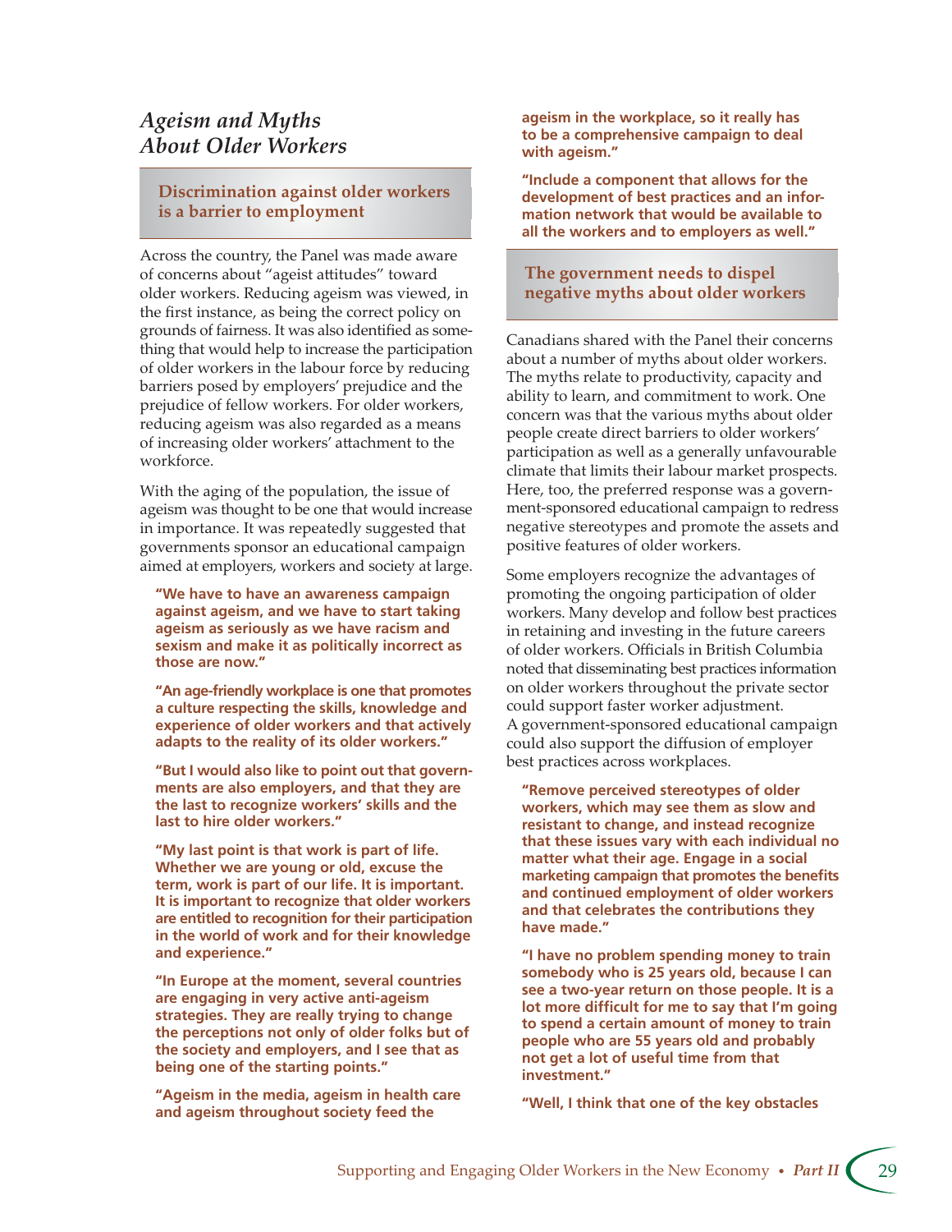## *Ageism and Myths About Older Workers*

### Discrimination against older workers is a barrier to employment

Across the country, the Panel was made aware of concerns about "ageist attitudes" toward older workers. Reducing ageism was viewed, in the first instance, as being the correct policy on grounds of fairness. It was also identified as something that would help to increase the participation of older workers in the labour force by reducing barriers posed by employers' prejudice and the prejudice of fellow workers. For older workers, reducing ageism was also regarded as a means of increasing older workers' attachment to the workforce.

With the aging of the population, the issue of ageism was thought to be one that would increase in importance. It was repeatedly suggested that governments sponsor an educational campaign aimed at employers, workers and society at large.

> **"We have to have an awareness campaign against ageism, and we have to start taking ageism as seriously as we have racism and sexism and make it as politically incorrect as those are now."**

> **"An age-friendly workplace is one that promotes a culture respecting the skills, knowledge and experience of older workers and that actively adapts to the reality of its older workers."**

> **"But I would also like to point out that governments are also employers, and that they are the last to recognize workers' skills and the last to hire older workers."**

> **"My last point is that work is part of life. Whether we are young or old, excuse the term, work is part of our life. It is important. It is important to recognize that older workers are entitled to recognition for their participation in the world of work and for their knowledge and experience."**

> **"In Europe at the moment, several countries are engaging in very active anti-ageism strategies. They are really trying to change the perceptions not only of older folks but of the society and employers, and I see that as being one of the starting points."**

> **"Ageism in the media, ageism in health care and ageism throughout society feed the ageism in the workplace, so it really has to be a comprehensive campaign to deal with ageism."**

> **"Include a component that allows for the development of best practices and an information network that would be available to all the workers and to employers as well."**

### The government needs to dispel negative myths about older workers

Canadians shared with the Panel their concerns about a number of myths about older workers. The myths relate to productivity, capacity and ability to learn, and commitment to work. One concern was that the various myths about older people create direct barriers to older workers' participation as well as a generally unfavourable climate that limits their labour market prospects. Here, too, the preferred response was a government-sponsored educational campaign to redress negative stereotypes and promote the assets and positive features of older workers.

Some employers recognize the advantages of promoting the ongoing participation of older workers. Many develop and follow best practices in retaining and investing in the future careers of older workers. Officials in British Columbia noted that disseminating best practices information on older workers throughout the private sector could support faster worker adjustment. A government-sponsored educational campaign could also support the diffusion of employer best practices across workplaces.

> **"Remove perceived stereotypes of older workers, which may see them as slow and resistant to change, and instead recognize that these issues vary with each individual no matter what their age. Engage in a social marketing campaign that promotes the benefits and continued employment of older workers and that celebrates the contributions they have made."**

> **"I have no problem spending money to train somebody who is 25 years old, because I can see a two-year return on those people. It is a lot more difficult for me to say that I'm going to spend a certain amount of money to train people who are 55 years old and probably not get a lot of useful time from that investment."**

> **"Well, I think that one of the key obstacles**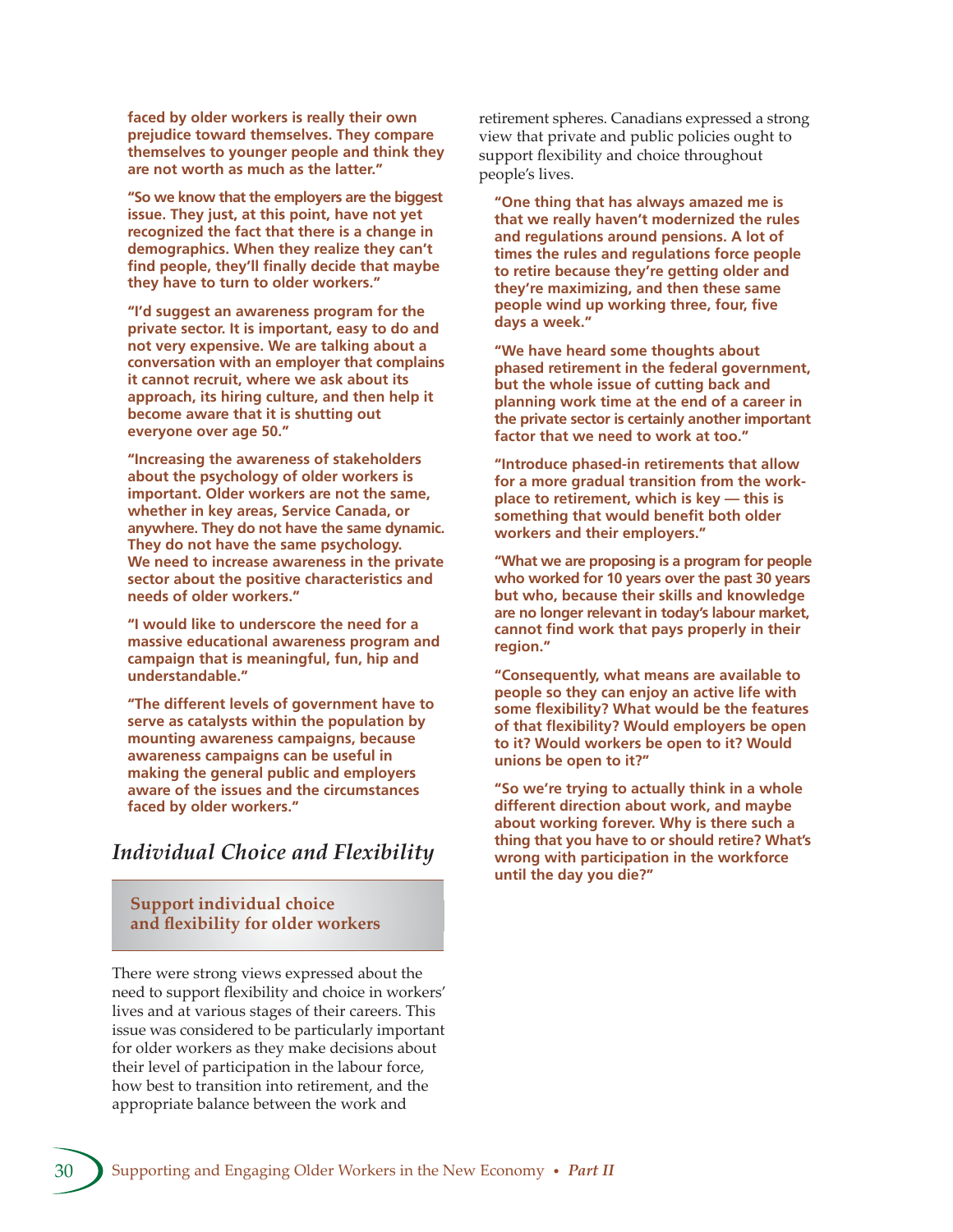**faced by older workers is really their own prejudice toward themselves. They compare themselves to younger people and think they are not worth as much as the latter."**

**"So we know that the employers are the biggest issue. They just, at this point, have not yet recognized the fact that there is a change in demographics. When they realize they can't find people, they'll finally decide that maybe they have to turn to older workers."**

**"I'd suggest an awareness program for the private sector. It is important, easy to do and not very expensive. We are talking about a conversation with an employer that complains it cannot recruit, where we ask about its approach, its hiring culture, and then help it become aware that it is shutting out everyone over age 50."**

**"Increasing the awareness of stakeholders about the psychology of older workers is important. Older workers are not the same, whether in key areas, Service Canada, or anywhere. They do not have the same dynamic. They do not have the same psychology. We need to increase awareness in the private sector about the positive characteristics and needs of older workers."**

**"I would like to underscore the need for a massive educational awareness program and campaign that is meaningful, fun, hip and understandable."**

**"The different levels of government have to serve as catalysts within the population by mounting awareness campaigns, because awareness campaigns can be useful in making the general public and employers aware of the issues and the circumstances faced by older workers."**

## *Individual Choice and Flexibility*

**Support individual choice and flexibility for older workers**

There were strong views expressed about the need to support flexibility and choice in workers' lives and at various stages of their careers. This issue was considered to be particularly important for older workers as they make decisions about their level of participation in the labour force, how best to transition into retirement, and the appropriate balance between the work and retirement spheres. Canadians expressed a strong view that private and public policies ought to support flexibility and choice throughout people's lives.

**"One thing that has always amazed me is that we really haven't modernized the rules and regulations around pensions. A lot of times the rules and regulations force people to retire because they're getting older and they're maximizing, and then these same people wind up working three, four, five days a week."**

**"We have heard some thoughts about phased retirement in the federal government, but the whole issue of cutting back and planning work time at the end of a career in the private sector is certainly another important factor that we need to work at too."**

**"Introduce phased-in retirements that allow for a more gradual transition from the work-place to retirement, which is key — this is something that would benefit both older workers and their employers."**

**"What we are proposing is a program for people who worked for 10 years over the past 30 years but who, because their skills and knowledge are no longer relevant in today's labour market, cannot find work that pays properly in their region."**

**"Consequently, what means are available to people so they can enjoy an active life with some flexibility? What would be the features of that flexibility? Would employers be open to it? Would workers be open to it? Would unions be open to it?"**

**"So we're trying to actually think in a whole different direction about work, and maybe about working forever. Why is there such a thing that you have to or should retire? What's wrong with participation in the workforce until the day you die?"**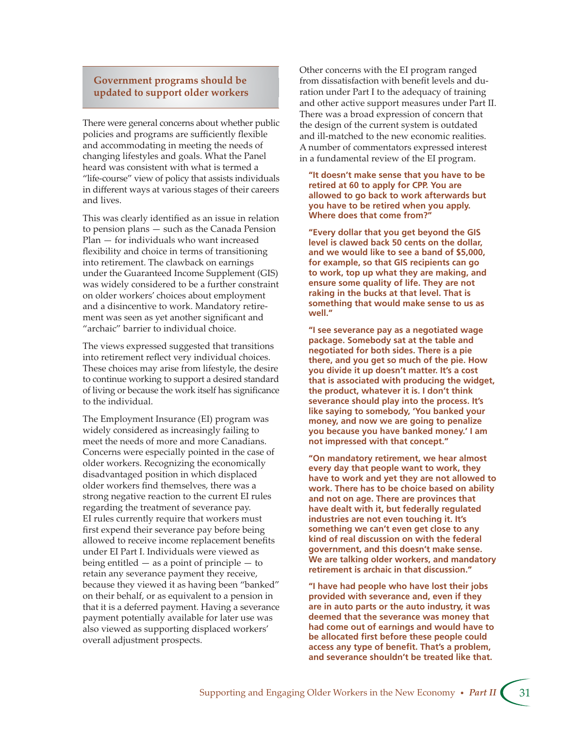## Government programs should be updated to support older workers

There were general concerns about whether public policies and programs are sufficiently flexible and accommodating in meeting the needs of changing lifestyles and goals. What the Panel heard was consistent with what is termed a "life-course" view of policy that assists individuals in different ways at various stages of their careers and lives.

This was clearly identified as an issue in relation to pension plans — such as the Canada Pension Plan — for individuals who want increased flexibility and choice in terms of transitioning into retirement. The clawback on earnings under the Guaranteed Income Supplement (GIS) was widely considered to be a further constraint on older workers' choices about employment and a disincentive to work. Mandatory retirement was seen as yet another significant and "archaic" barrier to individual choice.

The views expressed suggested that transitions into retirement reflect very individual choices. These choices may arise from lifestyle, the desire to continue working to support a desired standard of living or because the work itself has significance to the individual.

The Employment Insurance (EI) program was widely considered as increasingly failing to meet the needs of more and more Canadians. Concerns were especially pointed in the case of older workers. Recognizing the economically disadvantaged position in which displaced older workers find themselves, there was a strong negative reaction to the current EI rules regarding the treatment of severance pay. EI rules currently require that workers must first expend their severance pay before being allowed to receive income replacement benefits under EI Part I. Individuals were viewed as being entitled — as a point of principle — to retain any severance payment they receive, because they viewed it as having been "banked" on their behalf, or as equivalent to a pension in that it is a deferred payment. Having a severance payment potentially available for later use was also viewed as supporting displaced workers' overall adjustment prospects.

Other concerns with the EI program ranged from dissatisfaction with benefit levels and duration under Part I to the adequacy of training and other active support measures under Part II. There was a broad expression of concern that the design of the current system is outdated and ill-matched to the new economic realities. A number of commentators expressed interest in a fundamental review of the EI program.

**"It doesn't make sense that you have to be retired at 60 to apply for CPP. You are allowed to go back to work afterwards but you have to be retired when you apply. Where does that come from?"**

**"Every dollar that you get beyond the GIS level is clawed back 50 cents on the dollar, and we would like to see a band of $5,000, for example, so that GIS recipients can go to work, top up what they are making, and ensure some quality of life. They are not raking in the bucks at that level. That is something that would make sense to us as well."**

**"I see severance pay as a negotiated wage package. Somebody sat at the table and negotiated for both sides. There is a pie there, and you get so much of the pie. How you divide it up doesn't matter. It's a cost that is associated with producing the widget, the product, whatever it is. I don't think severance should play into the process. It's like saying to somebody, 'You banked your money, and now we are going to penalize you because you have banked money.' I am not impressed with that concept."**

**"On mandatory retirement, we hear almost every day that people want to work, they have to work and yet they are not allowed to work. There has to be choice based on ability and not on age. There are provinces that have dealt with it, but federally regulated industries are not even touching it. It's something we can't even get close to any kind of real discussion on with the federal government, and this doesn't make sense. We are talking older workers, and mandatory retirement is archaic in that discussion."**

**"I have had people who have lost their jobs provided with severance and, even if they are in auto parts or the auto industry, it was deemed that the severance was money that had come out of earnings and would have to be allocated first before these people could access any type of benefit. That's a problem, and severance shouldn't be treated like that.**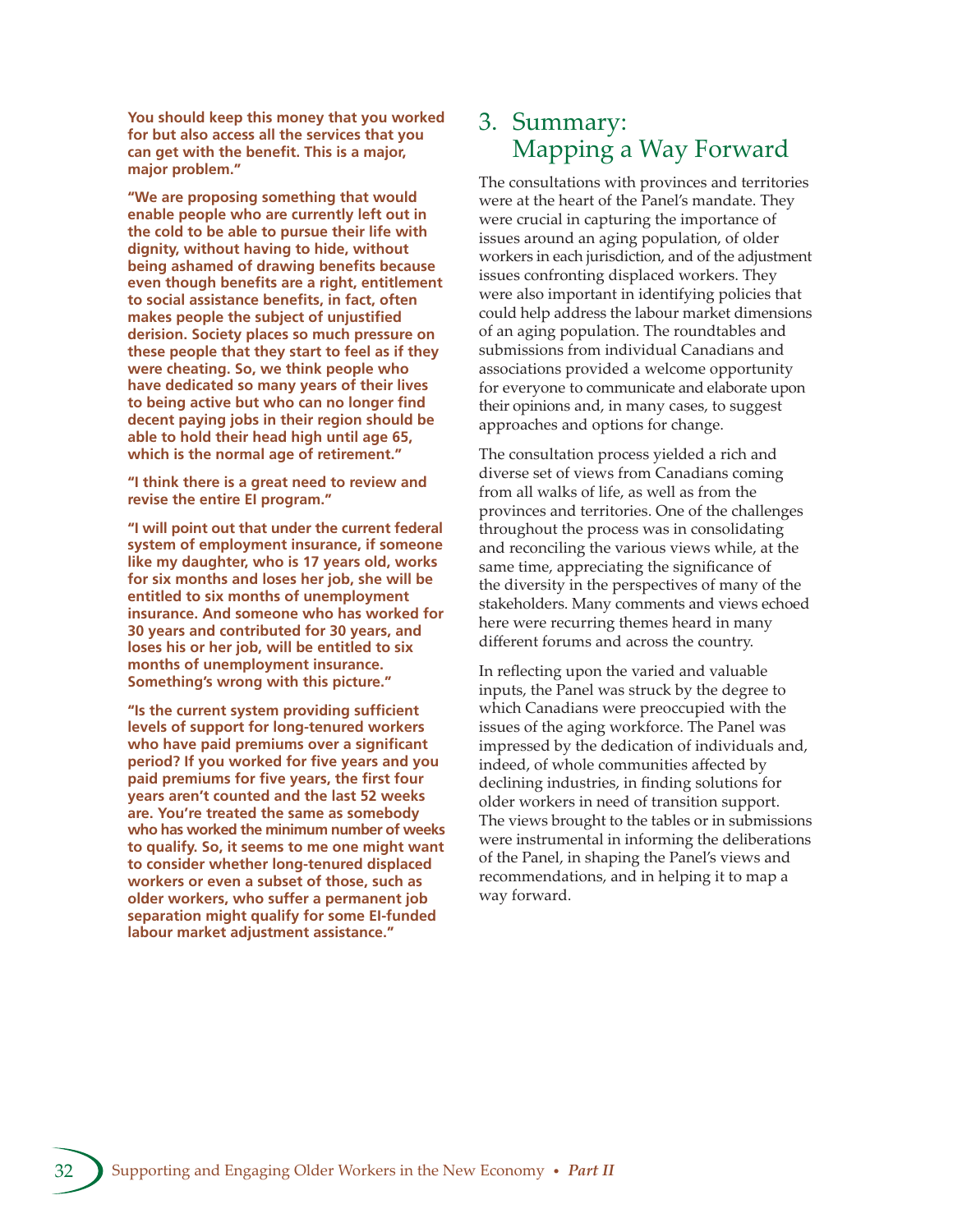**You should keep this money that you worked for but also access all the services that you can get with the benefit. This is a major, major problem."**

**"We are proposing something that would enable people who are currently left out in the cold to be able to pursue their life with dignity, without having to hide, without being ashamed of drawing benefits because even though benefits are a right, entitlement to social assistance benefits, in fact, often makes people the subject of unjustified derision. Society places so much pressure on these people that they start to feel as if they were cheating. So, we think people who have dedicated so many years of their lives to being active but who can no longer find decent paying jobs in their region should be able to hold their head high until age 65, which is the normal age of retirement."**

**"I think there is a great need to review and revise the entire EI program."**

**"I will point out that under the current federal system of employment insurance, if someone like my daughter, who is 17 years old, works for six months and loses her job, she will be entitled to six months of unemployment insurance. And someone who has worked for 30 years and contributed for 30 years, and loses his or her job, will be entitled to six months of unemployment insurance. Something's wrong with this picture."**

**"Is the current system providing sufficient levels of support for long-tenured workers who have paid premiums over a significant period? If you worked for five years and you paid premiums for five years, the first four years aren't counted and the last 52 weeks are. You're treated the same as somebody who has worked the minimum number of weeks to qualify. So, it seems to me one might want to consider whether long-tenured displaced workers or even a subset of those, such as older workers, who suffer a permanent job separation might qualify for some EI-funded labour market adjustment assistance."**

## 3. Summary: Mapping a Way Forward

The consultations with provinces and territories were at the heart of the Panel's mandate. They were crucial in capturing the importance of issues around an aging population, of older workers in each jurisdiction, and of the adjustment issues confronting displaced workers. They were also important in identifying policies that could help address the labour market dimensions of an aging population. The roundtables and submissions from individual Canadians and associations provided a welcome opportunity for everyone to communicate and elaborate upon their opinions and, in many cases, to suggest approaches and options for change.

The consultation process yielded a rich and diverse set of views from Canadians coming from all walks of life, as well as from the provinces and territories. One of the challenges throughout the process was in consolidating and reconciling the various views while, at the same time, appreciating the significance of the diversity in the perspectives of many of the stakeholders. Many comments and views echoed here were recurring themes heard in many different forums and across the country.

In reflecting upon the varied and valuable inputs, the Panel was struck by the degree to which Canadians were preoccupied with the issues of the aging workforce. The Panel was impressed by the dedication of individuals and, indeed, of whole communities affected by declining industries, in finding solutions for older workers in need of transition support. The views brought to the tables or in submissions were instrumental in informing the deliberations of the Panel, in shaping the Panel's views and recommendations, and in helping it to map a way forward.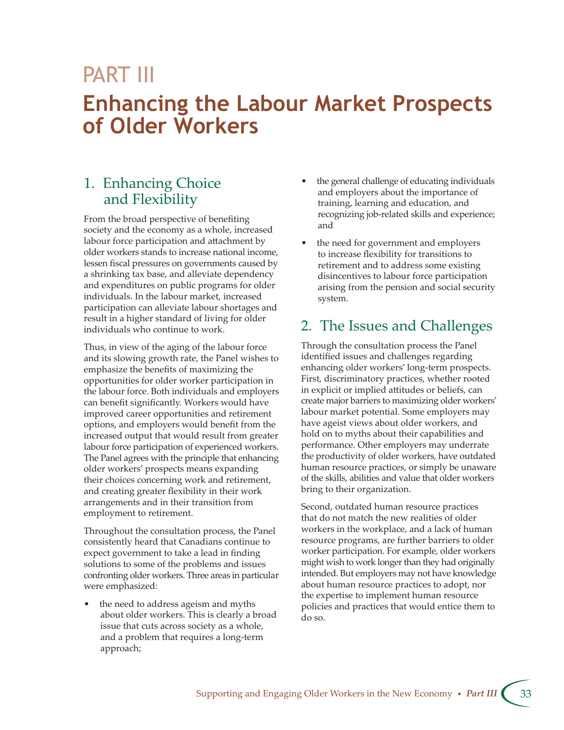# PART III

# Enhancing the Labour Market Prospects of Older Workers

## 1. Enhancing Choice and Flexibility

From the broad perspective of benefiting society and the economy as a whole, increased labour force participation and attachment by older workers stands to increase national income, lessen fiscal pressures on governments caused by a shrinking tax base, and alleviate dependency and expenditures on public programs for older individuals. In the labour market, increased participation can alleviate labour shortages and result in a higher standard of living for older individuals who continue to work.

Thus, in view of the aging of the labour force and its slowing growth rate, the Panel wishes to emphasize the benefits of maximizing the opportunities for older worker participation in the labour force. Both individuals and employers can benefit significantly. Workers would have improved career opportunities and retirement options, and employers would benefit from the increased output that would result from greater labour force participation of experienced workers. The Panel agrees with the principle that enhancing older workers' prospects means expanding their choices concerning work and retirement, and creating greater flexibility in their work arrangements and in their transition from employment to retirement.

Throughout the consultation process, the Panel consistently heard that Canadians continue to expect government to take a lead in finding solutions to some of the problems and issues confronting older workers. Three areas in particular were emphasized:

- the need to address ageism and myths about older workers. This is clearly a broad issue that cuts across society as a whole, and a problem that requires a long-term approach;
- the general challenge of educating individuals and employers about the importance of training, learning and education, and recognizing job-related skills and experience; and
- the need for government and employers to increase flexibility for transitions to retirement and to address some existing disincentives to labour force participation arising from the pension and social security system.

## 2. The Issues and Challenges

Through the consultation process the Panel identified issues and challenges regarding enhancing older workers' long-term prospects. First, discriminatory practices, whether rooted in explicit or implied attitudes or beliefs, can create major barriers to maximizing older workers' labour market potential. Some employers may have ageist views about older workers, and hold on to myths about their capabilities and performance. Other employers may underrate the productivity of older workers, have outdated human resource practices, or simply be unaware of the skills, abilities and value that older workers bring to their organization.

Second, outdated human resource practices that do not match the new realities of older workers in the workplace, and a lack of human resource programs, are further barriers to older worker participation. For example, older workers might wish to work longer than they had originally intended. But employers may not have knowledge about human resource practices to adopt, nor the expertise to implement human resource policies and practices that would entice them to do so.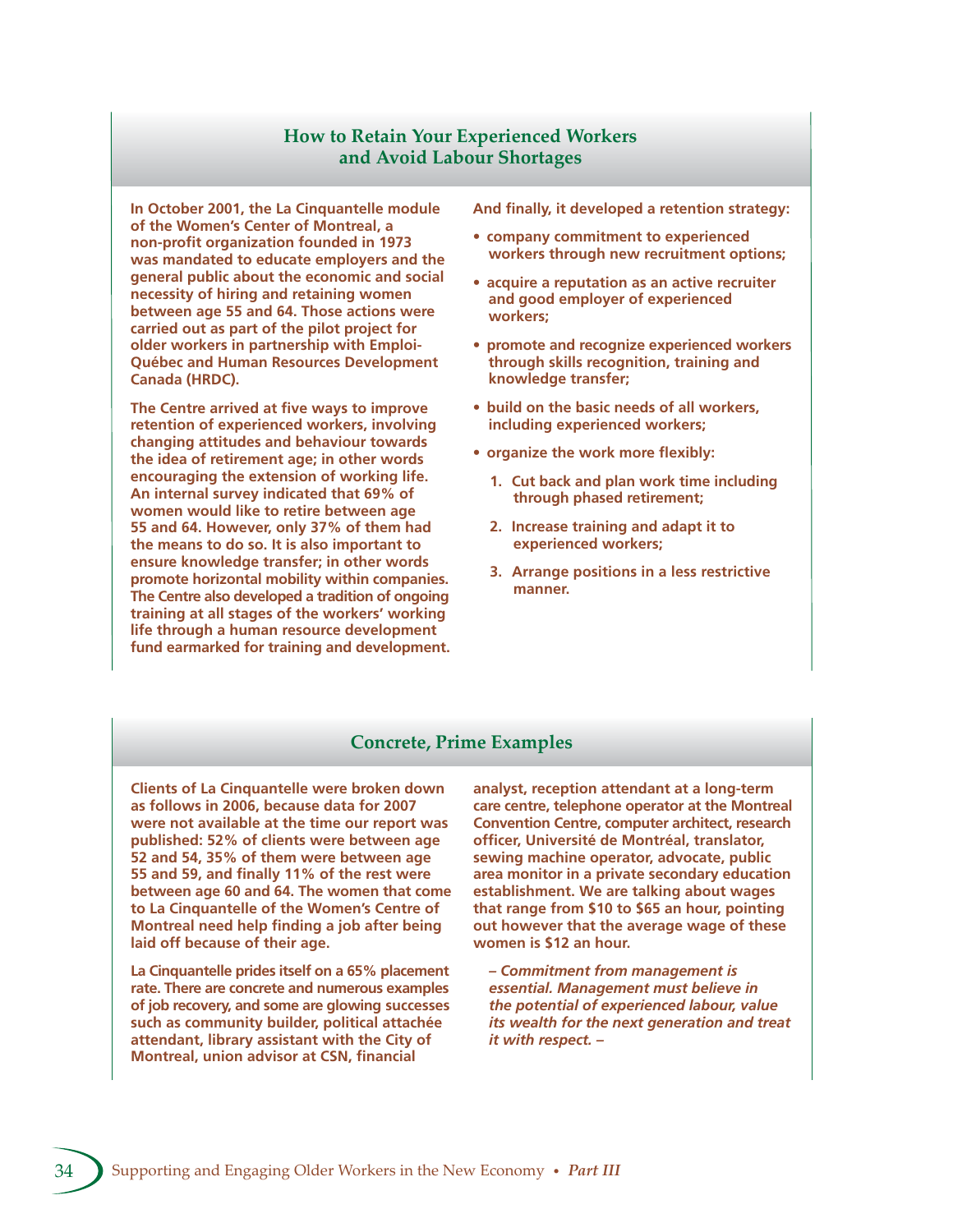## How to Retain Your Experienced Workers and Avoid Labour Shortages

**In October 2001, the La Cinquantelle module of the Women's Center of Montreal, a non-profit organization founded in 1973 was mandated to educate employers and the general public about the economic and social necessity of hiring and retaining women between age 55 and 64. Those actions were carried out as part of the pilot project for older workers in partnership with Emploi-Québec and Human Resources Development Canada (HRDC).**

**The Centre arrived at five ways to improve retention of experienced workers, involving changing attitudes and behaviour towards the idea of retirement age; in other words encouraging the extension of working life. An internal survey indicated that 69% of women would like to retire between age 55 and 64. However, only 37% of them had the means to do so. It is also important to ensure knowledge transfer; in other words promote horizontal mobility within companies. The Centre also developed a tradition of ongoing training at all stages of the workers' working life through a human resource development fund earmarked for training and development.**

**And finally, it developed a retention strategy:**

- **company commitment to experienced workers through new recruitment options;**
- **acquire a reputation as an active recruiter and good employer of experienced workers;**
- **promote and recognize experienced workers through skills recognition, training and knowledge transfer;**
- **build on the basic needs of all workers, including experienced workers;**
- **organize the work more flexibly:**
  1. **Cut back and plan work time including through phased retirement;**
  2. **Increase training and adapt it to experienced workers;**
  3. **Arrange positions in a less restrictive manner.**

## Concrete, Prime Examples

**Clients of La Cinquantelle were broken down as follows in 2006, because data for 2007 were not available at the time our report was published: 52% of clients were between age 52 and 54, 35% of them were between age 55 and 59, and finally 11% of the rest were between age 60 and 64. The women that come to La Cinquantelle of the Women's Centre of Montreal need help finding a job after being laid off because of their age.**

**La Cinquantelle prides itself on a 65% placement rate. There are concrete and numerous examples of job recovery, and some are glowing successes such as community builder, political attachée attendant, library assistant with the City of Montreal, union advisor at CSN, financial analyst, reception attendant at a long-term care centre, telephone operator at the Montreal Convention Centre, computer architect, research officer, Université de Montréal, translator, sewing machine operator, advocate, public area monitor in a private secondary education establishment. We are talking about wages that range from $10 to $65 an hour, pointing out however that the average wage of these women is $12 an hour.**

***– Commitment from management is essential. Management must believe in the potential of experienced labour, value its wealth for the next generation and treat it with respect. –***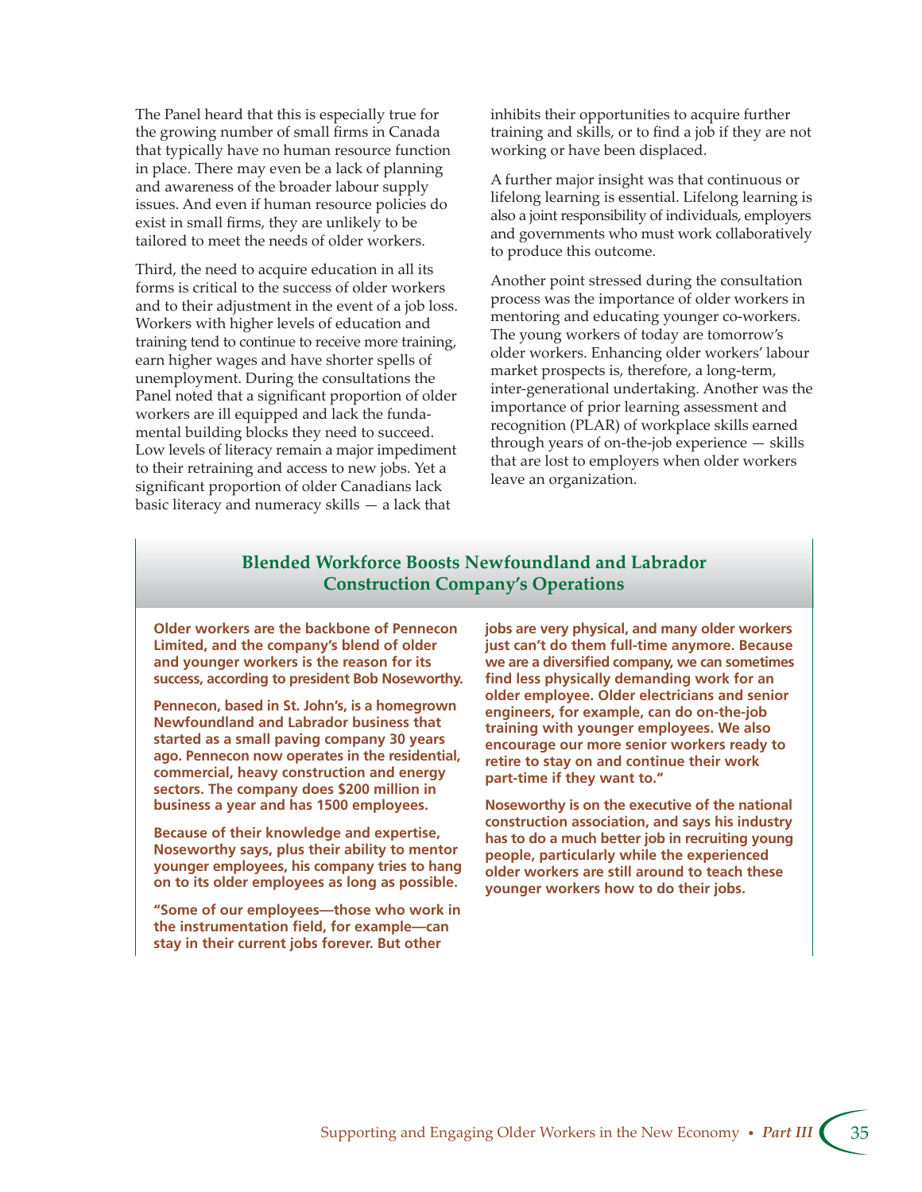The Panel heard that this is especially true for the growing number of small firms in Canada that typically have no human resource function in place. There may even be a lack of planning and awareness of the broader labour supply issues. And even if human resource policies do exist in small firms, they are unlikely to be tailored to meet the needs of older workers.

Third, the need to acquire education in all its forms is critical to the success of older workers and to their adjustment in the event of a job loss. Workers with higher levels of education and training tend to continue to receive more training, earn higher wages and have shorter spells of unemployment. During the consultations the Panel noted that a significant proportion of older workers are ill equipped and lack the fundamental building blocks they need to succeed. Low levels of literacy remain a major impediment to their retraining and access to new jobs. Yet a significant proportion of older Canadians lack basic literacy and numeracy skills — a lack that inhibits their opportunities to acquire further training and skills, or to find a job if they are not working or have been displaced.

A further major insight was that continuous or lifelong learning is essential. Lifelong learning is also a joint responsibility of individuals, employers and governments who must work collaboratively to produce this outcome.

Another point stressed during the consultation process was the importance of older workers in mentoring and educating younger co-workers. The young workers of today are tomorrow's older workers. Enhancing older workers' labour market prospects is, therefore, a long-term, inter-generational undertaking. Another was the importance of prior learning assessment and recognition (PLAR) of workplace skills earned through years of on-the-job experience — skills that are lost to employers when older workers leave an organization.

## Blended Workforce Boosts Newfoundland and Labrador Construction Company's Operations

**Older workers are the backbone of Pennecon Limited, and the company's blend of older and younger workers is the reason for its success, according to president Bob Noseworthy.**

**Pennecon, based in St. John's, is a homegrown Newfoundland and Labrador business that started as a small paving company 30 years ago. Pennecon now operates in the residential, commercial, heavy construction and energy sectors. The company does $200 million in business a year and has 1500 employees.**

**Because of their knowledge and expertise, Noseworthy says, plus their ability to mentor younger employees, his company tries to hang on to its older employees as long as possible.**

**"Some of our employees—those who work in the instrumentation field, for example—can stay in their current jobs forever. But other jobs are very physical, and many older workers just can't do them full-time anymore. Because we are a diversified company, we can sometimes find less physically demanding work for an older employee. Older electricians and senior engineers, for example, can do on-the-job training with younger employees. We also encourage our more senior workers ready to retire to stay on and continue their work part-time if they want to."**

**Noseworthy is on the executive of the national construction association, and says his industry has to do a much better job in recruiting young people, particularly while the experienced older workers are still around to teach these younger workers how to do their jobs.**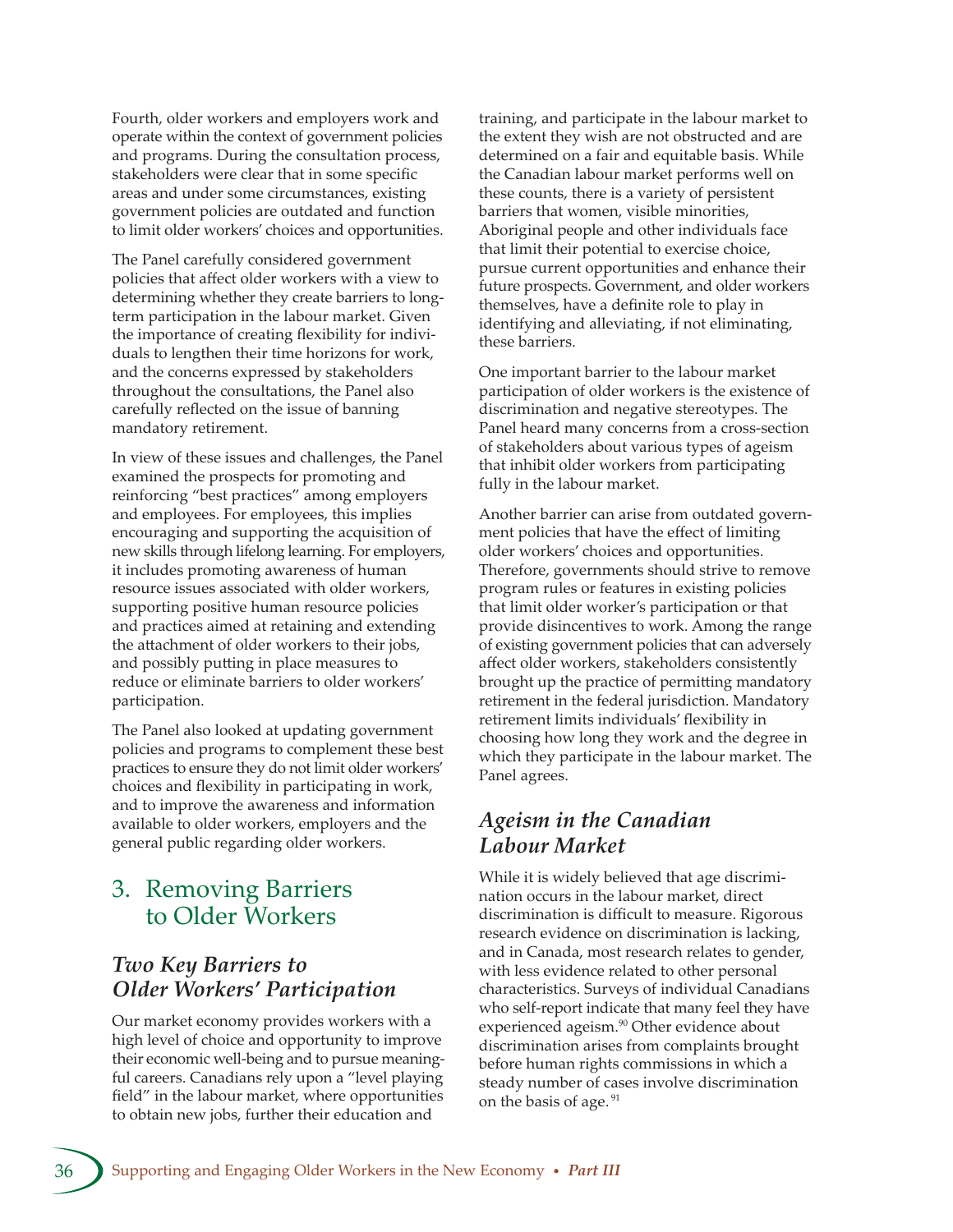Fourth, older workers and employers work and operate within the context of government policies and programs. During the consultation process, stakeholders were clear that in some specific areas and under some circumstances, existing government policies are outdated and function to limit older workers' choices and opportunities.

The Panel carefully considered government policies that affect older workers with a view to determining whether they create barriers to long-term participation in the labour market. Given the importance of creating flexibility for individuals to lengthen their time horizons for work, and the concerns expressed by stakeholders throughout the consultations, the Panel also carefully reflected on the issue of banning mandatory retirement.

In view of these issues and challenges, the Panel examined the prospects for promoting and reinforcing "best practices" among employers and employees. For employees, this implies encouraging and supporting the acquisition of new skills through lifelong learning. For employers, it includes promoting awareness of human resource issues associated with older workers, supporting positive human resource policies and practices aimed at retaining and extending the attachment of older workers to their jobs, and possibly putting in place measures to reduce or eliminate barriers to older workers' participation.

The Panel also looked at updating government policies and programs to complement these best practices to ensure they do not limit older workers' choices and flexibility in participating in work, and to improve the awareness and information available to older workers, employers and the general public regarding older workers.

## 3. Removing Barriers to Older Workers

### *Two Key Barriers to Older Workers' Participation*

Our market economy provides workers with a high level of choice and opportunity to improve their economic well-being and to pursue meaningful careers. Canadians rely upon a "level playing field" in the labour market, where opportunities to obtain new jobs, further their education and training, and participate in the labour market to the extent they wish are not obstructed and are determined on a fair and equitable basis. While the Canadian labour market performs well on these counts, there is a variety of persistent barriers that women, visible minorities, Aboriginal people and other individuals face that limit their potential to exercise choice, pursue current opportunities and enhance their future prospects. Government, and older workers themselves, have a definite role to play in identifying and alleviating, if not eliminating, these barriers.

One important barrier to the labour market participation of older workers is the existence of discrimination and negative stereotypes. The Panel heard many concerns from a cross-section of stakeholders about various types of ageism that inhibit older workers from participating fully in the labour market.

Another barrier can arise from outdated government policies that have the effect of limiting older workers' choices and opportunities. Therefore, governments should strive to remove program rules or features in existing policies that limit older worker's participation or that provide disincentives to work. Among the range of existing government policies that can adversely affect older workers, stakeholders consistently brought up the practice of permitting mandatory retirement in the federal jurisdiction. Mandatory retirement limits individuals' flexibility in choosing how long they work and the degree in which they participate in the labour market. The Panel agrees.

### *Ageism in the Canadian Labour Market*

While it is widely believed that age discrimination occurs in the labour market, direct discrimination is difficult to measure. Rigorous research evidence on discrimination is lacking, and in Canada, most research relates to gender, with less evidence related to other personal characteristics. Surveys of individual Canadians who self-report indicate that many feel they have experienced ageism.[90] Other evidence about discrimination arises from complaints brought before human rights commissions in which a steady number of cases involve discrimination on the basis of age.[91]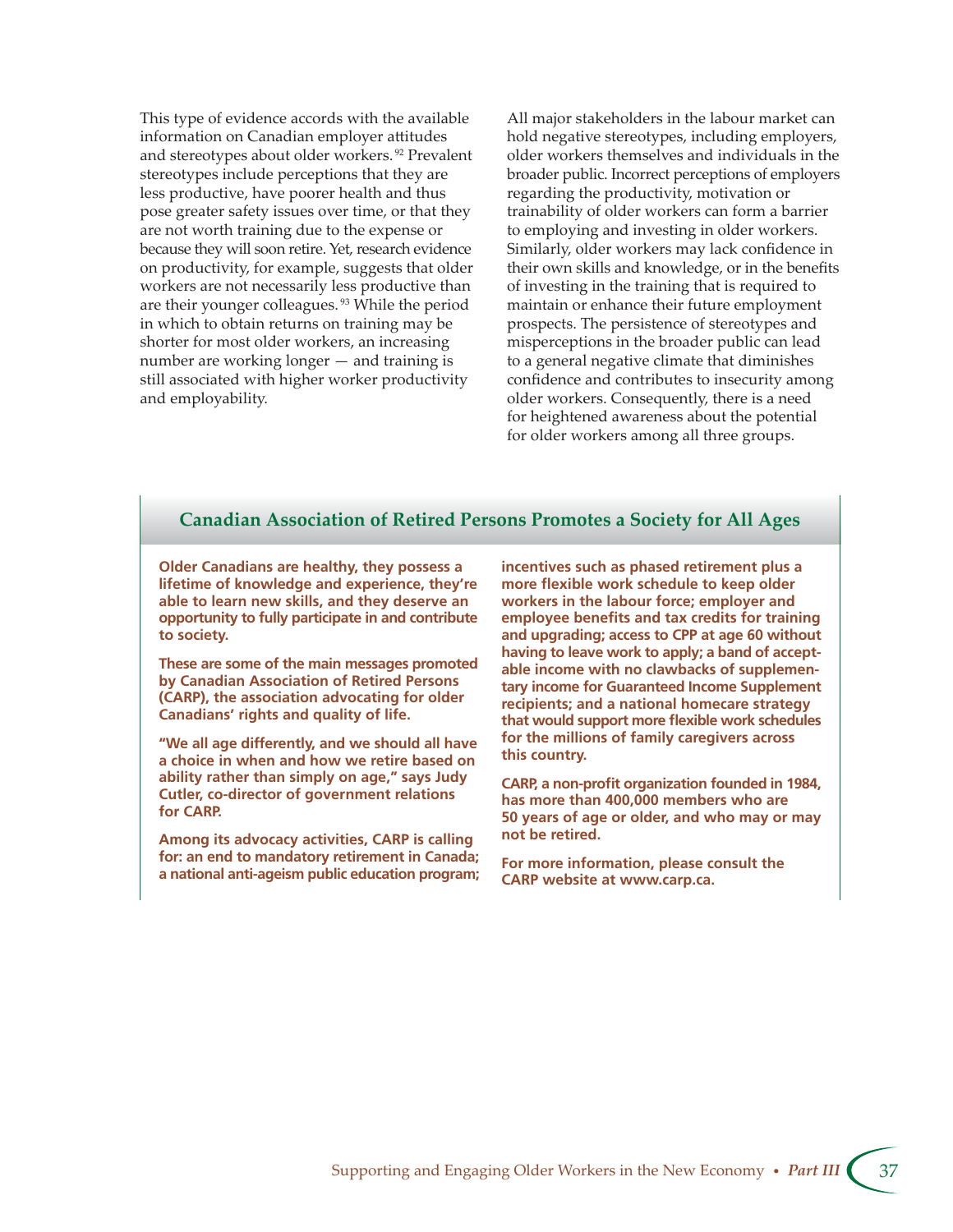This type of evidence accords with the available information on Canadian employer attitudes and stereotypes about older workers.[92] Prevalent stereotypes include perceptions that they are less productive, have poorer health and thus pose greater safety issues over time, or that they are not worth training due to the expense or because they will soon retire. Yet, research evidence on productivity, for example, suggests that older workers are not necessarily less productive than are their younger colleagues.[93] While the period in which to obtain returns on training may be shorter for most older workers, an increasing number are working longer — and training is still associated with higher worker productivity and employability.

All major stakeholders in the labour market can hold negative stereotypes, including employers, older workers themselves and individuals in the broader public. Incorrect perceptions of employers regarding the productivity, motivation or trainability of older workers can form a barrier to employing and investing in older workers. Similarly, older workers may lack confidence in their own skills and knowledge, or in the benefits of investing in the training that is required to maintain or enhance their future employment prospects. The persistence of stereotypes and misperceptions in the broader public can lead to a general negative climate that diminishes confidence and contributes to insecurity among older workers. Consequently, there is a need for heightened awareness about the potential for older workers among all three groups.

### Canadian Association of Retired Persons Promotes a Society for All Ages

**Older Canadians are healthy, they possess a lifetime of knowledge and experience, they're able to learn new skills, and they deserve an opportunity to fully participate in and contribute to society.**

**These are some of the main messages promoted by Canadian Association of Retired Persons (CARP), the association advocating for older Canadians' rights and quality of life.**

**"We all age differently, and we should all have a choice in when and how we retire based on ability rather than simply on age," says Judy Cutler, co-director of government relations for CARP.**

**Among its advocacy activities, CARP is calling for: an end to mandatory retirement in Canada; a national anti-ageism public education program; incentives such as phased retirement plus a more flexible work schedule to keep older workers in the labour force; employer and employee benefits and tax credits for training and upgrading; access to CPP at age 60 without having to leave work to apply; a band of acceptable income with no clawbacks of supplementary income for Guaranteed Income Supplement recipients; and a national homecare strategy that would support more flexible work schedules for the millions of family caregivers across this country.**

**CARP, a non-profit organization founded in 1984, has more than 400,000 members who are 50 years of age or older, and who may or may not be retired.**

**For more information, please consult the CARP website at www.carp.ca.**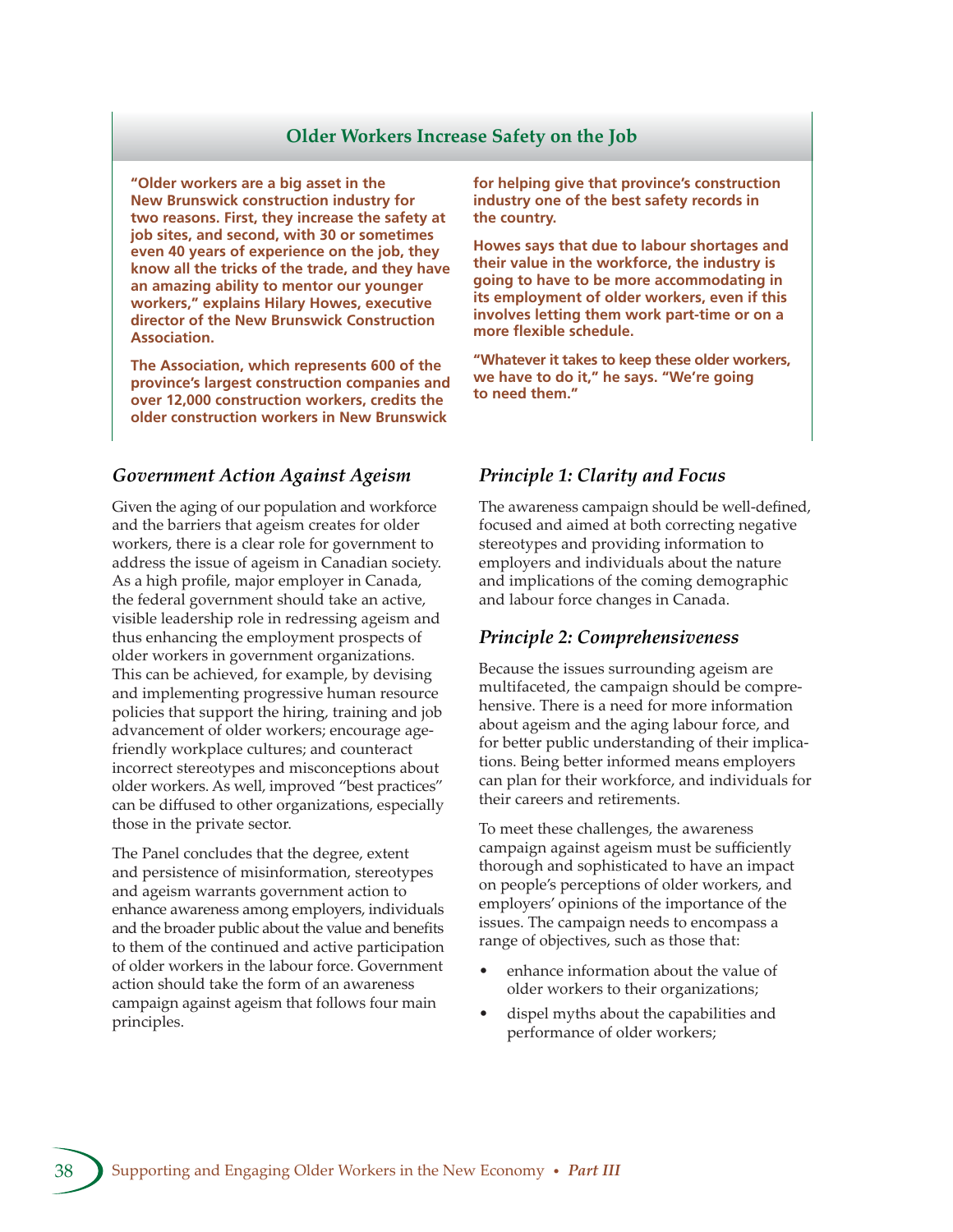### Older Workers Increase Safety on the Job

**"Older workers are a big asset in the New Brunswick construction industry for two reasons. First, they increase the safety at job sites, and second, with 30 or sometimes even 40 years of experience on the job, they know all the tricks of the trade, and they have an amazing ability to mentor our younger workers," explains Hilary Howes, executive director of the New Brunswick Construction Association.**

**The Association, which represents 600 of the province's largest construction companies and over 12,000 construction workers, credits the older construction workers in New Brunswick for helping give that province's construction industry one of the best safety records in the country.**

**Howes says that due to labour shortages and their value in the workforce, the industry is going to have to be more accommodating in its employment of older workers, even if this involves letting them work part-time or on a more flexible schedule.**

**"Whatever it takes to keep these older workers, we have to do it," he says. "We're going to need them."**

### *Government Action Against Ageism*

Given the aging of our population and workforce and the barriers that ageism creates for older workers, there is a clear role for government to address the issue of ageism in Canadian society. As a high profile, major employer in Canada, the federal government should take an active, visible leadership role in redressing ageism and thus enhancing the employment prospects of older workers in government organizations. This can be achieved, for example, by devising and implementing progressive human resource policies that support the hiring, training and job advancement of older workers; encourage age-friendly workplace cultures; and counteract incorrect stereotypes and misconceptions about older workers. As well, improved "best practices" can be diffused to other organizations, especially those in the private sector.

The Panel concludes that the degree, extent and persistence of misinformation, stereotypes and ageism warrants government action to enhance awareness among employers, individuals and the broader public about the value and benefits to them of the continued and active participation of older workers in the labour force. Government action should take the form of an awareness campaign against ageism that follows four main principles.

### *Principle 1: Clarity and Focus*

The awareness campaign should be well-defined, focused and aimed at both correcting negative stereotypes and providing information to employers and individuals about the nature and implications of the coming demographic and labour force changes in Canada.

### *Principle 2: Comprehensiveness*

Because the issues surrounding ageism are multifaceted, the campaign should be comprehensive. There is a need for more information about ageism and the aging labour force, and for better public understanding of their implications. Being better informed means employers can plan for their workforce, and individuals for their careers and retirements.

To meet these challenges, the awareness campaign against ageism must be sufficiently thorough and sophisticated to have an impact on people's perceptions of older workers, and employers' opinions of the importance of the issues. The campaign needs to encompass a range of objectives, such as those that:

- enhance information about the value of older workers to their organizations;
- dispel myths about the capabilities and performance of older workers;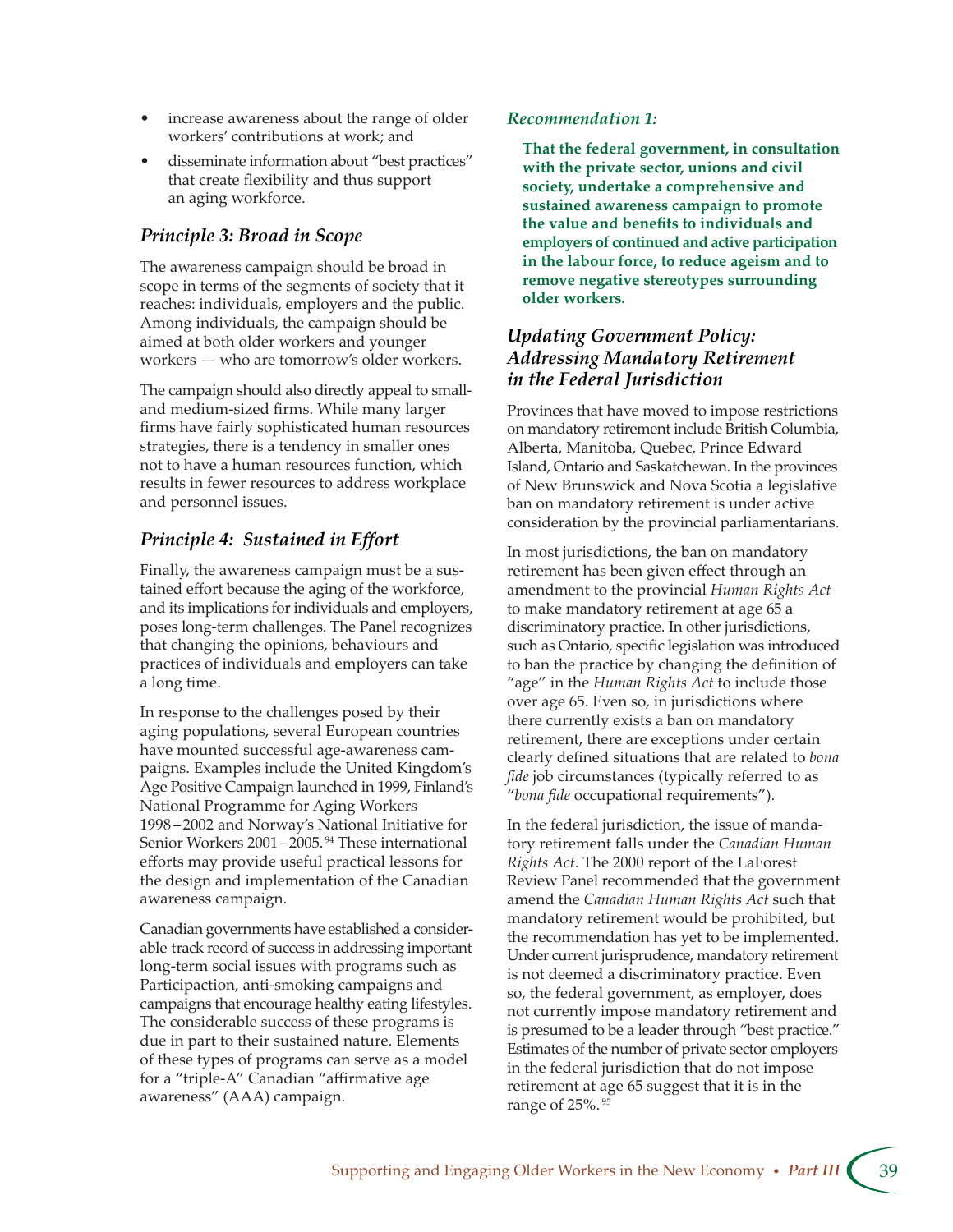- increase awareness about the range of older workers' contributions at work; and
- disseminate information about "best practices" that create flexibility and thus support an aging workforce.

### *Principle 3: Broad in Scope*

The awareness campaign should be broad in scope in terms of the segments of society that it reaches: individuals, employers and the public. Among individuals, the campaign should be aimed at both older workers and younger workers — who are tomorrow's older workers.

The campaign should also directly appeal to small- and medium-sized firms. While many larger firms have fairly sophisticated human resources strategies, there is a tendency in smaller ones not to have a human resources function, which results in fewer resources to address workplace and personnel issues.

### *Principle 4: Sustained in Effort*

Finally, the awareness campaign must be a sustained effort because the aging of the workforce, and its implications for individuals and employers, poses long-term challenges. The Panel recognizes that changing the opinions, behaviours and practices of individuals and employers can take a long time.

In response to the challenges posed by their aging populations, several European countries have mounted successful age-awareness campaigns. Examples include the United Kingdom's Age Positive Campaign launched in 1999, Finland's National Programme for Aging Workers 1998–2002 and Norway's National Initiative for Senior Workers 2001–2005.[94] These international efforts may provide useful practical lessons for the design and implementation of the Canadian awareness campaign.

Canadian governments have established a considerable track record of success in addressing important long-term social issues with programs such as Participaction, anti-smoking campaigns and campaigns that encourage healthy eating lifestyles. The considerable success of these programs is due in part to their sustained nature. Elements of these types of programs can serve as a model for a "triple-A" Canadian "affirmative age awareness" (AAA) campaign.

*Recommendation 1:*

**That the federal government, in consultation with the private sector, unions and civil society, undertake a comprehensive and sustained awareness campaign to promote the value and benefits to individuals and employers of continued and active participation in the labour force, to reduce ageism and to remove negative stereotypes surrounding older workers.**

### *Updating Government Policy: Addressing Mandatory Retirement in the Federal Jurisdiction*

Provinces that have moved to impose restrictions on mandatory retirement include British Columbia, Alberta, Manitoba, Quebec, Prince Edward Island, Ontario and Saskatchewan. In the provinces of New Brunswick and Nova Scotia a legislative ban on mandatory retirement is under active consideration by the provincial parliamentarians.

In most jurisdictions, the ban on mandatory retirement has been given effect through an amendment to the provincial *Human Rights Act* to make mandatory retirement at age 65 a discriminatory practice. In other jurisdictions, such as Ontario, specific legislation was introduced to ban the practice by changing the definition of "age" in the *Human Rights Act* to include those over age 65. Even so, in jurisdictions where there currently exists a ban on mandatory retirement, there are exceptions under certain clearly defined situations that are related to *bona fide* job circumstances (typically referred to as "*bona fide* occupational requirements").

In the federal jurisdiction, the issue of mandatory retirement falls under the *Canadian Human Rights Act*. The 2000 report of the LaForest Review Panel recommended that the government amend the *Canadian Human Rights Act* such that mandatory retirement would be prohibited, but the recommendation has yet to be implemented. Under current jurisprudence, mandatory retirement is not deemed a discriminatory practice. Even so, the federal government, as employer, does not currently impose mandatory retirement and is presumed to be a leader through "best practice." Estimates of the number of private sector employers in the federal jurisdiction that do not impose retirement at age 65 suggest that it is in the range of 25%.[95]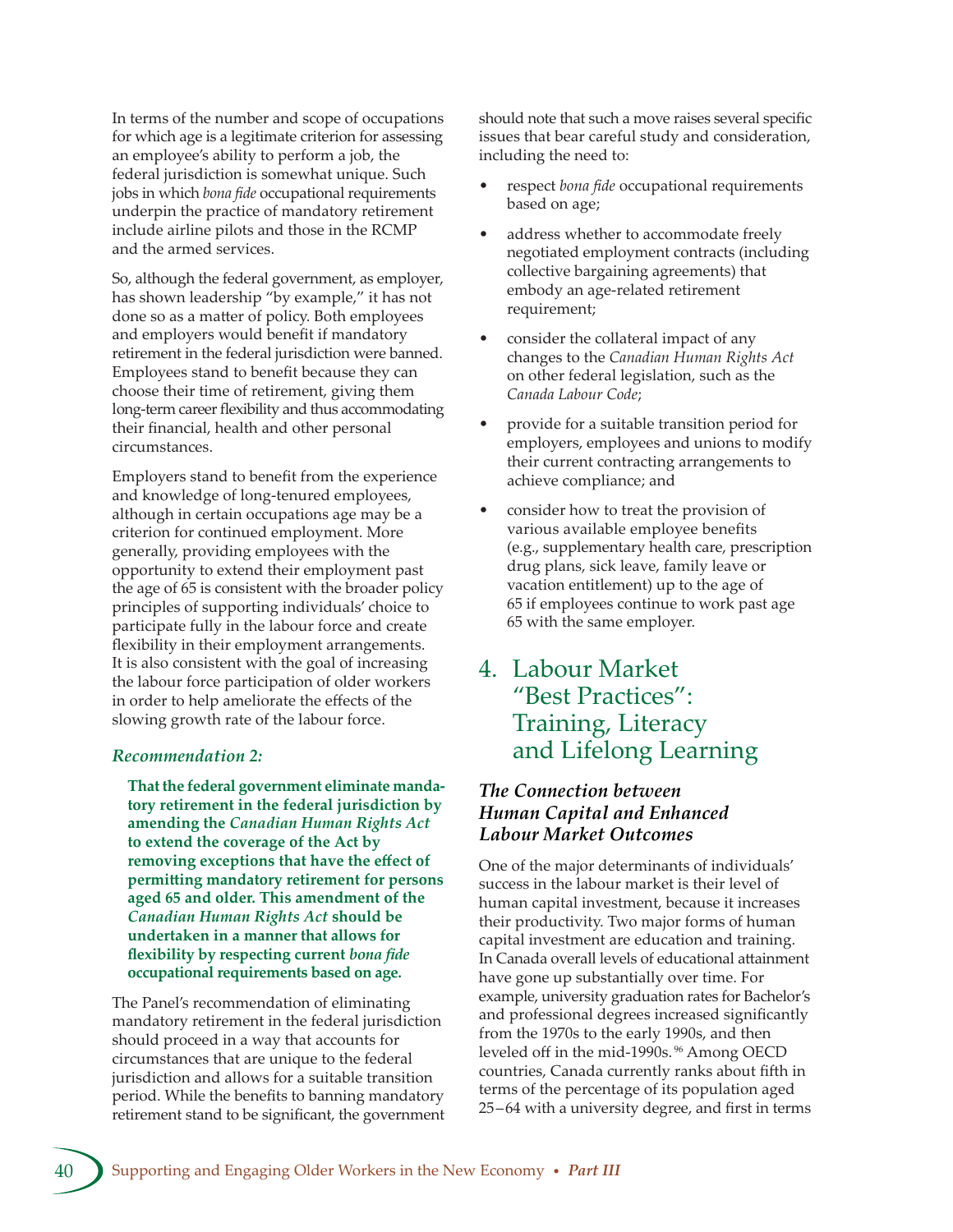In terms of the number and scope of occupations for which age is a legitimate criterion for assessing an employee's ability to perform a job, the federal jurisdiction is somewhat unique. Such jobs in which *bona fide* occupational requirements underpin the practice of mandatory retirement include airline pilots and those in the RCMP and the armed services.

So, although the federal government, as employer, has shown leadership "by example," it has not done so as a matter of policy. Both employees and employers would benefit if mandatory retirement in the federal jurisdiction were banned. Employees stand to benefit because they can choose their time of retirement, giving them long-term career flexibility and thus accommodating their financial, health and other personal circumstances.

Employers stand to benefit from the experience and knowledge of long-tenured employees, although in certain occupations age may be a criterion for continued employment. More generally, providing employees with the opportunity to extend their employment past the age of 65 is consistent with the broader policy principles of supporting individuals' choice to participate fully in the labour force and create flexibility in their employment arrangements. It is also consistent with the goal of increasing the labour force participation of older workers in order to help ameliorate the effects of the slowing growth rate of the labour force.

***Recommendation 2:***

> **That the federal government eliminate mandatory retirement in the federal jurisdiction by amending the *Canadian Human Rights Act* to extend the coverage of the Act by removing exceptions that have the effect of permitting mandatory retirement for persons aged 65 and older. This amendment of the *Canadian Human Rights Act* should be undertaken in a manner that allows for flexibility by respecting current *bona fide* occupational requirements based on age.**

The Panel's recommendation of eliminating mandatory retirement in the federal jurisdiction should proceed in a way that accounts for circumstances that are unique to the federal jurisdiction and allows for a suitable transition period. While the benefits to banning mandatory retirement stand to be significant, the government should note that such a move raises several specific issues that bear careful study and consideration, including the need to:

- respect *bona fide* occupational requirements based on age;
- address whether to accommodate freely negotiated employment contracts (including collective bargaining agreements) that embody an age-related retirement requirement;
- consider the collateral impact of any changes to the *Canadian Human Rights Act* on other federal legislation, such as the *Canada Labour Code*;
- provide for a suitable transition period for employers, employees and unions to modify their current contracting arrangements to achieve compliance; and
- consider how to treat the provision of various available employee benefits (e.g., supplementary health care, prescription drug plans, sick leave, family leave or vacation entitlement) up to the age of 65 if employees continue to work past age 65 with the same employer.

## 4. Labour Market "Best Practices": Training, Literacy and Lifelong Learning

### *The Connection between Human Capital and Enhanced Labour Market Outcomes*

One of the major determinants of individuals' success in the labour market is their level of human capital investment, because it increases their productivity. Two major forms of human capital investment are education and training. In Canada overall levels of educational attainment have gone up substantially over time. For example, university graduation rates for Bachelor's and professional degrees increased significantly from the 1970s to the early 1990s, and then leveled off in the mid-1990s.[96] Among OECD countries, Canada currently ranks about fifth in terms of the percentage of its population aged 25–64 with a university degree, and first in terms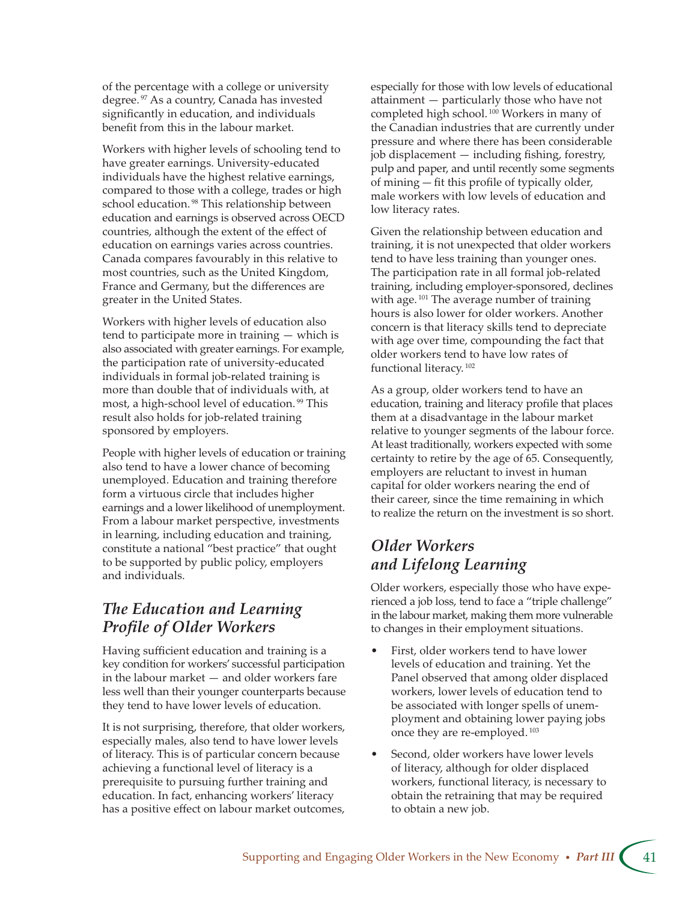of the percentage with a college or university degree.[97] As a country, Canada has invested significantly in education, and individuals benefit from this in the labour market.

Workers with higher levels of schooling tend to have greater earnings. University-educated individuals have the highest relative earnings, compared to those with a college, trades or high school education.[98] This relationship between education and earnings is observed across OECD countries, although the extent of the effect of education on earnings varies across countries. Canada compares favourably in this relative to most countries, such as the United Kingdom, France and Germany, but the differences are greater in the United States.

Workers with higher levels of education also tend to participate more in training — which is also associated with greater earnings. For example, the participation rate of university-educated individuals in formal job-related training is more than double that of individuals with, at most, a high-school level of education.[99] This result also holds for job-related training sponsored by employers.

People with higher levels of education or training also tend to have a lower chance of becoming unemployed. Education and training therefore form a virtuous circle that includes higher earnings and a lower likelihood of unemployment. From a labour market perspective, investments in learning, including education and training, constitute a national "best practice" that ought to be supported by public policy, employers and individuals.

## *The Education and Learning Profile of Older Workers*

Having sufficient education and training is a key condition for workers' successful participation in the labour market — and older workers fare less well than their younger counterparts because they tend to have lower levels of education.

It is not surprising, therefore, that older workers, especially males, also tend to have lower levels of literacy. This is of particular concern because achieving a functional level of literacy is a prerequisite to pursuing further training and education. In fact, enhancing workers' literacy has a positive effect on labour market outcomes, especially for those with low levels of educational attainment — particularly those who have not completed high school.[100] Workers in many of the Canadian industries that are currently under pressure and where there has been considerable job displacement — including fishing, forestry, pulp and paper, and until recently some segments of mining — fit this profile of typically older, male workers with low levels of education and low literacy rates.

Given the relationship between education and training, it is not unexpected that older workers tend to have less training than younger ones. The participation rate in all formal job-related training, including employer-sponsored, declines with age.[101] The average number of training hours is also lower for older workers. Another concern is that literacy skills tend to depreciate with age over time, compounding the fact that older workers tend to have low rates of functional literacy.[102]

As a group, older workers tend to have an education, training and literacy profile that places them at a disadvantage in the labour market relative to younger segments of the labour force. At least traditionally, workers expected with some certainty to retire by the age of 65. Consequently, employers are reluctant to invest in human capital for older workers nearing the end of their career, since the time remaining in which to realize the return on the investment is so short.

## *Older Workers and Lifelong Learning*

Older workers, especially those who have experienced a job loss, tend to face a "triple challenge" in the labour market, making them more vulnerable to changes in their employment situations.

- First, older workers tend to have lower levels of education and training. Yet the Panel observed that among older displaced workers, lower levels of education tend to be associated with longer spells of unemployment and obtaining lower paying jobs once they are re-employed.[103]
- Second, older workers have lower levels of literacy, although for older displaced workers, functional literacy, is necessary to obtain the retraining that may be required to obtain a new job.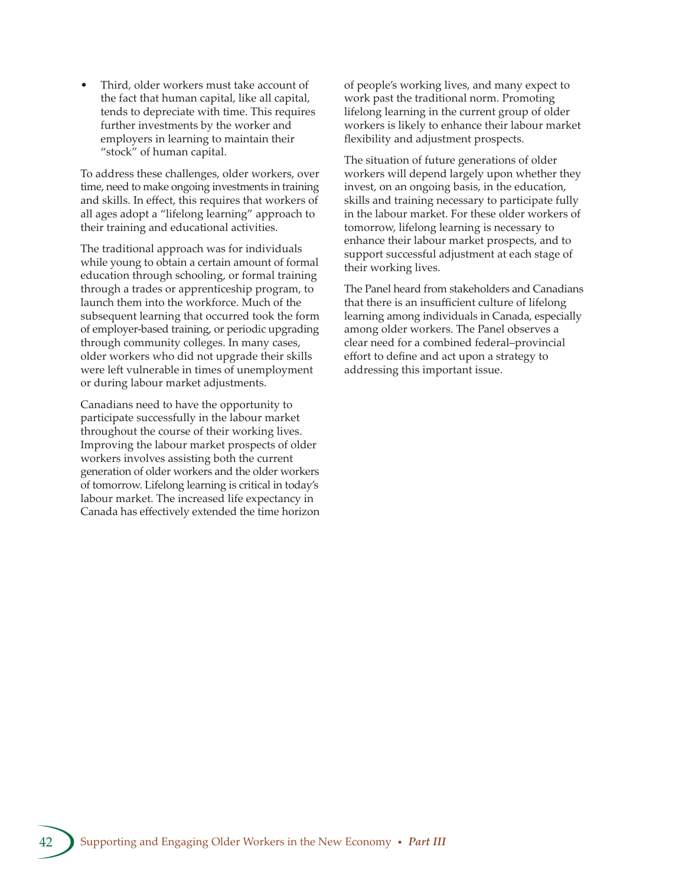- Third, older workers must take account of the fact that human capital, like all capital, tends to depreciate with time. This requires further investments by the worker and employers in learning to maintain their "stock" of human capital.

To address these challenges, older workers, over time, need to make ongoing investments in training and skills. In effect, this requires that workers of all ages adopt a "lifelong learning" approach to their training and educational activities.

The traditional approach was for individuals while young to obtain a certain amount of formal education through schooling, or formal training through a trades or apprenticeship program, to launch them into the workforce. Much of the subsequent learning that occurred took the form of employer-based training, or periodic upgrading through community colleges. In many cases, older workers who did not upgrade their skills were left vulnerable in times of unemployment or during labour market adjustments.

Canadians need to have the opportunity to participate successfully in the labour market throughout the course of their working lives. Improving the labour market prospects of older workers involves assisting both the current generation of older workers and the older workers of tomorrow. Lifelong learning is critical in today's labour market. The increased life expectancy in Canada has effectively extended the time horizon of people's working lives, and many expect to work past the traditional norm. Promoting lifelong learning in the current group of older workers is likely to enhance their labour market flexibility and adjustment prospects.

The situation of future generations of older workers will depend largely upon whether they invest, on an ongoing basis, in the education, skills and training necessary to participate fully in the labour market. For these older workers of tomorrow, lifelong learning is necessary to enhance their labour market prospects, and to support successful adjustment at each stage of their working lives.

The Panel heard from stakeholders and Canadians that there is an insufficient culture of lifelong learning among individuals in Canada, especially among older workers. The Panel observes a clear need for a combined federal–provincial effort to define and act upon a strategy to addressing this important issue.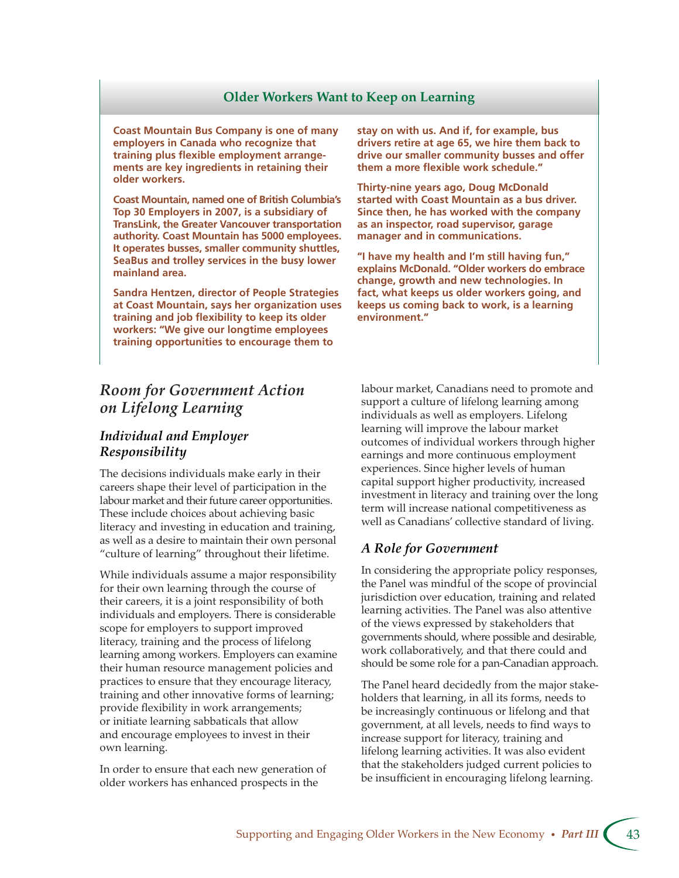## Older Workers Want to Keep on Learning

**Coast Mountain Bus Company is one of many employers in Canada who recognize that training plus flexible employment arrangements are key ingredients in retaining their older workers.**

**Coast Mountain, named one of British Columbia's Top 30 Employers in 2007, is a subsidiary of TransLink, the Greater Vancouver transportation authority. Coast Mountain has 5000 employees. It operates busses, smaller community shuttles, SeaBus and trolley services in the busy lower mainland area.**

**Sandra Hentzen, director of People Strategies at Coast Mountain, says her organization uses training and job flexibility to keep its older workers: "We give our longtime employees training opportunities to encourage them to stay on with us. And if, for example, bus drivers retire at age 65, we hire them back to drive our smaller community busses and offer them a more flexible work schedule."**

**Thirty-nine years ago, Doug McDonald started with Coast Mountain as a bus driver. Since then, he has worked with the company as an inspector, road supervisor, garage manager and in communications.**

**"I have my health and I'm still having fun," explains McDonald. "Older workers do embrace change, growth and new technologies. In fact, what keeps us older workers going, and keeps us coming back to work, is a learning environment."**

## *Room for Government Action on Lifelong Learning*

### *Individual and Employer Responsibility*

The decisions individuals make early in their careers shape their level of participation in the labour market and their future career opportunities. These include choices about achieving basic literacy and investing in education and training, as well as a desire to maintain their own personal "culture of learning" throughout their lifetime.

While individuals assume a major responsibility for their own learning through the course of their careers, it is a joint responsibility of both individuals and employers. There is considerable scope for employers to support improved literacy, training and the process of lifelong learning among workers. Employers can examine their human resource management policies and practices to ensure that they encourage literacy, training and other innovative forms of learning; provide flexibility in work arrangements; or initiate learning sabbaticals that allow and encourage employees to invest in their own learning.

In order to ensure that each new generation of older workers has enhanced prospects in the labour market, Canadians need to promote and support a culture of lifelong learning among individuals as well as employers. Lifelong learning will improve the labour market outcomes of individual workers through higher earnings and more continuous employment experiences. Since higher levels of human capital support higher productivity, increased investment in literacy and training over the long term will increase national competitiveness as well as Canadians' collective standard of living.

### *A Role for Government*

In considering the appropriate policy responses, the Panel was mindful of the scope of provincial jurisdiction over education, training and related learning activities. The Panel was also attentive of the views expressed by stakeholders that governments should, where possible and desirable, work collaboratively, and that there could and should be some role for a pan-Canadian approach.

The Panel heard decidedly from the major stakeholders that learning, in all its forms, needs to be increasingly continuous or lifelong and that government, at all levels, needs to find ways to increase support for literacy, training and lifelong learning activities. It was also evident that the stakeholders judged current policies to be insufficient in encouraging lifelong learning.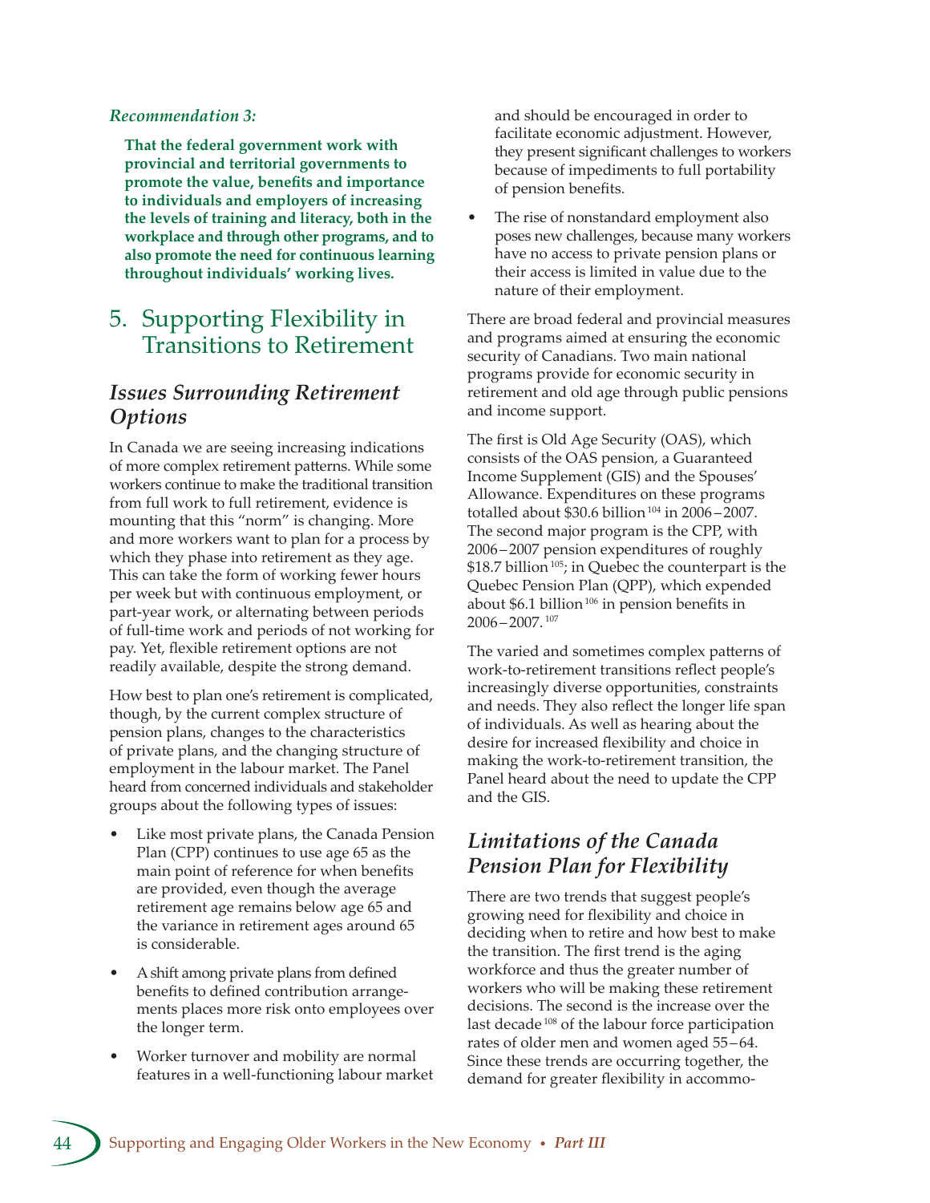*Recommendation 3:*

**That the federal government work with provincial and territorial governments to promote the value, benefits and importance to individuals and employers of increasing the levels of training and literacy, both in the workplace and through other programs, and to also promote the need for continuous learning throughout individuals' working lives.**

## 5. Supporting Flexibility in Transitions to Retirement

### *Issues Surrounding Retirement Options*

In Canada we are seeing increasing indications of more complex retirement patterns. While some workers continue to make the traditional transition from full work to full retirement, evidence is mounting that this "norm" is changing. More and more workers want to plan for a process by which they phase into retirement as they age. This can take the form of working fewer hours per week but with continuous employment, or part-year work, or alternating between periods of full-time work and periods of not working for pay. Yet, flexible retirement options are not readily available, despite the strong demand.

How best to plan one's retirement is complicated, though, by the current complex structure of pension plans, changes to the characteristics of private plans, and the changing structure of employment in the labour market. The Panel heard from concerned individuals and stakeholder groups about the following types of issues:

- Like most private plans, the Canada Pension Plan (CPP) continues to use age 65 as the main point of reference for when benefits are provided, even though the average retirement age remains below age 65 and the variance in retirement ages around 65 is considerable.
- A shift among private plans from defined benefits to defined contribution arrangements places more risk onto employees over the longer term.
- Worker turnover and mobility are normal features in a well-functioning labour market and should be encouraged in order to facilitate economic adjustment. However, they present significant challenges to workers because of impediments to full portability of pension benefits.
- The rise of nonstandard employment also poses new challenges, because many workers have no access to private pension plans or their access is limited in value due to the nature of their employment.

There are broad federal and provincial measures and programs aimed at ensuring the economic security of Canadians. Two main national programs provide for economic security in retirement and old age through public pensions and income support.

The first is Old Age Security (OAS), which consists of the OAS pension, a Guaranteed Income Supplement (GIS) and the Spouses' Allowance. Expenditures on these programs totalled about $30.6 billion [104] in 2006 – 2007. The second major program is the CPP, with 2006 – 2007 pension expenditures of roughly $18.7 billion [105]; in Quebec the counterpart is the Quebec Pension Plan (QPP), which expended about $6.1 billion [106] in pension benefits in 2006 – 2007. [107]

The varied and sometimes complex patterns of work-to-retirement transitions reflect people's increasingly diverse opportunities, constraints and needs. They also reflect the longer life span of individuals. As well as hearing about the desire for increased flexibility and choice in making the work-to-retirement transition, the Panel heard about the need to update the CPP and the GIS.

### *Limitations of the Canada Pension Plan for Flexibility*

There are two trends that suggest people's growing need for flexibility and choice in deciding when to retire and how best to make the transition. The first trend is the aging workforce and thus the greater number of workers who will be making these retirement decisions. The second is the increase over the last decade [108] of the labour force participation rates of older men and women aged 55 – 64. Since these trends are occurring together, the demand for greater flexibility in accommo-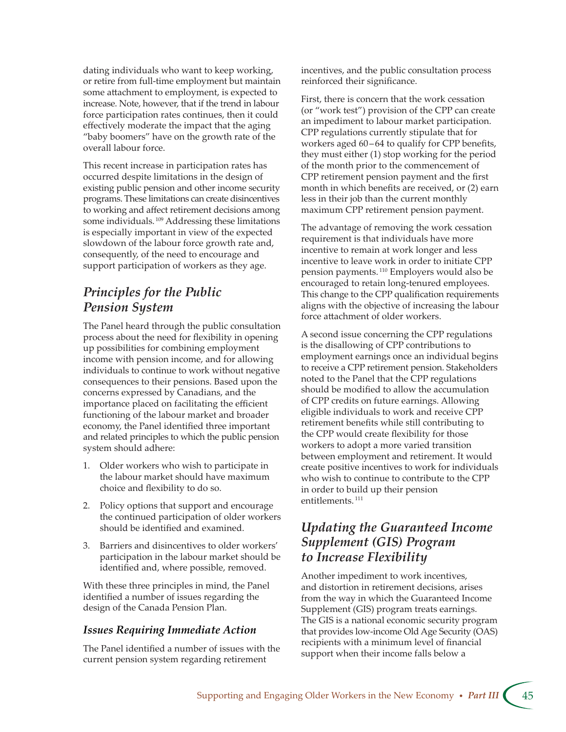dating individuals who want to keep working, or retire from full-time employment but maintain some attachment to employment, is expected to increase. Note, however, that if the trend in labour force participation rates continues, then it could effectively moderate the impact that the aging "baby boomers" have on the growth rate of the overall labour force.

This recent increase in participation rates has occurred despite limitations in the design of existing public pension and other income security programs. These limitations can create disincentives to working and affect retirement decisions among some individuals.[109] Addressing these limitations is especially important in view of the expected slowdown of the labour force growth rate and, consequently, of the need to encourage and support participation of workers as they age.

## *Principles for the Public Pension System*

The Panel heard through the public consultation process about the need for flexibility in opening up possibilities for combining employment income with pension income, and for allowing individuals to continue to work without negative consequences to their pensions. Based upon the concerns expressed by Canadians, and the importance placed on facilitating the efficient functioning of the labour market and broader economy, the Panel identified three important and related principles to which the public pension system should adhere:

1. Older workers who wish to participate in the labour market should have maximum choice and flexibility to do so.
2. Policy options that support and encourage the continued participation of older workers should be identified and examined.
3. Barriers and disincentives to older workers' participation in the labour market should be identified and, where possible, removed.

With these three principles in mind, the Panel identified a number of issues regarding the design of the Canada Pension Plan.

### *Issues Requiring Immediate Action*

The Panel identified a number of issues with the current pension system regarding retirement incentives, and the public consultation process reinforced their significance.

First, there is concern that the work cessation (or "work test") provision of the CPP can create an impediment to labour market participation. CPP regulations currently stipulate that for workers aged 60–64 to qualify for CPP benefits, they must either (1) stop working for the period of the month prior to the commencement of CPP retirement pension payment and the first month in which benefits are received, or (2) earn less in their job than the current monthly maximum CPP retirement pension payment.

The advantage of removing the work cessation requirement is that individuals have more incentive to remain at work longer and less incentive to leave work in order to initiate CPP pension payments.[110] Employers would also be encouraged to retain long-tenured employees. This change to the CPP qualification requirements aligns with the objective of increasing the labour force attachment of older workers.

A second issue concerning the CPP regulations is the disallowing of CPP contributions to employment earnings once an individual begins to receive a CPP retirement pension. Stakeholders noted to the Panel that the CPP regulations should be modified to allow the accumulation of CPP credits on future earnings. Allowing eligible individuals to work and receive CPP retirement benefits while still contributing to the CPP would create flexibility for those workers to adopt a more varied transition between employment and retirement. It would create positive incentives to work for individuals who wish to continue to contribute to the CPP in order to build up their pension entitlements.[111]

## *Updating the Guaranteed Income Supplement (GIS) Program to Increase Flexibility*

Another impediment to work incentives, and distortion in retirement decisions, arises from the way in which the Guaranteed Income Supplement (GIS) program treats earnings. The GIS is a national economic security program that provides low-income Old Age Security (OAS) recipients with a minimum level of financial support when their income falls below a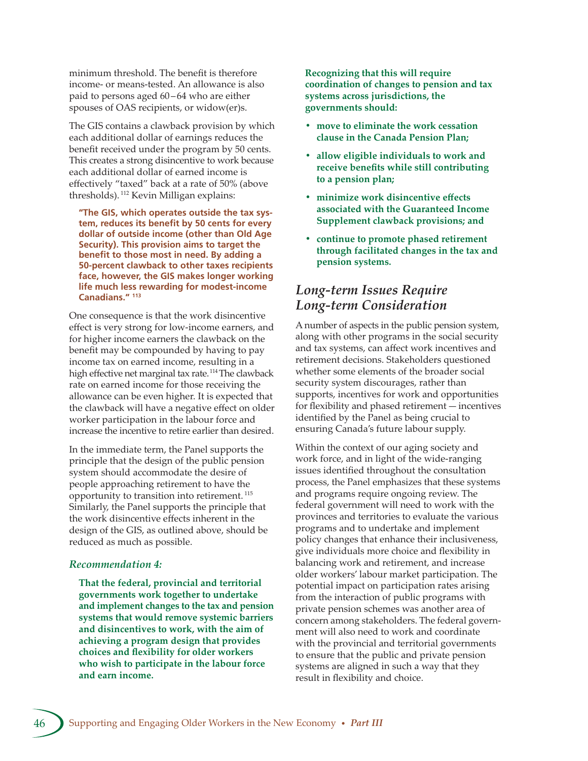minimum threshold. The benefit is therefore income- or means-tested. An allowance is also paid to persons aged 60–64 who are either spouses of OAS recipients, or widow(er)s.

The GIS contains a clawback provision by which each additional dollar of earnings reduces the benefit received under the program by 50 cents. This creates a strong disincentive to work because each additional dollar of earned income is effectively "taxed" back at a rate of 50% (above thresholds).[112] Kevin Milligan explains:

> **"The GIS, which operates outside the tax system, reduces its benefit by 50 cents for every dollar of outside income (other than Old Age Security). This provision aims to target the benefit to those most in need. By adding a 50-percent clawback to other taxes recipients face, however, the GIS makes longer working life much less rewarding for modest-income Canadians."[113]**

One consequence is that the work disincentive effect is very strong for low-income earners, and for higher income earners the clawback on the benefit may be compounded by having to pay income tax on earned income, resulting in a high effective net marginal tax rate.[114] The clawback rate on earned income for those receiving the allowance can be even higher. It is expected that the clawback will have a negative effect on older worker participation in the labour force and increase the incentive to retire earlier than desired.

In the immediate term, the Panel supports the principle that the design of the public pension system should accommodate the desire of people approaching retirement to have the opportunity to transition into retirement.[115] Similarly, the Panel supports the principle that the work disincentive effects inherent in the design of the GIS, as outlined above, should be reduced as much as possible.

### *Recommendation 4:*

**That the federal, provincial and territorial governments work together to undertake and implement changes to the tax and pension systems that would remove systemic barriers and disincentives to work, with the aim of achieving a program design that provides choices and flexibility for older workers who wish to participate in the labour force and earn income.**

**Recognizing that this will require coordination of changes to pension and tax systems across jurisdictions, the governments should:**

- **move to eliminate the work cessation clause in the Canada Pension Plan;**
- **allow eligible individuals to work and receive benefits while still contributing to a pension plan;**
- **minimize work disincentive effects associated with the Guaranteed Income Supplement clawback provisions; and**
- **continue to promote phased retirement through facilitated changes in the tax and pension systems.**

## *Long-term Issues Require Long-term Consideration*

A number of aspects in the public pension system, along with other programs in the social security and tax systems, can affect work incentives and retirement decisions. Stakeholders questioned whether some elements of the broader social security system discourages, rather than supports, incentives for work and opportunities for flexibility and phased retirement — incentives identified by the Panel as being crucial to ensuring Canada's future labour supply.

Within the context of our aging society and work force, and in light of the wide-ranging issues identified throughout the consultation process, the Panel emphasizes that these systems and programs require ongoing review. The federal government will need to work with the provinces and territories to evaluate the various programs and to undertake and implement policy changes that enhance their inclusiveness, give individuals more choice and flexibility in balancing work and retirement, and increase older workers' labour market participation. The potential impact on participation rates arising from the interaction of public programs with private pension schemes was another area of concern among stakeholders. The federal government will also need to work and coordinate with the provincial and territorial governments to ensure that the public and private pension systems are aligned in such a way that they result in flexibility and choice.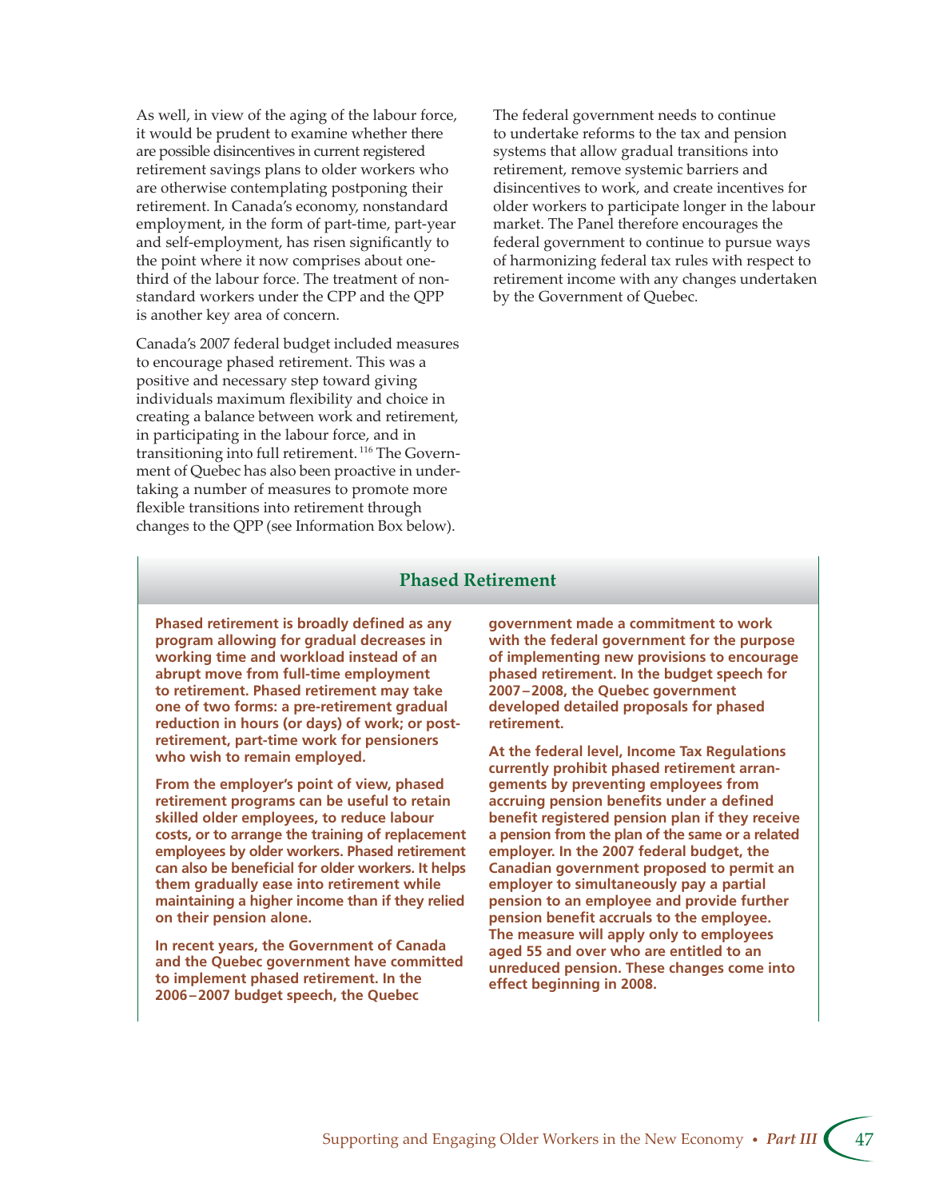As well, in view of the aging of the labour force, it would be prudent to examine whether there are possible disincentives in current registered retirement savings plans to older workers who are otherwise contemplating postponing their retirement. In Canada's economy, nonstandard employment, in the form of part-time, part-year and self-employment, has risen significantly to the point where it now comprises about one-third of the labour force. The treatment of non-standard workers under the CPP and the QPP is another key area of concern.

Canada's 2007 federal budget included measures to encourage phased retirement. This was a positive and necessary step toward giving individuals maximum flexibility and choice in creating a balance between work and retirement, in participating in the labour force, and in transitioning into full retirement.[116] The Government of Quebec has also been proactive in undertaking a number of measures to promote more flexible transitions into retirement through changes to the QPP (see Information Box below).

The federal government needs to continue to undertake reforms to the tax and pension systems that allow gradual transitions into retirement, remove systemic barriers and disincentives to work, and create incentives for older workers to participate longer in the labour market. The Panel therefore encourages the federal government to continue to pursue ways of harmonizing federal tax rules with respect to retirement income with any changes undertaken by the Government of Quebec.

## Phased Retirement

**Phased retirement is broadly defined as any program allowing for gradual decreases in working time and workload instead of an abrupt move from full-time employment to retirement. Phased retirement may take one of two forms: a pre-retirement gradual reduction in hours (or days) of work; or post-retirement, part-time work for pensioners who wish to remain employed.**

**From the employer's point of view, phased retirement programs can be useful to retain skilled older employees, to reduce labour costs, or to arrange the training of replacement employees by older workers. Phased retirement can also be beneficial for older workers. It helps them gradually ease into retirement while maintaining a higher income than if they relied on their pension alone.**

**In recent years, the Government of Canada and the Quebec government have committed to implement phased retirement. In the 2006–2007 budget speech, the Quebec government made a commitment to work with the federal government for the purpose of implementing new provisions to encourage phased retirement. In the budget speech for 2007–2008, the Quebec government developed detailed proposals for phased retirement.**

**At the federal level, Income Tax Regulations currently prohibit phased retirement arrangements by preventing employees from accruing pension benefits under a defined benefit registered pension plan if they receive a pension from the plan of the same or a related employer. In the 2007 federal budget, the Canadian government proposed to permit an employer to simultaneously pay a partial pension to an employee and provide further pension benefit accruals to the employee. The measure will apply only to employees aged 55 and over who are entitled to an unreduced pension. These changes come into effect beginning in 2008.**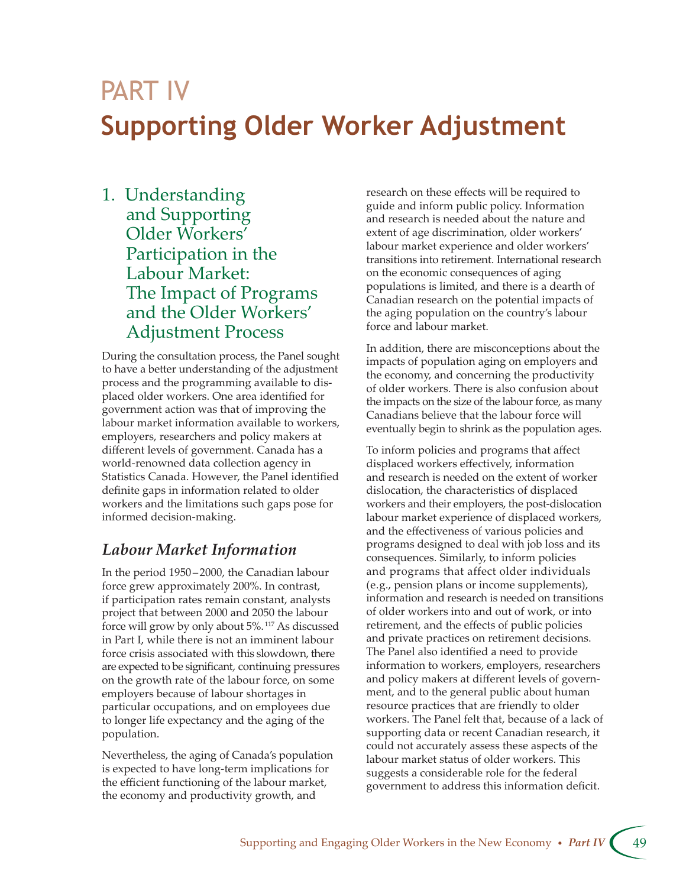# PART IV
# Supporting Older Worker Adjustment

## 1. Understanding and Supporting Older Workers' Participation in the Labour Market: The Impact of Programs and the Older Workers' Adjustment Process

During the consultation process, the Panel sought to have a better understanding of the adjustment process and the programming available to displaced older workers. One area identified for government action was that of improving the labour market information available to workers, employers, researchers and policy makers at different levels of government. Canada has a world-renowned data collection agency in Statistics Canada. However, the Panel identified definite gaps in information related to older workers and the limitations such gaps pose for informed decision-making.

### *Labour Market Information*

In the period 1950–2000, the Canadian labour force grew approximately 200%. In contrast, if participation rates remain constant, analysts project that between 2000 and 2050 the labour force will grow by only about 5%.[117] As discussed in Part I, while there is not an imminent labour force crisis associated with this slowdown, there are expected to be significant, continuing pressures on the growth rate of the labour force, on some employers because of labour shortages in particular occupations, and on employees due to longer life expectancy and the aging of the population.

Nevertheless, the aging of Canada's population is expected to have long-term implications for the efficient functioning of the labour market, the economy and productivity growth, and research on these effects will be required to guide and inform public policy. Information and research is needed about the nature and extent of age discrimination, older workers' labour market experience and older workers' transitions into retirement. International research on the economic consequences of aging populations is limited, and there is a dearth of Canadian research on the potential impacts of the aging population on the country's labour force and labour market.

In addition, there are misconceptions about the impacts of population aging on employers and the economy, and concerning the productivity of older workers. There is also confusion about the impacts on the size of the labour force, as many Canadians believe that the labour force will eventually begin to shrink as the population ages.

To inform policies and programs that affect displaced workers effectively, information and research is needed on the extent of worker dislocation, the characteristics of displaced workers and their employers, the post-dislocation labour market experience of displaced workers, and the effectiveness of various policies and programs designed to deal with job loss and its consequences. Similarly, to inform policies and programs that affect older individuals (e.g., pension plans or income supplements), information and research is needed on transitions of older workers into and out of work, or into retirement, and the effects of public policies and private practices on retirement decisions. The Panel also identified a need to provide information to workers, employers, researchers and policy makers at different levels of government, and to the general public about human resource practices that are friendly to older workers. The Panel felt that, because of a lack of supporting data or recent Canadian research, it could not accurately assess these aspects of the labour market status of older workers. This suggests a considerable role for the federal government to address this information deficit.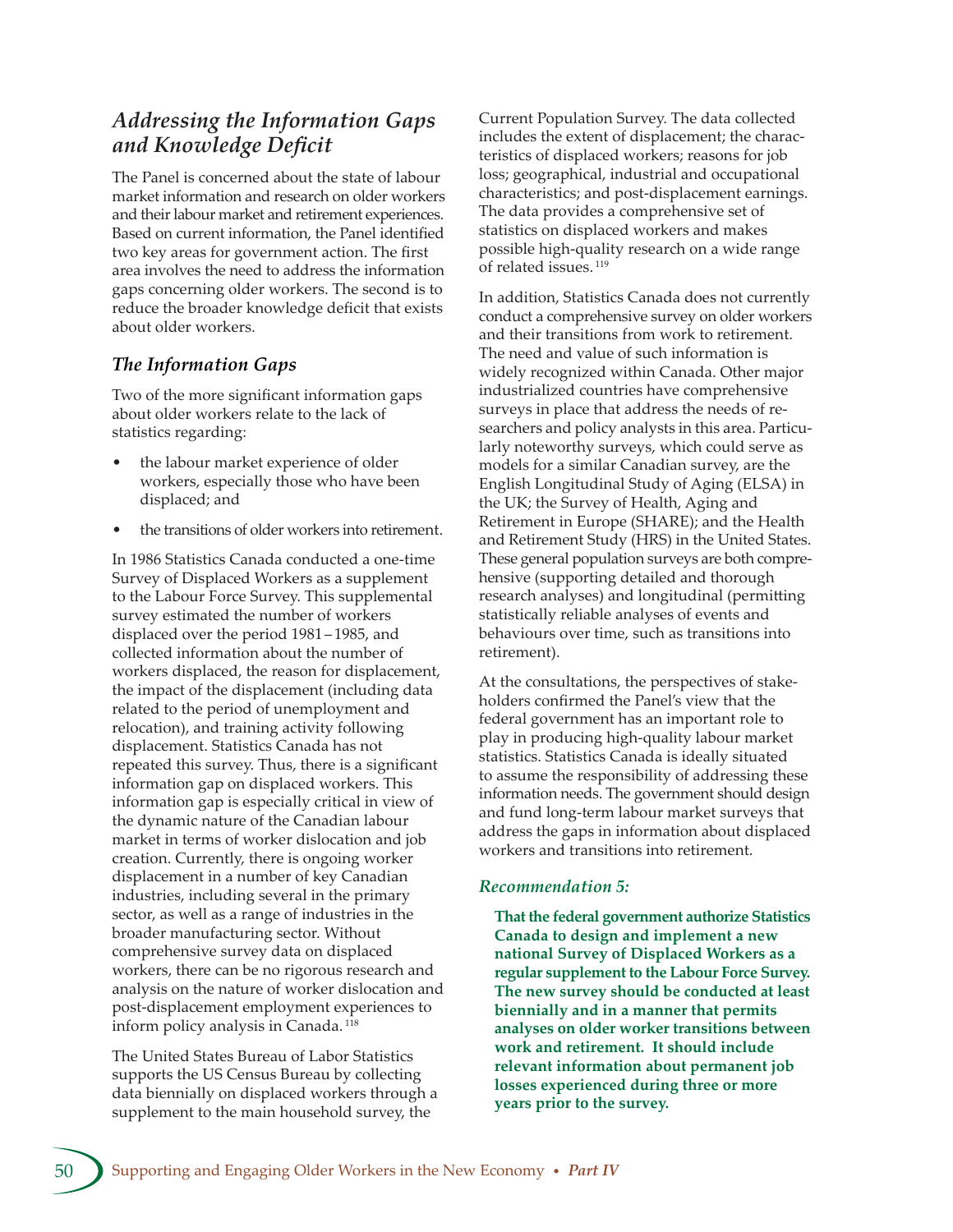## *Addressing the Information Gaps and Knowledge Deficit*

The Panel is concerned about the state of labour market information and research on older workers and their labour market and retirement experiences. Based on current information, the Panel identified two key areas for government action. The first area involves the need to address the information gaps concerning older workers. The second is to reduce the broader knowledge deficit that exists about older workers.

### *The Information Gaps*

Two of the more significant information gaps about older workers relate to the lack of statistics regarding:

- the labour market experience of older workers, especially those who have been displaced; and
- the transitions of older workers into retirement.

In 1986 Statistics Canada conducted a one-time Survey of Displaced Workers as a supplement to the Labour Force Survey. This supplemental survey estimated the number of workers displaced over the period 1981–1985, and collected information about the number of workers displaced, the reason for displacement, the impact of the displacement (including data related to the period of unemployment and relocation), and training activity following displacement. Statistics Canada has not repeated this survey. Thus, there is a significant information gap on displaced workers. This information gap is especially critical in view of the dynamic nature of the Canadian labour market in terms of worker dislocation and job creation. Currently, there is ongoing worker displacement in a number of key Canadian industries, including several in the primary sector, as well as a range of industries in the broader manufacturing sector. Without comprehensive survey data on displaced workers, there can be no rigorous research and analysis on the nature of worker dislocation and post-displacement employment experiences to inform policy analysis in Canada. [118]

The United States Bureau of Labor Statistics supports the US Census Bureau by collecting data biennially on displaced workers through a supplement to the main household survey, the Current Population Survey. The data collected includes the extent of displacement; the characteristics of displaced workers; reasons for job loss; geographical, industrial and occupational characteristics; and post-displacement earnings. The data provides a comprehensive set of statistics on displaced workers and makes possible high-quality research on a wide range of related issues. [119]

In addition, Statistics Canada does not currently conduct a comprehensive survey on older workers and their transitions from work to retirement. The need and value of such information is widely recognized within Canada. Other major industrialized countries have comprehensive surveys in place that address the needs of researchers and policy analysts in this area. Particularly noteworthy surveys, which could serve as models for a similar Canadian survey, are the English Longitudinal Study of Aging (ELSA) in the UK; the Survey of Health, Aging and Retirement in Europe (SHARE); and the Health and Retirement Study (HRS) in the United States. These general population surveys are both comprehensive (supporting detailed and thorough research analyses) and longitudinal (permitting statistically reliable analyses of events and behaviours over time, such as transitions into retirement).

At the consultations, the perspectives of stakeholders confirmed the Panel's view that the federal government has an important role to play in producing high-quality labour market statistics. Statistics Canada is ideally situated to assume the responsibility of addressing these information needs. The government should design and fund long-term labour market surveys that address the gaps in information about displaced workers and transitions into retirement.

#### *Recommendation 5:*

**That the federal government authorize Statistics Canada to design and implement a new national Survey of Displaced Workers as a regular supplement to the Labour Force Survey. The new survey should be conducted at least biennially and in a manner that permits analyses on older worker transitions between work and retirement. It should include relevant information about permanent job losses experienced during three or more years prior to the survey.**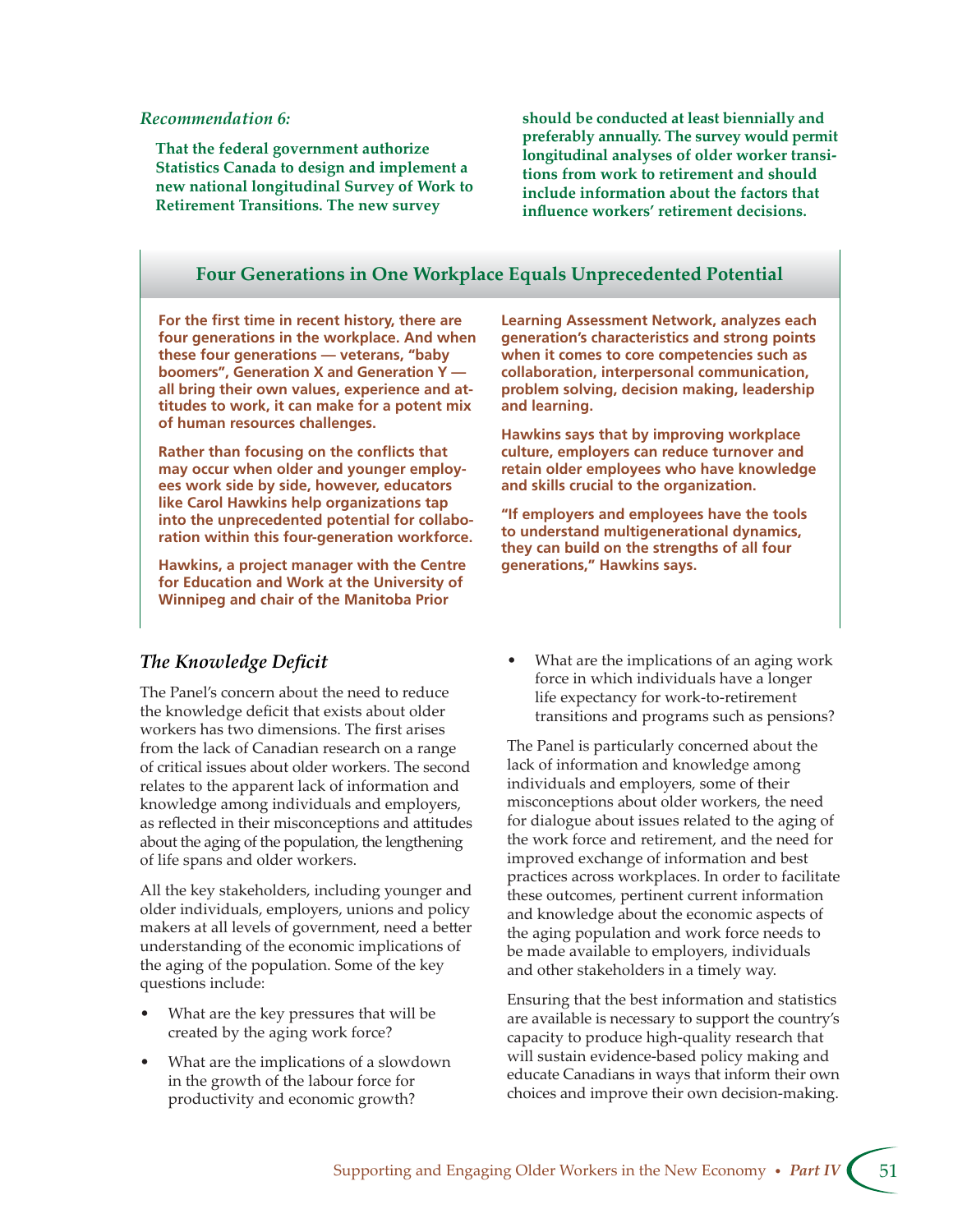*Recommendation 6:*

**That the federal government authorize Statistics Canada to design and implement a new national longitudinal Survey of Work to Retirement Transitions. The new survey should be conducted at least biennially and preferably annually. The survey would permit longitudinal analyses of older worker transitions from work to retirement and should include information about the factors that influence workers' retirement decisions.**

### Four Generations in One Workplace Equals Unprecedented Potential

**For the first time in recent history, there are four generations in the workplace. And when these four generations — veterans, "baby boomers", Generation X and Generation Y — all bring their own values, experience and attitudes to work, it can make for a potent mix of human resources challenges.**

**Rather than focusing on the conflicts that may occur when older and younger employees work side by side, however, educators like Carol Hawkins help organizations tap into the unprecedented potential for collaboration within this four-generation workforce.**

**Hawkins, a project manager with the Centre for Education and Work at the University of Winnipeg and chair of the Manitoba Prior Learning Assessment Network, analyzes each generation's characteristics and strong points when it comes to core competencies such as collaboration, interpersonal communication, problem solving, decision making, leadership and learning.**

**Hawkins says that by improving workplace culture, employers can reduce turnover and retain older employees who have knowledge and skills crucial to the organization.**

**"If employers and employees have the tools to understand multigenerational dynamics, they can build on the strengths of all four generations," Hawkins says.**

## *The Knowledge Deficit*

The Panel's concern about the need to reduce the knowledge deficit that exists about older workers has two dimensions. The first arises from the lack of Canadian research on a range of critical issues about older workers. The second relates to the apparent lack of information and knowledge among individuals and employers, as reflected in their misconceptions and attitudes about the aging of the population, the lengthening of life spans and older workers.

All the key stakeholders, including younger and older individuals, employers, unions and policy makers at all levels of government, need a better understanding of the economic implications of the aging of the population. Some of the key questions include:

- What are the key pressures that will be created by the aging work force?
- What are the implications of a slowdown in the growth of the labour force for productivity and economic growth?
- What are the implications of an aging work force in which individuals have a longer life expectancy for work-to-retirement transitions and programs such as pensions?

The Panel is particularly concerned about the lack of information and knowledge among individuals and employers, some of their misconceptions about older workers, the need for dialogue about issues related to the aging of the work force and retirement, and the need for improved exchange of information and best practices across workplaces. In order to facilitate these outcomes, pertinent current information and knowledge about the economic aspects of the aging population and work force needs to be made available to employers, individuals and other stakeholders in a timely way.

Ensuring that the best information and statistics are available is necessary to support the country's capacity to produce high-quality research that will sustain evidence-based policy making and educate Canadians in ways that inform their own choices and improve their own decision-making.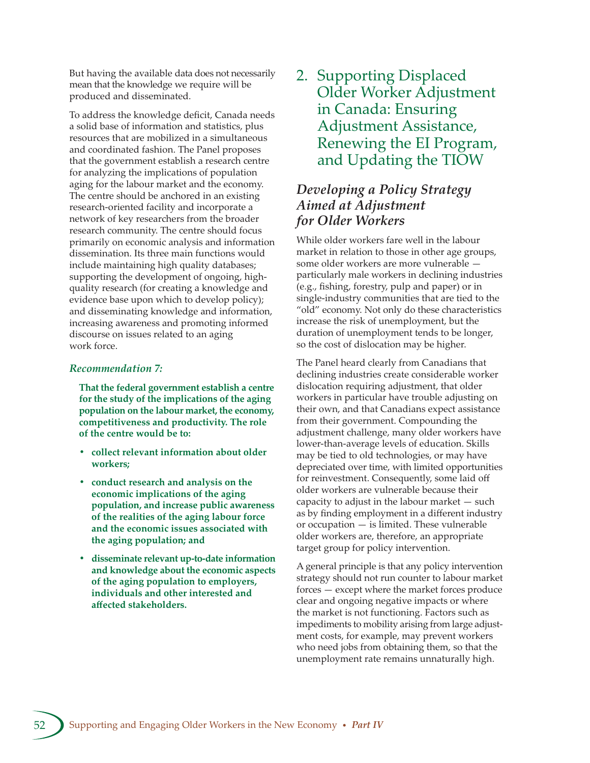But having the available data does not necessarily mean that the knowledge we require will be produced and disseminated.

To address the knowledge deficit, Canada needs a solid base of information and statistics, plus resources that are mobilized in a simultaneous and coordinated fashion. The Panel proposes that the government establish a research centre for analyzing the implications of population aging for the labour market and the economy. The centre should be anchored in an existing research-oriented facility and incorporate a network of key researchers from the broader research community. The centre should focus primarily on economic analysis and information dissemination. Its three main functions would include maintaining high quality databases; supporting the development of ongoing, high-quality research (for creating a knowledge and evidence base upon which to develop policy); and disseminating knowledge and information, increasing awareness and promoting informed discourse on issues related to an aging work force.

*Recommendation 7:*

**That the federal government establish a centre for the study of the implications of the aging population on the labour market, the economy, competitiveness and productivity. The role of the centre would be to:**

- **collect relevant information about older workers;**
- **conduct research and analysis on the economic implications of the aging population, and increase public awareness of the realities of the aging labour force and the economic issues associated with the aging population; and**
- **disseminate relevant up-to-date information and knowledge about the economic aspects of the aging population to employers, individuals and other interested and affected stakeholders.**

## 2. Supporting Displaced Older Worker Adjustment in Canada: Ensuring Adjustment Assistance, Renewing the EI Program, and Updating the TIOW

### *Developing a Policy Strategy Aimed at Adjustment for Older Workers*

While older workers fare well in the labour market in relation to those in other age groups, some older workers are more vulnerable — particularly male workers in declining industries (e.g., fishing, forestry, pulp and paper) or in single-industry communities that are tied to the "old" economy. Not only do these characteristics increase the risk of unemployment, but the duration of unemployment tends to be longer, so the cost of dislocation may be higher.

The Panel heard clearly from Canadians that declining industries create considerable worker dislocation requiring adjustment, that older workers in particular have trouble adjusting on their own, and that Canadians expect assistance from their government. Compounding the adjustment challenge, many older workers have lower-than-average levels of education. Skills may be tied to old technologies, or may have depreciated over time, with limited opportunities for reinvestment. Consequently, some laid off older workers are vulnerable because their capacity to adjust in the labour market — such as by finding employment in a different industry or occupation — is limited. These vulnerable older workers are, therefore, an appropriate target group for policy intervention.

A general principle is that any policy intervention strategy should not run counter to labour market forces — except where the market forces produce clear and ongoing negative impacts or where the market is not functioning. Factors such as impediments to mobility arising from large adjustment costs, for example, may prevent workers who need jobs from obtaining them, so that the unemployment rate remains unnaturally high.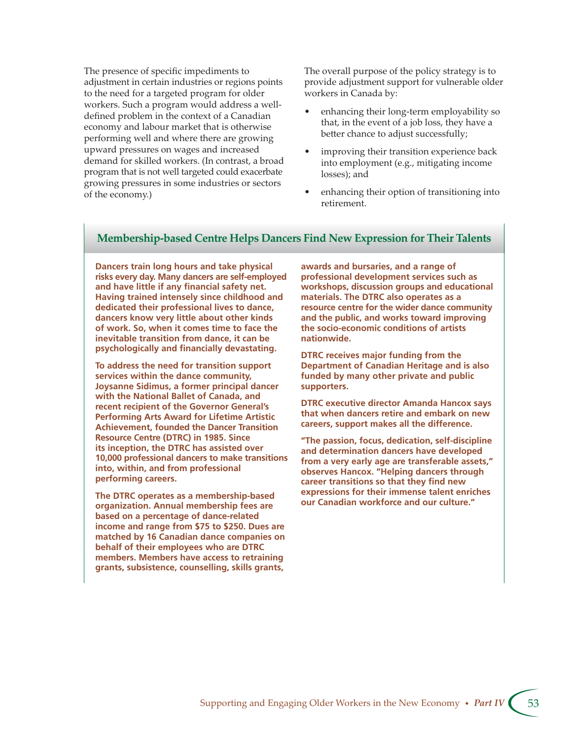The presence of specific impediments to adjustment in certain industries or regions points to the need for a targeted program for older workers. Such a program would address a well-defined problem in the context of a Canadian economy and labour market that is otherwise performing well and where there are growing upward pressures on wages and increased demand for skilled workers. (In contrast, a broad program that is not well targeted could exacerbate growing pressures in some industries or sectors of the economy.)

The overall purpose of the policy strategy is to provide adjustment support for vulnerable older workers in Canada by:

- enhancing their long-term employability so that, in the event of a job loss, they have a better chance to adjust successfully;
- improving their transition experience back into employment (e.g., mitigating income losses); and
- enhancing their option of transitioning into retirement.

## Membership-based Centre Helps Dancers Find New Expression for Their Talents

**Dancers train long hours and take physical risks every day. Many dancers are self-employed and have little if any financial safety net. Having trained intensely since childhood and dedicated their professional lives to dance, dancers know very little about other kinds of work. So, when it comes time to face the inevitable transition from dance, it can be psychologically and financially devastating.**

**To address the need for transition support services within the dance community, Joysanne Sidimus, a former principal dancer with the National Ballet of Canada, and recent recipient of the Governor General's Performing Arts Award for Lifetime Artistic Achievement, founded the Dancer Transition Resource Centre (DTRC) in 1985. Since its inception, the DTRC has assisted over 10,000 professional dancers to make transitions into, within, and from professional performing careers.**

**The DTRC operates as a membership-based organization. Annual membership fees are based on a percentage of dance-related income and range from $75 to $250. Dues are matched by 16 Canadian dance companies on behalf of their employees who are DTRC members. Members have access to retraining grants, subsistence, counselling, skills grants, awards and bursaries, and a range of professional development services such as workshops, discussion groups and educational materials. The DTRC also operates as a resource centre for the wider dance community and the public, and works toward improving the socio-economic conditions of artists nationwide.**

**DTRC receives major funding from the Department of Canadian Heritage and is also funded by many other private and public supporters.**

**DTRC executive director Amanda Hancox says that when dancers retire and embark on new careers, support makes all the difference.**

**"The passion, focus, dedication, self-discipline and determination dancers have developed from a very early age are transferable assets," observes Hancox. "Helping dancers through career transitions so that they find new expressions for their immense talent enriches our Canadian workforce and our culture."**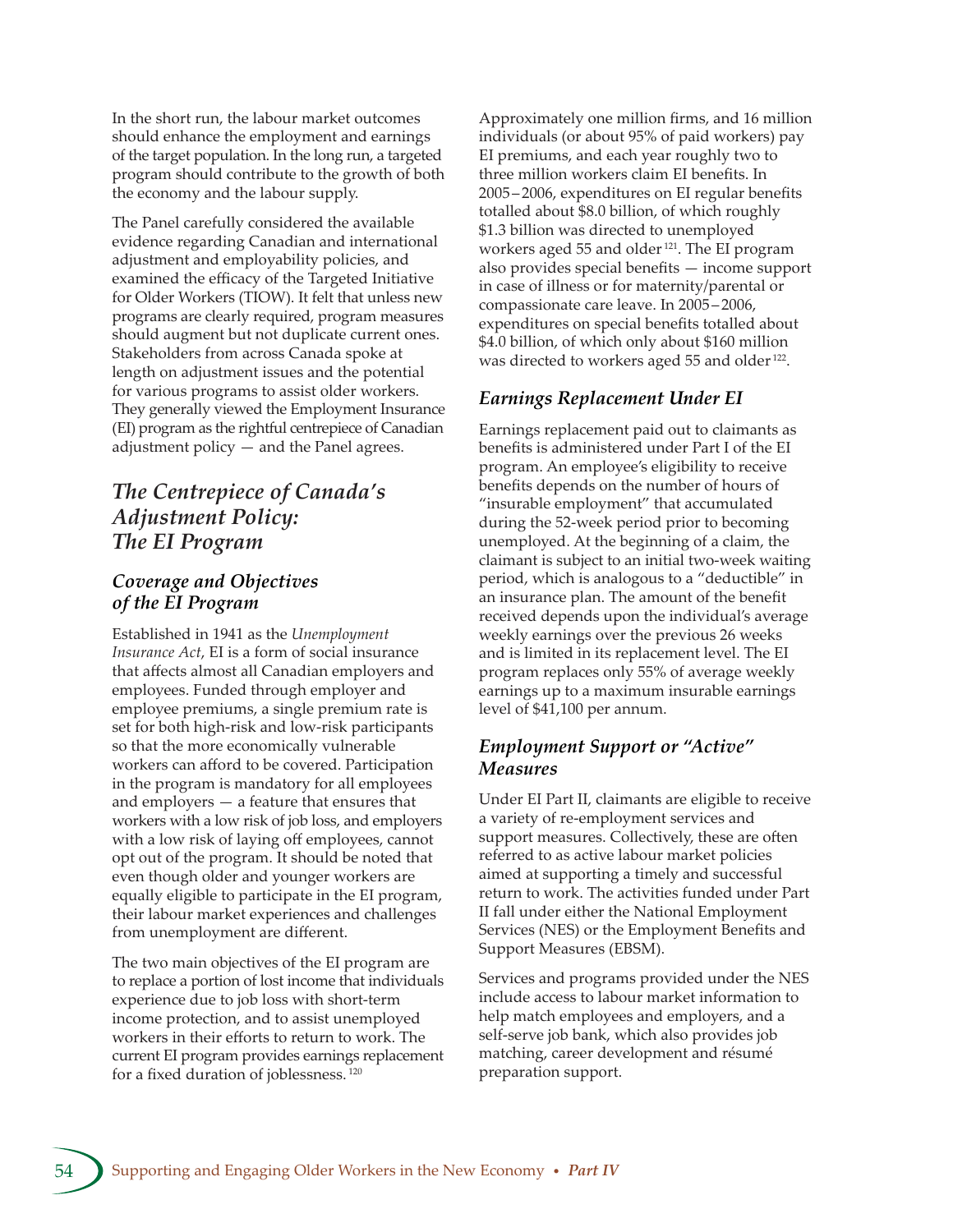In the short run, the labour market outcomes should enhance the employment and earnings of the target population. In the long run, a targeted program should contribute to the growth of both the economy and the labour supply.

The Panel carefully considered the available evidence regarding Canadian and international adjustment and employability policies, and examined the efficacy of the Targeted Initiative for Older Workers (TIOW). It felt that unless new programs are clearly required, program measures should augment but not duplicate current ones. Stakeholders from across Canada spoke at length on adjustment issues and the potential for various programs to assist older workers. They generally viewed the Employment Insurance (EI) program as the rightful centrepiece of Canadian adjustment policy — and the Panel agrees.

## *The Centrepiece of Canada's Adjustment Policy: The EI Program*

### *Coverage and Objectives of the EI Program*

Established in 1941 as the *Unemployment Insurance Act*, EI is a form of social insurance that affects almost all Canadian employers and employees. Funded through employer and employee premiums, a single premium rate is set for both high-risk and low-risk participants so that the more economically vulnerable workers can afford to be covered. Participation in the program is mandatory for all employees and employers — a feature that ensures that workers with a low risk of job loss, and employers with a low risk of laying off employees, cannot opt out of the program. It should be noted that even though older and younger workers are equally eligible to participate in the EI program, their labour market experiences and challenges from unemployment are different.

The two main objectives of the EI program are to replace a portion of lost income that individuals experience due to job loss with short-term income protection, and to assist unemployed workers in their efforts to return to work. The current EI program provides earnings replacement for a fixed duration of joblessness.[120]

Approximately one million firms, and 16 million individuals (or about 95% of paid workers) pay EI premiums, and each year roughly two to three million workers claim EI benefits. In 2005–2006, expenditures on EI regular benefits totalled about $8.0 billion, of which roughly $1.3 billion was directed to unemployed workers aged 55 and older[121]. The EI program also provides special benefits — income support in case of illness or for maternity/parental or compassionate care leave. In 2005–2006, expenditures on special benefits totalled about $4.0 billion, of which only about $160 million was directed to workers aged 55 and older[122].

### *Earnings Replacement Under EI*

Earnings replacement paid out to claimants as benefits is administered under Part I of the EI program. An employee's eligibility to receive benefits depends on the number of hours of "insurable employment" that accumulated during the 52-week period prior to becoming unemployed. At the beginning of a claim, the claimant is subject to an initial two-week waiting period, which is analogous to a "deductible" in an insurance plan. The amount of the benefit received depends upon the individual's average weekly earnings over the previous 26 weeks and is limited in its replacement level. The EI program replaces only 55% of average weekly earnings up to a maximum insurable earnings level of $41,100 per annum.

### *Employment Support or "Active" Measures*

Under EI Part II, claimants are eligible to receive a variety of re-employment services and support measures. Collectively, these are often referred to as active labour market policies aimed at supporting a timely and successful return to work. The activities funded under Part II fall under either the National Employment Services (NES) or the Employment Benefits and Support Measures (EBSM).

Services and programs provided under the NES include access to labour market information to help match employees and employers, and a self-serve job bank, which also provides job matching, career development and résumé preparation support.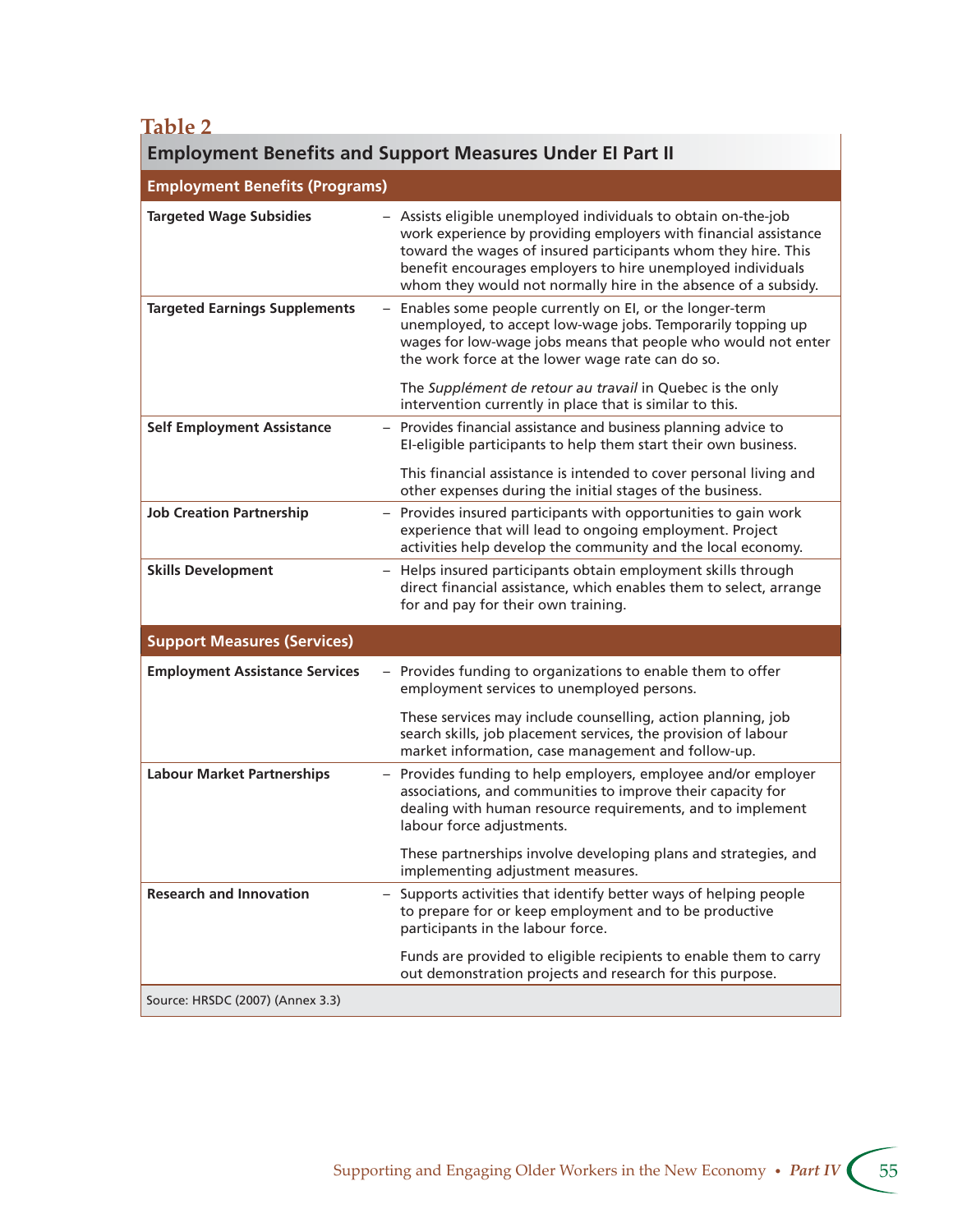**Table 2**

**Employment Benefits and Support Measures Under EI Part II**

| **Employment Benefits (Programs)** | |
|---|---|
| **Targeted Wage Subsidies** | – Assists eligible unemployed individuals to obtain on-the-job work experience by providing employers with financial assistance toward the wages of insured participants whom they hire. This benefit encourages employers to hire unemployed individuals whom they would not normally hire in the absence of a subsidy. |
| **Targeted Earnings Supplements** | – Enables some people currently on EI, or the longer-term unemployed, to accept low-wage jobs. Temporarily topping up wages for low-wage jobs means that people who would not enter the work force at the lower wage rate can do so. The *Supplément de retour au travail* in Quebec is the only intervention currently in place that is similar to this. |
| **Self Employment Assistance** | – Provides financial assistance and business planning advice to EI-eligible participants to help them start their own business. This financial assistance is intended to cover personal living and other expenses during the initial stages of the business. |
| **Job Creation Partnership** | – Provides insured participants with opportunities to gain work experience that will lead to ongoing employment. Project activities help develop the community and the local economy. |
| **Skills Development** | – Helps insured participants obtain employment skills through direct financial assistance, which enables them to select, arrange for and pay for their own training. |
| **Support Measures (Services)** | |
| **Employment Assistance Services** | – Provides funding to organizations to enable them to offer employment services to unemployed persons. These services may include counselling, action planning, job search skills, job placement services, the provision of labour market information, case management and follow-up. |
| **Labour Market Partnerships** | – Provides funding to help employers, employee and/or employer associations, and communities to improve their capacity for dealing with human resource requirements, and to implement labour force adjustments. These partnerships involve developing plans and strategies, and implementing adjustment measures. |
| **Research and Innovation** | – Supports activities that identify better ways of helping people to prepare for or keep employment and to be productive participants in the labour force. Funds are provided to eligible recipients to enable them to carry out demonstration projects and research for this purpose. |

Source: HRSDC (2007) (Annex 3.3)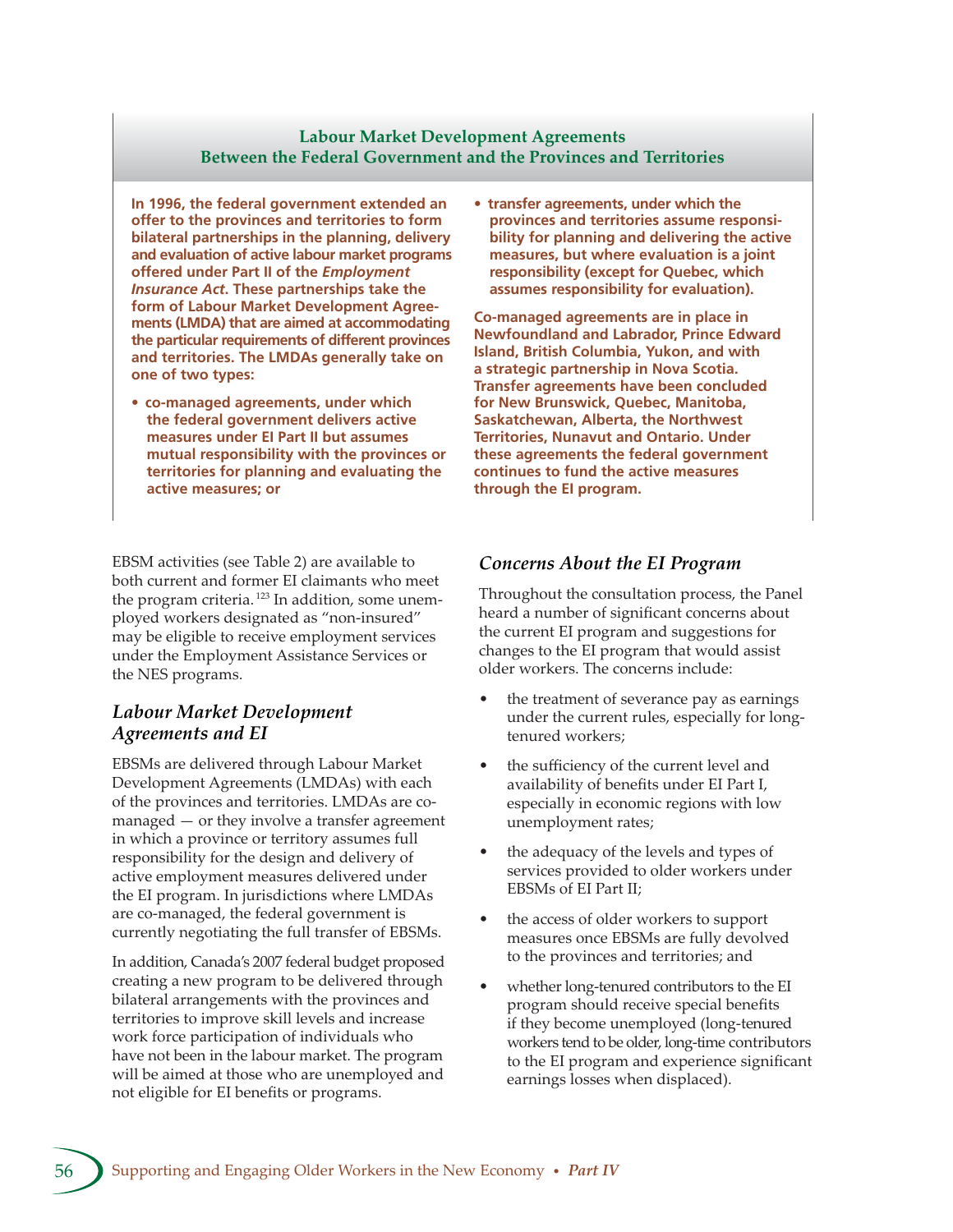## Labour Market Development Agreements Between the Federal Government and the Provinces and Territories

**In 1996, the federal government extended an offer to the provinces and territories to form bilateral partnerships in the planning, delivery and evaluation of active labour market programs offered under Part II of the *Employment Insurance Act*. These partnerships take the form of Labour Market Development Agreements (LMDA) that are aimed at accommodating the particular requirements of different provinces and territories. The LMDAs generally take on one of two types:**

- **co-managed agreements, under which the federal government delivers active measures under EI Part II but assumes mutual responsibility with the provinces or territories for planning and evaluating the active measures; or**
- **transfer agreements, under which the provinces and territories assume responsibility for planning and delivering the active measures, but where evaluation is a joint responsibility (except for Quebec, which assumes responsibility for evaluation).**

**Co-managed agreements are in place in Newfoundland and Labrador, Prince Edward Island, British Columbia, Yukon, and with a strategic partnership in Nova Scotia. Transfer agreements have been concluded for New Brunswick, Quebec, Manitoba, Saskatchewan, Alberta, the Northwest Territories, Nunavut and Ontario. Under these agreements the federal government continues to fund the active measures through the EI program.**

EBSM activities (see Table 2) are available to both current and former EI claimants who meet the program criteria.[123] In addition, some unemployed workers designated as "non-insured" may be eligible to receive employment services under the Employment Assistance Services or the NES programs.

### *Labour Market Development Agreements and EI*

EBSMs are delivered through Labour Market Development Agreements (LMDAs) with each of the provinces and territories. LMDAs are co-managed — or they involve a transfer agreement in which a province or territory assumes full responsibility for the design and delivery of active employment measures delivered under the EI program. In jurisdictions where LMDAs are co-managed, the federal government is currently negotiating the full transfer of EBSMs.

In addition, Canada's 2007 federal budget proposed creating a new program to be delivered through bilateral arrangements with the provinces and territories to improve skill levels and increase work force participation of individuals who have not been in the labour market. The program will be aimed at those who are unemployed and not eligible for EI benefits or programs.

### *Concerns About the EI Program*

Throughout the consultation process, the Panel heard a number of significant concerns about the current EI program and suggestions for changes to the EI program that would assist older workers. The concerns include:

- the treatment of severance pay as earnings under the current rules, especially for long-tenured workers;
- the sufficiency of the current level and availability of benefits under EI Part I, especially in economic regions with low unemployment rates;
- the adequacy of the levels and types of services provided to older workers under EBSMs of EI Part II;
- the access of older workers to support measures once EBSMs are fully devolved to the provinces and territories; and
- whether long-tenured contributors to the EI program should receive special benefits if they become unemployed (long-tenured workers tend to be older, long-time contributors to the EI program and experience significant earnings losses when displaced).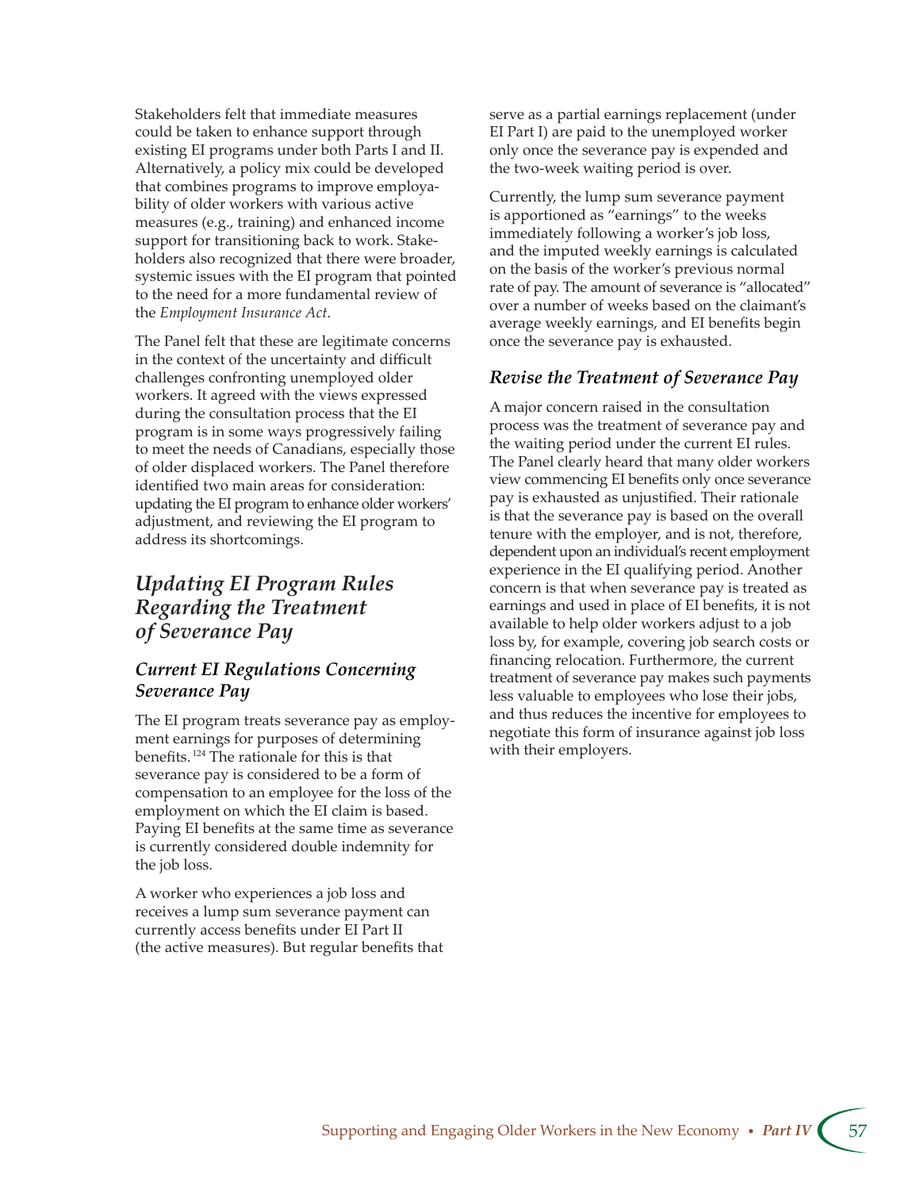Stakeholders felt that immediate measures could be taken to enhance support through existing EI programs under both Parts I and II. Alternatively, a policy mix could be developed that combines programs to improve employability of older workers with various active measures (e.g., training) and enhanced income support for transitioning back to work. Stakeholders also recognized that there were broader, systemic issues with the EI program that pointed to the need for a more fundamental review of the *Employment Insurance Act*.

The Panel felt that these are legitimate concerns in the context of the uncertainty and difficult challenges confronting unemployed older workers. It agreed with the views expressed during the consultation process that the EI program is in some ways progressively failing to meet the needs of Canadians, especially those of older displaced workers. The Panel therefore identified two main areas for consideration: updating the EI program to enhance older workers' adjustment, and reviewing the EI program to address its shortcomings.

## *Updating EI Program Rules Regarding the Treatment of Severance Pay*

### *Current EI Regulations Concerning Severance Pay*

The EI program treats severance pay as employment earnings for purposes of determining benefits.[124] The rationale for this is that severance pay is considered to be a form of compensation to an employee for the loss of the employment on which the EI claim is based. Paying EI benefits at the same time as severance is currently considered double indemnity for the job loss.

A worker who experiences a job loss and receives a lump sum severance payment can currently access benefits under EI Part II (the active measures). But regular benefits that serve as a partial earnings replacement (under EI Part I) are paid to the unemployed worker only once the severance pay is expended and the two-week waiting period is over.

Currently, the lump sum severance payment is apportioned as "earnings" to the weeks immediately following a worker's job loss, and the imputed weekly earnings is calculated on the basis of the worker's previous normal rate of pay. The amount of severance is "allocated" over a number of weeks based on the claimant's average weekly earnings, and EI benefits begin once the severance pay is exhausted.

### *Revise the Treatment of Severance Pay*

A major concern raised in the consultation process was the treatment of severance pay and the waiting period under the current EI rules. The Panel clearly heard that many older workers view commencing EI benefits only once severance pay is exhausted as unjustified. Their rationale is that the severance pay is based on the overall tenure with the employer, and is not, therefore, dependent upon an individual's recent employment experience in the EI qualifying period. Another concern is that when severance pay is treated as earnings and used in place of EI benefits, it is not available to help older workers adjust to a job loss by, for example, covering job search costs or financing relocation. Furthermore, the current treatment of severance pay makes such payments less valuable to employees who lose their jobs, and thus reduces the incentive for employees to negotiate this form of insurance against job loss with their employers.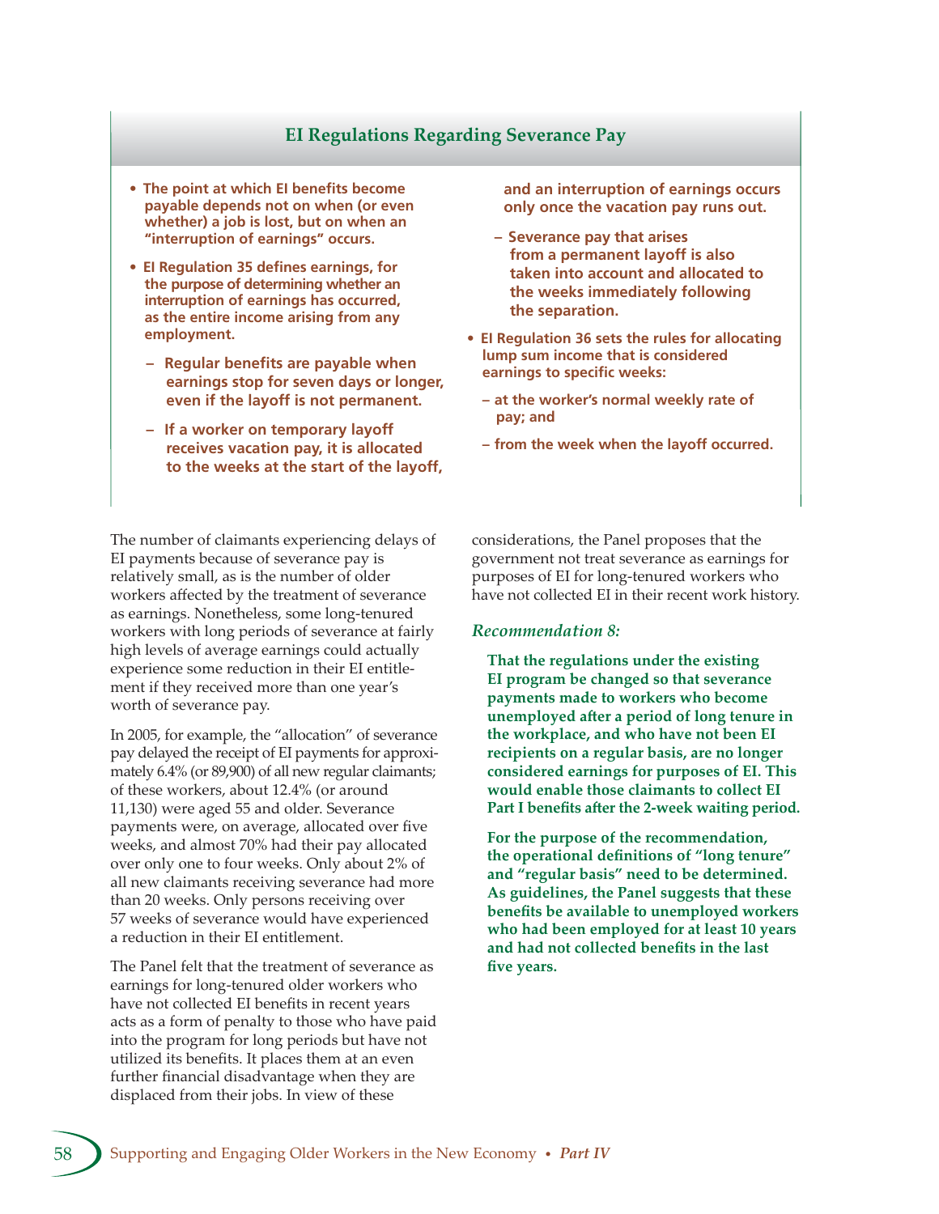### EI Regulations Regarding Severance Pay

- **The point at which EI benefits become payable depends not on when (or even whether) a job is lost, but on when an "interruption of earnings" occurs.**
- **EI Regulation 35 defines earnings, for the purpose of determining whether an interruption of earnings has occurred, as the entire income arising from any employment.**
  - **Regular benefits are payable when earnings stop for seven days or longer, even if the layoff is not permanent.**
  - **If a worker on temporary layoff receives vacation pay, it is allocated to the weeks at the start of the layoff, and an interruption of earnings occurs only once the vacation pay runs out.**
  - **Severance pay that arises from a permanent layoff is also taken into account and allocated to the weeks immediately following the separation.**
- **EI Regulation 36 sets the rules for allocating lump sum income that is considered earnings to specific weeks:**
  - **at the worker's normal weekly rate of pay; and**
  - **from the week when the layoff occurred.**

The number of claimants experiencing delays of EI payments because of severance pay is relatively small, as is the number of older workers affected by the treatment of severance as earnings. Nonetheless, some long-tenured workers with long periods of severance at fairly high levels of average earnings could actually experience some reduction in their EI entitlement if they received more than one year's worth of severance pay.

In 2005, for example, the "allocation" of severance pay delayed the receipt of EI payments for approximately 6.4% (or 89,900) of all new regular claimants; of these workers, about 12.4% (or around 11,130) were aged 55 and older. Severance payments were, on average, allocated over five weeks, and almost 70% had their pay allocated over only one to four weeks. Only about 2% of all new claimants receiving severance had more than 20 weeks. Only persons receiving over 57 weeks of severance would have experienced a reduction in their EI entitlement.

The Panel felt that the treatment of severance as earnings for long-tenured older workers who have not collected EI benefits in recent years acts as a form of penalty to those who have paid into the program for long periods but have not utilized its benefits. It places them at an even further financial disadvantage when they are displaced from their jobs. In view of these considerations, the Panel proposes that the government not treat severance as earnings for purposes of EI for long-tenured workers who have not collected EI in their recent work history.

*Recommendation 8:*

**That the regulations under the existing EI program be changed so that severance payments made to workers who become unemployed after a period of long tenure in the workplace, and who have not been EI recipients on a regular basis, are no longer considered earnings for purposes of EI. This would enable those claimants to collect EI Part I benefits after the 2-week waiting period.**

**For the purpose of the recommendation, the operational definitions of "long tenure" and "regular basis" need to be determined. As guidelines, the Panel suggests that these benefits be available to unemployed workers who had been employed for at least 10 years and had not collected benefits in the last five years.**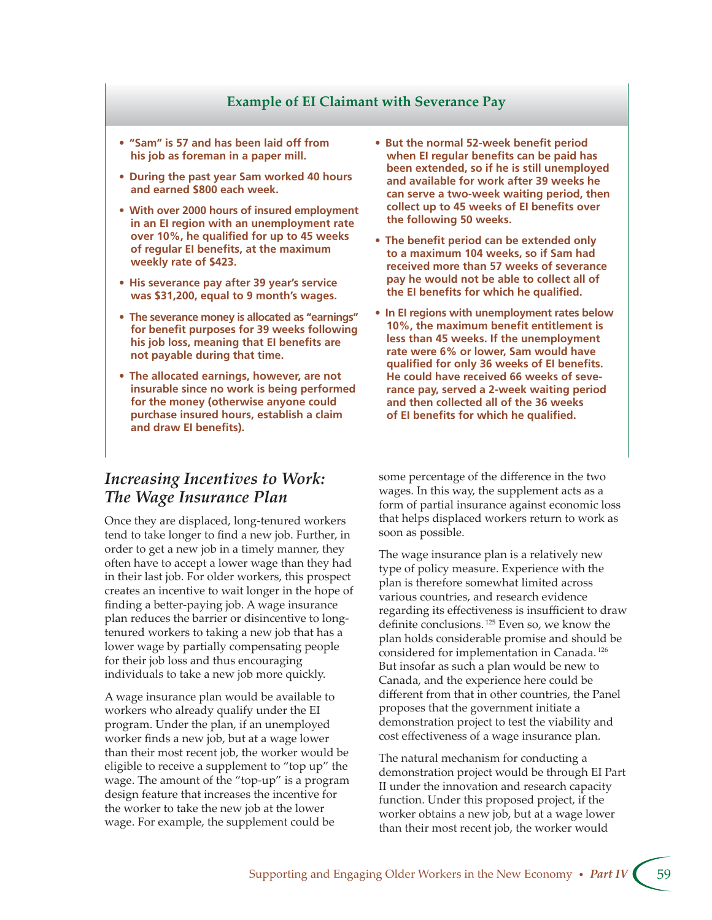### Example of EI Claimant with Severance Pay

- **"Sam" is 57 and has been laid off from his job as foreman in a paper mill.**
- **During the past year Sam worked 40 hours and earned $800 each week.**
- **With over 2000 hours of insured employment in an EI region with an unemployment rate over 10%, he qualified for up to 45 weeks of regular EI benefits, at the maximum weekly rate of $423.**
- **His severance pay after 39 year's service was $31,200, equal to 9 month's wages.**
- **The severance money is allocated as "earnings" for benefit purposes for 39 weeks following his job loss, meaning that EI benefits are not payable during that time.**
- **The allocated earnings, however, are not insurable since no work is being performed for the money (otherwise anyone could purchase insured hours, establish a claim and draw EI benefits).**
- **But the normal 52-week benefit period when EI regular benefits can be paid has been extended, so if he is still unemployed and available for work after 39 weeks he can serve a two-week waiting period, then collect up to 45 weeks of EI benefits over the following 50 weeks.**
- **The benefit period can be extended only to a maximum 104 weeks, so if Sam had received more than 57 weeks of severance pay he would not be able to collect all of the EI benefits for which he qualified.**
- **In EI regions with unemployment rates below 10%, the maximum benefit entitlement is less than 45 weeks. If the unemployment rate were 6% or lower, Sam would have qualified for only 36 weeks of EI benefits. He could have received 66 weeks of severance pay, served a 2-week waiting period and then collected all of the 36 weeks of EI benefits for which he qualified.**

## *Increasing Incentives to Work: The Wage Insurance Plan*

Once they are displaced, long-tenured workers tend to take longer to find a new job. Further, in order to get a new job in a timely manner, they often have to accept a lower wage than they had in their last job. For older workers, this prospect creates an incentive to wait longer in the hope of finding a better-paying job. A wage insurance plan reduces the barrier or disincentive to long-tenured workers to taking a new job that has a lower wage by partially compensating people for their job loss and thus encouraging individuals to take a new job more quickly.

A wage insurance plan would be available to workers who already qualify under the EI program. Under the plan, if an unemployed worker finds a new job, but at a wage lower than their most recent job, the worker would be eligible to receive a supplement to "top up" the wage. The amount of the "top-up" is a program design feature that increases the incentive for the worker to take the new job at the lower wage. For example, the supplement could be some percentage of the difference in the two wages. In this way, the supplement acts as a form of partial insurance against economic loss that helps displaced workers return to work as soon as possible.

The wage insurance plan is a relatively new type of policy measure. Experience with the plan is therefore somewhat limited across various countries, and research evidence regarding its effectiveness is insufficient to draw definite conclusions.[125] Even so, we know the plan holds considerable promise and should be considered for implementation in Canada.[126] But insofar as such a plan would be new to Canada, and the experience here could be different from that in other countries, the Panel proposes that the government initiate a demonstration project to test the viability and cost effectiveness of a wage insurance plan.

The natural mechanism for conducting a demonstration project would be through EI Part II under the innovation and research capacity function. Under this proposed project, if the worker obtains a new job, but at a wage lower than their most recent job, the worker would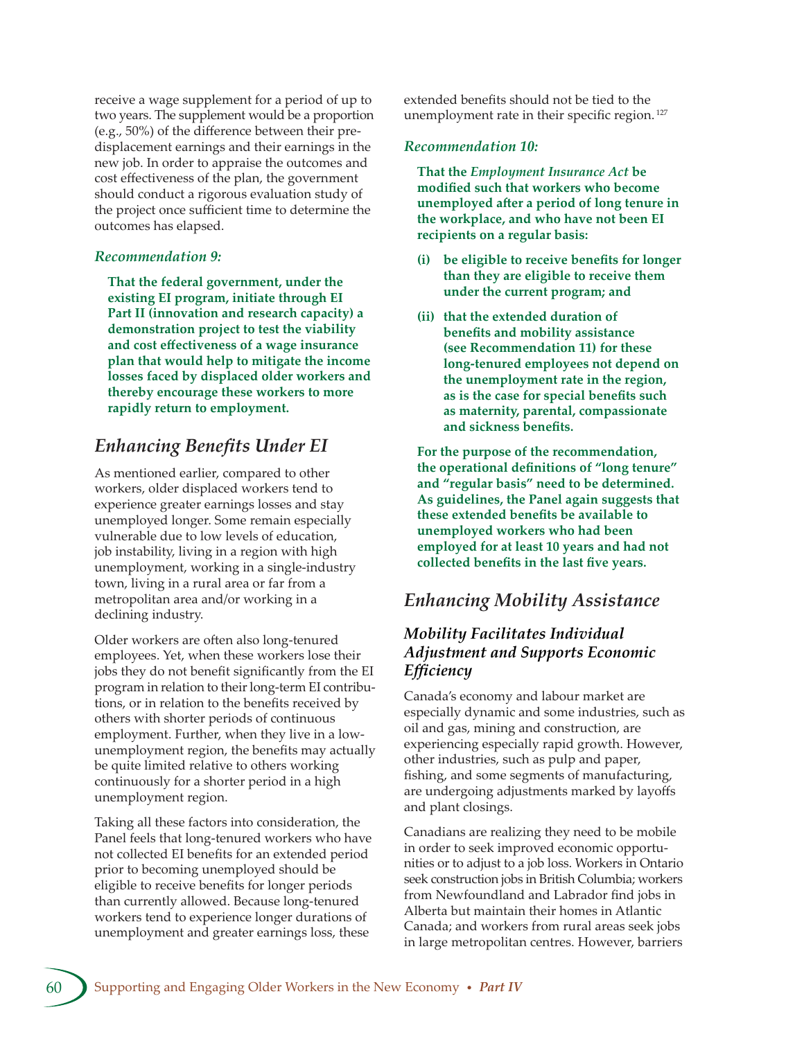receive a wage supplement for a period of up to two years. The supplement would be a proportion (e.g., 50%) of the difference between their pre-displacement earnings and their earnings in the new job. In order to appraise the outcomes and cost effectiveness of the plan, the government should conduct a rigorous evaluation study of the project once sufficient time to determine the outcomes has elapsed.

### *Recommendation 9:*

**That the federal government, under the existing EI program, initiate through EI Part II (innovation and research capacity) a demonstration project to test the viability and cost effectiveness of a wage insurance plan that would help to mitigate the income losses faced by displaced older workers and thereby encourage these workers to more rapidly return to employment.**

## *Enhancing Benefits Under EI*

As mentioned earlier, compared to other workers, older displaced workers tend to experience greater earnings losses and stay unemployed longer. Some remain especially vulnerable due to low levels of education, job instability, living in a region with high unemployment, working in a single-industry town, living in a rural area or far from a metropolitan area and/or working in a declining industry.

Older workers are often also long-tenured employees. Yet, when these workers lose their jobs they do not benefit significantly from the EI program in relation to their long-term EI contributions, or in relation to the benefits received by others with shorter periods of continuous employment. Further, when they live in a low-unemployment region, the benefits may actually be quite limited relative to others working continuously for a shorter period in a high unemployment region.

Taking all these factors into consideration, the Panel feels that long-tenured workers who have not collected EI benefits for an extended period prior to becoming unemployed should be eligible to receive benefits for longer periods than currently allowed. Because long-tenured workers tend to experience longer durations of unemployment and greater earnings loss, these extended benefits should not be tied to the unemployment rate in their specific region.[127]

### *Recommendation 10:*

**That the *Employment Insurance Act* be modified such that workers who become unemployed after a period of long tenure in the workplace, and who have not been EI recipients on a regular basis:**

**(i) be eligible to receive benefits for longer than they are eligible to receive them under the current program; and**

**(ii) that the extended duration of benefits and mobility assistance (see Recommendation 11) for these long-tenured employees not depend on the unemployment rate in the region, as is the case for special benefits such as maternity, parental, compassionate and sickness benefits.**

**For the purpose of the recommendation, the operational definitions of "long tenure" and "regular basis" need to be determined. As guidelines, the Panel again suggests that these extended benefits be available to unemployed workers who had been employed for at least 10 years and had not collected benefits in the last five years.**

## *Enhancing Mobility Assistance*

### *Mobility Facilitates Individual Adjustment and Supports Economic Efficiency*

Canada's economy and labour market are especially dynamic and some industries, such as oil and gas, mining and construction, are experiencing especially rapid growth. However, other industries, such as pulp and paper, fishing, and some segments of manufacturing, are undergoing adjustments marked by layoffs and plant closings.

Canadians are realizing they need to be mobile in order to seek improved economic opportunities or to adjust to a job loss. Workers in Ontario seek construction jobs in British Columbia; workers from Newfoundland and Labrador find jobs in Alberta but maintain their homes in Atlantic Canada; and workers from rural areas seek jobs in large metropolitan centres. However, barriers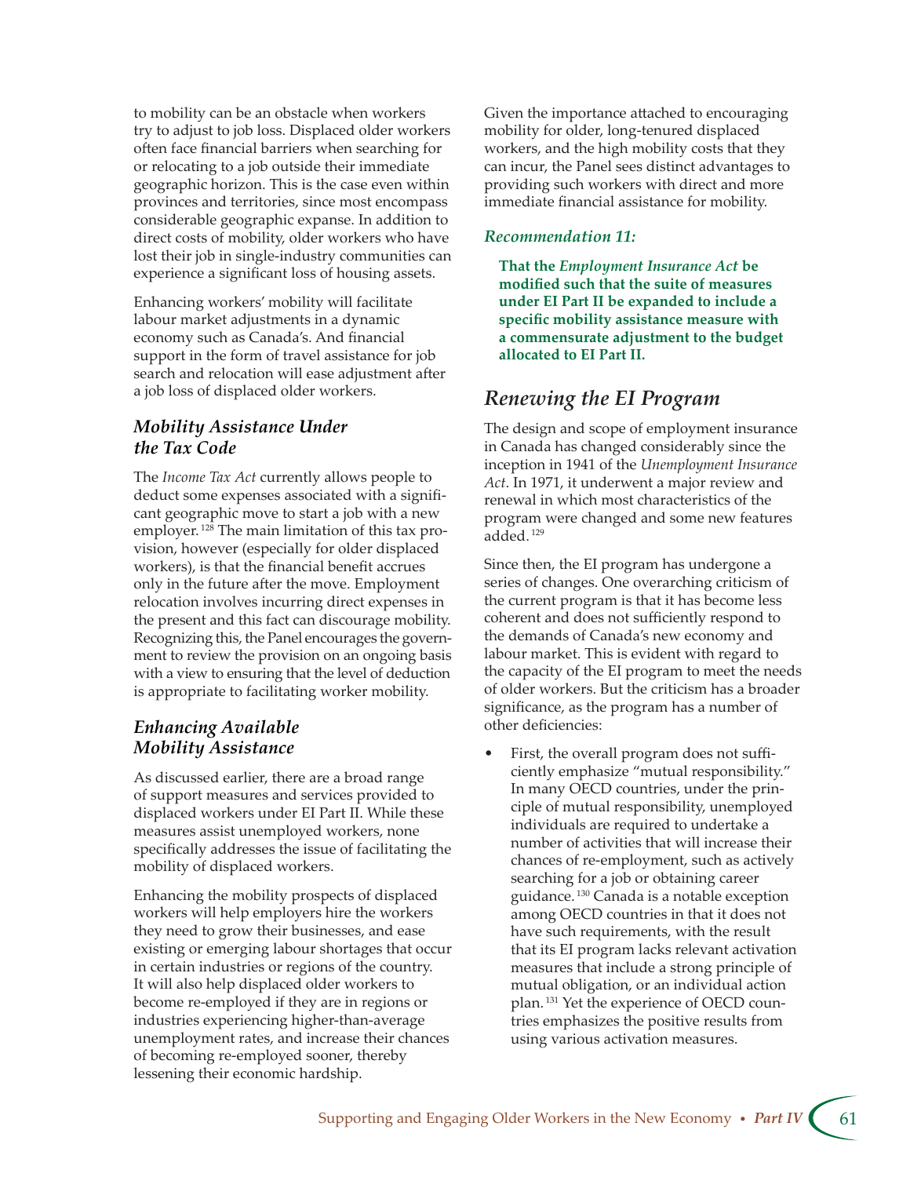to mobility can be an obstacle when workers try to adjust to job loss. Displaced older workers often face financial barriers when searching for or relocating to a job outside their immediate geographic horizon. This is the case even within provinces and territories, since most encompass considerable geographic expanse. In addition to direct costs of mobility, older workers who have lost their job in single-industry communities can experience a significant loss of housing assets.

Enhancing workers' mobility will facilitate labour market adjustments in a dynamic economy such as Canada's. And financial support in the form of travel assistance for job search and relocation will ease adjustment after a job loss of displaced older workers.

### *Mobility Assistance Under the Tax Code*

The *Income Tax Act* currently allows people to deduct some expenses associated with a significant geographic move to start a job with a new employer.[128] The main limitation of this tax provision, however (especially for older displaced workers), is that the financial benefit accrues only in the future after the move. Employment relocation involves incurring direct expenses in the present and this fact can discourage mobility. Recognizing this, the Panel encourages the government to review the provision on an ongoing basis with a view to ensuring that the level of deduction is appropriate to facilitating worker mobility.

### *Enhancing Available Mobility Assistance*

As discussed earlier, there are a broad range of support measures and services provided to displaced workers under EI Part II. While these measures assist unemployed workers, none specifically addresses the issue of facilitating the mobility of displaced workers.

Enhancing the mobility prospects of displaced workers will help employers hire the workers they need to grow their businesses, and ease existing or emerging labour shortages that occur in certain industries or regions of the country. It will also help displaced older workers to become re-employed if they are in regions or industries experiencing higher-than-average unemployment rates, and increase their chances of becoming re-employed sooner, thereby lessening their economic hardship.

Given the importance attached to encouraging mobility for older, long-tenured displaced workers, and the high mobility costs that they can incur, the Panel sees distinct advantages to providing such workers with direct and more immediate financial assistance for mobility.

***Recommendation 11:***

**That the *Employment Insurance Act* be modified such that the suite of measures under EI Part II be expanded to include a specific mobility assistance measure with a commensurate adjustment to the budget allocated to EI Part II.**

## *Renewing the EI Program*

The design and scope of employment insurance in Canada has changed considerably since the inception in 1941 of the *Unemployment Insurance Act*. In 1971, it underwent a major review and renewal in which most characteristics of the program were changed and some new features added.[129]

Since then, the EI program has undergone a series of changes. One overarching criticism of the current program is that it has become less coherent and does not sufficiently respond to the demands of Canada's new economy and labour market. This is evident with regard to the capacity of the EI program to meet the needs of older workers. But the criticism has a broader significance, as the program has a number of other deficiencies:

- First, the overall program does not sufficiently emphasize "mutual responsibility." In many OECD countries, under the principle of mutual responsibility, unemployed individuals are required to undertake a number of activities that will increase their chances of re-employment, such as actively searching for a job or obtaining career guidance.[130] Canada is a notable exception among OECD countries in that it does not have such requirements, with the result that its EI program lacks relevant activation measures that include a strong principle of mutual obligation, or an individual action plan.[131] Yet the experience of OECD countries emphasizes the positive results from using various activation measures.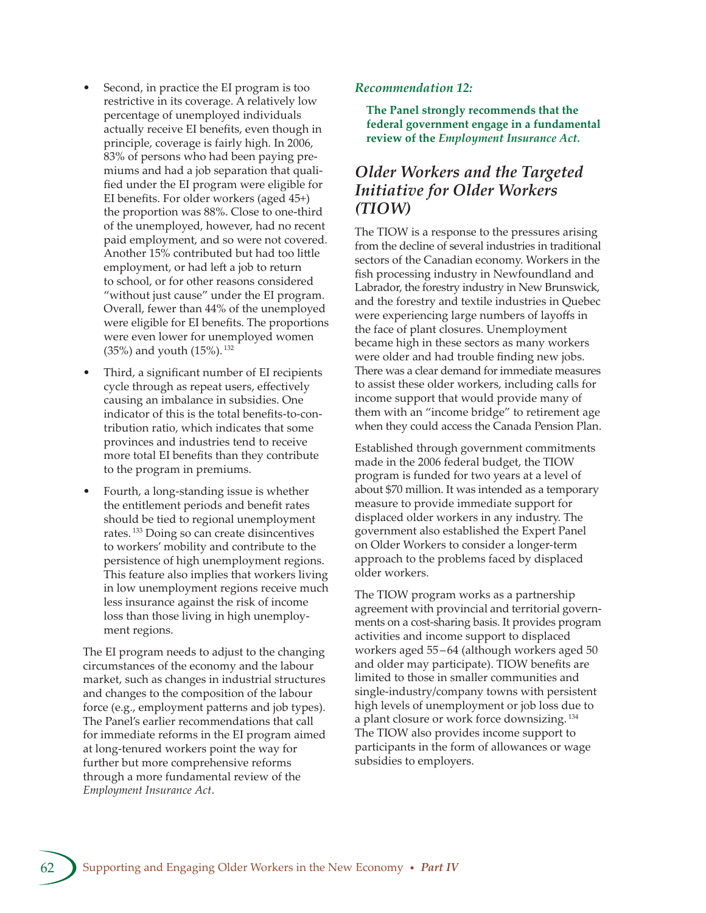- Second, in practice the EI program is too restrictive in its coverage. A relatively low percentage of unemployed individuals actually receive EI benefits, even though in principle, coverage is fairly high. In 2006, 83% of persons who had been paying premiums and had a job separation that qualified under the EI program were eligible for EI benefits. For older workers (aged 45+) the proportion was 88%. Close to one-third of the unemployed, however, had no recent paid employment, and so were not covered. Another 15% contributed but had too little employment, or had left a job to return to school, or for other reasons considered "without just cause" under the EI program. Overall, fewer than 44% of the unemployed were eligible for EI benefits. The proportions were even lower for unemployed women (35%) and youth (15%).[132]

- Third, a significant number of EI recipients cycle through as repeat users, effectively causing an imbalance in subsidies. One indicator of this is the total benefits-to-contribution ratio, which indicates that some provinces and industries tend to receive more total EI benefits than they contribute to the program in premiums.

- Fourth, a long-standing issue is whether the entitlement periods and benefit rates should be tied to regional unemployment rates.[133] Doing so can create disincentives to workers' mobility and contribute to the persistence of high unemployment regions. This feature also implies that workers living in low unemployment regions receive much less insurance against the risk of income loss than those living in high unemployment regions.

The EI program needs to adjust to the changing circumstances of the economy and the labour market, such as changes in industrial structures and changes to the composition of the labour force (e.g., employment patterns and job types). The Panel's earlier recommendations that call for immediate reforms in the EI program aimed at long-tenured workers point the way for further but more comprehensive reforms through a more fundamental review of the *Employment Insurance Act*.

*Recommendation 12:*

**The Panel strongly recommends that the federal government engage in a fundamental review of the *Employment Insurance Act.***

## Older Workers and the Targeted Initiative for Older Workers (TIOW)

The TIOW is a response to the pressures arising from the decline of several industries in traditional sectors of the Canadian economy. Workers in the fish processing industry in Newfoundland and Labrador, the forestry industry in New Brunswick, and the forestry and textile industries in Quebec were experiencing large numbers of layoffs in the face of plant closures. Unemployment became high in these sectors as many workers were older and had trouble finding new jobs. There was a clear demand for immediate measures to assist these older workers, including calls for income support that would provide many of them with an "income bridge" to retirement age when they could access the Canada Pension Plan.

Established through government commitments made in the 2006 federal budget, the TIOW program is funded for two years at a level of about $70 million. It was intended as a temporary measure to provide immediate support for displaced older workers in any industry. The government also established the Expert Panel on Older Workers to consider a longer-term approach to the problems faced by displaced older workers.

The TIOW program works as a partnership agreement with provincial and territorial governments on a cost-sharing basis. It provides program activities and income support to displaced workers aged 55–64 (although workers aged 50 and older may participate). TIOW benefits are limited to those in smaller communities and single-industry/company towns with persistent high levels of unemployment or job loss due to a plant closure or work force downsizing.[134] The TIOW also provides income support to participants in the form of allowances or wage subsidies to employers.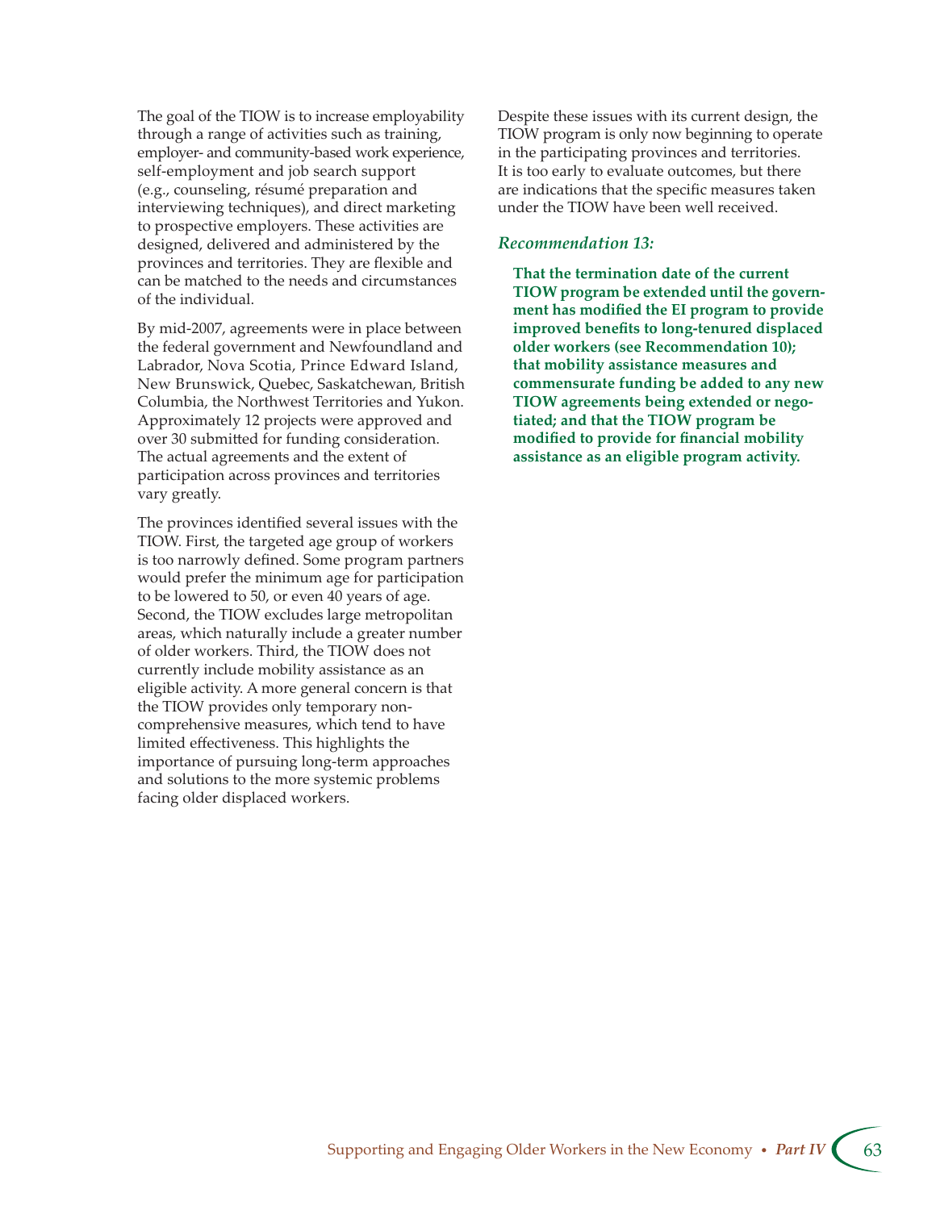The goal of the TIOW is to increase employability through a range of activities such as training, employer- and community-based work experience, self-employment and job search support (e.g., counseling, résumé preparation and interviewing techniques), and direct marketing to prospective employers. These activities are designed, delivered and administered by the provinces and territories. They are flexible and can be matched to the needs and circumstances of the individual.

By mid-2007, agreements were in place between the federal government and Newfoundland and Labrador, Nova Scotia, Prince Edward Island, New Brunswick, Quebec, Saskatchewan, British Columbia, the Northwest Territories and Yukon. Approximately 12 projects were approved and over 30 submitted for funding consideration. The actual agreements and the extent of participation across provinces and territories vary greatly.

The provinces identified several issues with the TIOW. First, the targeted age group of workers is too narrowly defined. Some program partners would prefer the minimum age for participation to be lowered to 50, or even 40 years of age. Second, the TIOW excludes large metropolitan areas, which naturally include a greater number of older workers. Third, the TIOW does not currently include mobility assistance as an eligible activity. A more general concern is that the TIOW provides only temporary non-comprehensive measures, which tend to have limited effectiveness. This highlights the importance of pursuing long-term approaches and solutions to the more systemic problems facing older displaced workers.

Despite these issues with its current design, the TIOW program is only now beginning to operate in the participating provinces and territories. It is too early to evaluate outcomes, but there are indications that the specific measures taken under the TIOW have been well received.

### *Recommendation 13:*

**That the termination date of the current TIOW program be extended until the government has modified the EI program to provide improved benefits to long-tenured displaced older workers (see Recommendation 10); that mobility assistance measures and commensurate funding be added to any new TIOW agreements being extended or negotiated; and that the TIOW program be modified to provide for financial mobility assistance as an eligible program activity.**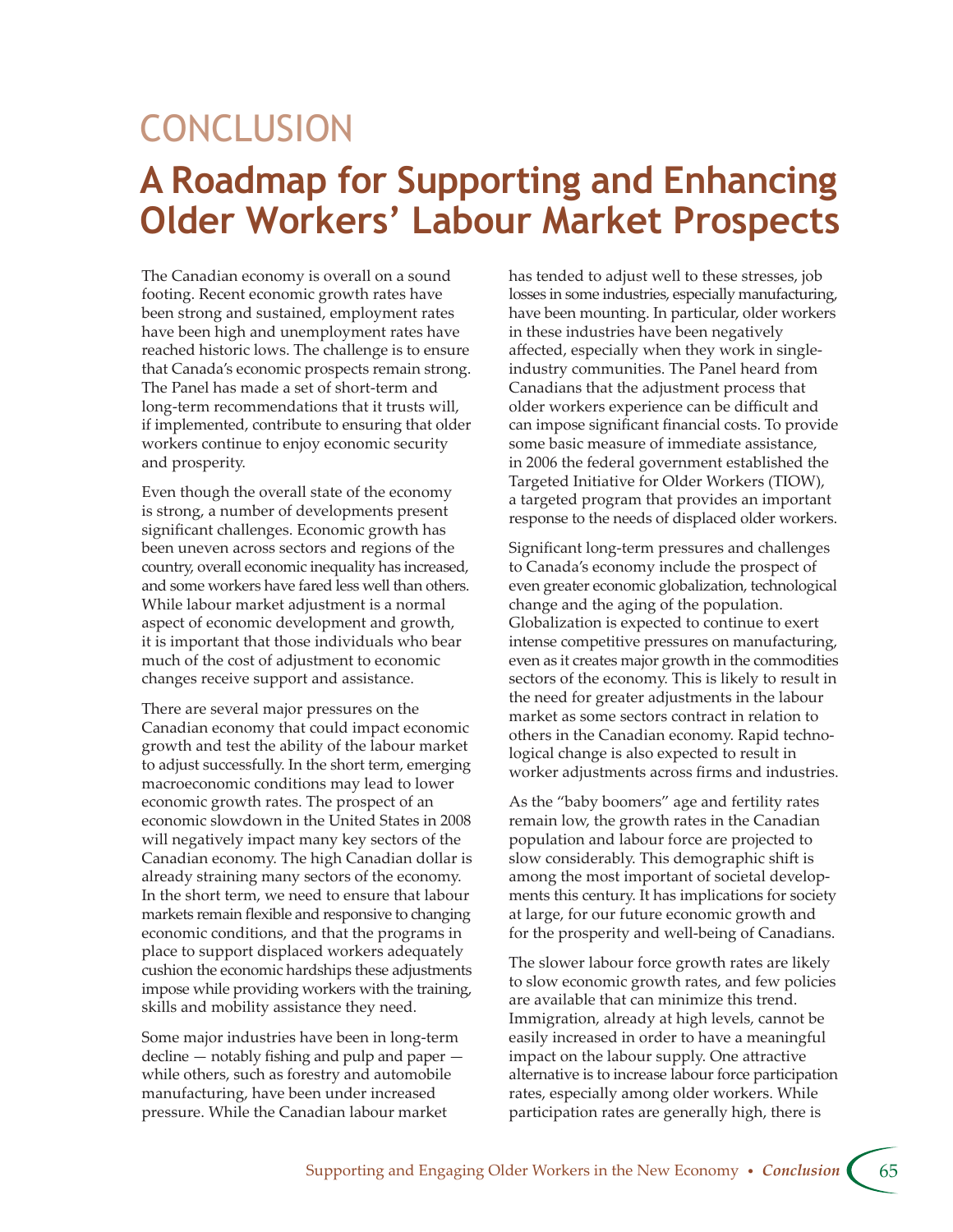# CONCLUSION

## A Roadmap for Supporting and Enhancing Older Workers' Labour Market Prospects

The Canadian economy is overall on a sound footing. Recent economic growth rates have been strong and sustained, employment rates have been high and unemployment rates have reached historic lows. The challenge is to ensure that Canada's economic prospects remain strong. The Panel has made a set of short-term and long-term recommendations that it trusts will, if implemented, contribute to ensuring that older workers continue to enjoy economic security and prosperity.

Even though the overall state of the economy is strong, a number of developments present significant challenges. Economic growth has been uneven across sectors and regions of the country, overall economic inequality has increased, and some workers have fared less well than others. While labour market adjustment is a normal aspect of economic development and growth, it is important that those individuals who bear much of the cost of adjustment to economic changes receive support and assistance.

There are several major pressures on the Canadian economy that could impact economic growth and test the ability of the labour market to adjust successfully. In the short term, emerging macroeconomic conditions may lead to lower economic growth rates. The prospect of an economic slowdown in the United States in 2008 will negatively impact many key sectors of the Canadian economy. The high Canadian dollar is already straining many sectors of the economy. In the short term, we need to ensure that labour markets remain flexible and responsive to changing economic conditions, and that the programs in place to support displaced workers adequately cushion the economic hardships these adjustments impose while providing workers with the training, skills and mobility assistance they need.

Some major industries have been in long-term decline — notably fishing and pulp and paper — while others, such as forestry and automobile manufacturing, have been under increased pressure. While the Canadian labour market has tended to adjust well to these stresses, job losses in some industries, especially manufacturing, have been mounting. In particular, older workers in these industries have been negatively affected, especially when they work in single-industry communities. The Panel heard from Canadians that the adjustment process that older workers experience can be difficult and can impose significant financial costs. To provide some basic measure of immediate assistance, in 2006 the federal government established the Targeted Initiative for Older Workers (TIOW), a targeted program that provides an important response to the needs of displaced older workers.

Significant long-term pressures and challenges to Canada's economy include the prospect of even greater economic globalization, technological change and the aging of the population. Globalization is expected to continue to exert intense competitive pressures on manufacturing, even as it creates major growth in the commodities sectors of the economy. This is likely to result in the need for greater adjustments in the labour market as some sectors contract in relation to others in the Canadian economy. Rapid technological change is also expected to result in worker adjustments across firms and industries.

As the "baby boomers" age and fertility rates remain low, the growth rates in the Canadian population and labour force are projected to slow considerably. This demographic shift is among the most important of societal developments this century. It has implications for society at large, for our future economic growth and for the prosperity and well-being of Canadians.

The slower labour force growth rates are likely to slow economic growth rates, and few policies are available that can minimize this trend. Immigration, already at high levels, cannot be easily increased in order to have a meaningful impact on the labour supply. One attractive alternative is to increase labour force participation rates, especially among older workers. While participation rates are generally high, there is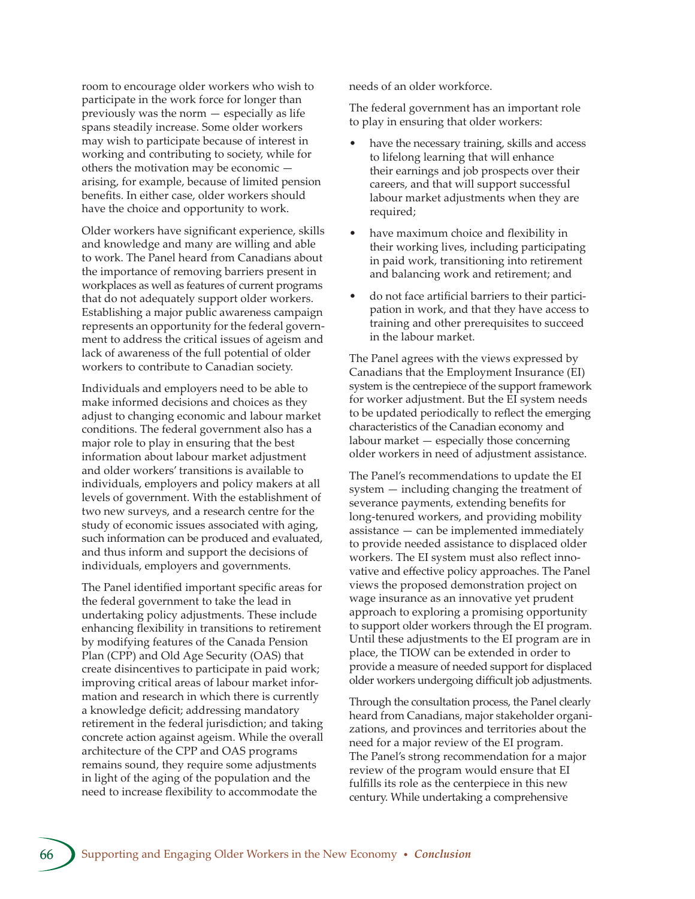room to encourage older workers who wish to participate in the work force for longer than previously was the norm — especially as life spans steadily increase. Some older workers may wish to participate because of interest in working and contributing to society, while for others the motivation may be economic — arising, for example, because of limited pension benefits. In either case, older workers should have the choice and opportunity to work.

Older workers have significant experience, skills and knowledge and many are willing and able to work. The Panel heard from Canadians about the importance of removing barriers present in workplaces as well as features of current programs that do not adequately support older workers. Establishing a major public awareness campaign represents an opportunity for the federal government to address the critical issues of ageism and lack of awareness of the full potential of older workers to contribute to Canadian society.

Individuals and employers need to be able to make informed decisions and choices as they adjust to changing economic and labour market conditions. The federal government also has a major role to play in ensuring that the best information about labour market adjustment and older workers' transitions is available to individuals, employers and policy makers at all levels of government. With the establishment of two new surveys, and a research centre for the study of economic issues associated with aging, such information can be produced and evaluated, and thus inform and support the decisions of individuals, employers and governments.

The Panel identified important specific areas for the federal government to take the lead in undertaking policy adjustments. These include enhancing flexibility in transitions to retirement by modifying features of the Canada Pension Plan (CPP) and Old Age Security (OAS) that create disincentives to participate in paid work; improving critical areas of labour market information and research in which there is currently a knowledge deficit; addressing mandatory retirement in the federal jurisdiction; and taking concrete action against ageism. While the overall architecture of the CPP and OAS programs remains sound, they require some adjustments in light of the aging of the population and the need to increase flexibility to accommodate the needs of an older workforce.

The federal government has an important role to play in ensuring that older workers:

- have the necessary training, skills and access to lifelong learning that will enhance their earnings and job prospects over their careers, and that will support successful labour market adjustments when they are required;
- have maximum choice and flexibility in their working lives, including participating in paid work, transitioning into retirement and balancing work and retirement; and
- do not face artificial barriers to their participation in work, and that they have access to training and other prerequisites to succeed in the labour market.

The Panel agrees with the views expressed by Canadians that the Employment Insurance (EI) system is the centrepiece of the support framework for worker adjustment. But the EI system needs to be updated periodically to reflect the emerging characteristics of the Canadian economy and labour market — especially those concerning older workers in need of adjustment assistance.

The Panel's recommendations to update the EI system — including changing the treatment of severance payments, extending benefits for long-tenured workers, and providing mobility assistance — can be implemented immediately to provide needed assistance to displaced older workers. The EI system must also reflect innovative and effective policy approaches. The Panel views the proposed demonstration project on wage insurance as an innovative yet prudent approach to exploring a promising opportunity to support older workers through the EI program. Until these adjustments to the EI program are in place, the TIOW can be extended in order to provide a measure of needed support for displaced older workers undergoing difficult job adjustments.

Through the consultation process, the Panel clearly heard from Canadians, major stakeholder organizations, and provinces and territories about the need for a major review of the EI program. The Panel's strong recommendation for a major review of the program would ensure that EI fulfills its role as the centerpiece in this new century. While undertaking a comprehensive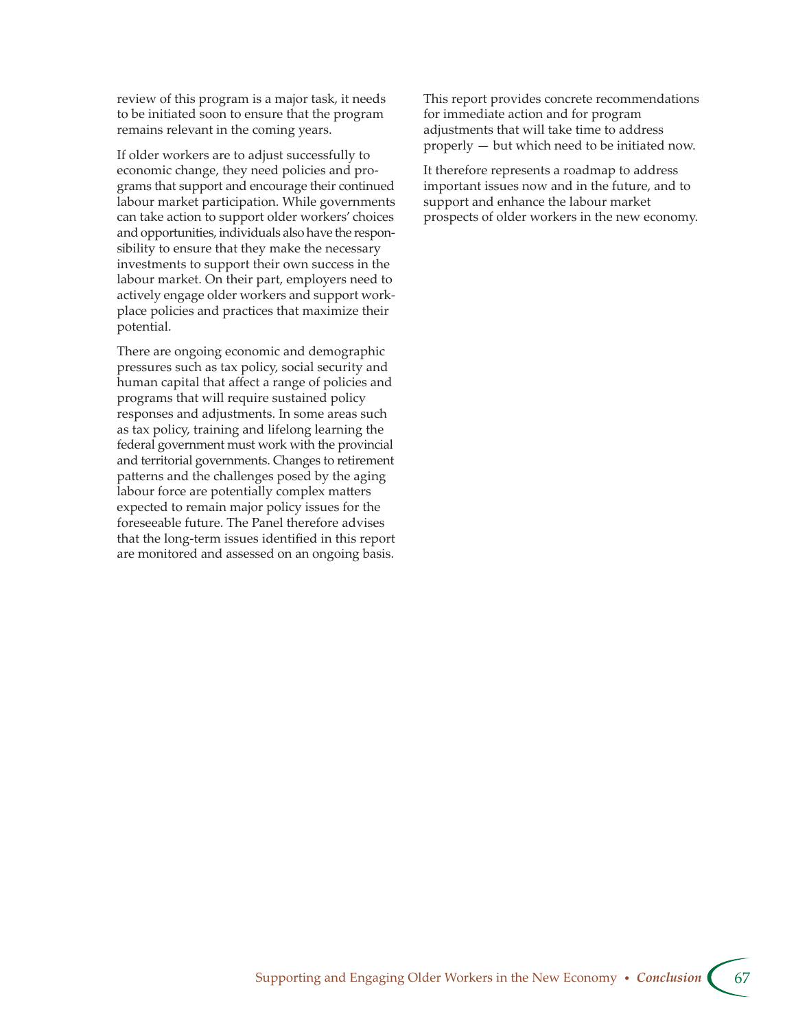review of this program is a major task, it needs to be initiated soon to ensure that the program remains relevant in the coming years.

If older workers are to adjust successfully to economic change, they need policies and programs that support and encourage their continued labour market participation. While governments can take action to support older workers' choices and opportunities, individuals also have the responsibility to ensure that they make the necessary investments to support their own success in the labour market. On their part, employers need to actively engage older workers and support workplace policies and practices that maximize their potential.

There are ongoing economic and demographic pressures such as tax policy, social security and human capital that affect a range of policies and programs that will require sustained policy responses and adjustments. In some areas such as tax policy, training and lifelong learning the federal government must work with the provincial and territorial governments. Changes to retirement patterns and the challenges posed by the aging labour force are potentially complex matters expected to remain major policy issues for the foreseeable future. The Panel therefore advises that the long-term issues identified in this report are monitored and assessed on an ongoing basis.

This report provides concrete recommendations for immediate action and for program adjustments that will take time to address properly — but which need to be initiated now.

It therefore represents a roadmap to address important issues now and in the future, and to support and enhance the labour market prospects of older workers in the new economy.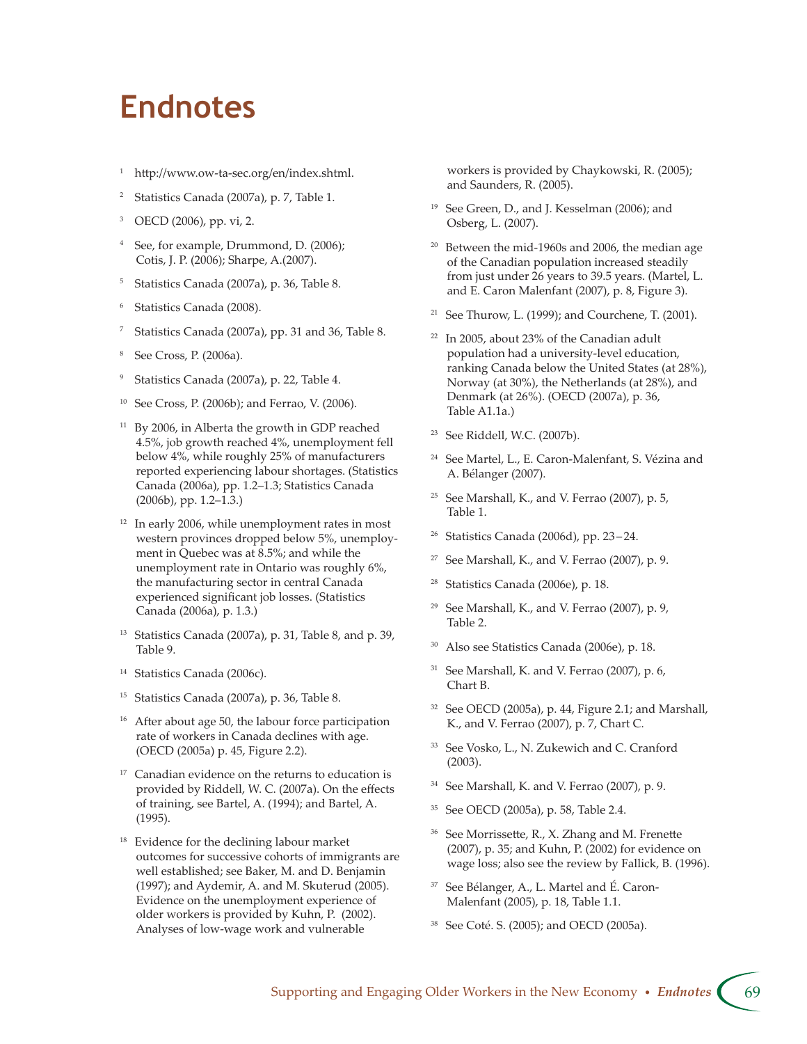# Endnotes

[1] http://www.ow-ta-sec.org/en/index.shtml.

[2] Statistics Canada (2007a), p. 7, Table 1.

[3] OECD (2006), pp. vi, 2.

[4] See, for example, Drummond, D. (2006); Cotis, J. P. (2006); Sharpe, A.(2007).

[5] Statistics Canada (2007a), p. 36, Table 8.

[6] Statistics Canada (2008).

[7] Statistics Canada (2007a), pp. 31 and 36, Table 8.

[8] See Cross, P. (2006a).

[9] Statistics Canada (2007a), p. 22, Table 4.

[10] See Cross, P. (2006b); and Ferrao, V. (2006).

[11] By 2006, in Alberta the growth in GDP reached 4.5%, job growth reached 4%, unemployment fell below 4%, while roughly 25% of manufacturers reported experiencing labour shortages. (Statistics Canada (2006a), pp. 1.2–1.3; Statistics Canada (2006b), pp. 1.2–1.3.)

[12] In early 2006, while unemployment rates in most western provinces dropped below 5%, unemployment in Quebec was at 8.5%; and while the unemployment rate in Ontario was roughly 6%, the manufacturing sector in central Canada experienced significant job losses. (Statistics Canada (2006a), p. 1.3.)

[13] Statistics Canada (2007a), p. 31, Table 8, and p. 39, Table 9.

[14] Statistics Canada (2006c).

[15] Statistics Canada (2007a), p. 36, Table 8.

[16] After about age 50, the labour force participation rate of workers in Canada declines with age. (OECD (2005a) p. 45, Figure 2.2).

[17] Canadian evidence on the returns to education is provided by Riddell, W. C. (2007a). On the effects of training, see Bartel, A. (1994); and Bartel, A. (1995).

[18] Evidence for the declining labour market outcomes for successive cohorts of immigrants are well established; see Baker, M. and D. Benjamin (1997); and Aydemir, A. and M. Skuterud (2005). Evidence on the unemployment experience of older workers is provided by Kuhn, P. (2002). Analyses of low-wage work and vulnerable workers is provided by Chaykowski, R. (2005); and Saunders, R. (2005).

[19] See Green, D., and J. Kesselman (2006); and Osberg, L. (2007).

[20] Between the mid-1960s and 2006, the median age of the Canadian population increased steadily from just under 26 years to 39.5 years. (Martel, L. and E. Caron Malenfant (2007), p. 8, Figure 3).

[21] See Thurow, L. (1999); and Courchene, T. (2001).

[22] In 2005, about 23% of the Canadian adult population had a university-level education, ranking Canada below the United States (at 28%), Norway (at 30%), the Netherlands (at 28%), and Denmark (at 26%). (OECD (2007a), p. 36, Table A1.1a.)

[23] See Riddell, W.C. (2007b).

[24] See Martel, L., E. Caron-Malenfant, S. Vézina and A. Bélanger (2007).

[25] See Marshall, K., and V. Ferrao (2007), p. 5, Table 1.

[26] Statistics Canada (2006d), pp. 23 – 24.

[27] See Marshall, K., and V. Ferrao (2007), p. 9.

[28] Statistics Canada (2006e), p. 18.

[29] See Marshall, K., and V. Ferrao (2007), p. 9, Table 2.

[30] Also see Statistics Canada (2006e), p. 18.

[31] See Marshall, K. and V. Ferrao (2007), p. 6, Chart B.

[32] See OECD (2005a), p. 44, Figure 2.1; and Marshall, K., and V. Ferrao (2007), p. 7, Chart C.

[33] See Vosko, L., N. Zukewich and C. Cranford (2003).

[34] See Marshall, K. and V. Ferrao (2007), p. 9.

[35] See OECD (2005a), p. 58, Table 2.4.

[36] See Morrissette, R., X. Zhang and M. Frenette (2007), p. 35; and Kuhn, P. (2002) for evidence on wage loss; also see the review by Fallick, B. (1996).

[37] See Bélanger, A., L. Martel and É. Caron-Malenfant (2005), p. 18, Table 1.1.

[38] See Coté. S. (2005); and OECD (2005a).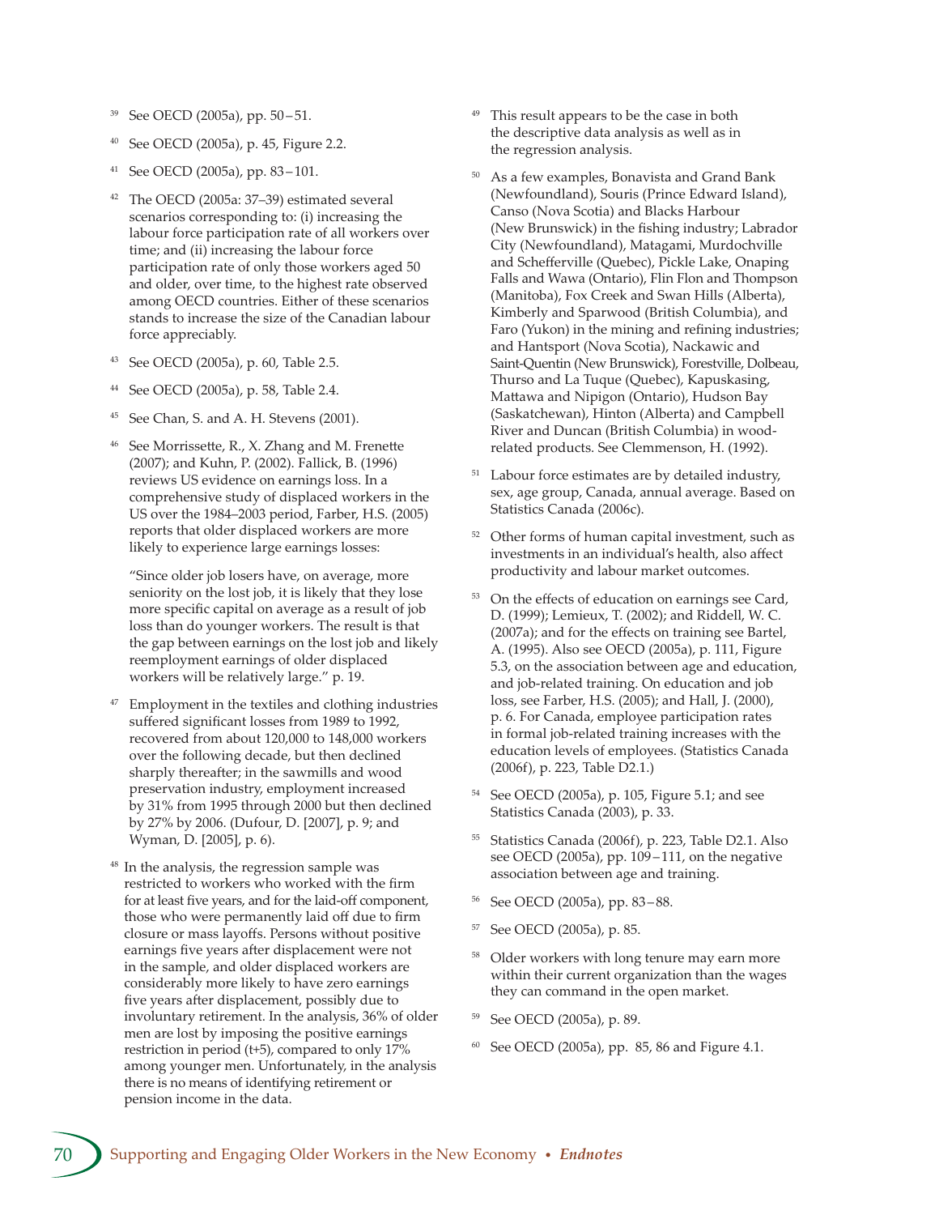[39] See OECD (2005a), pp. 50 – 51.

[40] See OECD (2005a), p. 45, Figure 2.2.

[41] See OECD (2005a), pp. 83 – 101.

[42] The OECD (2005a: 37–39) estimated several scenarios corresponding to: (i) increasing the labour force participation rate of all workers over time; and (ii) increasing the labour force participation rate of only those workers aged 50 and older, over time, to the highest rate observed among OECD countries. Either of these scenarios stands to increase the size of the Canadian labour force appreciably.

[43] See OECD (2005a), p. 60, Table 2.5.

[44] See OECD (2005a), p. 58, Table 2.4.

[45] See Chan, S. and A. H. Stevens (2001).

[46] See Morrissette, R., X. Zhang and M. Frenette (2007); and Kuhn, P. (2002). Fallick, B. (1996) reviews US evidence on earnings loss. In a comprehensive study of displaced workers in the US over the 1984–2003 period, Farber, H.S. (2005) reports that older displaced workers are more likely to experience large earnings losses:

"Since older job losers have, on average, more seniority on the lost job, it is likely that they lose more specific capital on average as a result of job loss than do younger workers. The result is that the gap between earnings on the lost job and likely reemployment earnings of older displaced workers will be relatively large." p. 19.

[47] Employment in the textiles and clothing industries suffered significant losses from 1989 to 1992, recovered from about 120,000 to 148,000 workers over the following decade, but then declined sharply thereafter; in the sawmills and wood preservation industry, employment increased by 31% from 1995 through 2000 but then declined by 27% by 2006. (Dufour, D. [2007], p. 9; and Wyman, D. [2005], p. 6).

[48] In the analysis, the regression sample was restricted to workers who worked with the firm for at least five years, and for the laid-off component, those who were permanently laid off due to firm closure or mass layoffs. Persons without positive earnings five years after displacement were not in the sample, and older displaced workers are considerably more likely to have zero earnings five years after displacement, possibly due to involuntary retirement. In the analysis, 36% of older men are lost by imposing the positive earnings restriction in period (t+5), compared to only 17% among younger men. Unfortunately, in the analysis there is no means of identifying retirement or pension income in the data.

[49] This result appears to be the case in both the descriptive data analysis as well as in the regression analysis.

[50] As a few examples, Bonavista and Grand Bank (Newfoundland), Souris (Prince Edward Island), Canso (Nova Scotia) and Blacks Harbour (New Brunswick) in the fishing industry; Labrador City (Newfoundland), Matagami, Murdochville and Schefferville (Quebec), Pickle Lake, Onaping Falls and Wawa (Ontario), Flin Flon and Thompson (Manitoba), Fox Creek and Swan Hills (Alberta), Kimberly and Sparwood (British Columbia), and Faro (Yukon) in the mining and refining industries; and Hantsport (Nova Scotia), Nackawic and Saint-Quentin (New Brunswick), Forestville, Dolbeau, Thurso and La Tuque (Quebec), Kapuskasing, Mattawa and Nipigon (Ontario), Hudson Bay (Saskatchewan), Hinton (Alberta) and Campbell River and Duncan (British Columbia) in wood-related products. See Clemmenson, H. (1992).

[51] Labour force estimates are by detailed industry, sex, age group, Canada, annual average. Based on Statistics Canada (2006c).

[52] Other forms of human capital investment, such as investments in an individual's health, also affect productivity and labour market outcomes.

[53] On the effects of education on earnings see Card, D. (1999); Lemieux, T. (2002); and Riddell, W. C. (2007a); and for the effects on training see Bartel, A. (1995). Also see OECD (2005a), p. 111, Figure 5.3, on the association between age and education, and job-related training. On education and job loss, see Farber, H.S. (2005); and Hall, J. (2000), p. 6. For Canada, employee participation rates in formal job-related training increases with the education levels of employees. (Statistics Canada (2006f), p. 223, Table D2.1.)

[54] See OECD (2005a), p. 105, Figure 5.1; and see Statistics Canada (2003), p. 33.

[55] Statistics Canada (2006f), p. 223, Table D2.1. Also see OECD (2005a), pp. 109 – 111, on the negative association between age and training.

[56] See OECD (2005a), pp. 83 – 88.

[57] See OECD (2005a), p. 85.

[58] Older workers with long tenure may earn more within their current organization than the wages they can command in the open market.

[59] See OECD (2005a), p. 89.

[60] See OECD (2005a), pp. 85, 86 and Figure 4.1.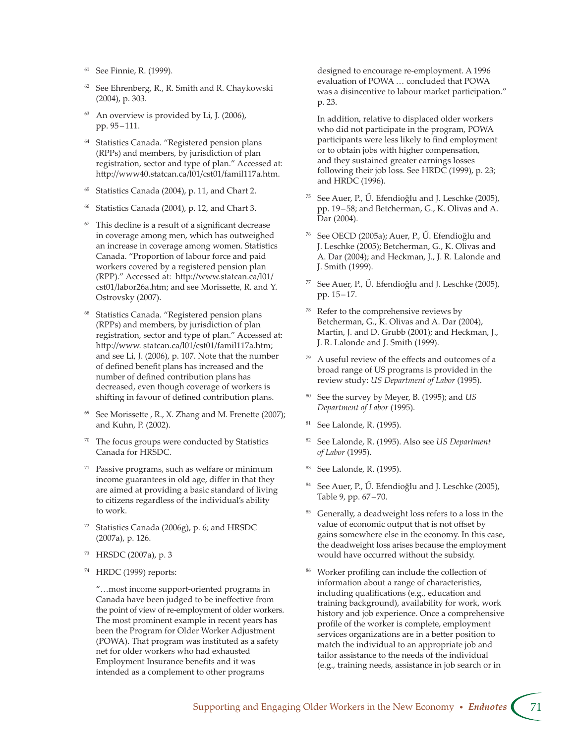[61] See Finnie, R. (1999).

[62] See Ehrenberg, R., R. Smith and R. Chaykowski (2004), p. 303.

[63] An overview is provided by Li, J. (2006), pp. 95 – 111.

[64] Statistics Canada. "Registered pension plans (RPPs) and members, by jurisdiction of plan registration, sector and type of plan." Accessed at: http://www40.statcan.ca/l01/cst01/famil117a.htm.

[65] Statistics Canada (2004), p. 11, and Chart 2.

[66] Statistics Canada (2004), p. 12, and Chart 3.

[67] This decline is a result of a significant decrease in coverage among men, which has outweighed an increase in coverage among women. Statistics Canada. "Proportion of labour force and paid workers covered by a registered pension plan (RPP)." Accessed at: http://www.statcan.ca/l01/cst01/labor26a.htm; and see Morissette, R. and Y. Ostrovsky (2007).

[68] Statistics Canada. "Registered pension plans (RPPs) and members, by jurisdiction of plan registration, sector and type of plan." Accessed at: http://www. statcan.ca/l01/cst01/famil117a.htm; and see Li, J. (2006), p. 107. Note that the number of defined benefit plans has increased and the number of defined contribution plans has decreased, even though coverage of workers is shifting in favour of defined contribution plans.

[69] See Morissette , R., X. Zhang and M. Frenette (2007); and Kuhn, P. (2002).

[70] The focus groups were conducted by Statistics Canada for HRSDC.

[71] Passive programs, such as welfare or minimum income guarantees in old age, differ in that they are aimed at providing a basic standard of living to citizens regardless of the individual's ability to work.

[72] Statistics Canada (2006g), p. 6; and HRSDC (2007a), p. 126.

[73] HRSDC (2007a), p. 3

[74] HRDC (1999) reports:

"…most income support-oriented programs in Canada have been judged to be ineffective from the point of view of re-employment of older workers. The most prominent example in recent years has been the Program for Older Worker Adjustment (POWA). That program was instituted as a safety net for older workers who had exhausted Employment Insurance benefits and it was intended as a complement to other programs designed to encourage re-employment. A 1996 evaluation of POWA … concluded that POWA was a disincentive to labour market participation." p. 23.

In addition, relative to displaced older workers who did not participate in the program, POWA participants were less likely to find employment or to obtain jobs with higher compensation, and they sustained greater earnings losses following their job loss. See HRDC (1999), p. 23; and HRDC (1996).

[75] See Auer, P., Ű. Efendioğlu and J. Leschke (2005), pp. 19 – 58; and Betcherman, G., K. Olivas and A. Dar (2004).

[76] See OECD (2005a); Auer, P., Ű. Efendioğlu and J. Leschke (2005); Betcherman, G., K. Olivas and A. Dar (2004); and Heckman, J., J. R. Lalonde and J. Smith (1999).

[77] See Auer, P., Ű. Efendioğlu and J. Leschke (2005), pp. 15 – 17.

[78] Refer to the comprehensive reviews by Betcherman, G., K. Olivas and A. Dar (2004), Martin, J. and D. Grubb (2001); and Heckman, J., J. R. Lalonde and J. Smith (1999).

[79] A useful review of the effects and outcomes of a broad range of US programs is provided in the review study: *US Department of Labor* (1995).

[80] See the survey by Meyer, B. (1995); and *US Department of Labor* (1995).

[81] See Lalonde, R. (1995).

[82] See Lalonde, R. (1995). Also see *US Department of Labor* (1995).

[83] See Lalonde, R. (1995).

[84] See Auer, P., Ű. Efendioğlu and J. Leschke (2005), Table 9, pp. 67 – 70.

[85] Generally, a deadweight loss refers to a loss in the value of economic output that is not offset by gains somewhere else in the economy. In this case, the deadweight loss arises because the employment would have occurred without the subsidy.

[86] Worker profiling can include the collection of information about a range of characteristics, including qualifications (e.g., education and training background), availability for work, work history and job experience. Once a comprehensive profile of the worker is complete, employment services organizations are in a better position to match the individual to an appropriate job and tailor assistance to the needs of the individual (e.g., training needs, assistance in job search or in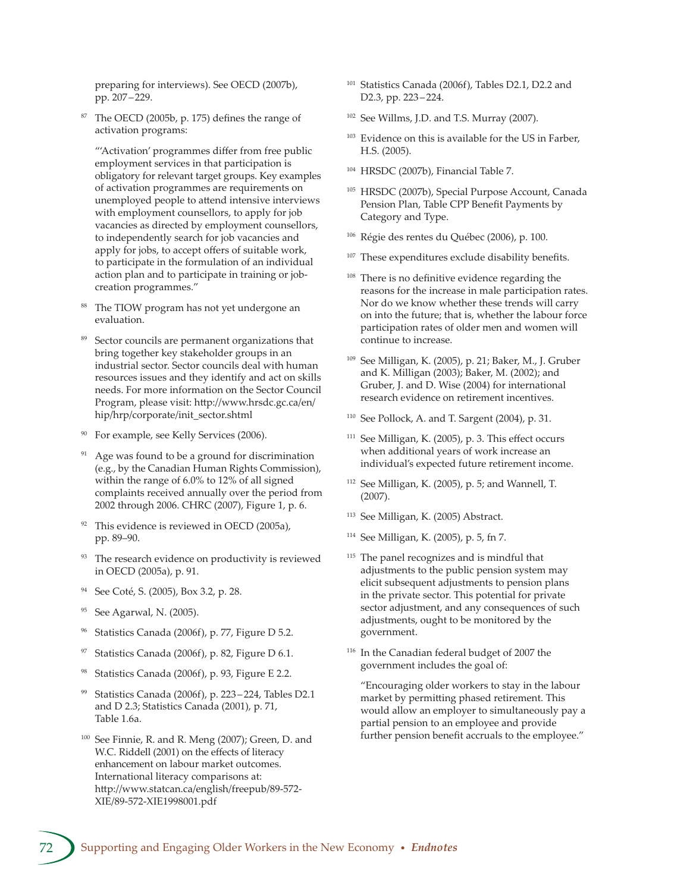preparing for interviews). See OECD (2007b), pp. 207–229.

87 The OECD (2005b, p. 175) defines the range of activation programs:

"'Activation' programmes differ from free public employment services in that participation is obligatory for relevant target groups. Key examples of activation programmes are requirements on unemployed people to attend intensive interviews with employment counsellors, to apply for job vacancies as directed by employment counsellors, to independently search for job vacancies and apply for jobs, to accept offers of suitable work, to participate in the formulation of an individual action plan and to participate in training or job-creation programmes."

88 The TIOW program has not yet undergone an evaluation.

89 Sector councils are permanent organizations that bring together key stakeholder groups in an industrial sector. Sector councils deal with human resources issues and they identify and act on skills needs. For more information on the Sector Council Program, please visit: http://www.hrsdc.gc.ca/en/hip/hrp/corporate/init_sector.shtml

90 For example, see Kelly Services (2006).

91 Age was found to be a ground for discrimination (e.g., by the Canadian Human Rights Commission), within the range of 6.0% to 12% of all signed complaints received annually over the period from 2002 through 2006. CHRC (2007), Figure 1, p. 6.

92 This evidence is reviewed in OECD (2005a), pp. 89–90.

93 The research evidence on productivity is reviewed in OECD (2005a), p. 91.

94 See Coté, S. (2005), Box 3.2, p. 28.

95 See Agarwal, N. (2005).

96 Statistics Canada (2006f), p. 77, Figure D 5.2.

97 Statistics Canada (2006f), p. 82, Figure D 6.1.

98 Statistics Canada (2006f), p. 93, Figure E 2.2.

99 Statistics Canada (2006f), pp. 223–224, Tables D2.1 and D 2.3; Statistics Canada (2001), p. 71, Table 1.6a.

100 See Finnie, R. and R. Meng (2007); Green, D. and W.C. Riddell (2001) on the effects of literacy enhancement on labour market outcomes. International literacy comparisons at: http://www.statcan.ca/english/freepub/89-572-XIE/89-572-XIE1998001.pdf

101 Statistics Canada (2006f), Tables D2.1, D2.2 and D2.3, pp. 223–224.

102 See Willms, J.D. and T.S. Murray (2007).

103 Evidence on this is available for the US in Farber, H.S. (2005).

104 HRSDC (2007b), Financial Table 7.

105 HRSDC (2007b), Special Purpose Account, Canada Pension Plan, Table CPP Benefit Payments by Category and Type.

106 Régie des rentes du Québec (2006), p. 100.

107 These expenditures exclude disability benefits.

108 There is no definitive evidence regarding the reasons for the increase in male participation rates. Nor do we know whether these trends will carry on into the future; that is, whether the labour force participation rates of older men and women will continue to increase.

109 See Milligan, K. (2005), p. 21; Baker, M., J. Gruber and K. Milligan (2003); Baker, M. (2002); and Gruber, J. and D. Wise (2004) for international research evidence on retirement incentives.

110 See Pollock, A. and T. Sargent (2004), p. 31.

111 See Milligan, K. (2005), p. 3. This effect occurs when additional years of work increase an individual's expected future retirement income.

112 See Milligan, K. (2005), p. 5; and Wannell, T. (2007).

113 See Milligan, K. (2005) Abstract.

114 See Milligan, K. (2005), p. 5, fn 7.

115 The panel recognizes and is mindful that adjustments to the public pension system may elicit subsequent adjustments to pension plans in the private sector. This potential for private sector adjustment, and any consequences of such adjustments, ought to be monitored by the government.

116 In the Canadian federal budget of 2007 the government includes the goal of:

"Encouraging older workers to stay in the labour market by permitting phased retirement. This would allow an employer to simultaneously pay a partial pension to an employee and provide further pension benefit accruals to the employee."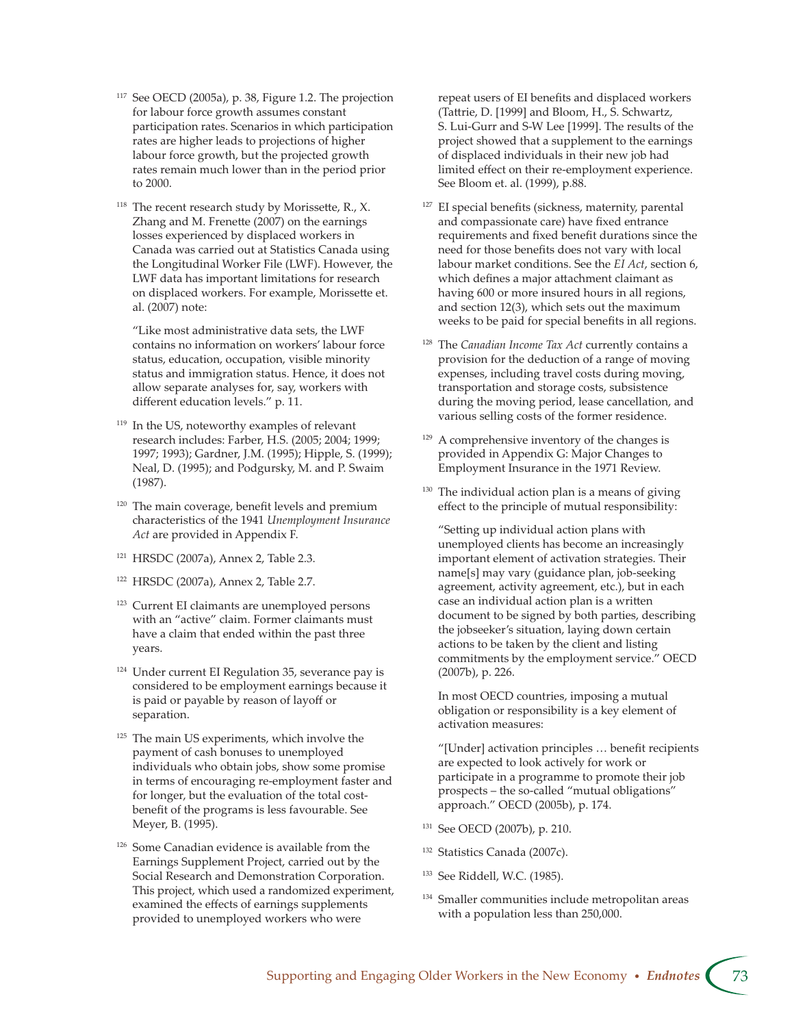[117] See OECD (2005a), p. 38, Figure 1.2. The projection for labour force growth assumes constant participation rates. Scenarios in which participation rates are higher leads to projections of higher labour force growth, but the projected growth rates remain much lower than in the period prior to 2000.

[118] The recent research study by Morissette, R., X. Zhang and M. Frenette (2007) on the earnings losses experienced by displaced workers in Canada was carried out at Statistics Canada using the Longitudinal Worker File (LWF). However, the LWF data has important limitations for research on displaced workers. For example, Morissette et. al. (2007) note:

"Like most administrative data sets, the LWF contains no information on workers' labour force status, education, occupation, visible minority status and immigration status. Hence, it does not allow separate analyses for, say, workers with different education levels." p. 11.

[119] In the US, noteworthy examples of relevant research includes: Farber, H.S. (2005; 2004; 1999; 1997; 1993); Gardner, J.M. (1995); Hipple, S. (1999); Neal, D. (1995); and Podgursky, M. and P. Swaim (1987).

[120] The main coverage, benefit levels and premium characteristics of the 1941 *Unemployment Insurance Act* are provided in Appendix F.

[121] HRSDC (2007a), Annex 2, Table 2.3.

[122] HRSDC (2007a), Annex 2, Table 2.7.

[123] Current EI claimants are unemployed persons with an "active" claim. Former claimants must have a claim that ended within the past three years.

[124] Under current EI Regulation 35, severance pay is considered to be employment earnings because it is paid or payable by reason of layoff or separation.

[125] The main US experiments, which involve the payment of cash bonuses to unemployed individuals who obtain jobs, show some promise in terms of encouraging re-employment faster and for longer, but the evaluation of the total cost-benefit of the programs is less favourable. See Meyer, B. (1995).

[126] Some Canadian evidence is available from the Earnings Supplement Project, carried out by the Social Research and Demonstration Corporation. This project, which used a randomized experiment, examined the effects of earnings supplements provided to unemployed workers who were repeat users of EI benefits and displaced workers (Tattrie, D. [1999] and Bloom, H., S. Schwartz, S. Lui-Gurr and S-W Lee [1999]. The results of the project showed that a supplement to the earnings of displaced individuals in their new job had limited effect on their re-employment experience. See Bloom et. al. (1999), p.88.

[127] EI special benefits (sickness, maternity, parental and compassionate care) have fixed entrance requirements and fixed benefit durations since the need for those benefits does not vary with local labour market conditions. See the *EI Act*, section 6, which defines a major attachment claimant as having 600 or more insured hours in all regions, and section 12(3), which sets out the maximum weeks to be paid for special benefits in all regions.

[128] The *Canadian Income Tax Act* currently contains a provision for the deduction of a range of moving expenses, including travel costs during moving, transportation and storage costs, subsistence during the moving period, lease cancellation, and various selling costs of the former residence.

[129] A comprehensive inventory of the changes is provided in Appendix G: Major Changes to Employment Insurance in the 1971 Review.

[130] The individual action plan is a means of giving effect to the principle of mutual responsibility:

"Setting up individual action plans with unemployed clients has become an increasingly important element of activation strategies. Their name[s] may vary (guidance plan, job-seeking agreement, activity agreement, etc.), but in each case an individual action plan is a written document to be signed by both parties, describing the jobseeker's situation, laying down certain actions to be taken by the client and listing commitments by the employment service." OECD (2007b), p. 226.

In most OECD countries, imposing a mutual obligation or responsibility is a key element of activation measures:

"[Under] activation principles … benefit recipients are expected to look actively for work or participate in a programme to promote their job prospects – the so-called "mutual obligations" approach." OECD (2005b), p. 174.

[131] See OECD (2007b), p. 210.

[132] Statistics Canada (2007c).

[133] See Riddell, W.C. (1985).

[134] Smaller communities include metropolitan areas with a population less than 250,000.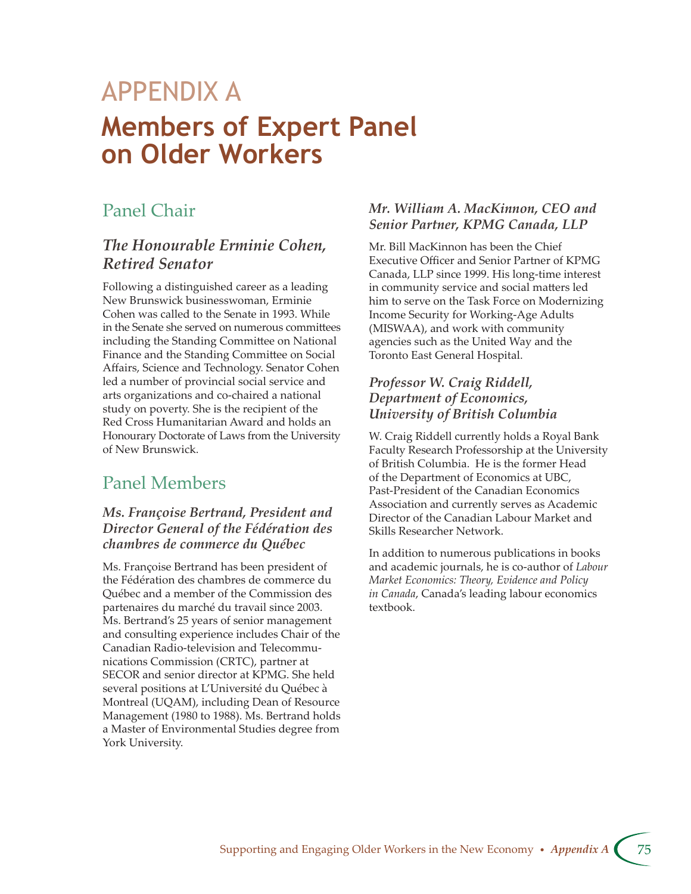# APPENDIX A

# Members of Expert Panel on Older Workers

## Panel Chair

### *The Honourable Erminie Cohen, Retired Senator*

Following a distinguished career as a leading New Brunswick businesswoman, Erminie Cohen was called to the Senate in 1993. While in the Senate she served on numerous committees including the Standing Committee on National Finance and the Standing Committee on Social Affairs, Science and Technology. Senator Cohen led a number of provincial social service and arts organizations and co-chaired a national study on poverty. She is the recipient of the Red Cross Humanitarian Award and holds an Honourary Doctorate of Laws from the University of New Brunswick.

## Panel Members

### *Ms. Françoise Bertrand, President and Director General of the Fédération des chambres de commerce du Québec*

Ms. Françoise Bertrand has been president of the Fédération des chambres de commerce du Québec and a member of the Commission des partenaires du marché du travail since 2003. Ms. Bertrand's 25 years of senior management and consulting experience includes Chair of the Canadian Radio-television and Telecommunications Commission (CRTC), partner at SECOR and senior director at KPMG. She held several positions at L'Université du Québec à Montreal (UQAM), including Dean of Resource Management (1980 to 1988). Ms. Bertrand holds a Master of Environmental Studies degree from York University.

### *Mr. William A. MacKinnon, CEO and Senior Partner, KPMG Canada, LLP*

Mr. Bill MacKinnon has been the Chief Executive Officer and Senior Partner of KPMG Canada, LLP since 1999. His long-time interest in community service and social matters led him to serve on the Task Force on Modernizing Income Security for Working-Age Adults (MISWAA), and work with community agencies such as the United Way and the Toronto East General Hospital.

### *Professor W. Craig Riddell, Department of Economics, University of British Columbia*

W. Craig Riddell currently holds a Royal Bank Faculty Research Professorship at the University of British Columbia. He is the former Head of the Department of Economics at UBC, Past-President of the Canadian Economics Association and currently serves as Academic Director of the Canadian Labour Market and Skills Researcher Network.

In addition to numerous publications in books and academic journals, he is co-author of *Labour Market Economics: Theory, Evidence and Policy in Canada*, Canada's leading labour economics textbook.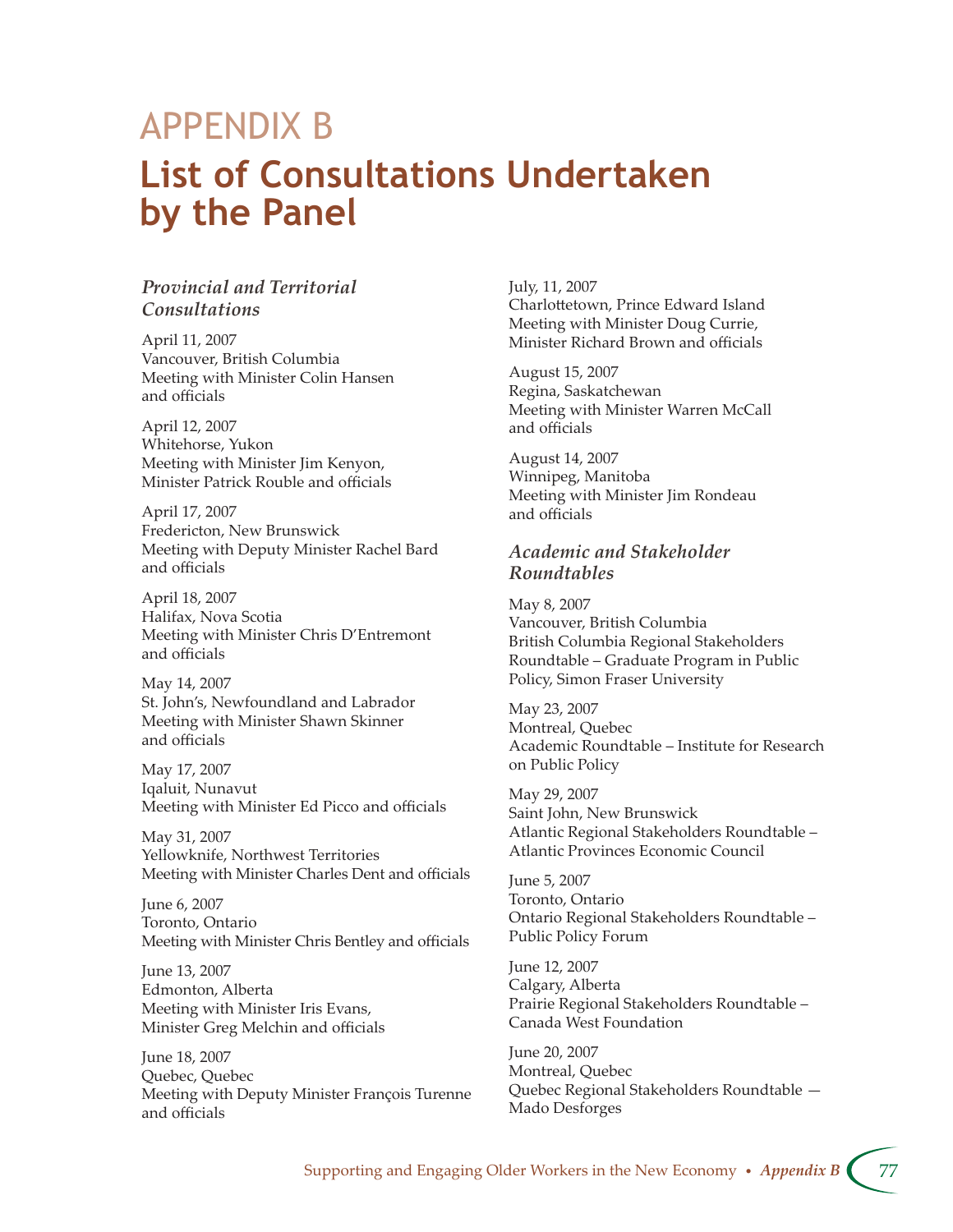# APPENDIX B

# List of Consultations Undertaken by the Panel

### *Provincial and Territorial Consultations*

April 11, 2007
Vancouver, British Columbia
Meeting with Minister Colin Hansen and officials

April 12, 2007
Whitehorse, Yukon
Meeting with Minister Jim Kenyon, Minister Patrick Rouble and officials

April 17, 2007
Fredericton, New Brunswick
Meeting with Deputy Minister Rachel Bard and officials

April 18, 2007
Halifax, Nova Scotia
Meeting with Minister Chris D'Entremont and officials

May 14, 2007
St. John's, Newfoundland and Labrador
Meeting with Minister Shawn Skinner and officials

May 17, 2007
Iqaluit, Nunavut
Meeting with Minister Ed Picco and officials

May 31, 2007
Yellowknife, Northwest Territories
Meeting with Minister Charles Dent and officials

June 6, 2007
Toronto, Ontario
Meeting with Minister Chris Bentley and officials

June 13, 2007
Edmonton, Alberta
Meeting with Minister Iris Evans, Minister Greg Melchin and officials

June 18, 2007
Quebec, Quebec
Meeting with Deputy Minister François Turenne and officials

July, 11, 2007
Charlottetown, Prince Edward Island
Meeting with Minister Doug Currie, Minister Richard Brown and officials

August 15, 2007
Regina, Saskatchewan
Meeting with Minister Warren McCall and officials

August 14, 2007
Winnipeg, Manitoba
Meeting with Minister Jim Rondeau and officials

### *Academic and Stakeholder Roundtables*

May 8, 2007
Vancouver, British Columbia
British Columbia Regional Stakeholders Roundtable – Graduate Program in Public Policy, Simon Fraser University

May 23, 2007
Montreal, Quebec
Academic Roundtable – Institute for Research on Public Policy

May 29, 2007
Saint John, New Brunswick
Atlantic Regional Stakeholders Roundtable – Atlantic Provinces Economic Council

June 5, 2007
Toronto, Ontario
Ontario Regional Stakeholders Roundtable – Public Policy Forum

June 12, 2007
Calgary, Alberta
Prairie Regional Stakeholders Roundtable – Canada West Foundation

June 20, 2007
Montreal, Quebec
Quebec Regional Stakeholders Roundtable — Mado Desforges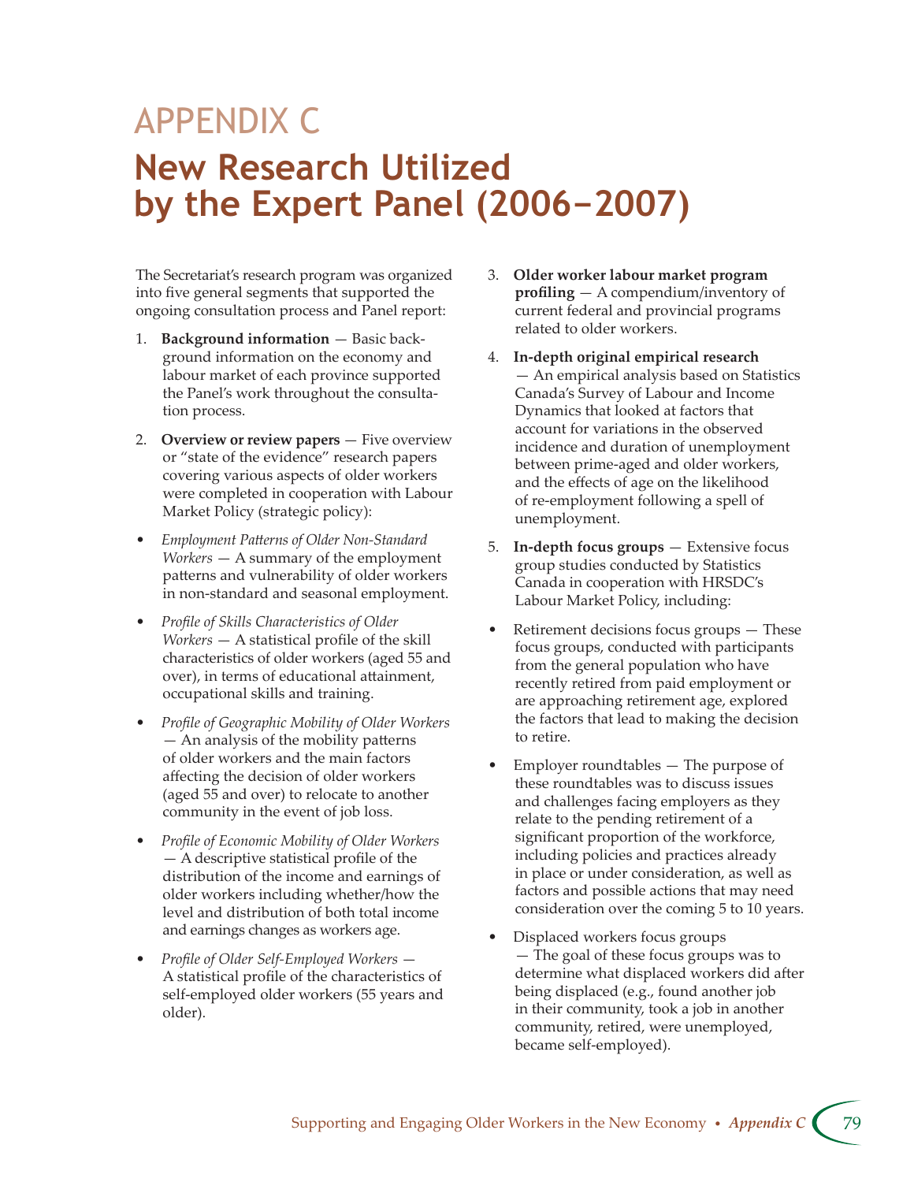# APPENDIX C

# New Research Utilized by the Expert Panel (2006–2007)

The Secretariat's research program was organized into five general segments that supported the ongoing consultation process and Panel report:

1. **Background information** — Basic background information on the economy and labour market of each province supported the Panel's work throughout the consultation process.

2. **Overview or review papers** — Five overview or "state of the evidence" research papers covering various aspects of older workers were completed in cooperation with Labour Market Policy (strategic policy):

- *Employment Patterns of Older Non-Standard Workers* — A summary of the employment patterns and vulnerability of older workers in non-standard and seasonal employment.
- *Profile of Skills Characteristics of Older Workers* — A statistical profile of the skill characteristics of older workers (aged 55 and over), in terms of educational attainment, occupational skills and training.
- *Profile of Geographic Mobility of Older Workers* — An analysis of the mobility patterns of older workers and the main factors affecting the decision of older workers (aged 55 and over) to relocate to another community in the event of job loss.
- *Profile of Economic Mobility of Older Workers* — A descriptive statistical profile of the distribution of the income and earnings of older workers including whether/how the level and distribution of both total income and earnings changes as workers age.
- *Profile of Older Self-Employed Workers* — A statistical profile of the characteristics of self-employed older workers (55 years and older).

3. **Older worker labour market program profiling** — A compendium/inventory of current federal and provincial programs related to older workers.

4. **In-depth original empirical research** — An empirical analysis based on Statistics Canada's Survey of Labour and Income Dynamics that looked at factors that account for variations in the observed incidence and duration of unemployment between prime-aged and older workers, and the effects of age on the likelihood of re-employment following a spell of unemployment.

5. **In-depth focus groups** — Extensive focus group studies conducted by Statistics Canada in cooperation with HRSDC's Labour Market Policy, including:

- Retirement decisions focus groups — These focus groups, conducted with participants from the general population who have recently retired from paid employment or are approaching retirement age, explored the factors that lead to making the decision to retire.
- Employer roundtables — The purpose of these roundtables was to discuss issues and challenges facing employers as they relate to the pending retirement of a significant proportion of the workforce, including policies and practices already in place or under consideration, as well as factors and possible actions that may need consideration over the coming 5 to 10 years.
- Displaced workers focus groups — The goal of these focus groups was to determine what displaced workers did after being displaced (e.g., found another job in their community, took a job in another community, retired, were unemployed, became self-employed).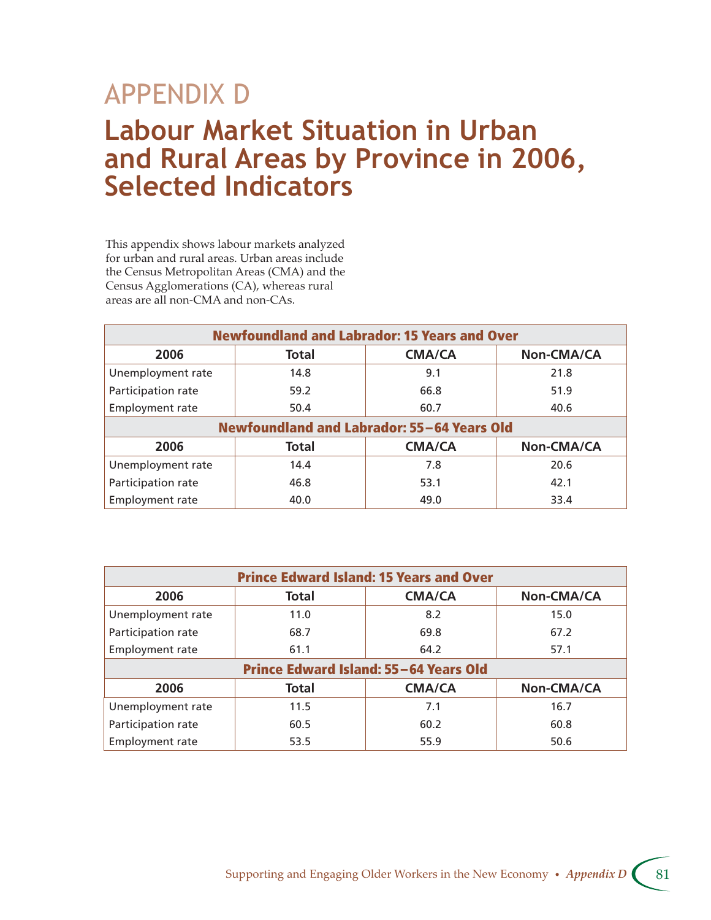# APPENDIX D

# Labour Market Situation in Urban and Rural Areas by Province in 2006, Selected Indicators

This appendix shows labour markets analyzed for urban and rural areas. Urban areas include the Census Metropolitan Areas (CMA) and the Census Agglomerations (CA), whereas rural areas are all non-CMA and non-CAs.

| Newfoundland and Labrador: 15 Years and Over | | | |
|---|---|---|---|
| **2006** | **Total** | **CMA/CA** | **Non-CMA/CA** |
| Unemployment rate | 14.8 | 9.1 | 21.8 |
| Participation rate | 59.2 | 66.8 | 51.9 |
| Employment rate | 50.4 | 60.7 | 40.6 |
| **Newfoundland and Labrador: 55–64 Years Old** | | | |
| **2006** | **Total** | **CMA/CA** | **Non-CMA/CA** |
| Unemployment rate | 14.4 | 7.8 | 20.6 |
| Participation rate | 46.8 | 53.1 | 42.1 |
| Employment rate | 40.0 | 49.0 | 33.4 |

| Prince Edward Island: 15 Years and Over | | | |
|---|---|---|---|
| **2006** | **Total** | **CMA/CA** | **Non-CMA/CA** |
| Unemployment rate | 11.0 | 8.2 | 15.0 |
| Participation rate | 68.7 | 69.8 | 67.2 |
| Employment rate | 61.1 | 64.2 | 57.1 |
| **Prince Edward Island: 55–64 Years Old** | | | |
| **2006** | **Total** | **CMA/CA** | **Non-CMA/CA** |
| Unemployment rate | 11.5 | 7.1 | 16.7 |
| Participation rate | 60.5 | 60.2 | 60.8 |
| Employment rate | 53.5 | 55.9 | 50.6 |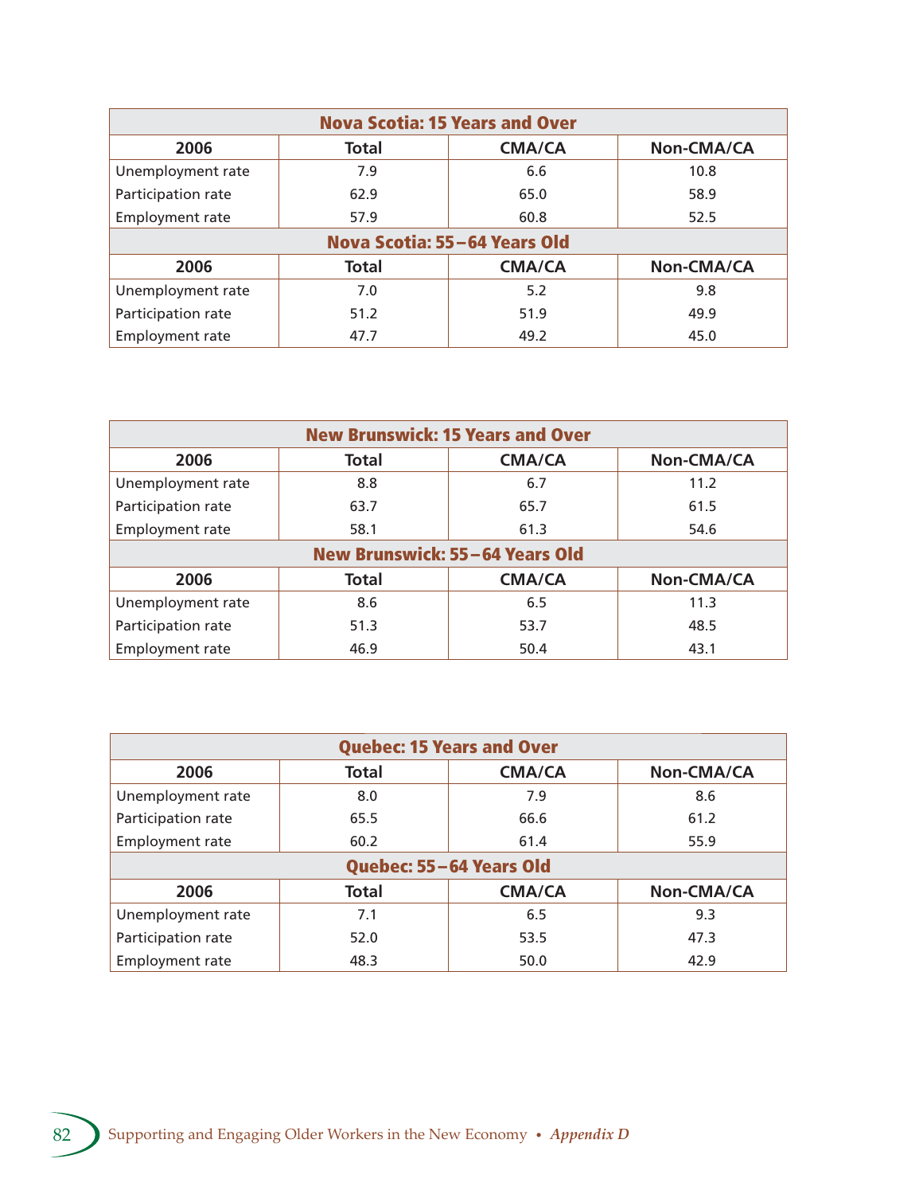| Nova Scotia: 15 Years and Over | | | |
|---|---|---|---|
| 2006 | Total | CMA/CA | Non-CMA/CA |
| Unemployment rate | 7.9 | 6.6 | 10.8 |
| Participation rate | 62.9 | 65.0 | 58.9 |
| Employment rate | 57.9 | 60.8 | 52.5 |
| **Nova Scotia: 55–64 Years Old** | | | |
| 2006 | Total | CMA/CA | Non-CMA/CA |
| Unemployment rate | 7.0 | 5.2 | 9.8 |
| Participation rate | 51.2 | 51.9 | 49.9 |
| Employment rate | 47.7 | 49.2 | 45.0 |

| New Brunswick: 15 Years and Over | | | |
|---|---|---|---|
| 2006 | Total | CMA/CA | Non-CMA/CA |
| Unemployment rate | 8.8 | 6.7 | 11.2 |
| Participation rate | 63.7 | 65.7 | 61.5 |
| Employment rate | 58.1 | 61.3 | 54.6 |
| **New Brunswick: 55–64 Years Old** | | | |
| 2006 | Total | CMA/CA | Non-CMA/CA |
| Unemployment rate | 8.6 | 6.5 | 11.3 |
| Participation rate | 51.3 | 53.7 | 48.5 |
| Employment rate | 46.9 | 50.4 | 43.1 |

| Quebec: 15 Years and Over | | | |
|---|---|---|---|
| 2006 | Total | CMA/CA | Non-CMA/CA |
| Unemployment rate | 8.0 | 7.9 | 8.6 |
| Participation rate | 65.5 | 66.6 | 61.2 |
| Employment rate | 60.2 | 61.4 | 55.9 |
| **Quebec: 55–64 Years Old** | | | |
| 2006 | Total | CMA/CA | Non-CMA/CA |
| Unemployment rate | 7.1 | 6.5 | 9.3 |
| Participation rate | 52.0 | 53.5 | 47.3 |
| Employment rate | 48.3 | 50.0 | 42.9 |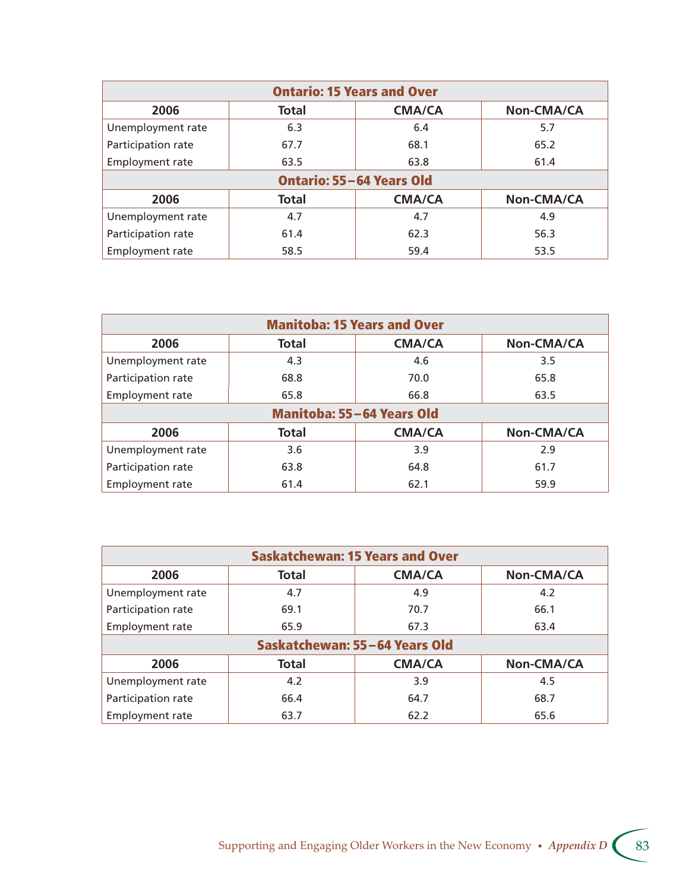| Ontario: 15 Years and Over | | | |
|---|---|---|---|
| 2006 | Total | CMA/CA | Non-CMA/CA |
| Unemployment rate | 6.3 | 6.4 | 5.7 |
| Participation rate | 67.7 | 68.1 | 65.2 |
| Employment rate | 63.5 | 63.8 | 61.4 |
| **Ontario: 55–64 Years Old** | | | |
| 2006 | Total | CMA/CA | Non-CMA/CA |
| Unemployment rate | 4.7 | 4.7 | 4.9 |
| Participation rate | 61.4 | 62.3 | 56.3 |
| Employment rate | 58.5 | 59.4 | 53.5 |

| Manitoba: 15 Years and Over | | | |
|---|---|---|---|
| 2006 | Total | CMA/CA | Non-CMA/CA |
| Unemployment rate | 4.3 | 4.6 | 3.5 |
| Participation rate | 68.8 | 70.0 | 65.8 |
| Employment rate | 65.8 | 66.8 | 63.5 |
| **Manitoba: 55–64 Years Old** | | | |
| 2006 | Total | CMA/CA | Non-CMA/CA |
| Unemployment rate | 3.6 | 3.9 | 2.9 |
| Participation rate | 63.8 | 64.8 | 61.7 |
| Employment rate | 61.4 | 62.1 | 59.9 |

| Saskatchewan: 15 Years and Over | | | |
|---|---|---|---|
| 2006 | Total | CMA/CA | Non-CMA/CA |
| Unemployment rate | 4.7 | 4.9 | 4.2 |
| Participation rate | 69.1 | 70.7 | 66.1 |
| Employment rate | 65.9 | 67.3 | 63.4 |
| **Saskatchewan: 55–64 Years Old** | | | |
| 2006 | Total | CMA/CA | Non-CMA/CA |
| Unemployment rate | 4.2 | 3.9 | 4.5 |
| Participation rate | 66.4 | 64.7 | 68.7 |
| Employment rate | 63.7 | 62.2 | 65.6 |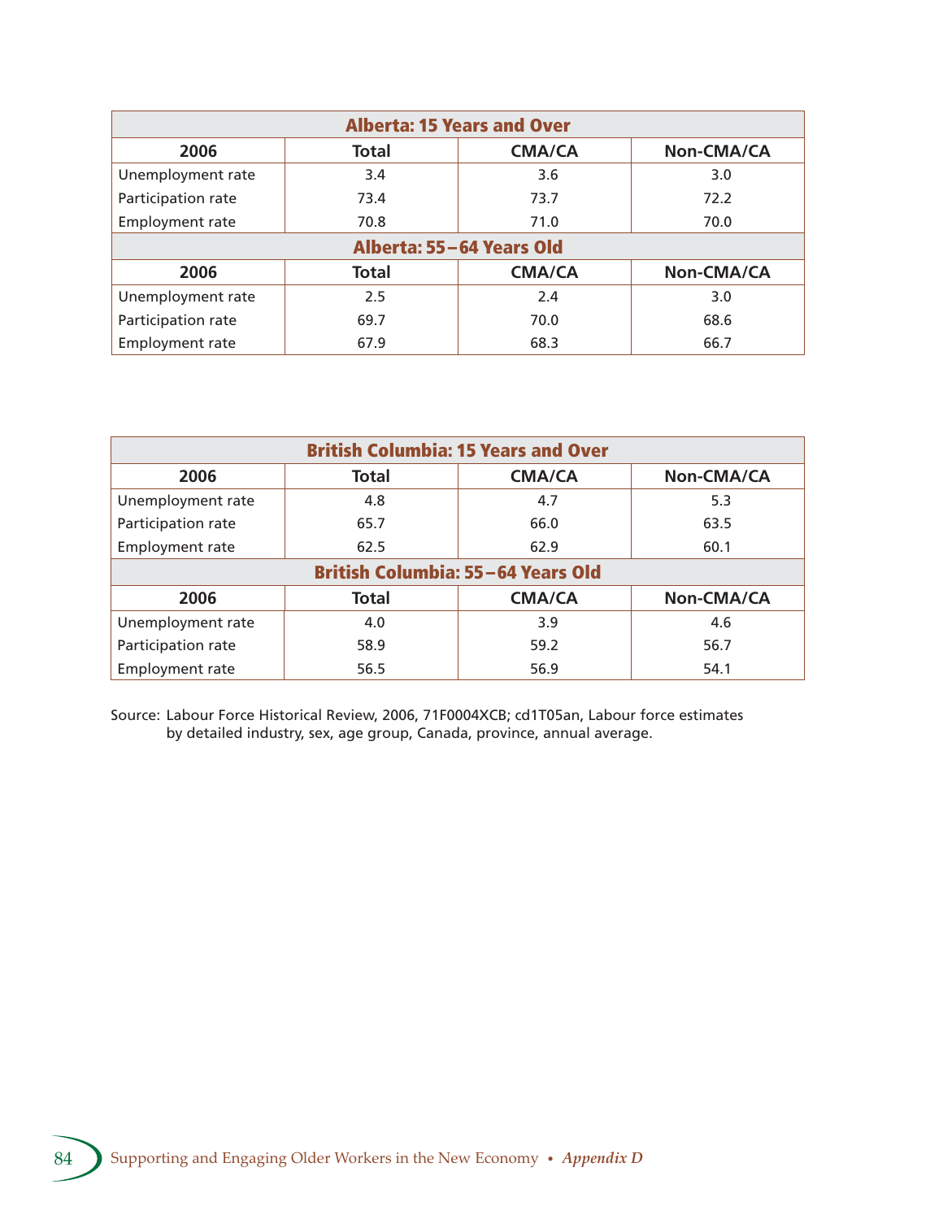| Alberta: 15 Years and Over | | | |
|---|---|---|---|
| 2006 | Total | CMA/CA | Non-CMA/CA |
| Unemployment rate | 3.4 | 3.6 | 3.0 |
| Participation rate | 73.4 | 73.7 | 72.2 |
| Employment rate | 70.8 | 71.0 | 70.0 |
| **Alberta: 55–64 Years Old** | | | |
| 2006 | Total | CMA/CA | Non-CMA/CA |
| Unemployment rate | 2.5 | 2.4 | 3.0 |
| Participation rate | 69.7 | 70.0 | 68.6 |
| Employment rate | 67.9 | 68.3 | 66.7 |

| British Columbia: 15 Years and Over | | | |
|---|---|---|---|
| 2006 | Total | CMA/CA | Non-CMA/CA |
| Unemployment rate | 4.8 | 4.7 | 5.3 |
| Participation rate | 65.7 | 66.0 | 63.5 |
| Employment rate | 62.5 | 62.9 | 60.1 |
| **British Columbia: 55–64 Years Old** | | | |
| 2006 | Total | CMA/CA | Non-CMA/CA |
| Unemployment rate | 4.0 | 3.9 | 4.6 |
| Participation rate | 58.9 | 59.2 | 56.7 |
| Employment rate | 56.5 | 56.9 | 54.1 |

Source: Labour Force Historical Review, 2006, 71F0004XCB; cd1T05an, Labour force estimates by detailed industry, sex, age group, Canada, province, annual average.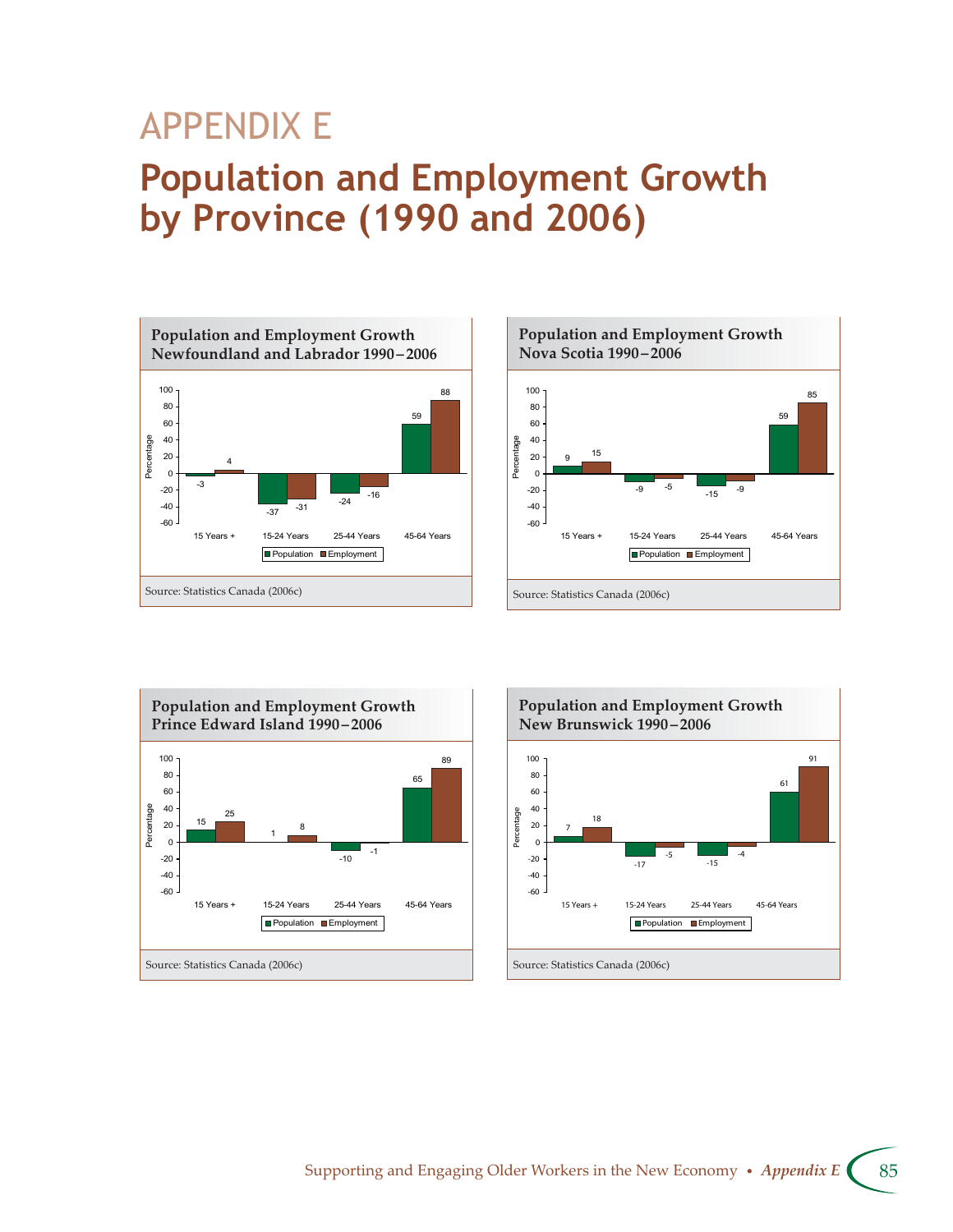# APPENDIX E

# Population and Employment Growth by Province (1990 and 2006)

**Population and Employment Growth Newfoundland and Labrador 1990–2006**

| Percentage | 15 Years + | 15-24 Years | 25-44 Years | 45-64 Years |
|---|---|---|---|---|
| Population | -3 | -37 | -24 | 59 |
| Employment | 4 | -31 | -16 | 88 |

Source: Statistics Canada (2006c)

**Population and Employment Growth Nova Scotia 1990–2006**

| Percentage | 15 Years + | 15-24 Years | 25-44 Years | 45-64 Years |
|---|---|---|---|---|
| Population | 9 | -9 | -15 | 59 |
| Employment | 15 | -5 | -9 | 85 |

Source: Statistics Canada (2006c)

**Population and Employment Growth Prince Edward Island 1990–2006**

| Percentage | 15 Years + | 15-24 Years | 25-44 Years | 45-64 Years |
|---|---|---|---|---|
| Population | 15 | 1 | -10 | 65 |
| Employment | 25 | 8 | -1 | 89 |

Source: Statistics Canada (2006c)

**Population and Employment Growth New Brunswick 1990–2006**

| Percentage | 15 Years + | 15-24 Years | 25-44 Years | 45-64 Years |
|---|---|---|---|---|
| Population | 7 | -17 | -15 | 61 |
| Employment | 18 | -5 | -4 | 91 |

Source: Statistics Canada (2006c)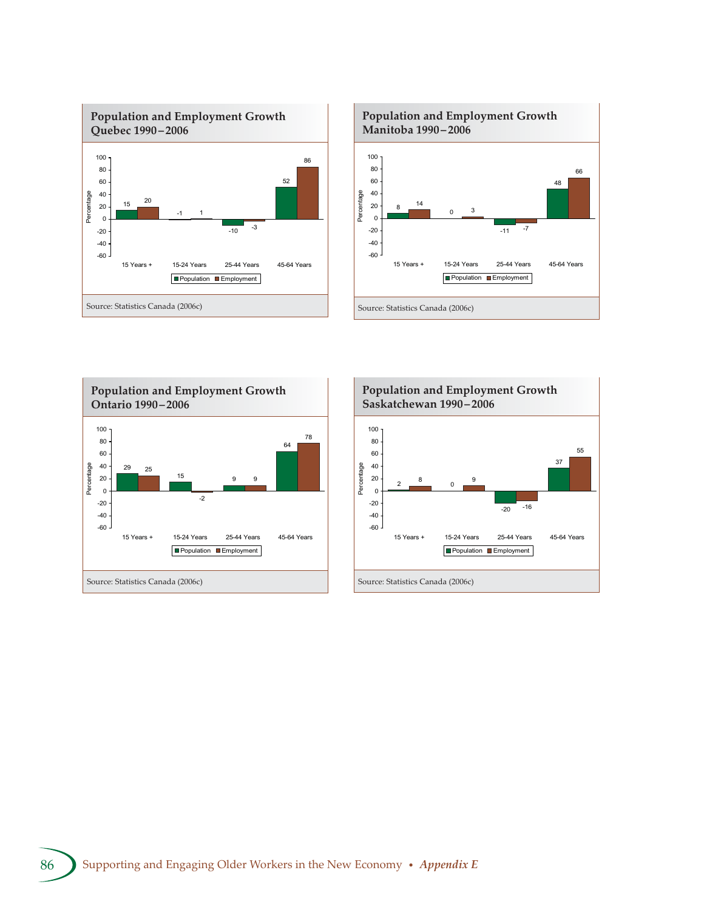## Population and Employment Growth Quebec 1990–2006

| | Population | Employment |
|---|---|---|
| 15 Years + | 15 | 20 |
| 15-24 Years | -1 | 1 |
| 25-44 Years | -10 | -3 |
| 45-64 Years | 52 | 86 |

Source: Statistics Canada (2006c)

## Population and Employment Growth Manitoba 1990–2006

| | Population | Employment |
|---|---|---|
| 15 Years + | 8 | 14 |
| 15-24 Years | 0 | 3 |
| 25-44 Years | -11 | -7 |
| 45-64 Years | 48 | 66 |

Source: Statistics Canada (2006c)

## Population and Employment Growth Ontario 1990–2006

| | Population | Employment |
|---|---|---|
| 15 Years + | 29 | 25 |
| 15-24 Years | 15 | -2 |
| 25-44 Years | 9 | 9 |
| 45-64 Years | 64 | 78 |

Source: Statistics Canada (2006c)

## Population and Employment Growth Saskatchewan 1990–2006

| | Population | Employment |
|---|---|---|
| 15 Years + | 2 | 8 |
| 15-24 Years | 0 | 9 |
| 25-44 Years | -20 | -16 |
| 45-64 Years | 37 | 55 |

Source: Statistics Canada (2006c)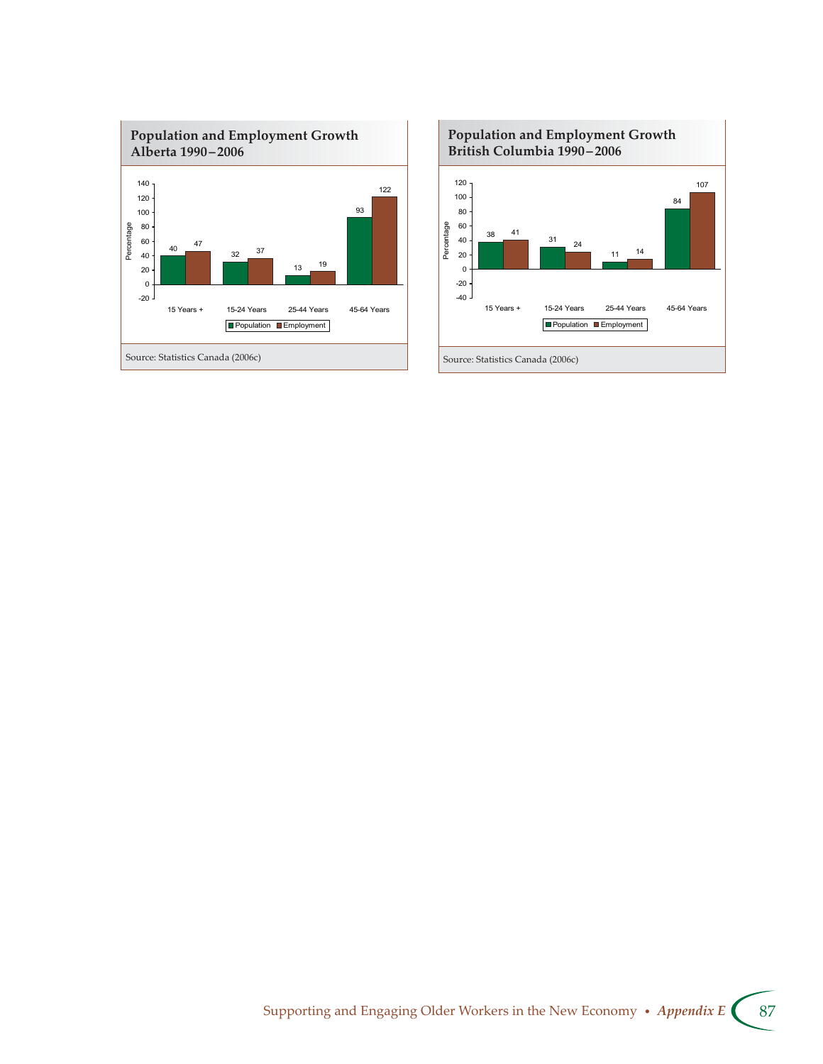**Population and Employment Growth Alberta 1990–2006**

| | Population | Employment |
|---|---|---|
| 15 Years + | 40 | 47 |
| 15-24 Years | 32 | 37 |
| 25-44 Years | 13 | 19 |
| 45-64 Years | 93 | 122 |

Source: Statistics Canada (2006c)

**Population and Employment Growth British Columbia 1990–2006**

| | Population | Employment |
|---|---|---|
| 15 Years + | 38 | 41 |
| 15-24 Years | 31 | 24 |
| 25-44 Years | 11 | 14 |
| 45-64 Years | 84 | 107 |

Source: Statistics Canada (2006c)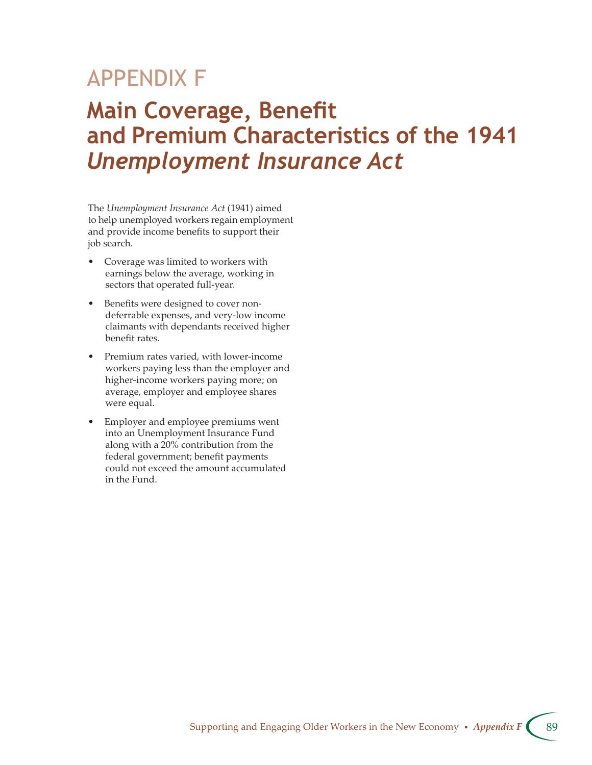# APPENDIX F

# Main Coverage, Benefit and Premium Characteristics of the 1941 *Unemployment Insurance Act*

The *Unemployment Insurance Act* (1941) aimed to help unemployed workers regain employment and provide income benefits to support their job search.

- Coverage was limited to workers with earnings below the average, working in sectors that operated full-year.
- Benefits were designed to cover non-deferrable expenses, and very-low income claimants with dependants received higher benefit rates.
- Premium rates varied, with lower-income workers paying less than the employer and higher-income workers paying more; on average, employer and employee shares were equal.
- Employer and employee premiums went into an Unemployment Insurance Fund along with a 20% contribution from the federal government; benefit payments could not exceed the amount accumulated in the Fund.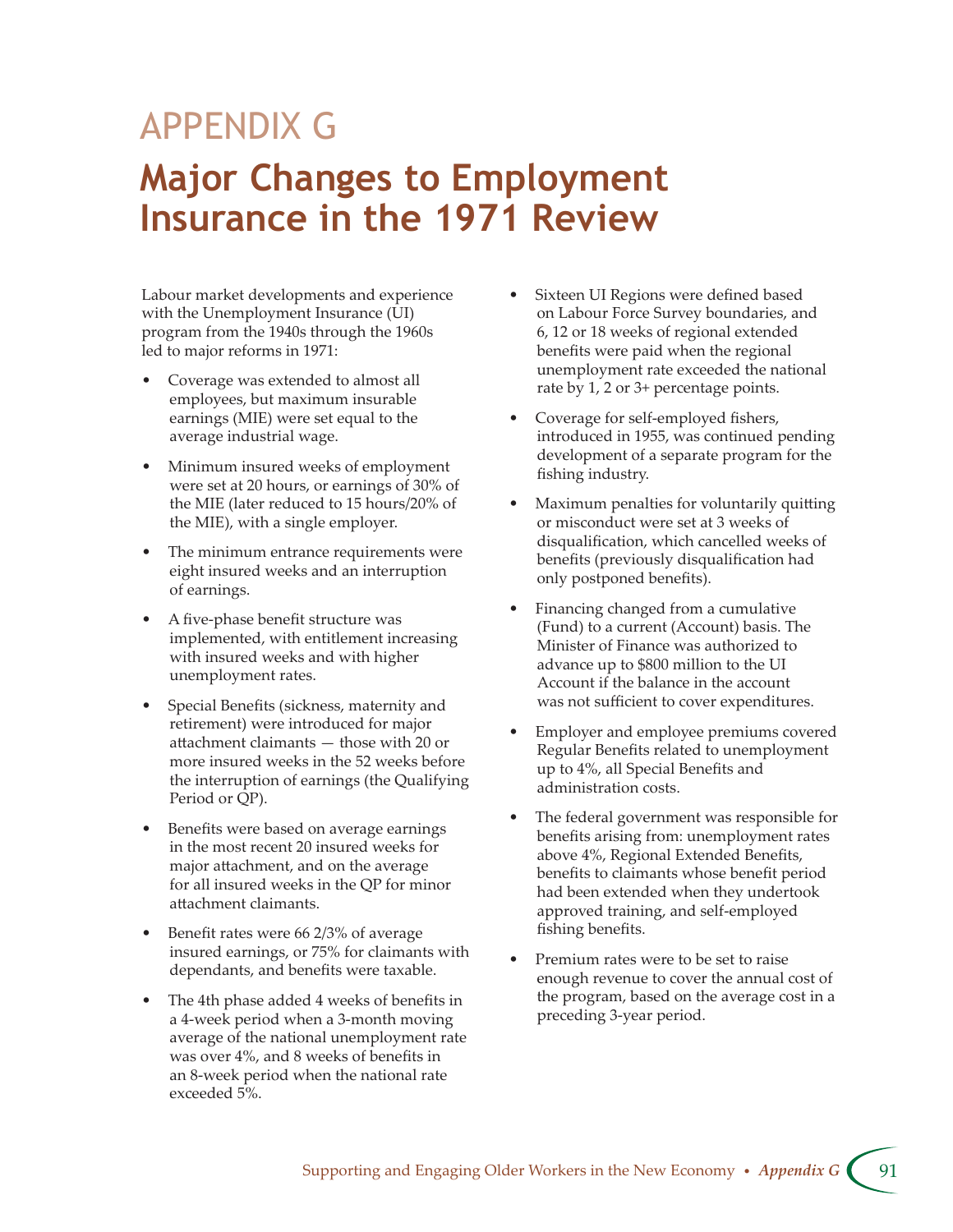# APPENDIX G

# Major Changes to Employment Insurance in the 1971 Review

Labour market developments and experience with the Unemployment Insurance (UI) program from the 1940s through the 1960s led to major reforms in 1971:

- Coverage was extended to almost all employees, but maximum insurable earnings (MIE) were set equal to the average industrial wage.
- Minimum insured weeks of employment were set at 20 hours, or earnings of 30% of the MIE (later reduced to 15 hours/20% of the MIE), with a single employer.
- The minimum entrance requirements were eight insured weeks and an interruption of earnings.
- A five-phase benefit structure was implemented, with entitlement increasing with insured weeks and with higher unemployment rates.
- Special Benefits (sickness, maternity and retirement) were introduced for major attachment claimants — those with 20 or more insured weeks in the 52 weeks before the interruption of earnings (the Qualifying Period or QP).
- Benefits were based on average earnings in the most recent 20 insured weeks for major attachment, and on the average for all insured weeks in the QP for minor attachment claimants.
- Benefit rates were 66 2/3% of average insured earnings, or 75% for claimants with dependants, and benefits were taxable.
- The 4th phase added 4 weeks of benefits in a 4-week period when a 3-month moving average of the national unemployment rate was over 4%, and 8 weeks of benefits in an 8-week period when the national rate exceeded 5%.
- Sixteen UI Regions were defined based on Labour Force Survey boundaries, and 6, 12 or 18 weeks of regional extended benefits were paid when the regional unemployment rate exceeded the national rate by 1, 2 or 3+ percentage points.
- Coverage for self-employed fishers, introduced in 1955, was continued pending development of a separate program for the fishing industry.
- Maximum penalties for voluntarily quitting or misconduct were set at 3 weeks of disqualification, which cancelled weeks of benefits (previously disqualification had only postponed benefits).
- Financing changed from a cumulative (Fund) to a current (Account) basis. The Minister of Finance was authorized to advance up to $800 million to the UI Account if the balance in the account was not sufficient to cover expenditures.
- Employer and employee premiums covered Regular Benefits related to unemployment up to 4%, all Special Benefits and administration costs.
- The federal government was responsible for benefits arising from: unemployment rates above 4%, Regional Extended Benefits, benefits to claimants whose benefit period had been extended when they undertook approved training, and self-employed fishing benefits.
- Premium rates were to be set to raise enough revenue to cover the annual cost of the program, based on the average cost in a preceding 3-year period.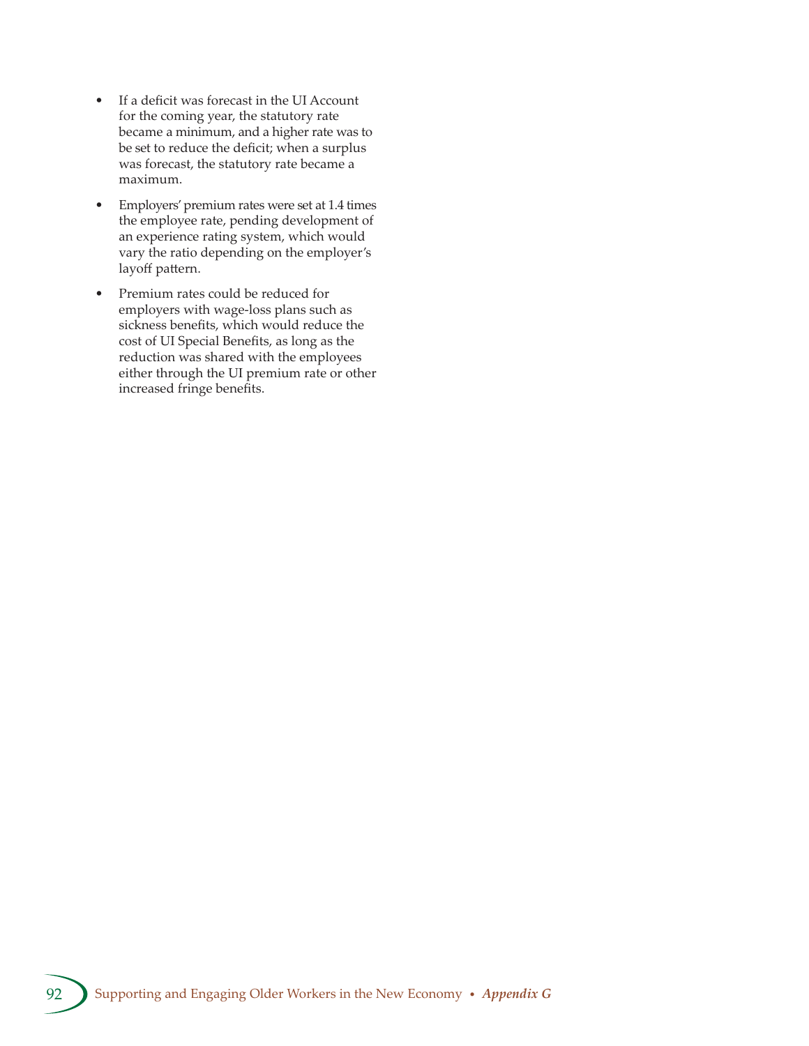- If a deficit was forecast in the UI Account for the coming year, the statutory rate became a minimum, and a higher rate was to be set to reduce the deficit; when a surplus was forecast, the statutory rate became a maximum.
- Employers' premium rates were set at 1.4 times the employee rate, pending development of an experience rating system, which would vary the ratio depending on the employer's layoff pattern.
- Premium rates could be reduced for employers with wage-loss plans such as sickness benefits, which would reduce the cost of UI Special Benefits, as long as the reduction was shared with the employees either through the UI premium rate or other increased fringe benefits.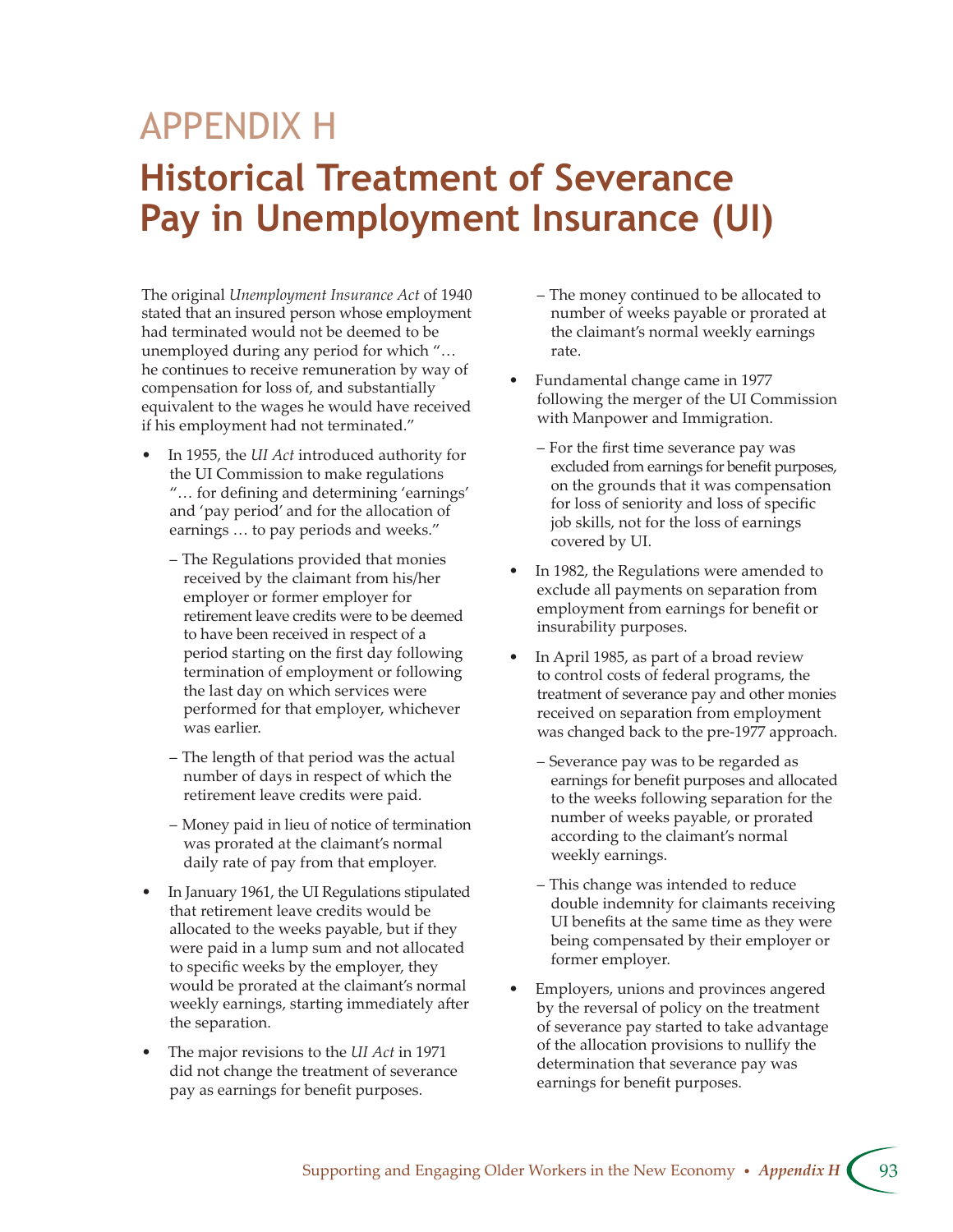# APPENDIX H

# Historical Treatment of Severance Pay in Unemployment Insurance (UI)

The original *Unemployment Insurance Act* of 1940 stated that an insured person whose employment had terminated would not be deemed to be unemployed during any period for which "… he continues to receive remuneration by way of compensation for loss of, and substantially equivalent to the wages he would have received if his employment had not terminated."

- In 1955, the *UI Act* introduced authority for the UI Commission to make regulations "… for defining and determining 'earnings' and 'pay period' and for the allocation of earnings … to pay periods and weeks."
  - The Regulations provided that monies received by the claimant from his/her employer or former employer for retirement leave credits were to be deemed to have been received in respect of a period starting on the first day following termination of employment or following the last day on which services were performed for that employer, whichever was earlier.
  - The length of that period was the actual number of days in respect of which the retirement leave credits were paid.
  - Money paid in lieu of notice of termination was prorated at the claimant's normal daily rate of pay from that employer.
- In January 1961, the UI Regulations stipulated that retirement leave credits would be allocated to the weeks payable, but if they were paid in a lump sum and not allocated to specific weeks by the employer, they would be prorated at the claimant's normal weekly earnings, starting immediately after the separation.
- The major revisions to the *UI Act* in 1971 did not change the treatment of severance pay as earnings for benefit purposes.
  - The money continued to be allocated to number of weeks payable or prorated at the claimant's normal weekly earnings rate.
- Fundamental change came in 1977 following the merger of the UI Commission with Manpower and Immigration.
  - For the first time severance pay was excluded from earnings for benefit purposes, on the grounds that it was compensation for loss of seniority and loss of specific job skills, not for the loss of earnings covered by UI.
- In 1982, the Regulations were amended to exclude all payments on separation from employment from earnings for benefit or insurability purposes.
- In April 1985, as part of a broad review to control costs of federal programs, the treatment of severance pay and other monies received on separation from employment was changed back to the pre-1977 approach.
  - Severance pay was to be regarded as earnings for benefit purposes and allocated to the weeks following separation for the number of weeks payable, or prorated according to the claimant's normal weekly earnings.
  - This change was intended to reduce double indemnity for claimants receiving UI benefits at the same time as they were being compensated by their employer or former employer.
- Employers, unions and provinces angered by the reversal of policy on the treatment of severance pay started to take advantage of the allocation provisions to nullify the determination that severance pay was earnings for benefit purposes.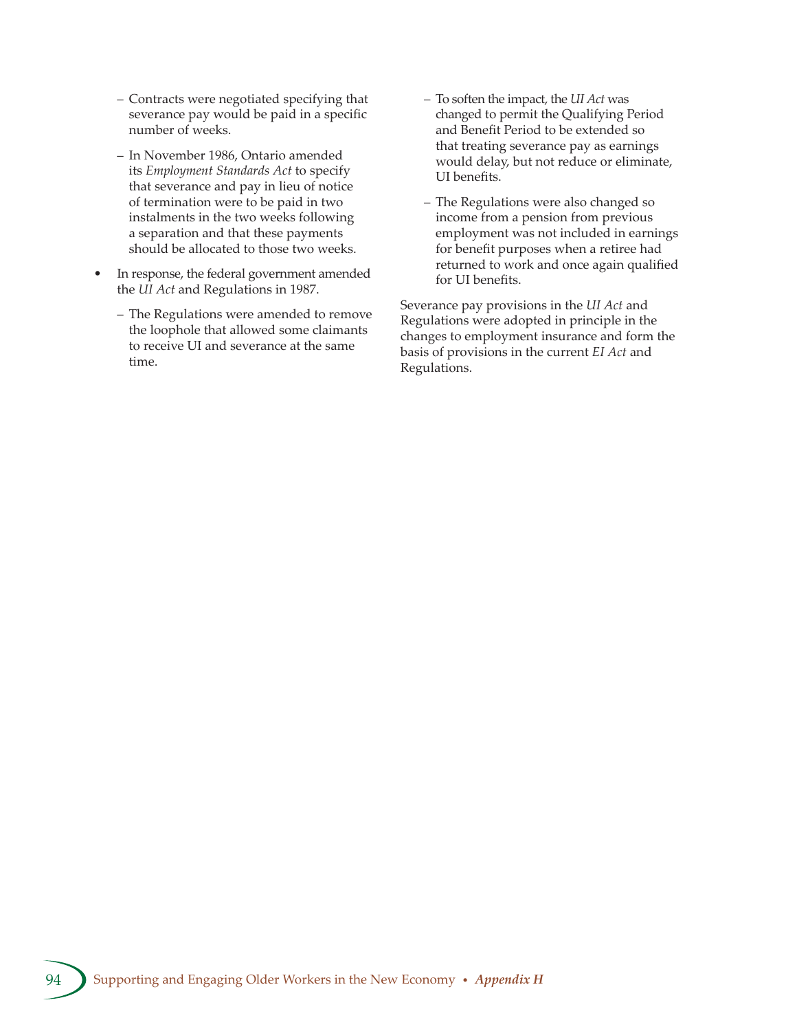- Contracts were negotiated specifying that severance pay would be paid in a specific number of weeks.
  - In November 1986, Ontario amended its *Employment Standards Act* to specify that severance and pay in lieu of notice of termination were to be paid in two instalments in the two weeks following a separation and that these payments should be allocated to those two weeks.
- In response, the federal government amended the *UI Act* and Regulations in 1987.
  - The Regulations were amended to remove the loophole that allowed some claimants to receive UI and severance at the same time.
  - To soften the impact, the *UI Act* was changed to permit the Qualifying Period and Benefit Period to be extended so that treating severance pay as earnings would delay, but not reduce or eliminate, UI benefits.
  - The Regulations were also changed so income from a pension from previous employment was not included in earnings for benefit purposes when a retiree had returned to work and once again qualified for UI benefits.

Severance pay provisions in the *UI Act* and Regulations were adopted in principle in the changes to employment insurance and form the basis of provisions in the current *EI Act* and Regulations.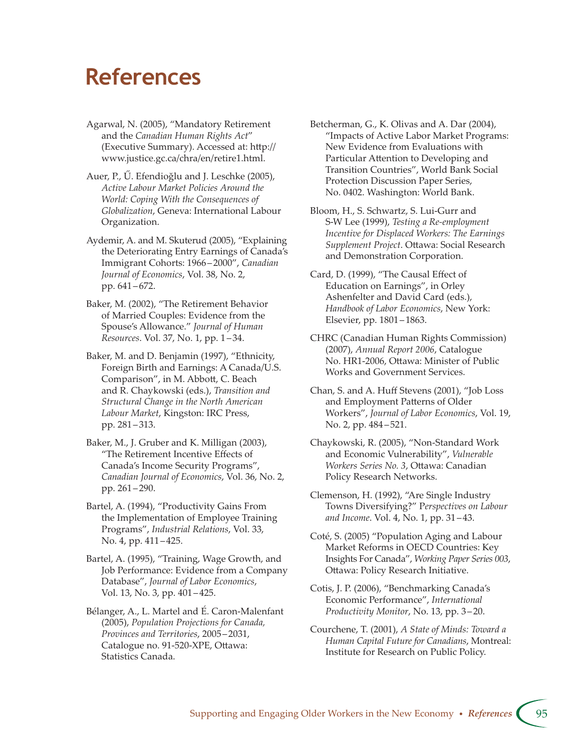# References

Agarwal, N. (2005), "Mandatory Retirement and the *Canadian Human Rights Act*" (Executive Summary). Accessed at: http://www.justice.gc.ca/chra/en/retire1.html.

Auer, P., Ű. Efendioğlu and J. Leschke (2005), *Active Labour Market Policies Around the World: Coping With the Consequences of Globalization*, Geneva: International Labour Organization.

Aydemir, A. and M. Skuterud (2005), "Explaining the Deteriorating Entry Earnings of Canada's Immigrant Cohorts: 1966–2000", *Canadian Journal of Economics*, Vol. 38, No. 2, pp. 641–672.

Baker, M. (2002), "The Retirement Behavior of Married Couples: Evidence from the Spouse's Allowance." *Journal of Human Resources*. Vol. 37, No. 1, pp. 1–34.

Baker, M. and D. Benjamin (1997), "Ethnicity, Foreign Birth and Earnings: A Canada/U.S. Comparison", in M. Abbott, C. Beach and R. Chaykowski (eds.), *Transition and Structural Change in the North American Labour Market*, Kingston: IRC Press, pp. 281–313.

Baker, M., J. Gruber and K. Milligan (2003), "The Retirement Incentive Effects of Canada's Income Security Programs", *Canadian Journal of Economics*, Vol. 36, No. 2, pp. 261–290.

Bartel, A. (1994), "Productivity Gains From the Implementation of Employee Training Programs", *Industrial Relations*, Vol. 33, No. 4, pp. 411–425.

Bartel, A. (1995), "Training, Wage Growth, and Job Performance: Evidence from a Company Database", *Journal of Labor Economics*, Vol. 13, No. 3, pp. 401–425.

Bélanger, A., L. Martel and É. Caron-Malenfant (2005), *Population Projections for Canada, Provinces and Territories*, 2005–2031, Catalogue no. 91-520-XPE, Ottawa: Statistics Canada.

Betcherman, G., K. Olivas and A. Dar (2004), "Impacts of Active Labor Market Programs: New Evidence from Evaluations with Particular Attention to Developing and Transition Countries", World Bank Social Protection Discussion Paper Series, No. 0402. Washington: World Bank.

Bloom, H., S. Schwartz, S. Lui-Gurr and S-W Lee (1999), *Testing a Re-employment Incentive for Displaced Workers: The Earnings Supplement Project*. Ottawa: Social Research and Demonstration Corporation.

Card, D. (1999), "The Causal Effect of Education on Earnings", in Orley Ashenfelter and David Card (eds.), *Handbook of Labor Economics*, New York: Elsevier, pp. 1801–1863.

CHRC (Canadian Human Rights Commission) (2007), *Annual Report 2006*, Catalogue No. HR1-2006, Ottawa: Minister of Public Works and Government Services.

Chan, S. and A. Huff Stevens (2001), "Job Loss and Employment Patterns of Older Workers", *Journal of Labor Economics*, Vol. 19, No. 2, pp. 484–521.

Chaykowski, R. (2005), "Non-Standard Work and Economic Vulnerability", *Vulnerable Workers Series No. 3*, Ottawa: Canadian Policy Research Networks.

Clemenson, H. (1992), "Are Single Industry Towns Diversifying?" *Perspectives on Labour and Income*. Vol. 4, No. 1, pp. 31–43.

Coté, S. (2005) "Population Aging and Labour Market Reforms in OECD Countries: Key Insights For Canada", *Working Paper Series 003*, Ottawa: Policy Research Initiative.

Cotis, J. P. (2006), "Benchmarking Canada's Economic Performance", *International Productivity Monitor*, No. 13, pp. 3–20.

Courchene, T. (2001), *A State of Minds: Toward a Human Capital Future for Canadians*, Montreal: Institute for Research on Public Policy.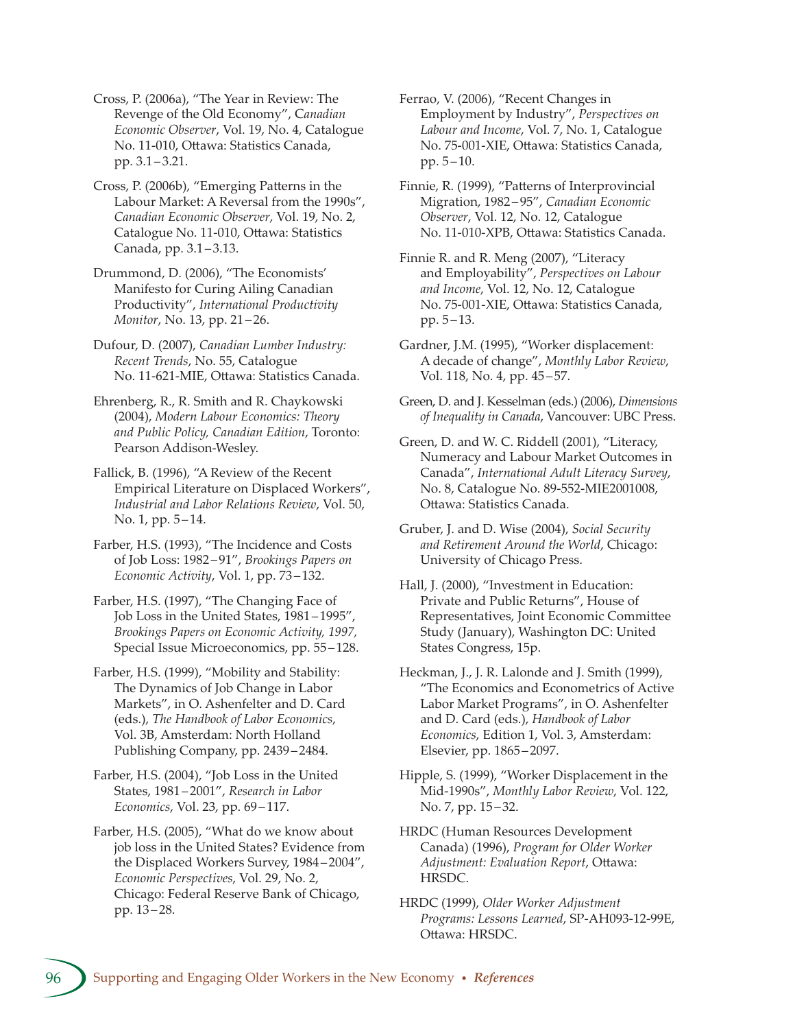Cross, P. (2006a), "The Year in Review: The Revenge of the Old Economy", *Canadian Economic Observer*, Vol. 19, No. 4, Catalogue No. 11-010, Ottawa: Statistics Canada, pp. 3.1 – 3.21.

Cross, P. (2006b), "Emerging Patterns in the Labour Market: A Reversal from the 1990s", *Canadian Economic Observer*, Vol. 19, No. 2, Catalogue No. 11-010, Ottawa: Statistics Canada, pp. 3.1 – 3.13.

Drummond, D. (2006), "The Economists' Manifesto for Curing Ailing Canadian Productivity", *International Productivity Monitor*, No. 13, pp. 21 – 26.

Dufour, D. (2007), *Canadian Lumber Industry: Recent Trends*, No. 55, Catalogue No. 11-621-MIE, Ottawa: Statistics Canada.

Ehrenberg, R., R. Smith and R. Chaykowski (2004), *Modern Labour Economics: Theory and Public Policy, Canadian Edition*, Toronto: Pearson Addison-Wesley.

Fallick, B. (1996), "A Review of the Recent Empirical Literature on Displaced Workers", *Industrial and Labor Relations Review*, Vol. 50, No. 1, pp. 5 – 14.

Farber, H.S. (1993), "The Incidence and Costs of Job Loss: 1982 – 91", *Brookings Papers on Economic Activity*, Vol. 1, pp. 73 – 132.

Farber, H.S. (1997), "The Changing Face of Job Loss in the United States, 1981 – 1995", *Brookings Papers on Economic Activity, 1997,* Special Issue Microeconomics, pp. 55 – 128.

Farber, H.S. (1999), "Mobility and Stability: The Dynamics of Job Change in Labor Markets", in O. Ashenfelter and D. Card (eds.), *The Handbook of Labor Economics*, Vol. 3B, Amsterdam: North Holland Publishing Company, pp. 2439 – 2484.

Farber, H.S. (2004), "Job Loss in the United States, 1981 – 2001", *Research in Labor Economics*, Vol. 23, pp. 69 – 117.

Farber, H.S. (2005), "What do we know about job loss in the United States? Evidence from the Displaced Workers Survey, 1984 – 2004", *Economic Perspectives*, Vol. 29, No. 2, Chicago: Federal Reserve Bank of Chicago, pp. 13 – 28.

Ferrao, V. (2006), "Recent Changes in Employment by Industry", *Perspectives on Labour and Income,* Vol. 7, No. 1, Catalogue No. 75-001-XIE, Ottawa: Statistics Canada, pp. 5 – 10.

Finnie, R. (1999), "Patterns of Interprovincial Migration, 1982 – 95", *Canadian Economic Observer*, Vol. 12, No. 12, Catalogue No. 11-010-XPB, Ottawa: Statistics Canada.

Finnie R. and R. Meng (2007), "Literacy and Employability", *Perspectives on Labour and Income*, Vol. 12, No. 12, Catalogue No. 75-001-XIE, Ottawa: Statistics Canada, pp. 5 – 13.

Gardner, J.M. (1995), "Worker displacement: A decade of change", *Monthly Labor Review*, Vol. 118, No. 4, pp. 45 – 57.

Green, D. and J. Kesselman (eds.) (2006), *Dimensions of Inequality in Canada*, Vancouver: UBC Press.

Green, D. and W. C. Riddell (2001), "Literacy, Numeracy and Labour Market Outcomes in Canada", *International Adult Literacy Survey*, No. 8, Catalogue No. 89-552-MIE2001008, Ottawa: Statistics Canada.

Gruber, J. and D. Wise (2004), *Social Security and Retirement Around the World*, Chicago: University of Chicago Press.

Hall, J. (2000), "Investment in Education: Private and Public Returns", House of Representatives, Joint Economic Committee Study (January), Washington DC: United States Congress, 15p.

Heckman, J., J. R. Lalonde and J. Smith (1999), "The Economics and Econometrics of Active Labor Market Programs", in O. Ashenfelter and D. Card (eds.), *Handbook of Labor Economics*, Edition 1, Vol. 3, Amsterdam: Elsevier, pp. 1865 – 2097.

Hipple, S. (1999), "Worker Displacement in the Mid-1990s", *Monthly Labor Review*, Vol. 122, No. 7, pp. 15 – 32.

HRDC (Human Resources Development Canada) (1996), *Program for Older Worker Adjustment: Evaluation Report*, Ottawa: HRSDC.

HRDC (1999), *Older Worker Adjustment Programs: Lessons Learned*, SP-AH093-12-99E, Ottawa: HRSDC.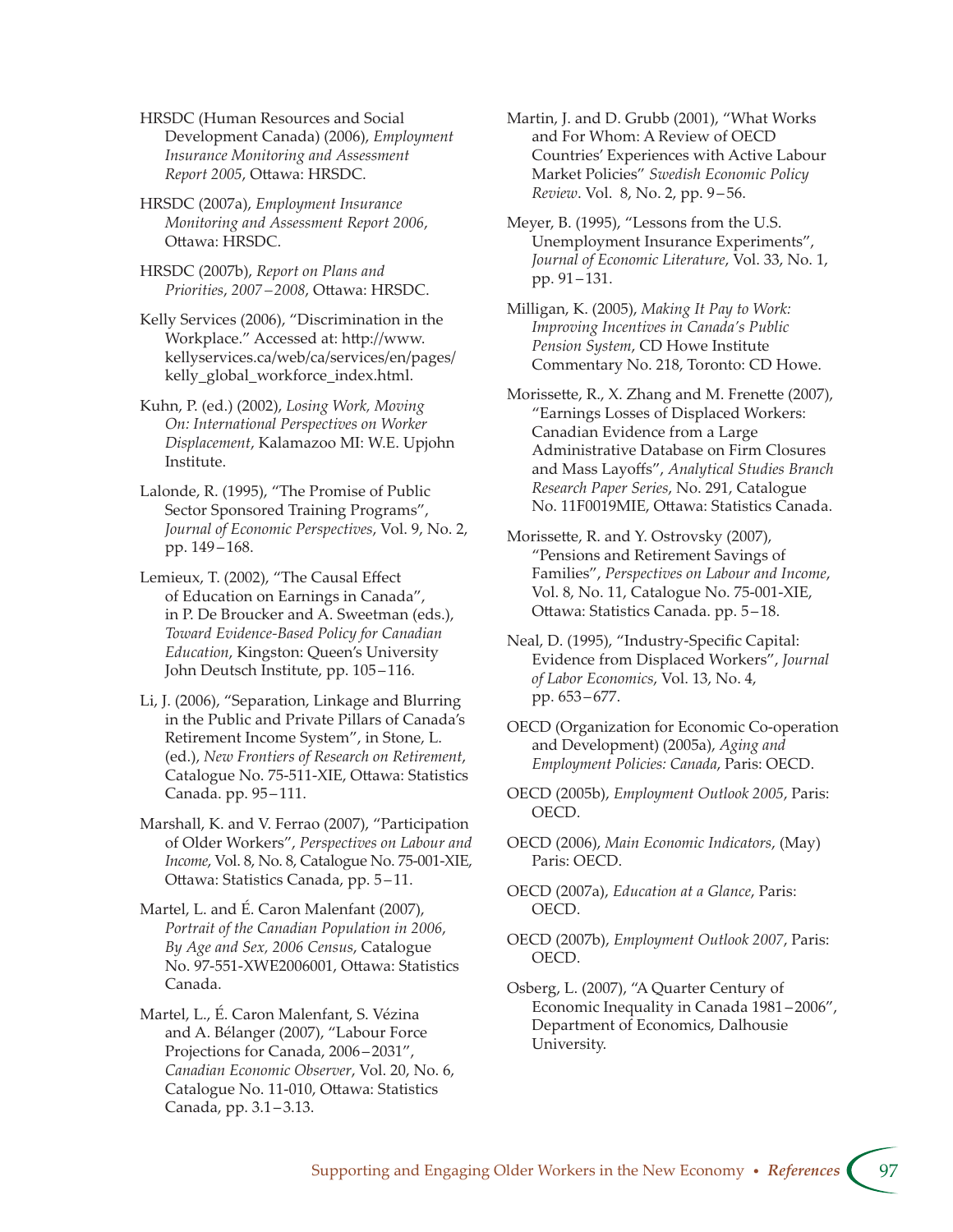HRSDC (Human Resources and Social Development Canada) (2006), *Employment Insurance Monitoring and Assessment Report 2005*, Ottawa: HRSDC.

HRSDC (2007a), *Employment Insurance Monitoring and Assessment Report 2006*, Ottawa: HRSDC.

HRSDC (2007b), *Report on Plans and Priorities, 2007–2008*, Ottawa: HRSDC.

Kelly Services (2006), "Discrimination in the Workplace." Accessed at: http://www.kellyservices.ca/web/ca/services/en/pages/kelly_global_workforce_index.html.

Kuhn, P. (ed.) (2002), *Losing Work, Moving On: International Perspectives on Worker Displacement*, Kalamazoo MI: W.E. Upjohn Institute.

Lalonde, R. (1995), "The Promise of Public Sector Sponsored Training Programs", *Journal of Economic Perspectives*, Vol. 9, No. 2, pp. 149–168.

Lemieux, T. (2002), "The Causal Effect of Education on Earnings in Canada", in P. De Broucker and A. Sweetman (eds.), *Toward Evidence-Based Policy for Canadian Education*, Kingston: Queen's University John Deutsch Institute, pp. 105–116.

Li, J. (2006), "Separation, Linkage and Blurring in the Public and Private Pillars of Canada's Retirement Income System", in Stone, L. (ed.), *New Frontiers of Research on Retirement*, Catalogue No. 75-511-XIE, Ottawa: Statistics Canada. pp. 95–111.

Marshall, K. and V. Ferrao (2007), "Participation of Older Workers", *Perspectives on Labour and Income*, Vol. 8, No. 8, Catalogue No. 75-001-XIE, Ottawa: Statistics Canada, pp. 5–11.

Martel, L. and É. Caron Malenfant (2007), *Portrait of the Canadian Population in 2006, By Age and Sex, 2006 Census*, Catalogue No. 97-551-XWE2006001, Ottawa: Statistics Canada.

Martel, L., É. Caron Malenfant, S. Vézina and A. Bélanger (2007), "Labour Force Projections for Canada, 2006–2031", *Canadian Economic Observer*, Vol. 20, No. 6, Catalogue No. 11-010, Ottawa: Statistics Canada, pp. 3.1–3.13.

Martin, J. and D. Grubb (2001), "What Works and For Whom: A Review of OECD Countries' Experiences with Active Labour Market Policies" *Swedish Economic Policy Review*. Vol. 8, No. 2, pp. 9–56.

Meyer, B. (1995), "Lessons from the U.S. Unemployment Insurance Experiments", *Journal of Economic Literature*, Vol. 33, No. 1, pp. 91–131.

Milligan, K. (2005), *Making It Pay to Work: Improving Incentives in Canada's Public Pension System*, CD Howe Institute Commentary No. 218, Toronto: CD Howe.

Morissette, R., X. Zhang and M. Frenette (2007), "Earnings Losses of Displaced Workers: Canadian Evidence from a Large Administrative Database on Firm Closures and Mass Layoffs", *Analytical Studies Branch Research Paper Series*, No. 291, Catalogue No. 11F0019MIE, Ottawa: Statistics Canada.

Morissette, R. and Y. Ostrovsky (2007), "Pensions and Retirement Savings of Families", *Perspectives on Labour and Income*, Vol. 8, No. 11, Catalogue No. 75-001-XIE, Ottawa: Statistics Canada. pp. 5–18.

Neal, D. (1995), "Industry-Specific Capital: Evidence from Displaced Workers", *Journal of Labor Economics*, Vol. 13, No. 4, pp. 653–677.

OECD (Organization for Economic Co-operation and Development) (2005a), *Aging and Employment Policies: Canada*, Paris: OECD.

OECD (2005b), *Employment Outlook 2005*, Paris: OECD.

OECD (2006), *Main Economic Indicators*, (May) Paris: OECD.

OECD (2007a), *Education at a Glance*, Paris: OECD.

OECD (2007b), *Employment Outlook 2007*, Paris: OECD.

Osberg, L. (2007), "A Quarter Century of Economic Inequality in Canada 1981–2006", Department of Economics, Dalhousie University.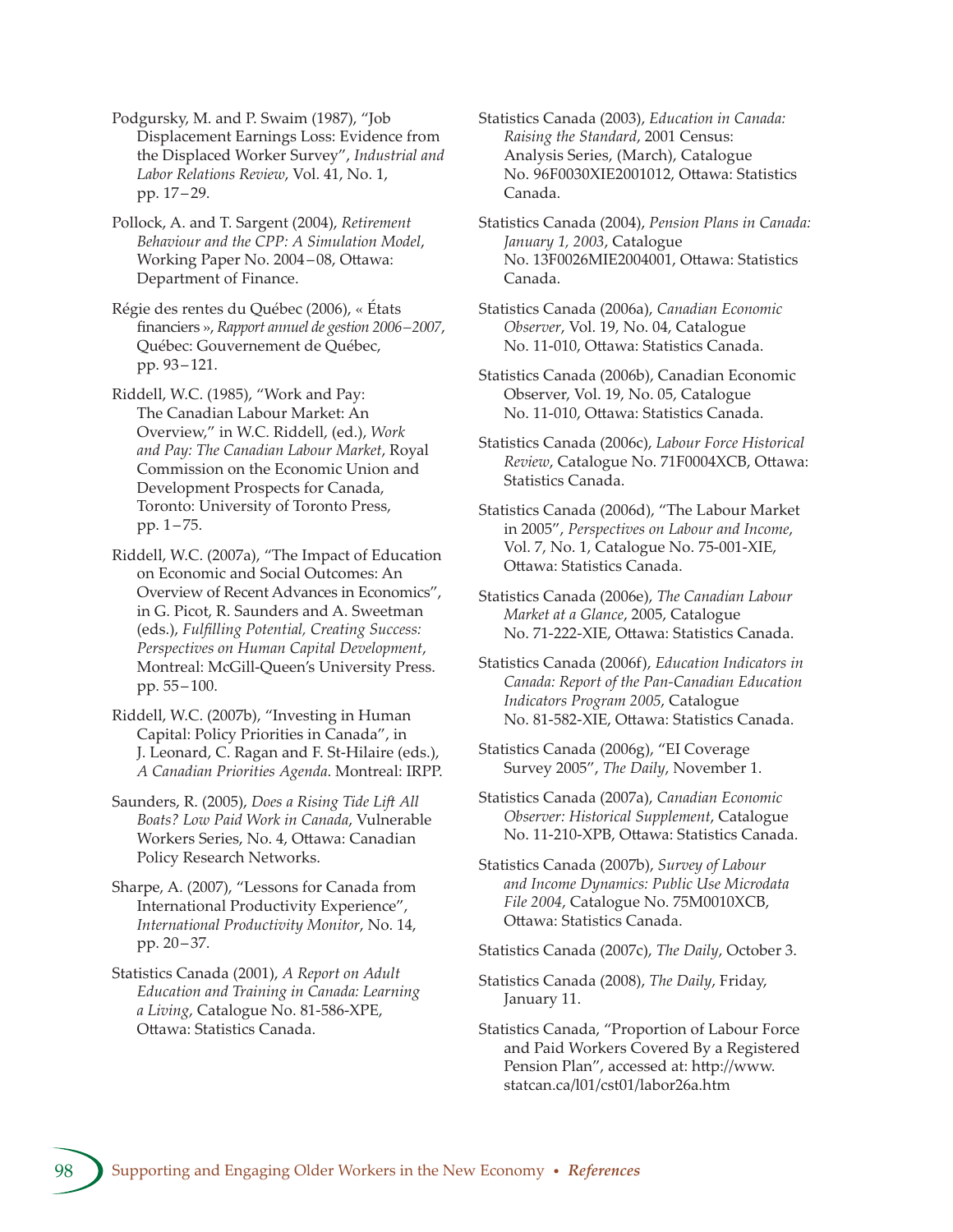Podgursky, M. and P. Swaim (1987), "Job Displacement Earnings Loss: Evidence from the Displaced Worker Survey", *Industrial and Labor Relations Review*, Vol. 41, No. 1, pp. 17–29.

Pollock, A. and T. Sargent (2004), *Retirement Behaviour and the CPP: A Simulation Model*, Working Paper No. 2004–08, Ottawa: Department of Finance.

Régie des rentes du Québec (2006), « États financiers », *Rapport annuel de gestion 2006–2007*, Québec: Gouvernement de Québec, pp. 93–121.

Riddell, W.C. (1985), "Work and Pay: The Canadian Labour Market: An Overview," in W.C. Riddell, (ed.), *Work and Pay: The Canadian Labour Market*, Royal Commission on the Economic Union and Development Prospects for Canada, Toronto: University of Toronto Press, pp. 1–75.

Riddell, W.C. (2007a), "The Impact of Education on Economic and Social Outcomes: An Overview of Recent Advances in Economics", in G. Picot, R. Saunders and A. Sweetman (eds.), *Fulfilling Potential, Creating Success: Perspectives on Human Capital Development*, Montreal: McGill-Queen's University Press. pp. 55–100.

Riddell, W.C. (2007b), "Investing in Human Capital: Policy Priorities in Canada", in J. Leonard, C. Ragan and F. St-Hilaire (eds.), *A Canadian Priorities Agenda*. Montreal: IRPP.

Saunders, R. (2005), *Does a Rising Tide Lift All Boats? Low Paid Work in Canada*, Vulnerable Workers Series, No. 4, Ottawa: Canadian Policy Research Networks.

Sharpe, A. (2007), "Lessons for Canada from International Productivity Experience", *International Productivity Monitor*, No. 14, pp. 20–37.

Statistics Canada (2001), *A Report on Adult Education and Training in Canada: Learning a Living*, Catalogue No. 81-586-XPE, Ottawa: Statistics Canada.

Statistics Canada (2003), *Education in Canada: Raising the Standard*, 2001 Census: Analysis Series, (March), Catalogue No. 96F0030XIE2001012, Ottawa: Statistics Canada.

Statistics Canada (2004), *Pension Plans in Canada: January 1, 2003*, Catalogue No. 13F0026MIE2004001, Ottawa: Statistics Canada.

Statistics Canada (2006a), *Canadian Economic Observer*, Vol. 19, No. 04, Catalogue No. 11-010, Ottawa: Statistics Canada.

Statistics Canada (2006b), Canadian Economic Observer, Vol. 19, No. 05, Catalogue No. 11-010, Ottawa: Statistics Canada.

Statistics Canada (2006c), *Labour Force Historical Review*, Catalogue No. 71F0004XCB, Ottawa: Statistics Canada.

Statistics Canada (2006d), "The Labour Market in 2005", *Perspectives on Labour and Income*, Vol. 7, No. 1, Catalogue No. 75-001-XIE, Ottawa: Statistics Canada.

Statistics Canada (2006e), *The Canadian Labour Market at a Glance*, 2005, Catalogue No. 71-222-XIE, Ottawa: Statistics Canada.

Statistics Canada (2006f), *Education Indicators in Canada: Report of the Pan-Canadian Education Indicators Program 2005*, Catalogue No. 81-582-XIE, Ottawa: Statistics Canada.

Statistics Canada (2006g), "EI Coverage Survey 2005", *The Daily*, November 1.

Statistics Canada (2007a), *Canadian Economic Observer: Historical Supplement*, Catalogue No. 11-210-XPB, Ottawa: Statistics Canada.

Statistics Canada (2007b), *Survey of Labour and Income Dynamics: Public Use Microdata File 2004*, Catalogue No. 75M0010XCB, Ottawa: Statistics Canada.

Statistics Canada (2007c), *The Daily*, October 3.

Statistics Canada (2008), *The Daily*, Friday, January 11.

Statistics Canada, "Proportion of Labour Force and Paid Workers Covered By a Registered Pension Plan", accessed at: http://www.statcan.ca/l01/cst01/labor26a.htm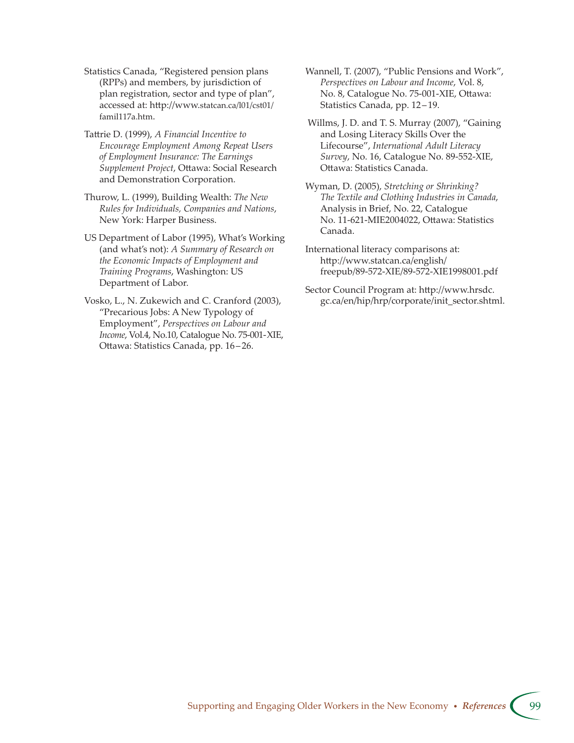Statistics Canada, "Registered pension plans (RPPs) and members, by jurisdiction of plan registration, sector and type of plan", accessed at: http://www.statcan.ca/l01/cst01/famil117a.htm.

Tattrie D. (1999), *A Financial Incentive to Encourage Employment Among Repeat Users of Employment Insurance: The Earnings Supplement Project*, Ottawa: Social Research and Demonstration Corporation.

Thurow, L. (1999), Building Wealth: *The New Rules for Individuals, Companies and Nations*, New York: Harper Business.

US Department of Labor (1995), What's Working (and what's not): *A Summary of Research on the Economic Impacts of Employment and Training Programs*, Washington: US Department of Labor.

Vosko, L., N. Zukewich and C. Cranford (2003), "Precarious Jobs: A New Typology of Employment", *Perspectives on Labour and Income*, Vol.4, No.10, Catalogue No. 75-001-XIE, Ottawa: Statistics Canada, pp. 16 – 26.

Wannell, T. (2007), "Public Pensions and Work", *Perspectives on Labour and Income*, Vol. 8, No. 8, Catalogue No. 75-001-XIE, Ottawa: Statistics Canada, pp. 12 – 19.

Willms, J. D. and T. S. Murray (2007), "Gaining and Losing Literacy Skills Over the Lifecourse", *International Adult Literacy Survey*, No. 16, Catalogue No. 89-552-XIE, Ottawa: Statistics Canada.

Wyman, D. (2005), *Stretching or Shrinking? The Textile and Clothing Industries in Canada*, Analysis in Brief, No. 22, Catalogue No. 11-621-MIE2004022, Ottawa: Statistics Canada.

International literacy comparisons at: http://www.statcan.ca/english/freepub/89-572-XIE/89-572-XIE1998001.pdf

Sector Council Program at: http://www.hrsdc.gc.ca/en/hip/hrp/corporate/init_sector.shtml.